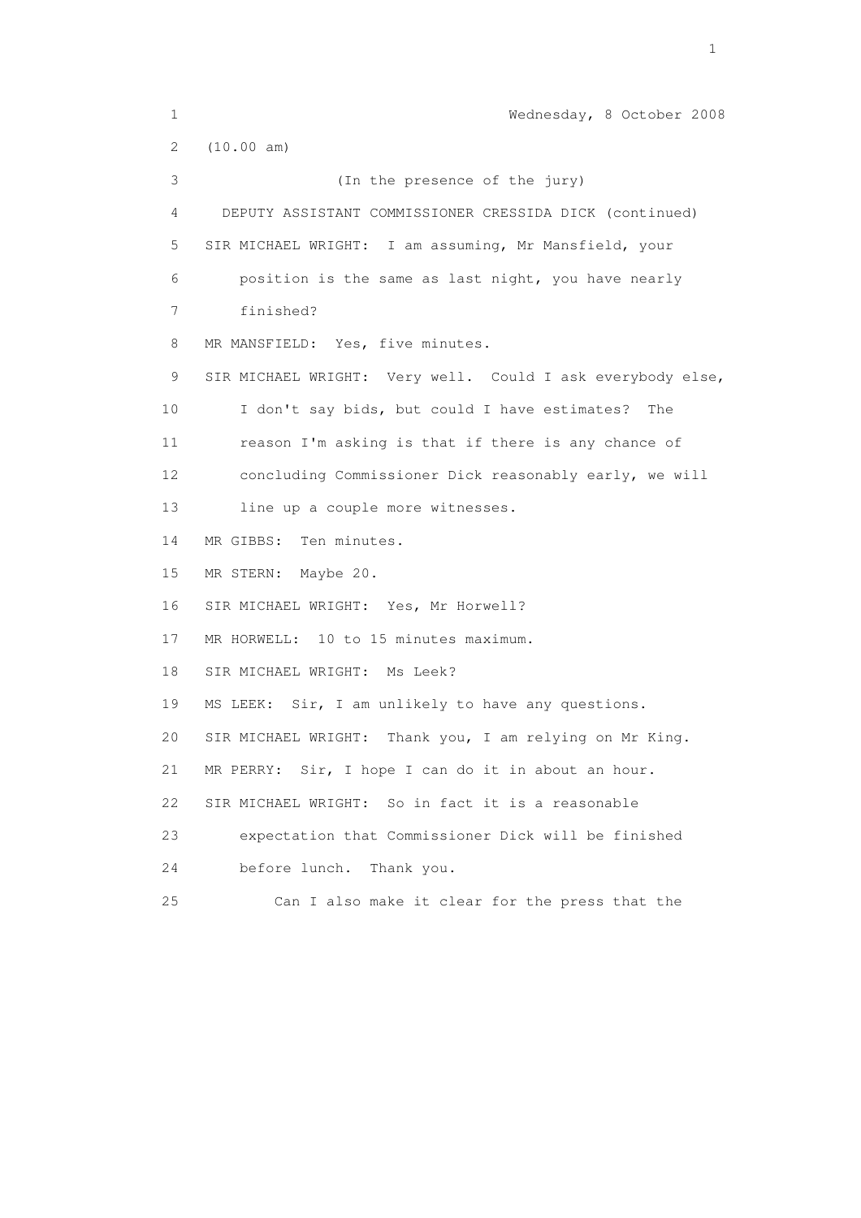Wednesday, 8 October 2008

(10.00 am)

(In the presence of the jury)

DEPUTY ASSISTANT COMMISSIONER CRESSIDA DICK (continued)

SIR MICHAEL WRIGHT: I am assuming, Mr Mansfield, your position is the same as last night, you have nearly finished?

MR MANSFIELD: Yes, five minutes.

SIR MICHAEL WRIGHT: Very well. Could I ask everybody else, I don't say bids, but could I have estimates? The reason I'm asking is that if there is any chance of concluding Commissioner Dick reasonably early, we will line up a couple more witnesses.

MR GIBBS: Ten minutes.

MR STERN: Maybe 20.

SIR MICHAEL WRIGHT: Yes, Mr Horwell?

MR HORWELL: 10 to 15 minutes maximum.

SIR MICHAEL WRIGHT: Ms Leek?

MS LEEK: Sir, I am unlikely to have any questions.

SIR MICHAEL WRIGHT: Thank you, I am relying on Mr King.

MR PERRY: Sir, I hope I can do it in about an hour.

SIR MICHAEL WRIGHT: So in fact it is a reasonable expectation that Commissioner Dick will be finished before lunch. Thank you.

Can I also make it clear for the press that the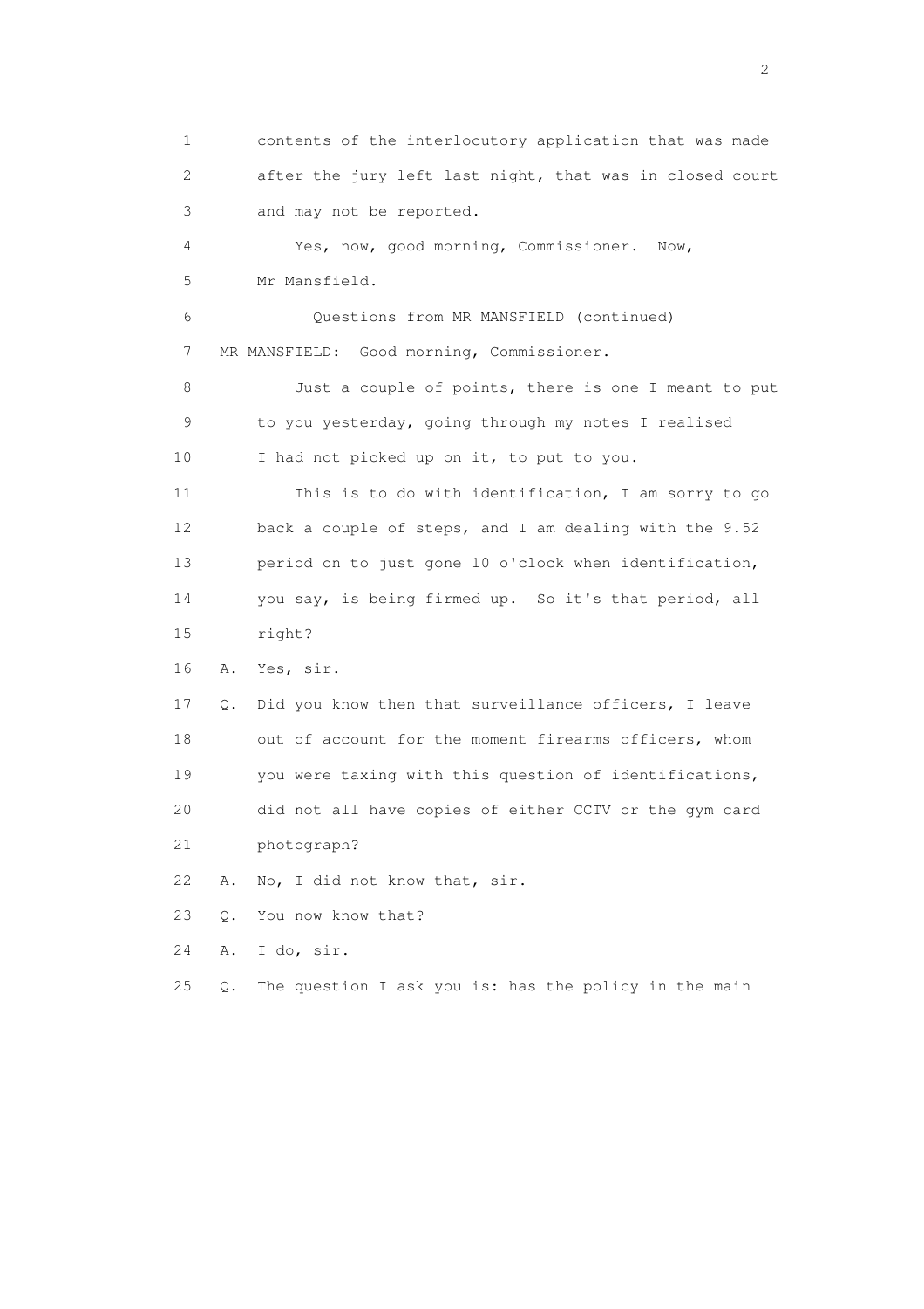1 contents of the interlocutory application that was made
2 after the jury left last night, that was in closed court
3 and may not be reported.

4 Yes, now, good morning, Commissioner. Now,
5 Mr Mansfield.

6 Questions from MR MANSFIELD (continued)

7 MR MANSFIELD: Good morning, Commissioner.

8 Just a couple of points, there is one I meant to put
9 to you yesterday, going through my notes I realised
10 I had not picked up on it, to put to you.

11 This is to do with identification, I am sorry to go
12 back a couple of steps, and I am dealing with the 9.52
13 period on to just gone 10 o'clock when identification,
14 you say, is being firmed up. So it's that period, all
15 right?

16 A. Yes, sir.

17 Q. Did you know then that surveillance officers, I leave
18 out of account for the moment firearms officers, whom
19 you were taxing with this question of identifications,
20 did not all have copies of either CCTV or the gym card
21 photograph?

22 A. No, I did not know that, sir.

23 Q. You now know that?

24 A. I do, sir.

25 Q. The question I ask you is: has the policy in the main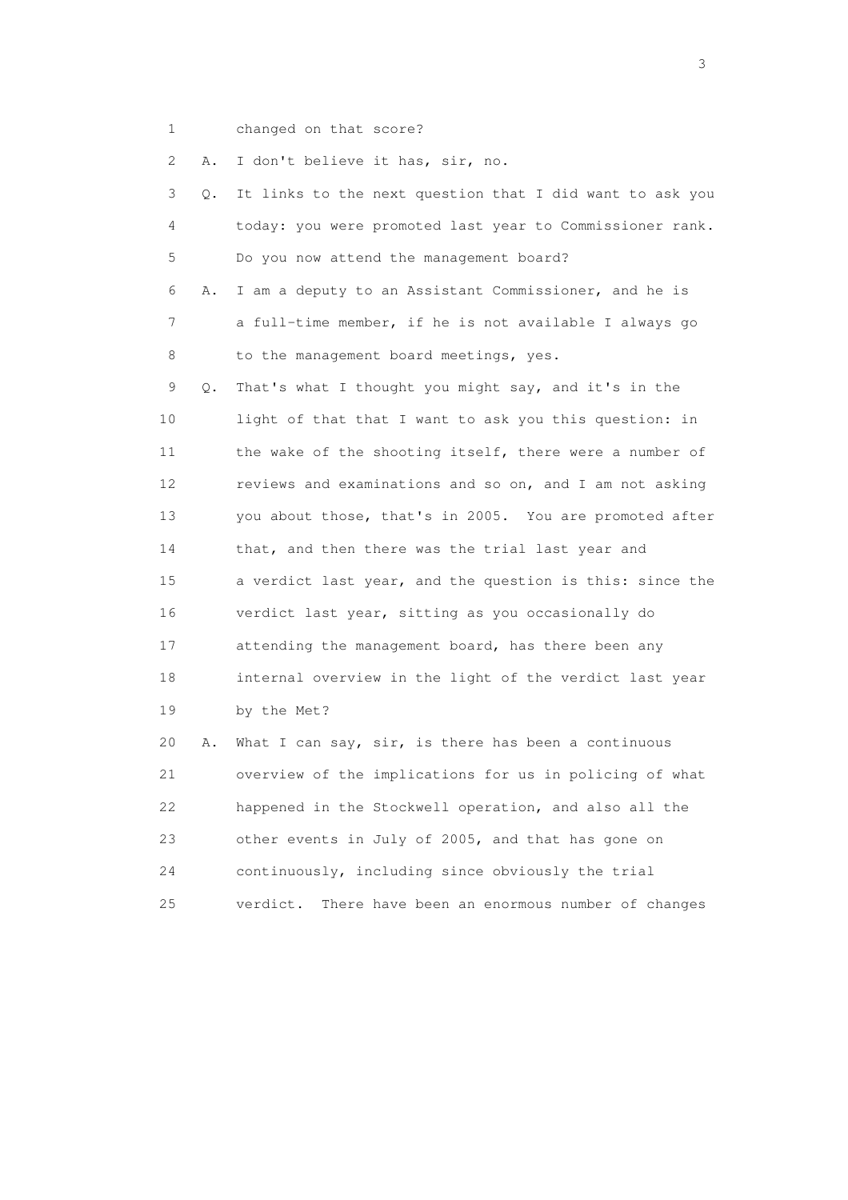1 changed on that score?

2 A. I don't believe it has, sir, no.

3 Q. It links to the next question that I did want to ask you

4 today: you were promoted last year to Commissioner rank.

5 Do you now attend the management board?

6 A. I am a deputy to an Assistant Commissioner, and he is

7 a full-time member, if he is not available I always go

8 to the management board meetings, yes.

9 Q. That's what I thought you might say, and it's in the

10 light of that that I want to ask you this question: in

11 the wake of the shooting itself, there were a number of

12 reviews and examinations and so on, and I am not asking

13 you about those, that's in 2005. You are promoted after

14 that, and then there was the trial last year and

15 a verdict last year, and the question is this: since the

16 verdict last year, sitting as you occasionally do

17 attending the management board, has there been any

18 internal overview in the light of the verdict last year

19 by the Met?

20 A. What I can say, sir, is there has been a continuous

21 overview of the implications for us in policing of what

22 happened in the Stockwell operation, and also all the

23 other events in July of 2005, and that has gone on

24 continuously, including since obviously the trial

25 verdict. There have been an enormous number of changes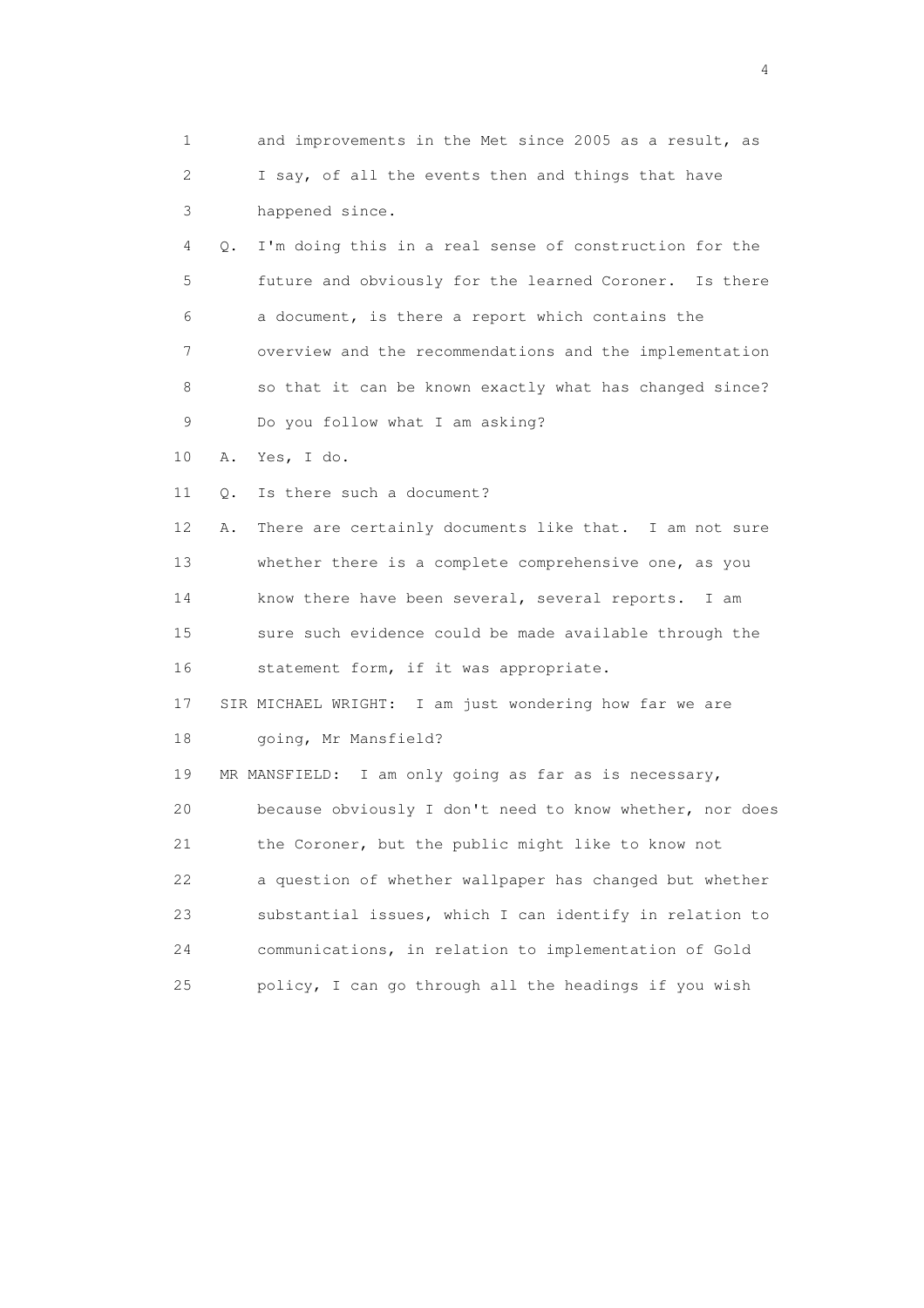1 and improvements in the Met since 2005 as a result, as
2 I say, of all the events then and things that have
3 happened since.

4 Q. I'm doing this in a real sense of construction for the
5 future and obviously for the learned Coroner. Is there
6 a document, is there a report which contains the
7 overview and the recommendations and the implementation
8 so that it can be known exactly what has changed since?
9 Do you follow what I am asking?

10 A. Yes, I do.

11 Q. Is there such a document?

12 A. There are certainly documents like that. I am not sure
13 whether there is a complete comprehensive one, as you
14 know there have been several, several reports. I am
15 sure such evidence could be made available through the
16 statement form, if it was appropriate.

17 SIR MICHAEL WRIGHT: I am just wondering how far we are
18 going, Mr Mansfield?

19 MR MANSFIELD: I am only going as far as is necessary,
20 because obviously I don't need to know whether, nor does
21 the Coroner, but the public might like to know not
22 a question of whether wallpaper has changed but whether
23 substantial issues, which I can identify in relation to
24 communications, in relation to implementation of Gold
25 policy, I can go through all the headings if you wish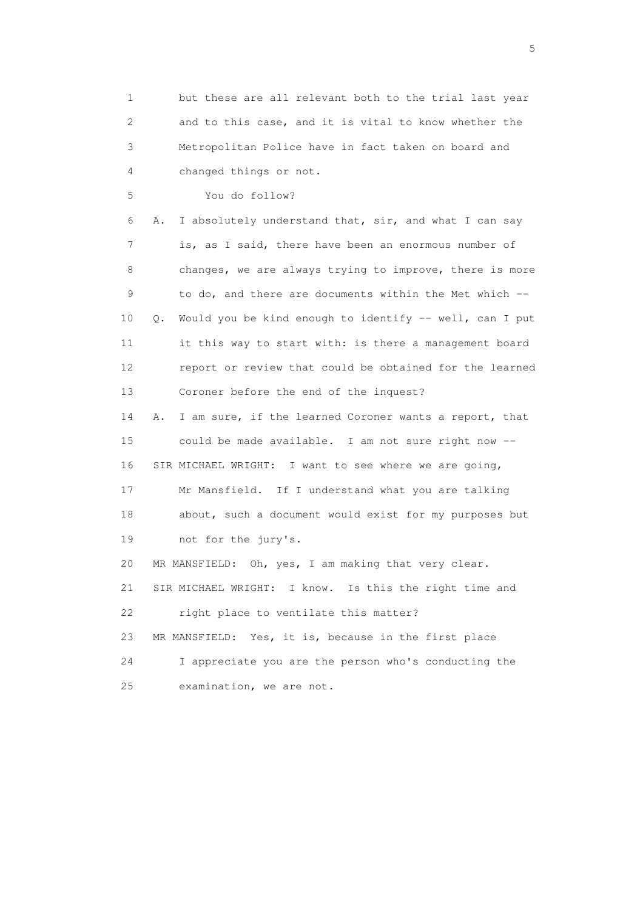1 but these are all relevant both to the trial last year
2 and to this case, and it is vital to know whether the
3 Metropolitan Police have in fact taken on board and
4 changed things or not.
5 You do follow?
6 A. I absolutely understand that, sir, and what I can say
7 is, as I said, there have been an enormous number of
8 changes, we are always trying to improve, there is more
9 to do, and there are documents within the Met which --
10 Q. Would you be kind enough to identify -- well, can I put
11 it this way to start with: is there a management board
12 report or review that could be obtained for the learned
13 Coroner before the end of the inquest?
14 A. I am sure, if the learned Coroner wants a report, that
15 could be made available. I am not sure right now --
16 SIR MICHAEL WRIGHT: I want to see where we are going,
17 Mr Mansfield. If I understand what you are talking
18 about, such a document would exist for my purposes but
19 not for the jury's.
20 MR MANSFIELD: Oh, yes, I am making that very clear.
21 SIR MICHAEL WRIGHT: I know. Is this the right time and
22 right place to ventilate this matter?
23 MR MANSFIELD: Yes, it is, because in the first place
24 I appreciate you are the person who's conducting the
25 examination, we are not.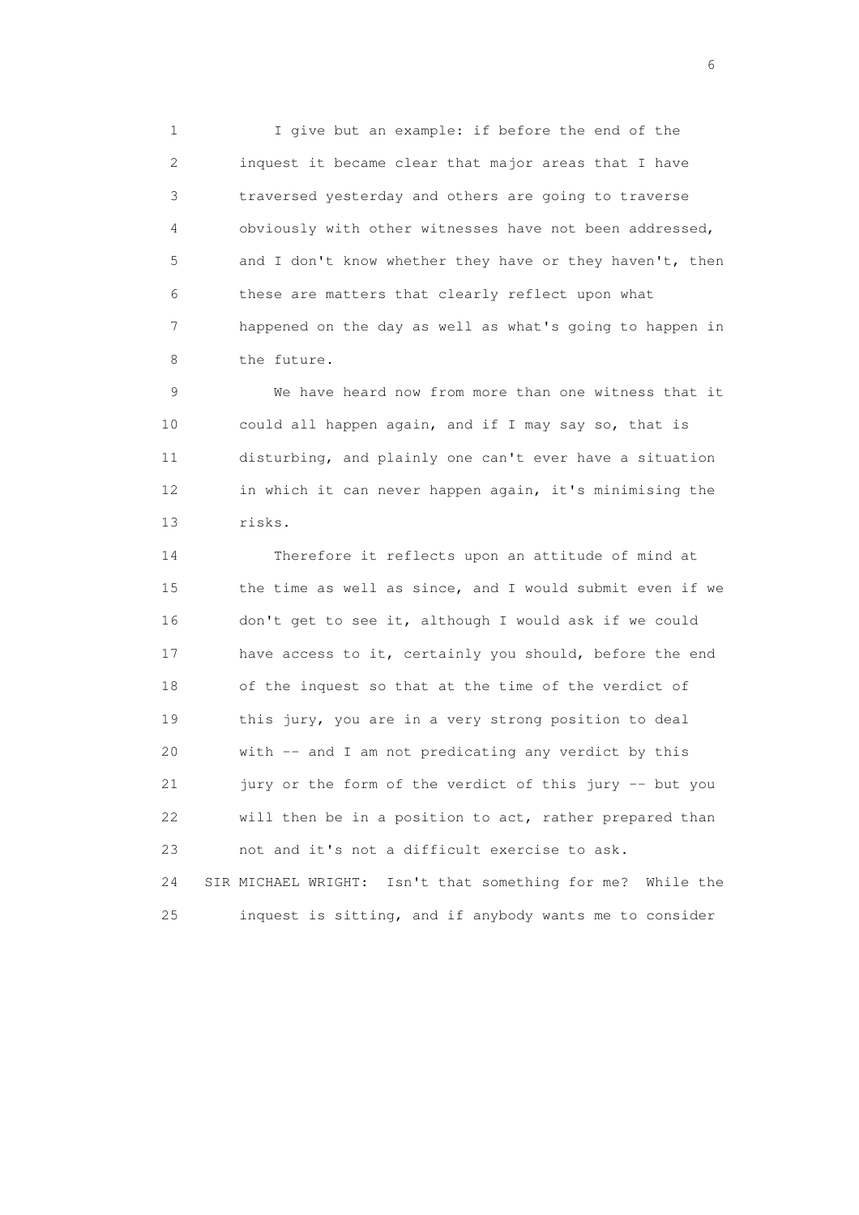1 I give but an example: if before the end of the
2 inquest it became clear that major areas that I have
3 traversed yesterday and others are going to traverse
4 obviously with other witnesses have not been addressed,
5 and I don't know whether they have or they haven't, then
6 these are matters that clearly reflect upon what
7 happened on the day as well as what's going to happen in
8 the future.

9 We have heard now from more than one witness that it
10 could all happen again, and if I may say so, that is
11 disturbing, and plainly one can't ever have a situation
12 in which it can never happen again, it's minimising the
13 risks.

14 Therefore it reflects upon an attitude of mind at
15 the time as well as since, and I would submit even if we
16 don't get to see it, although I would ask if we could
17 have access to it, certainly you should, before the end
18 of the inquest so that at the time of the verdict of
19 this jury, you are in a very strong position to deal
20 with -- and I am not predicating any verdict by this
21 jury or the form of the verdict of this jury -- but you
22 will then be in a position to act, rather prepared than
23 not and it's not a difficult exercise to ask.

24 SIR MICHAEL WRIGHT: Isn't that something for me? While the
25 inquest is sitting, and if anybody wants me to consider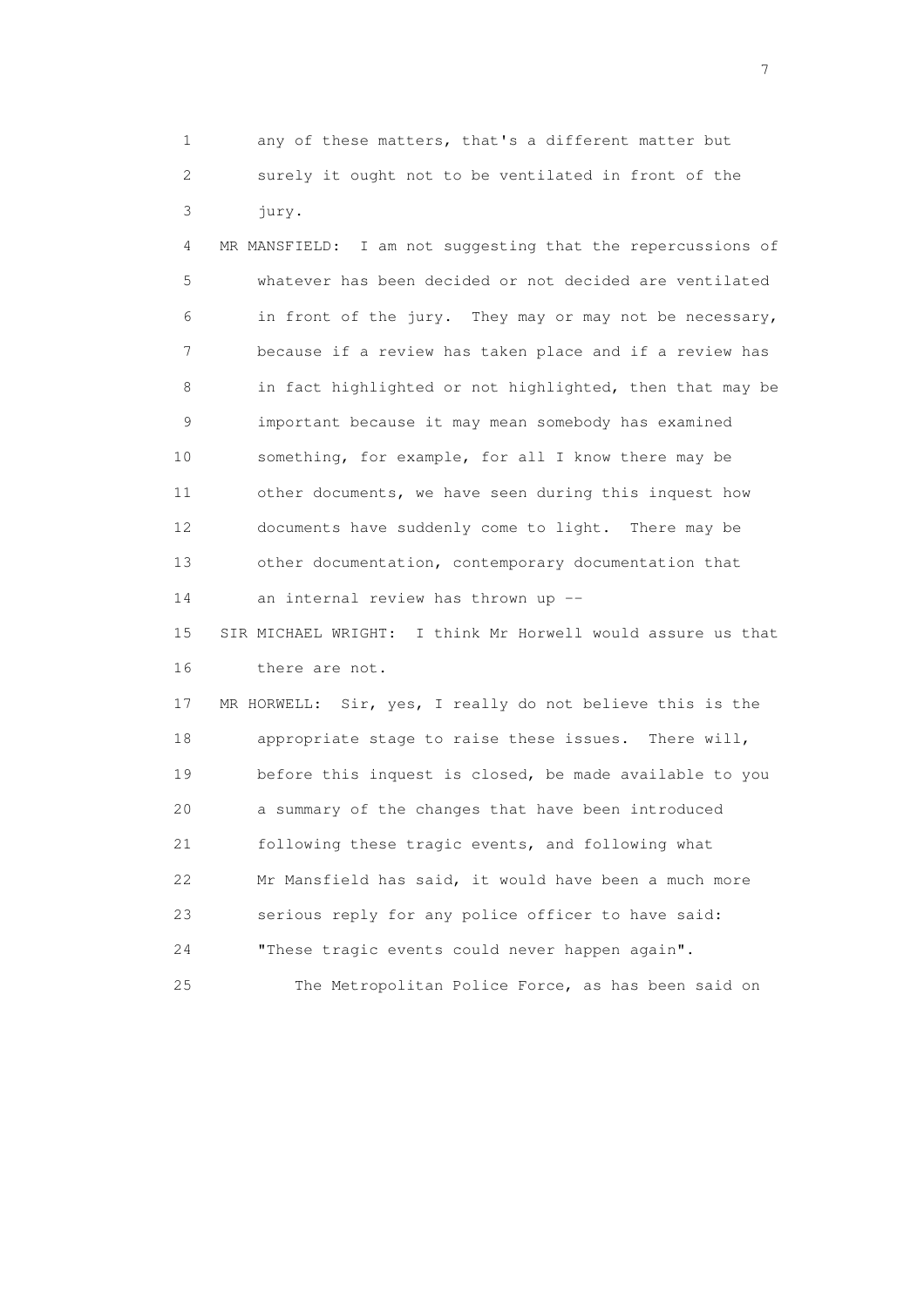1 any of these matters, that's a different matter but
2 surely it ought not to be ventilated in front of the
3 jury.

4 MR MANSFIELD: I am not suggesting that the repercussions of
5 whatever has been decided or not decided are ventilated
6 in front of the jury. They may or may not be necessary,
7 because if a review has taken place and if a review has
8 in fact highlighted or not highlighted, then that may be
9 important because it may mean somebody has examined
10 something, for example, for all I know there may be
11 other documents, we have seen during this inquest how
12 documents have suddenly come to light. There may be
13 other documentation, contemporary documentation that
14 an internal review has thrown up --

15 SIR MICHAEL WRIGHT: I think Mr Horwell would assure us that
16 there are not.

17 MR HORWELL: Sir, yes, I really do not believe this is the
18 appropriate stage to raise these issues. There will,
19 before this inquest is closed, be made available to you
20 a summary of the changes that have been introduced
21 following these tragic events, and following what
22 Mr Mansfield has said, it would have been a much more
23 serious reply for any police officer to have said:
24 "These tragic events could never happen again".

25 The Metropolitan Police Force, as has been said on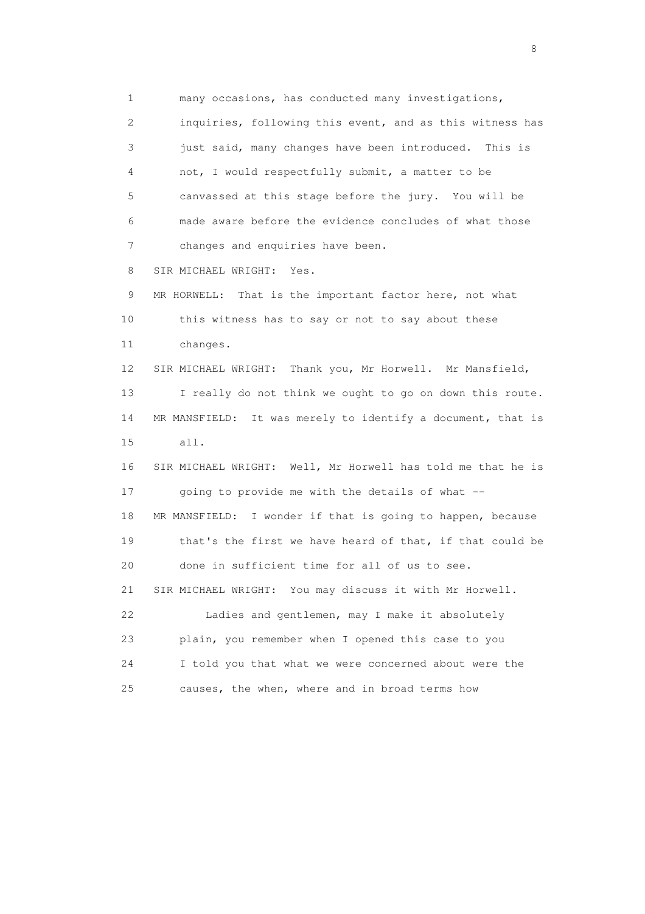many occasions, has conducted many investigations, inquiries, following this event, and as this witness has just said, many changes have been introduced. This is not, I would respectfully submit, a matter to be canvassed at this stage before the jury. You will be made aware before the evidence concludes of what those changes and enquiries have been.

SIR MICHAEL WRIGHT: Yes.

MR HORWELL: That is the important factor here, not what this witness has to say or not to say about these changes.

SIR MICHAEL WRIGHT: Thank you, Mr Horwell. Mr Mansfield, I really do not think we ought to go on down this route.

MR MANSFIELD: It was merely to identify a document, that is all.

SIR MICHAEL WRIGHT: Well, Mr Horwell has told me that he is going to provide me with the details of what --

MR MANSFIELD: I wonder if that is going to happen, because that's the first we have heard of that, if that could be done in sufficient time for all of us to see.

SIR MICHAEL WRIGHT: You may discuss it with Mr Horwell.

Ladies and gentlemen, may I make it absolutely plain, you remember when I opened this case to you I told you that what we were concerned about were the causes, the when, where and in broad terms how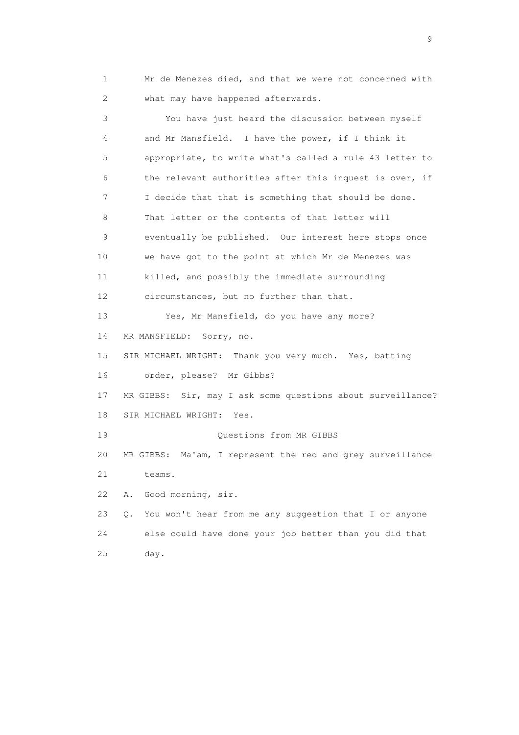1 Mr de Menezes died, and that we were not concerned with
2 what may have happened afterwards.

3 You have just heard the discussion between myself
4 and Mr Mansfield. I have the power, if I think it
5 appropriate, to write what's called a rule 43 letter to
6 the relevant authorities after this inquest is over, if
7 I decide that that is something that should be done.
8 That letter or the contents of that letter will
9 eventually be published. Our interest here stops once
10 we have got to the point at which Mr de Menezes was
11 killed, and possibly the immediate surrounding
12 circumstances, but no further than that.

13 Yes, Mr Mansfield, do you have any more?

14 MR MANSFIELD: Sorry, no.

15 SIR MICHAEL WRIGHT: Thank you very much. Yes, batting
16 order, please? Mr Gibbs?

17 MR GIBBS: Sir, may I ask some questions about surveillance?

18 SIR MICHAEL WRIGHT: Yes.

19 Questions from MR GIBBS

20 MR GIBBS: Ma'am, I represent the red and grey surveillance
21 teams.

22 A. Good morning, sir.

23 Q. You won't hear from me any suggestion that I or anyone
24 else could have done your job better than you did that
25 day.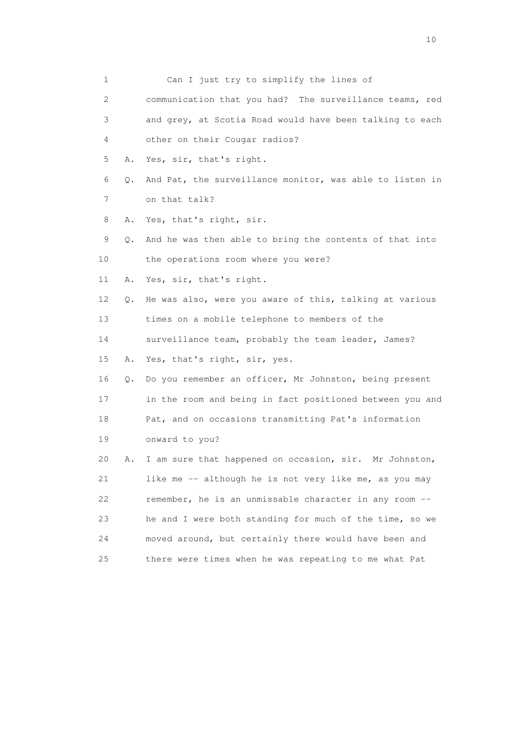1 Can I just try to simplify the lines of

2 communication that you had? The surveillance teams, red

3 and grey, at Scotia Road would have been talking to each

4 other on their Cougar radios?

5 A. Yes, sir, that's right.

6 Q. And Pat, the surveillance monitor, was able to listen in

7 on that talk?

8 A. Yes, that's right, sir.

9 Q. And he was then able to bring the contents of that into

10 the operations room where you were?

11 A. Yes, sir, that's right.

12 Q. He was also, were you aware of this, talking at various

13 times on a mobile telephone to members of the

14 surveillance team, probably the team leader, James?

15 A. Yes, that's right, sir, yes.

16 Q. Do you remember an officer, Mr Johnston, being present

17 in the room and being in fact positioned between you and

18 Pat, and on occasions transmitting Pat's information

19 onward to you?

20 A. I am sure that happened on occasion, sir. Mr Johnston,

21 like me -- although he is not very like me, as you may

22 remember, he is an unmissable character in any room --

23 he and I were both standing for much of the time, so we

24 moved around, but certainly there would have been and

25 there were times when he was repeating to me what Pat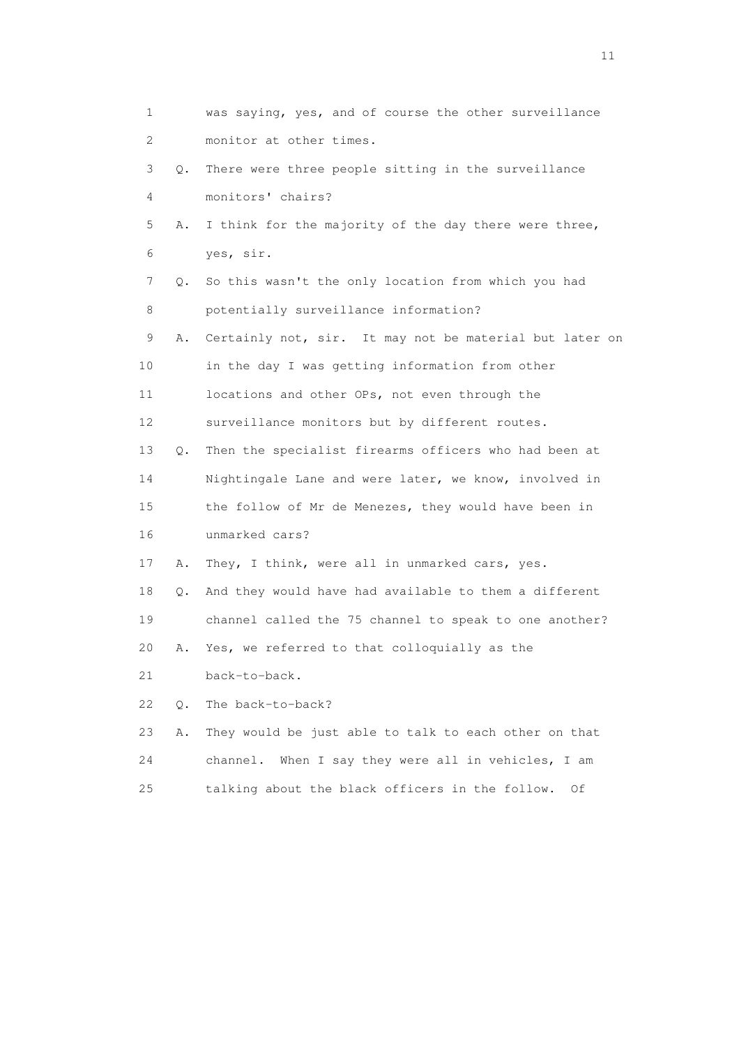1 was saying, yes, and of course the other surveillance
2 monitor at other times.

3 Q. There were three people sitting in the surveillance
4 monitors' chairs?

5 A. I think for the majority of the day there were three,
6 yes, sir.

7 Q. So this wasn't the only location from which you had
8 potentially surveillance information?

9 A. Certainly not, sir. It may not be material but later on
10 in the day I was getting information from other
11 locations and other OPs, not even through the
12 surveillance monitors but by different routes.

13 Q. Then the specialist firearms officers who had been at
14 Nightingale Lane and were later, we know, involved in
15 the follow of Mr de Menezes, they would have been in
16 unmarked cars?

17 A. They, I think, were all in unmarked cars, yes.

18 Q. And they would have had available to them a different
19 channel called the 75 channel to speak to one another?

20 A. Yes, we referred to that colloquially as the
21 back-to-back.

22 Q. The back-to-back?

23 A. They would be just able to talk to each other on that
24 channel. When I say they were all in vehicles, I am
25 talking about the black officers in the follow. Of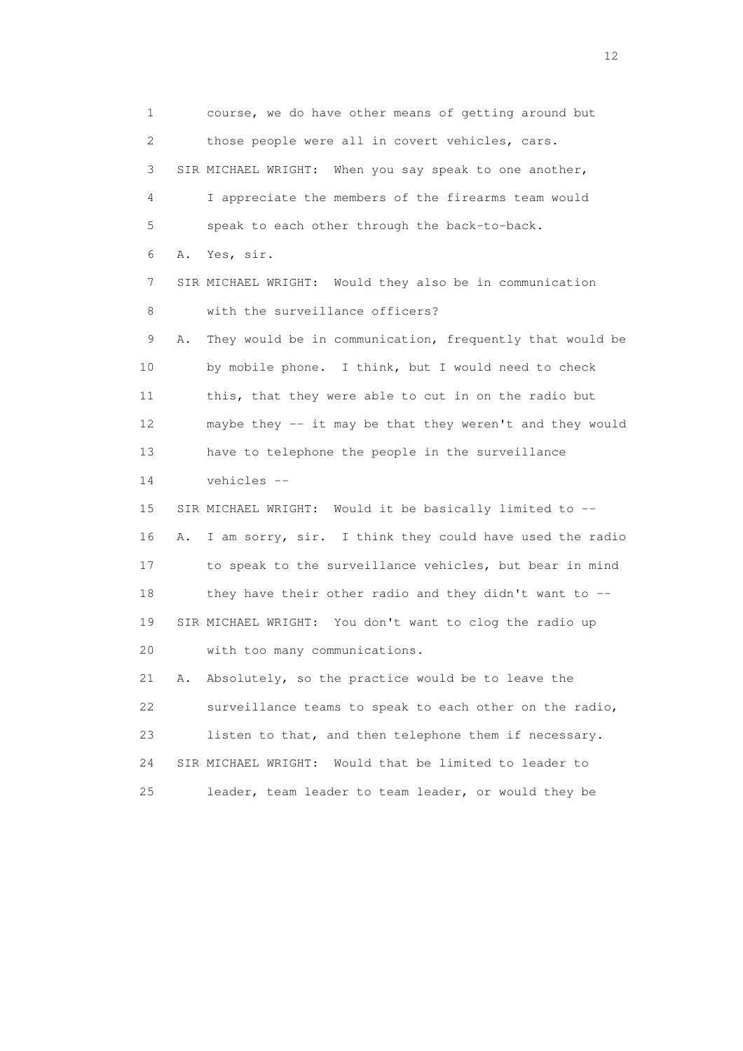1 course, we do have other means of getting around but
2 those people were all in covert vehicles, cars.
3 SIR MICHAEL WRIGHT: When you say speak to one another,
4 I appreciate the members of the firearms team would
5 speak to each other through the back-to-back.
6 A. Yes, sir.
7 SIR MICHAEL WRIGHT: Would they also be in communication
8 with the surveillance officers?
9 A. They would be in communication, frequently that would be
10 by mobile phone. I think, but I would need to check
11 this, that they were able to cut in on the radio but
12 maybe they -- it may be that they weren't and they would
13 have to telephone the people in the surveillance
14 vehicles --
15 SIR MICHAEL WRIGHT: Would it be basically limited to --
16 A. I am sorry, sir. I think they could have used the radio
17 to speak to the surveillance vehicles, but bear in mind
18 they have their other radio and they didn't want to --
19 SIR MICHAEL WRIGHT: You don't want to clog the radio up
20 with too many communications.
21 A. Absolutely, so the practice would be to leave the
22 surveillance teams to speak to each other on the radio,
23 listen to that, and then telephone them if necessary.
24 SIR MICHAEL WRIGHT: Would that be limited to leader to
25 leader, team leader to team leader, or would they be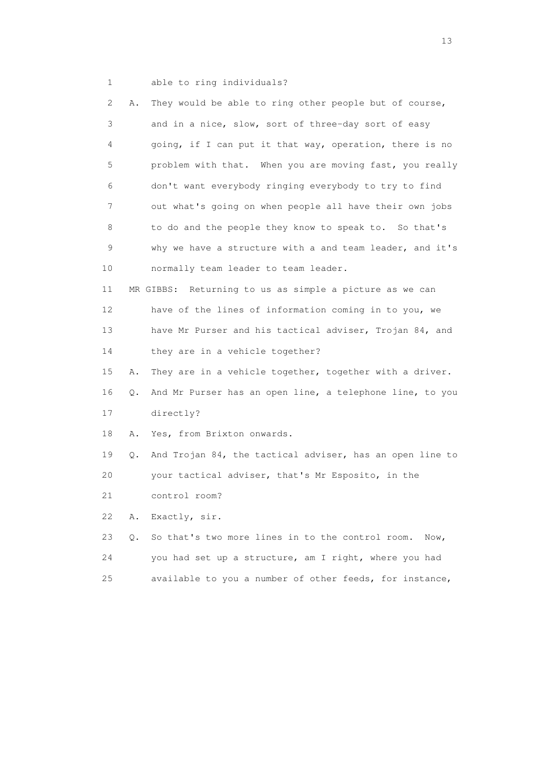1 able to ring individuals?

2 A. They would be able to ring other people but of course,

3 and in a nice, slow, sort of three-day sort of easy

4 going, if I can put it that way, operation, there is no

5 problem with that. When you are moving fast, you really

6 don't want everybody ringing everybody to try to find

7 out what's going on when people all have their own jobs

8 to do and the people they know to speak to. So that's

9 why we have a structure with a and team leader, and it's

10 normally team leader to team leader.

11 MR GIBBS: Returning to us as simple a picture as we can

12 have of the lines of information coming in to you, we

13 have Mr Purser and his tactical adviser, Trojan 84, and

14 they are in a vehicle together?

15 A. They are in a vehicle together, together with a driver.

16 Q. And Mr Purser has an open line, a telephone line, to you

17 directly?

18 A. Yes, from Brixton onwards.

19 Q. And Trojan 84, the tactical adviser, has an open line to

20 your tactical adviser, that's Mr Esposito, in the

21 control room?

22 A. Exactly, sir.

23 Q. So that's two more lines in to the control room. Now,

24 you had set up a structure, am I right, where you had

25 available to you a number of other feeds, for instance,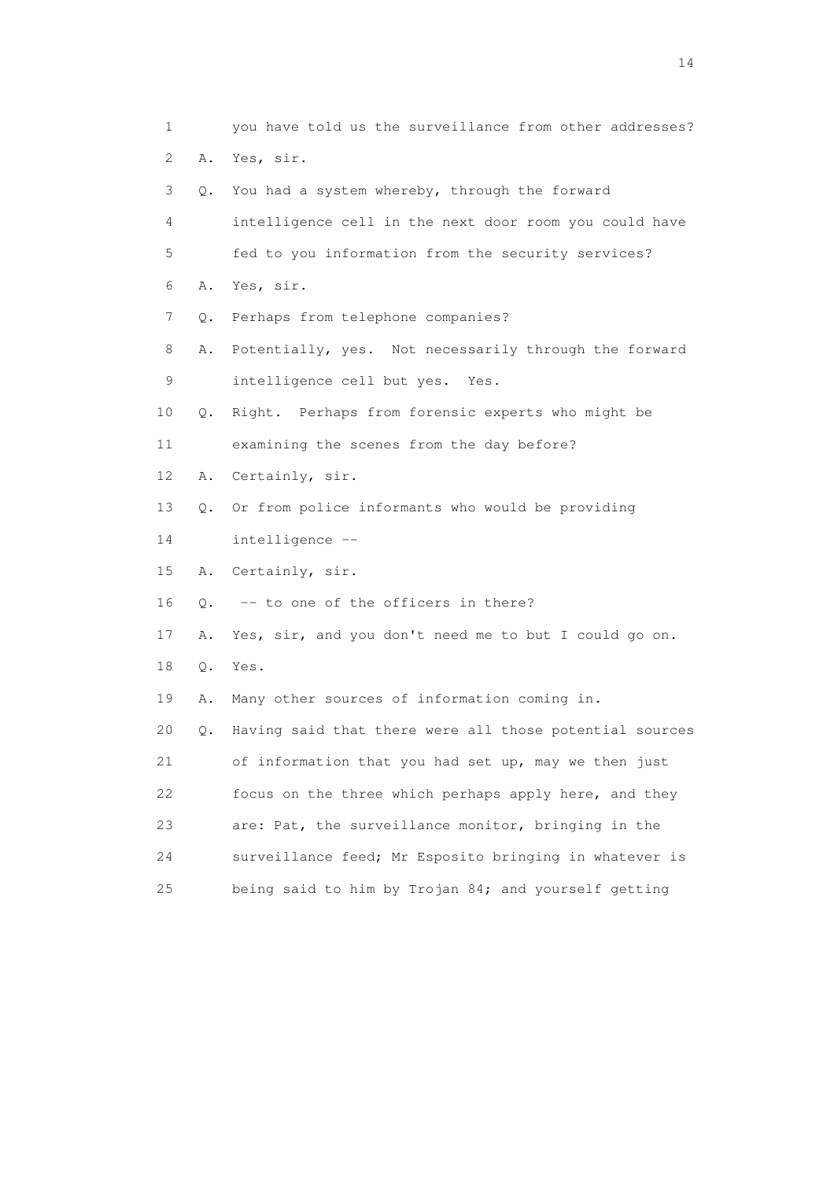1 you have told us the surveillance from other addresses?

2 A. Yes, sir.

3 Q. You had a system whereby, through the forward

4 intelligence cell in the next door room you could have

5 fed to you information from the security services?

6 A. Yes, sir.

7 Q. Perhaps from telephone companies?

8 A. Potentially, yes. Not necessarily through the forward

9 intelligence cell but yes. Yes.

10 Q. Right. Perhaps from forensic experts who might be

11 examining the scenes from the day before?

12 A. Certainly, sir.

13 Q. Or from police informants who would be providing

14 intelligence --

15 A. Certainly, sir.

16 Q. -- to one of the officers in there?

17 A. Yes, sir, and you don't need me to but I could go on.

18 Q. Yes.

19 A. Many other sources of information coming in.

20 Q. Having said that there were all those potential sources

21 of information that you had set up, may we then just

22 focus on the three which perhaps apply here, and they

23 are: Pat, the surveillance monitor, bringing in the

24 surveillance feed; Mr Esposito bringing in whatever is

25 being said to him by Trojan 84; and yourself getting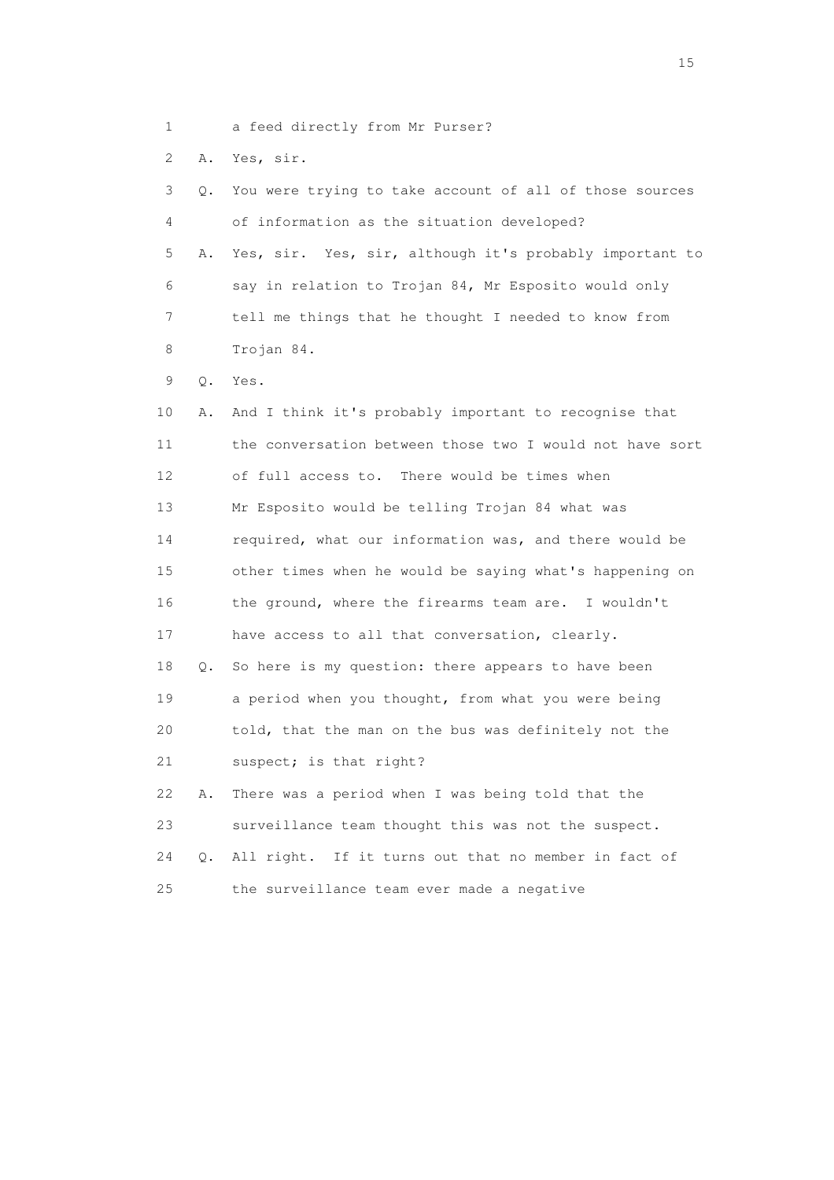1 a feed directly from Mr Purser?

2 A. Yes, sir.

3 Q. You were trying to take account of all of those sources

4 of information as the situation developed?

5 A. Yes, sir. Yes, sir, although it's probably important to

6 say in relation to Trojan 84, Mr Esposito would only

7 tell me things that he thought I needed to know from

8 Trojan 84.

9 Q. Yes.

10 A. And I think it's probably important to recognise that

11 the conversation between those two I would not have sort

12 of full access to. There would be times when

13 Mr Esposito would be telling Trojan 84 what was

14 required, what our information was, and there would be

15 other times when he would be saying what's happening on

16 the ground, where the firearms team are. I wouldn't

17 have access to all that conversation, clearly.

18 Q. So here is my question: there appears to have been

19 a period when you thought, from what you were being

20 told, that the man on the bus was definitely not the

21 suspect; is that right?

22 A. There was a period when I was being told that the

23 surveillance team thought this was not the suspect.

24 Q. All right. If it turns out that no member in fact of

25 the surveillance team ever made a negative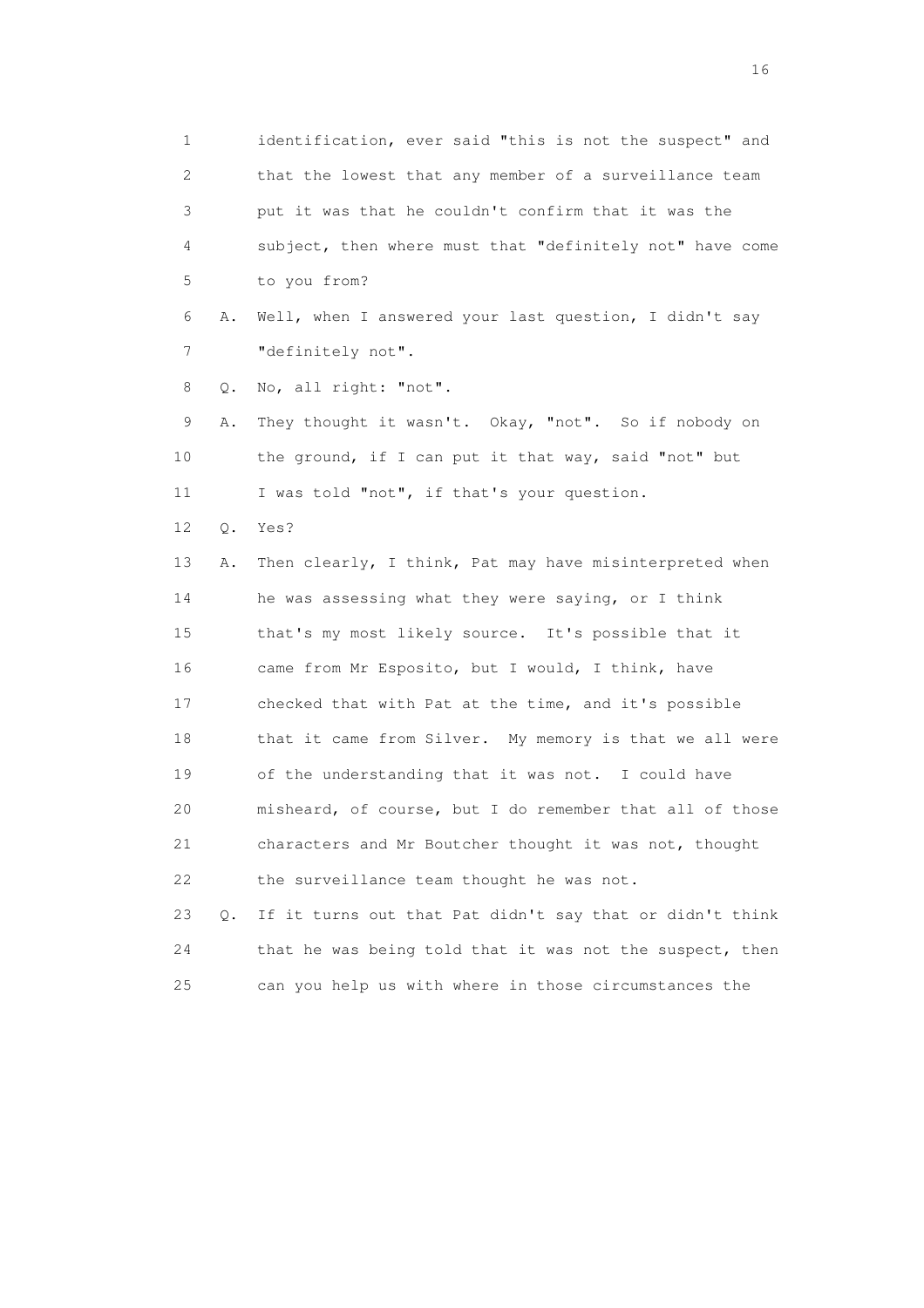1 identification, ever said "this is not the suspect" and
2 that the lowest that any member of a surveillance team
3 put it was that he couldn't confirm that it was the
4 subject, then where must that "definitely not" have come
5 to you from?

6 A. Well, when I answered your last question, I didn't say
7 "definitely not".

8 Q. No, all right: "not".

9 A. They thought it wasn't. Okay, "not". So if nobody on
10 the ground, if I can put it that way, said "not" but
11 I was told "not", if that's your question.

12 Q. Yes?

13 A. Then clearly, I think, Pat may have misinterpreted when
14 he was assessing what they were saying, or I think
15 that's my most likely source. It's possible that it
16 came from Mr Esposito, but I would, I think, have
17 checked that with Pat at the time, and it's possible
18 that it came from Silver. My memory is that we all were
19 of the understanding that it was not. I could have
20 misheard, of course, but I do remember that all of those
21 characters and Mr Boutcher thought it was not, thought
22 the surveillance team thought he was not.

23 Q. If it turns out that Pat didn't say that or didn't think
24 that he was being told that it was not the suspect, then
25 can you help us with where in those circumstances the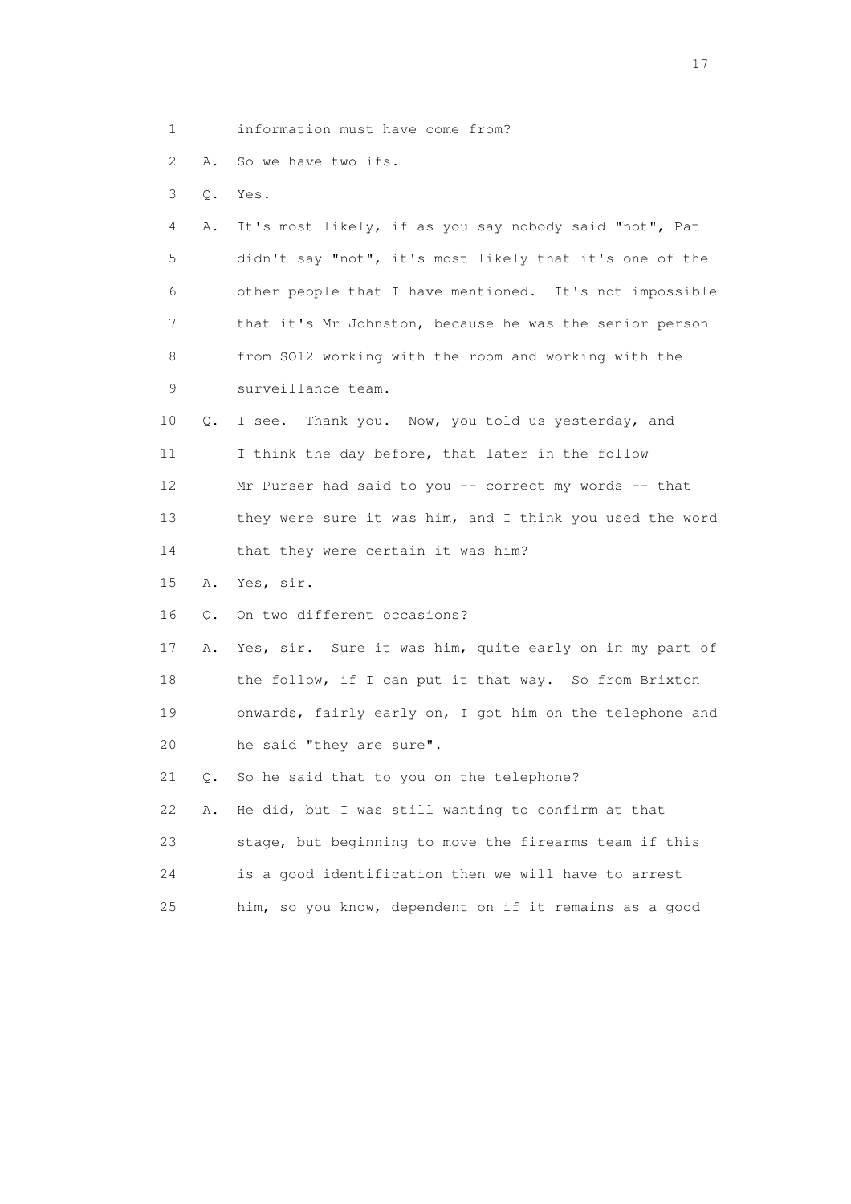1 information must have come from?

2 A. So we have two ifs.

3 Q. Yes.

4 A. It's most likely, if as you say nobody said "not", Pat

5 didn't say "not", it's most likely that it's one of the

6 other people that I have mentioned. It's not impossible

7 that it's Mr Johnston, because he was the senior person

8 from SO12 working with the room and working with the

9 surveillance team.

10 Q. I see. Thank you. Now, you told us yesterday, and

11 I think the day before, that later in the follow

12 Mr Purser had said to you -- correct my words -- that

13 they were sure it was him, and I think you used the word

14 that they were certain it was him?

15 A. Yes, sir.

16 Q. On two different occasions?

17 A. Yes, sir. Sure it was him, quite early on in my part of

18 the follow, if I can put it that way. So from Brixton

19 onwards, fairly early on, I got him on the telephone and

20 he said "they are sure".

21 Q. So he said that to you on the telephone?

22 A. He did, but I was still wanting to confirm at that

23 stage, but beginning to move the firearms team if this

24 is a good identification then we will have to arrest

25 him, so you know, dependent on if it remains as a good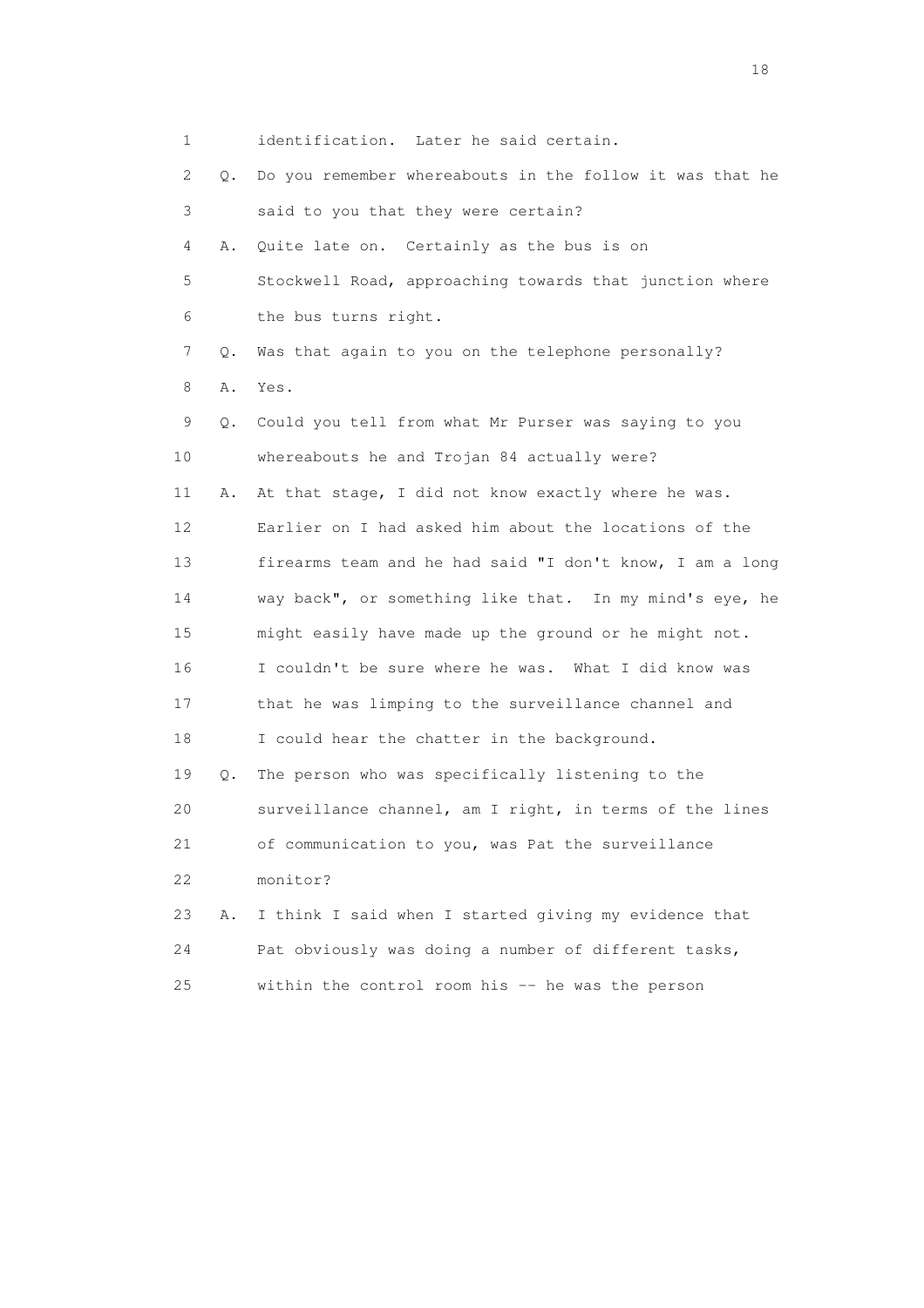1 identification. Later he said certain.

2 Q. Do you remember whereabouts in the follow it was that he

3 said to you that they were certain?

4 A. Quite late on. Certainly as the bus is on

5 Stockwell Road, approaching towards that junction where

6 the bus turns right.

7 Q. Was that again to you on the telephone personally?

8 A. Yes.

9 Q. Could you tell from what Mr Purser was saying to you

10 whereabouts he and Trojan 84 actually were?

11 A. At that stage, I did not know exactly where he was.

12 Earlier on I had asked him about the locations of the

13 firearms team and he had said "I don't know, I am a long

14 way back", or something like that. In my mind's eye, he

15 might easily have made up the ground or he might not.

16 I couldn't be sure where he was. What I did know was

17 that he was limping to the surveillance channel and

18 I could hear the chatter in the background.

19 Q. The person who was specifically listening to the

20 surveillance channel, am I right, in terms of the lines

21 of communication to you, was Pat the surveillance

22 monitor?

23 A. I think I said when I started giving my evidence that

24 Pat obviously was doing a number of different tasks,

25 within the control room his -- he was the person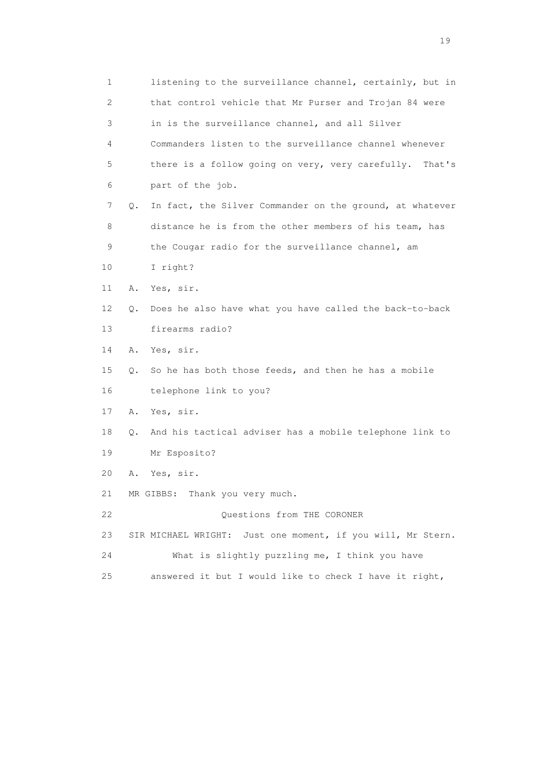1 listening to the surveillance channel, certainly, but in
2 that control vehicle that Mr Purser and Trojan 84 were
3 in is the surveillance channel, and all Silver
4 Commanders listen to the surveillance channel whenever
5 there is a follow going on very, very carefully. That's
6 part of the job.

7 Q. In fact, the Silver Commander on the ground, at whatever
8 distance he is from the other members of his team, has
9 the Cougar radio for the surveillance channel, am
10 I right?

11 A. Yes, sir.

12 Q. Does he also have what you have called the back-to-back
13 firearms radio?

14 A. Yes, sir.

15 Q. So he has both those feeds, and then he has a mobile
16 telephone link to you?

17 A. Yes, sir.

18 Q. And his tactical adviser has a mobile telephone link to
19 Mr Esposito?

20 A. Yes, sir.

21 MR GIBBS: Thank you very much.

22 Questions from THE CORONER

23 SIR MICHAEL WRIGHT: Just one moment, if you will, Mr Stern.

24 What is slightly puzzling me, I think you have
25 answered it but I would like to check I have it right,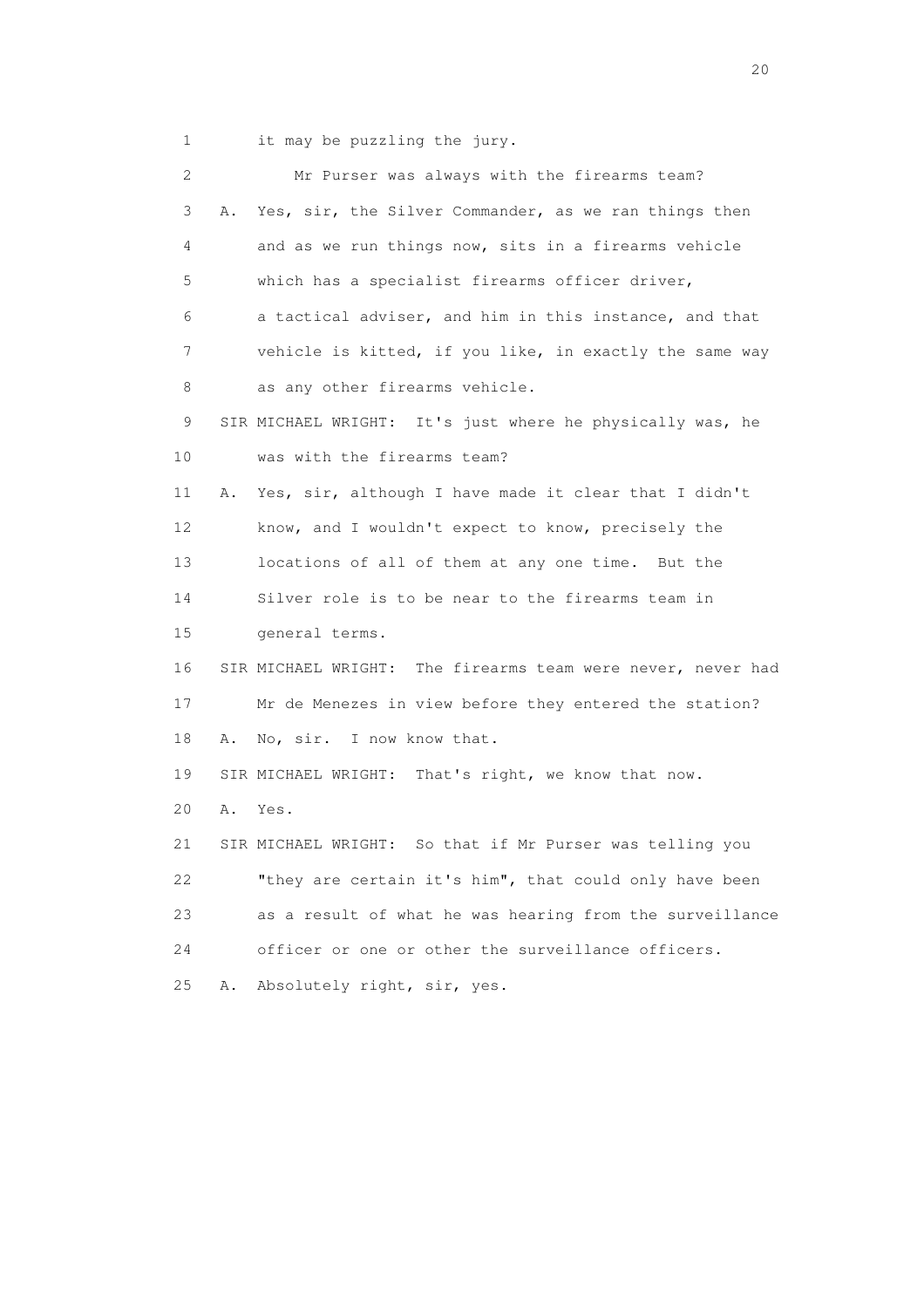1 it may be puzzling the jury.

2 Mr Purser was always with the firearms team?

3 A. Yes, sir, the Silver Commander, as we ran things then

4 and as we run things now, sits in a firearms vehicle

5 which has a specialist firearms officer driver,

6 a tactical adviser, and him in this instance, and that

7 vehicle is kitted, if you like, in exactly the same way

8 as any other firearms vehicle.

9 SIR MICHAEL WRIGHT: It's just where he physically was, he

10 was with the firearms team?

11 A. Yes, sir, although I have made it clear that I didn't

12 know, and I wouldn't expect to know, precisely the

13 locations of all of them at any one time. But the

14 Silver role is to be near to the firearms team in

15 general terms.

16 SIR MICHAEL WRIGHT: The firearms team were never, never had

17 Mr de Menezes in view before they entered the station?

18 A. No, sir. I now know that.

19 SIR MICHAEL WRIGHT: That's right, we know that now.

20 A. Yes.

21 SIR MICHAEL WRIGHT: So that if Mr Purser was telling you

22 "they are certain it's him", that could only have been

23 as a result of what he was hearing from the surveillance

24 officer or one or other the surveillance officers.

25 A. Absolutely right, sir, yes.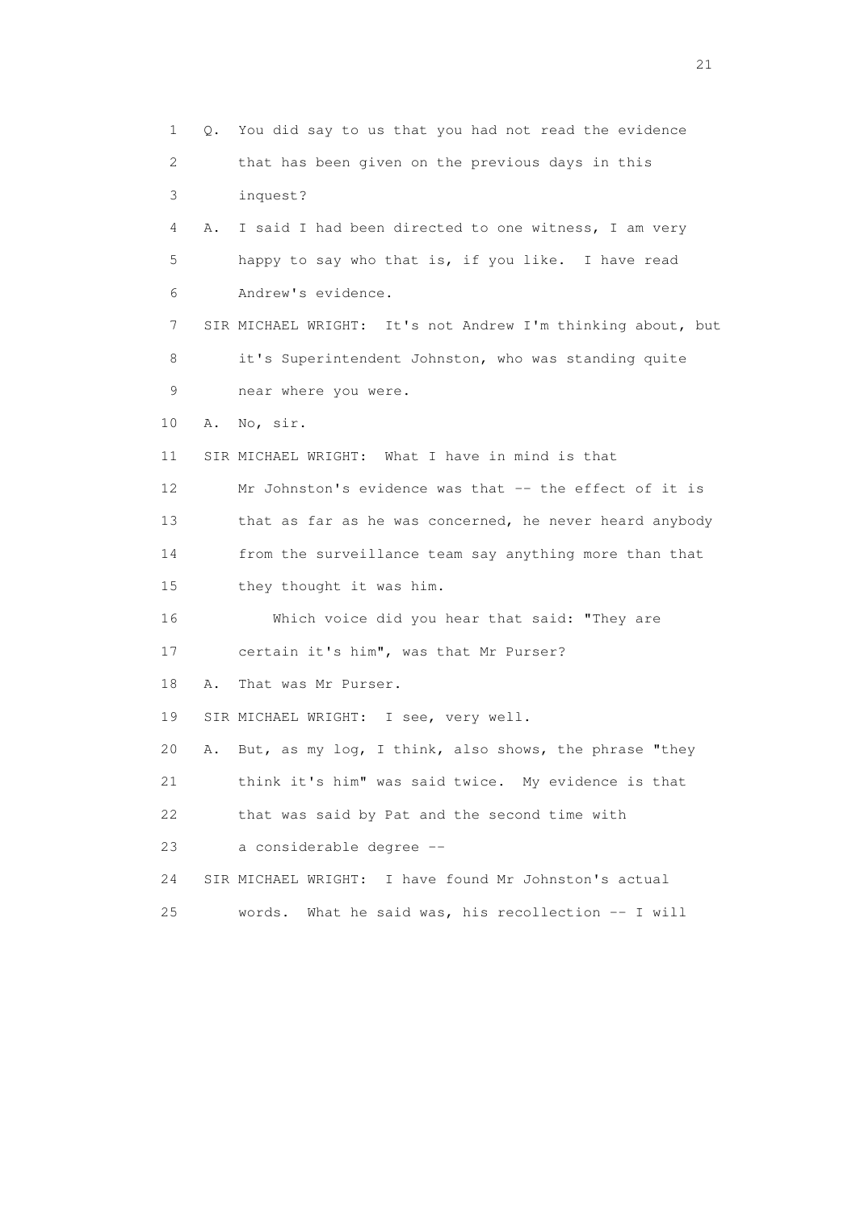1 Q. You did say to us that you had not read the evidence
2 that has been given on the previous days in this
3 inquest?
4 A. I said I had been directed to one witness, I am very
5 happy to say who that is, if you like. I have read
6 Andrew's evidence.
7 SIR MICHAEL WRIGHT: It's not Andrew I'm thinking about, but
8 it's Superintendent Johnston, who was standing quite
9 near where you were.
10 A. No, sir.
11 SIR MICHAEL WRIGHT: What I have in mind is that
12 Mr Johnston's evidence was that -- the effect of it is
13 that as far as he was concerned, he never heard anybody
14 from the surveillance team say anything more than that
15 they thought it was him.
16 Which voice did you hear that said: "They are
17 certain it's him", was that Mr Purser?
18 A. That was Mr Purser.
19 SIR MICHAEL WRIGHT: I see, very well.
20 A. But, as my log, I think, also shows, the phrase "they
21 think it's him" was said twice. My evidence is that
22 that was said by Pat and the second time with
23 a considerable degree --
24 SIR MICHAEL WRIGHT: I have found Mr Johnston's actual
25 words. What he said was, his recollection -- I will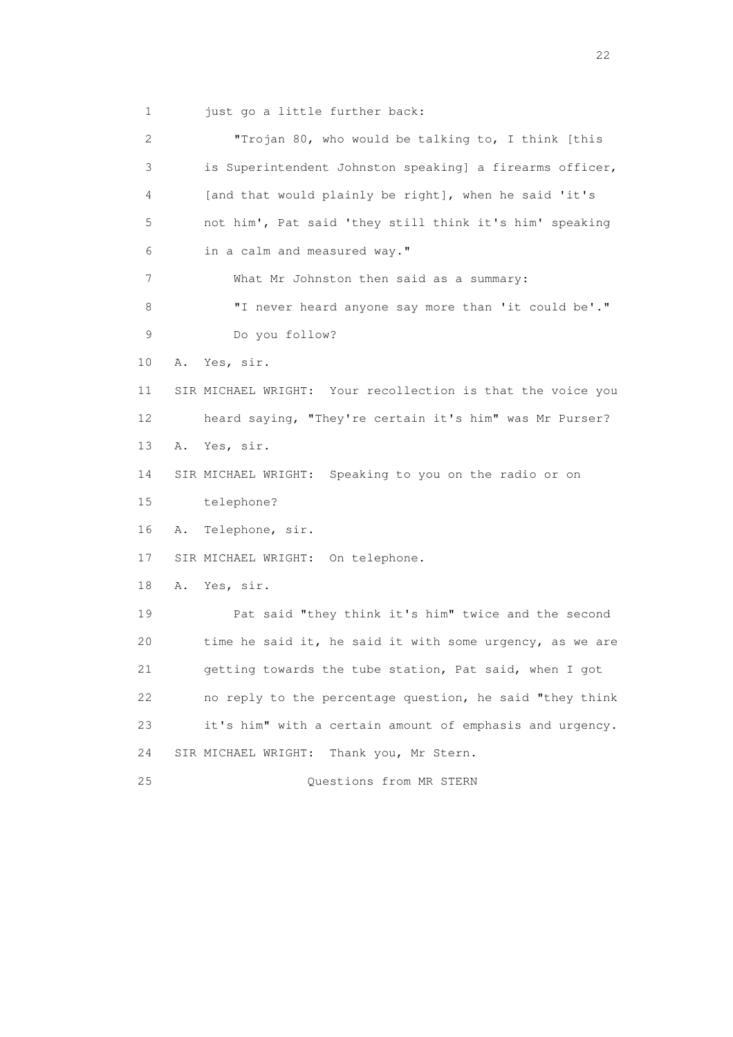just go a little further back:

"Trojan 80, who would be talking to, I think [this is Superintendent Johnston speaking] a firearms officer, [and that would plainly be right], when he said 'it's not him', Pat said 'they still think it's him' speaking in a calm and measured way."

What Mr Johnston then said as a summary:

"I never heard anyone say more than 'it could be'."

Do you follow?

A. Yes, sir.

SIR MICHAEL WRIGHT: Your recollection is that the voice you heard saying, "They're certain it's him" was Mr Purser?

A. Yes, sir.

SIR MICHAEL WRIGHT: Speaking to you on the radio or on telephone?

A. Telephone, sir.

SIR MICHAEL WRIGHT: On telephone.

A. Yes, sir.

Pat said "they think it's him" twice and the second time he said it, he said it with some urgency, as we are getting towards the tube station, Pat said, when I got no reply to the percentage question, he said "they think it's him" with a certain amount of emphasis and urgency.

SIR MICHAEL WRIGHT: Thank you, Mr Stern.

Questions from MR STERN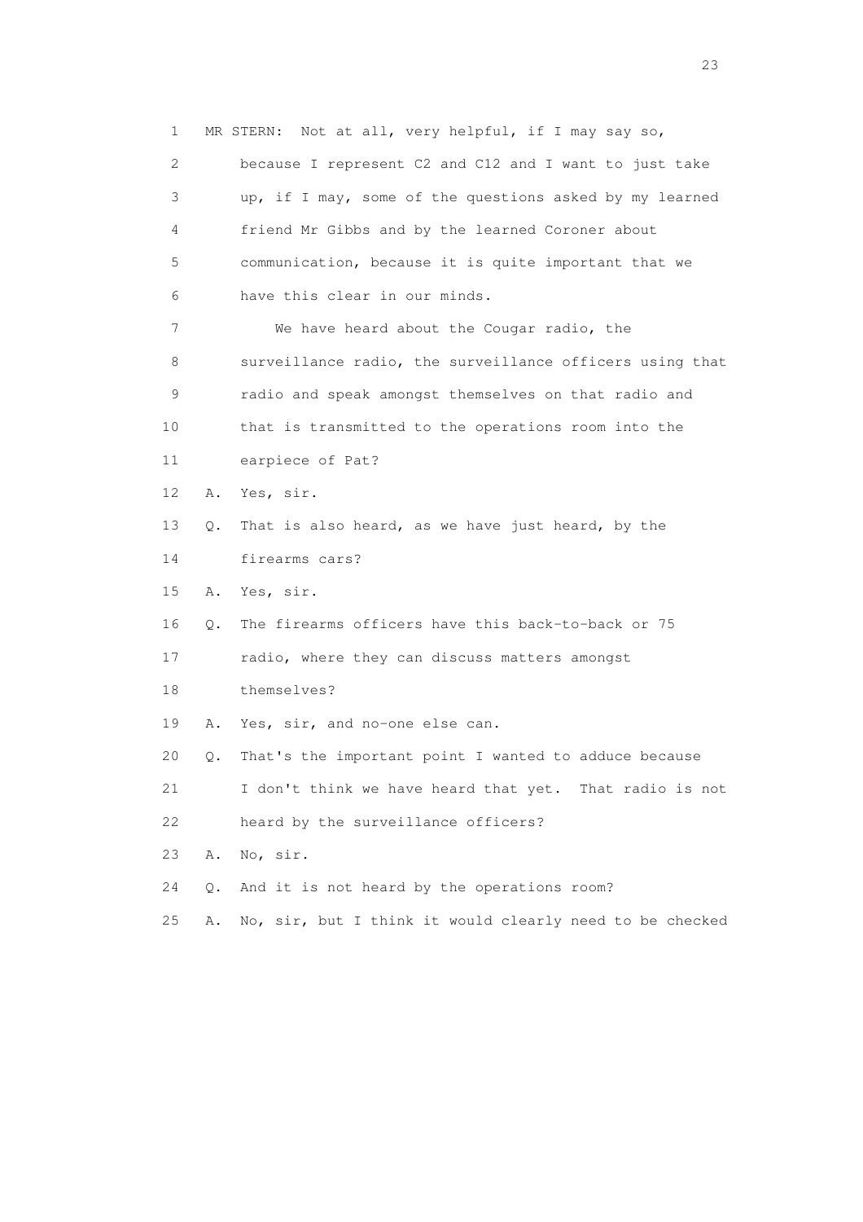1 MR STERN: Not at all, very helpful, if I may say so,
2 because I represent C2 and C12 and I want to just take
3 up, if I may, some of the questions asked by my learned
4 friend Mr Gibbs and by the learned Coroner about
5 communication, because it is quite important that we
6 have this clear in our minds.
7 We have heard about the Cougar radio, the
8 surveillance radio, the surveillance officers using that
9 radio and speak amongst themselves on that radio and
10 that is transmitted to the operations room into the
11 earpiece of Pat?
12 A. Yes, sir.
13 Q. That is also heard, as we have just heard, by the
14 firearms cars?
15 A. Yes, sir.
16 Q. The firearms officers have this back-to-back or 75
17 radio, where they can discuss matters amongst
18 themselves?
19 A. Yes, sir, and no-one else can.
20 Q. That's the important point I wanted to adduce because
21 I don't think we have heard that yet. That radio is not
22 heard by the surveillance officers?
23 A. No, sir.
24 Q. And it is not heard by the operations room?
25 A. No, sir, but I think it would clearly need to be checked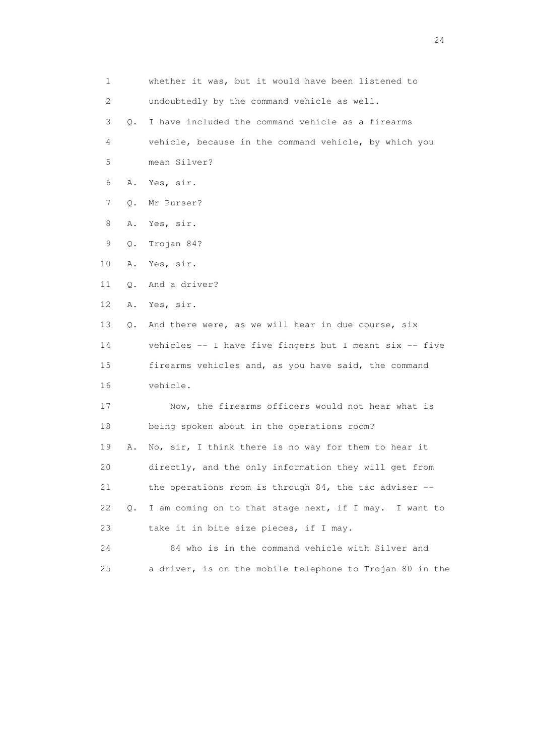1 whether it was, but it would have been listened to

2 undoubtedly by the command vehicle as well.

3 Q. I have included the command vehicle as a firearms

4 vehicle, because in the command vehicle, by which you

5 mean Silver?

6 A. Yes, sir.

7 Q. Mr Purser?

8 A. Yes, sir.

9 Q. Trojan 84?

10 A. Yes, sir.

11 Q. And a driver?

12 A. Yes, sir.

13 Q. And there were, as we will hear in due course, six

14 vehicles -- I have five fingers but I meant six -- five

15 firearms vehicles and, as you have said, the command

16 vehicle.

17 Now, the firearms officers would not hear what is

18 being spoken about in the operations room?

19 A. No, sir, I think there is no way for them to hear it

20 directly, and the only information they will get from

21 the operations room is through 84, the tac adviser --

22 Q. I am coming on to that stage next, if I may. I want to

23 take it in bite size pieces, if I may.

24 84 who is in the command vehicle with Silver and

25 a driver, is on the mobile telephone to Trojan 80 in the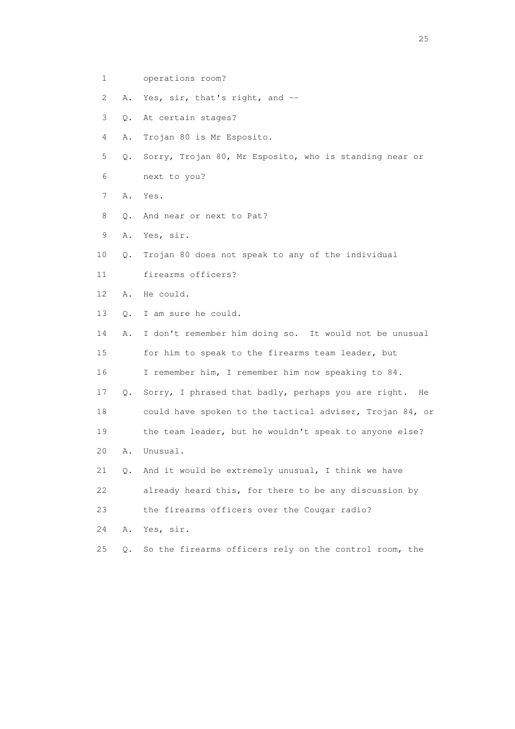1 operations room?

2 A. Yes, sir, that's right, and --

3 Q. At certain stages?

4 A. Trojan 80 is Mr Esposito.

5 Q. Sorry, Trojan 80, Mr Esposito, who is standing near or

6 next to you?

7 A. Yes.

8 Q. And near or next to Pat?

9 A. Yes, sir.

10 Q. Trojan 80 does not speak to any of the individual

11 firearms officers?

12 A. He could.

13 Q. I am sure he could.

14 A. I don't remember him doing so. It would not be unusual

15 for him to speak to the firearms team leader, but

16 I remember him, I remember him now speaking to 84.

17 Q. Sorry, I phrased that badly, perhaps you are right. He

18 could have spoken to the tactical adviser, Trojan 84, or

19 the team leader, but he wouldn't speak to anyone else?

20 A. Unusual.

21 Q. And it would be extremely unusual, I think we have

22 already heard this, for there to be any discussion by

23 the firearms officers over the Cougar radio?

24 A. Yes, sir.

25 Q. So the firearms officers rely on the control room, the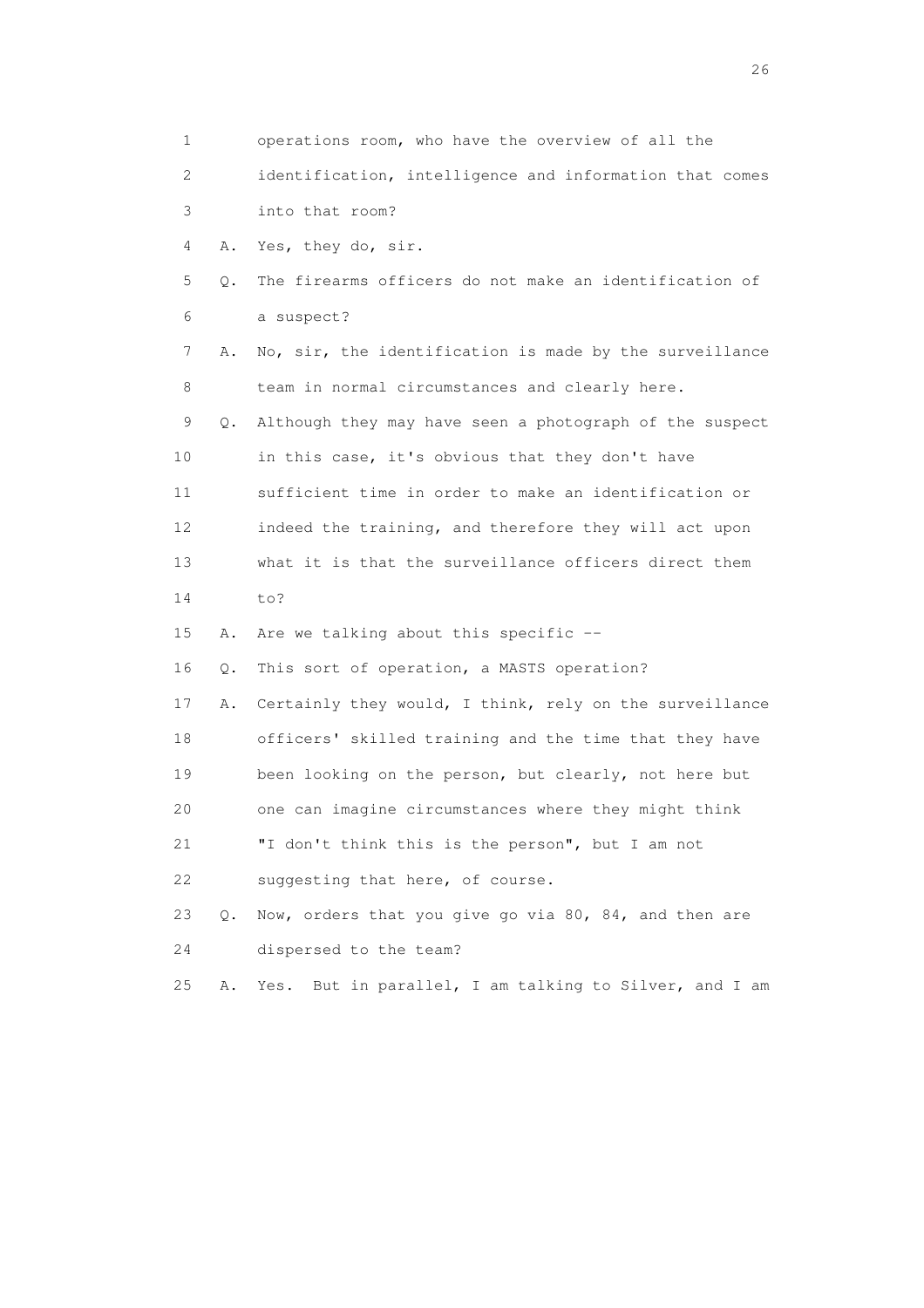1 operations room, who have the overview of all the

2 identification, intelligence and information that comes

3 into that room?

4 A. Yes, they do, sir.

5 Q. The firearms officers do not make an identification of

6 a suspect?

7 A. No, sir, the identification is made by the surveillance

8 team in normal circumstances and clearly here.

9 Q. Although they may have seen a photograph of the suspect

10 in this case, it's obvious that they don't have

11 sufficient time in order to make an identification or

12 indeed the training, and therefore they will act upon

13 what it is that the surveillance officers direct them

14 to?

15 A. Are we talking about this specific --

16 Q. This sort of operation, a MASTS operation?

17 A. Certainly they would, I think, rely on the surveillance

18 officers' skilled training and the time that they have

19 been looking on the person, but clearly, not here but

20 one can imagine circumstances where they might think

21 "I don't think this is the person", but I am not

22 suggesting that here, of course.

23 Q. Now, orders that you give go via 80, 84, and then are

24 dispersed to the team?

25 A. Yes. But in parallel, I am talking to Silver, and I am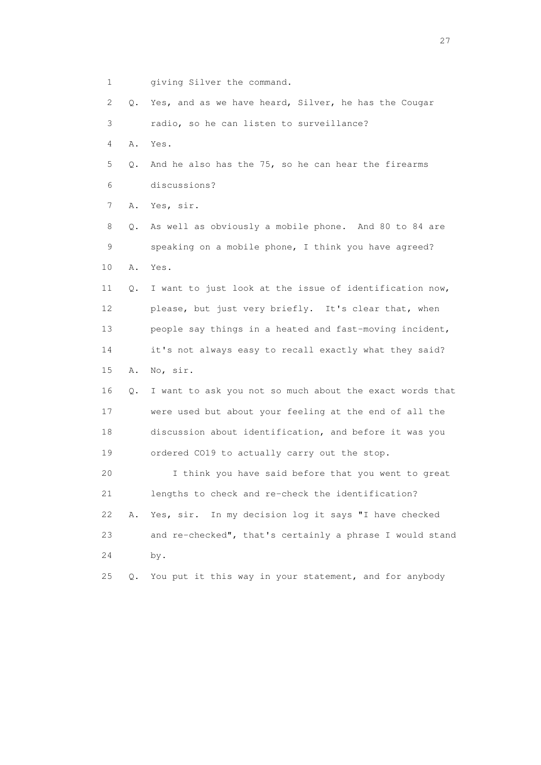1 giving Silver the command.

2 Q. Yes, and as we have heard, Silver, he has the Cougar

3 radio, so he can listen to surveillance?

4 A. Yes.

5 Q. And he also has the 75, so he can hear the firearms

6 discussions?

7 A. Yes, sir.

8 Q. As well as obviously a mobile phone. And 80 to 84 are

9 speaking on a mobile phone, I think you have agreed?

10 A. Yes.

11 Q. I want to just look at the issue of identification now,

12 please, but just very briefly. It's clear that, when

13 people say things in a heated and fast-moving incident,

14 it's not always easy to recall exactly what they said?

15 A. No, sir.

16 Q. I want to ask you not so much about the exact words that

17 were used but about your feeling at the end of all the

18 discussion about identification, and before it was you

19 ordered CO19 to actually carry out the stop.

20 I think you have said before that you went to great

21 lengths to check and re-check the identification?

22 A. Yes, sir. In my decision log it says "I have checked

23 and re-checked", that's certainly a phrase I would stand

24 by.

25 Q. You put it this way in your statement, and for anybody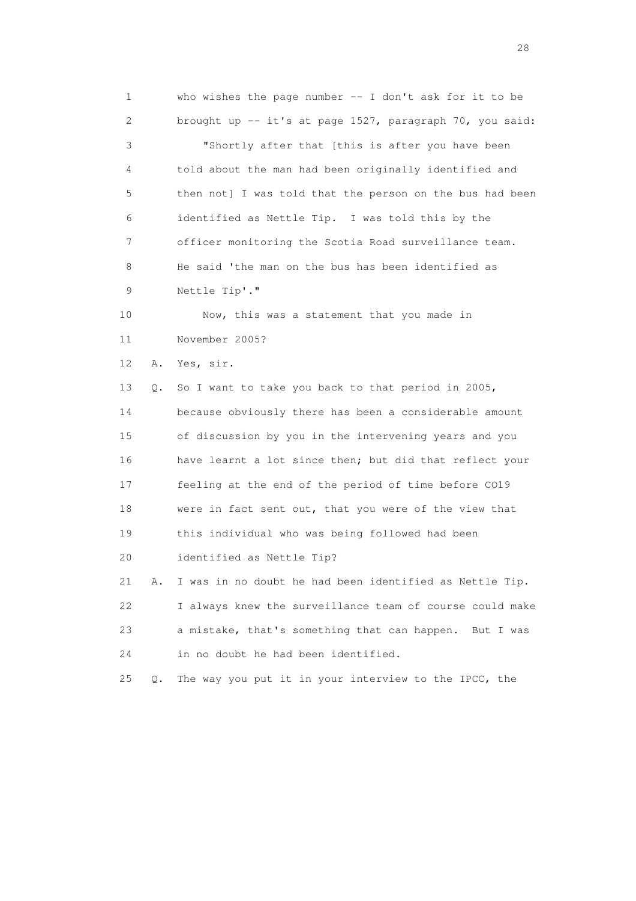1 who wishes the page number -- I don't ask for it to be
2 brought up -- it's at page 1527, paragraph 70, you said:
3 "Shortly after that [this is after you have been
4 told about the man had been originally identified and
5 then not] I was told that the person on the bus had been
6 identified as Nettle Tip. I was told this by the
7 officer monitoring the Scotia Road surveillance team.
8 He said 'the man on the bus has been identified as
9 Nettle Tip'."
10 Now, this was a statement that you made in
11 November 2005?
12 A. Yes, sir.
13 Q. So I want to take you back to that period in 2005,
14 because obviously there has been a considerable amount
15 of discussion by you in the intervening years and you
16 have learnt a lot since then; but did that reflect your
17 feeling at the end of the period of time before CO19
18 were in fact sent out, that you were of the view that
19 this individual who was being followed had been
20 identified as Nettle Tip?
21 A. I was in no doubt he had been identified as Nettle Tip.
22 I always knew the surveillance team of course could make
23 a mistake, that's something that can happen. But I was
24 in no doubt he had been identified.
25 Q. The way you put it in your interview to the IPCC, the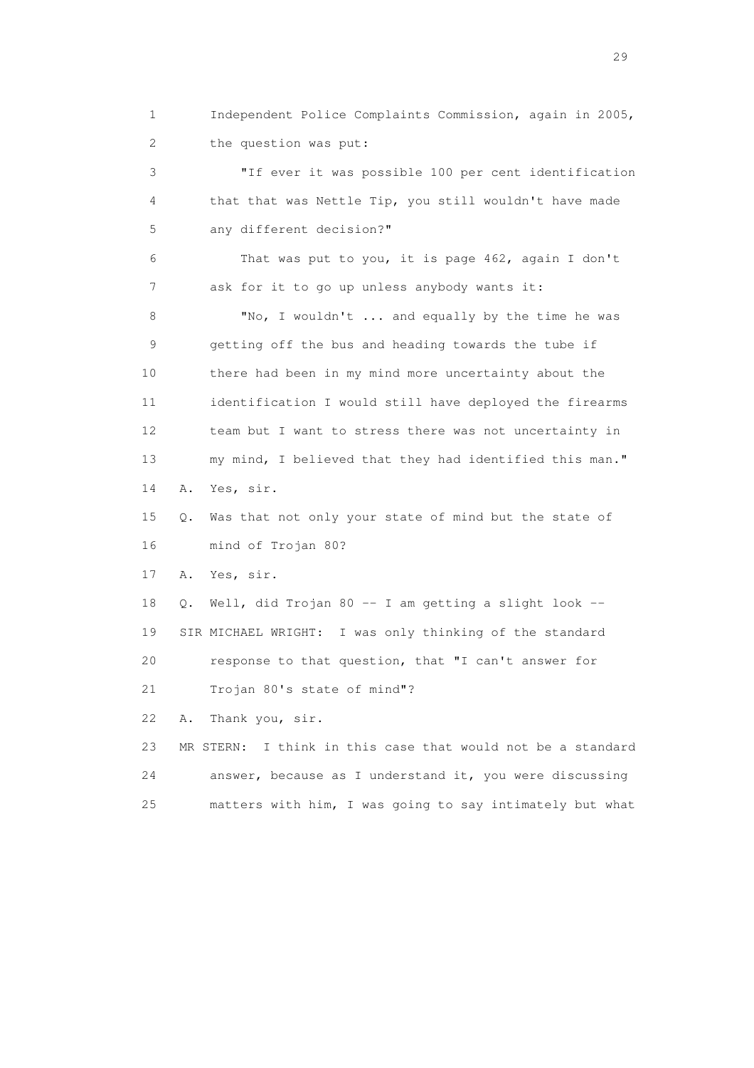1 Independent Police Complaints Commission, again in 2005,
2 the question was put:

3 "If ever it was possible 100 per cent identification
4 that that was Nettle Tip, you still wouldn't have made
5 any different decision?"

6 That was put to you, it is page 462, again I don't
7 ask for it to go up unless anybody wants it:

8 "No, I wouldn't ... and equally by the time he was
9 getting off the bus and heading towards the tube if
10 there had been in my mind more uncertainty about the
11 identification I would still have deployed the firearms
12 team but I want to stress there was not uncertainty in
13 my mind, I believed that they had identified this man."

14 A. Yes, sir.

15 Q. Was that not only your state of mind but the state of
16 mind of Trojan 80?

17 A. Yes, sir.

18 Q. Well, did Trojan 80 -- I am getting a slight look --

19 SIR MICHAEL WRIGHT: I was only thinking of the standard
20 response to that question, that "I can't answer for
21 Trojan 80's state of mind"?

22 A. Thank you, sir.

23 MR STERN: I think in this case that would not be a standard
24 answer, because as I understand it, you were discussing
25 matters with him, I was going to say intimately but what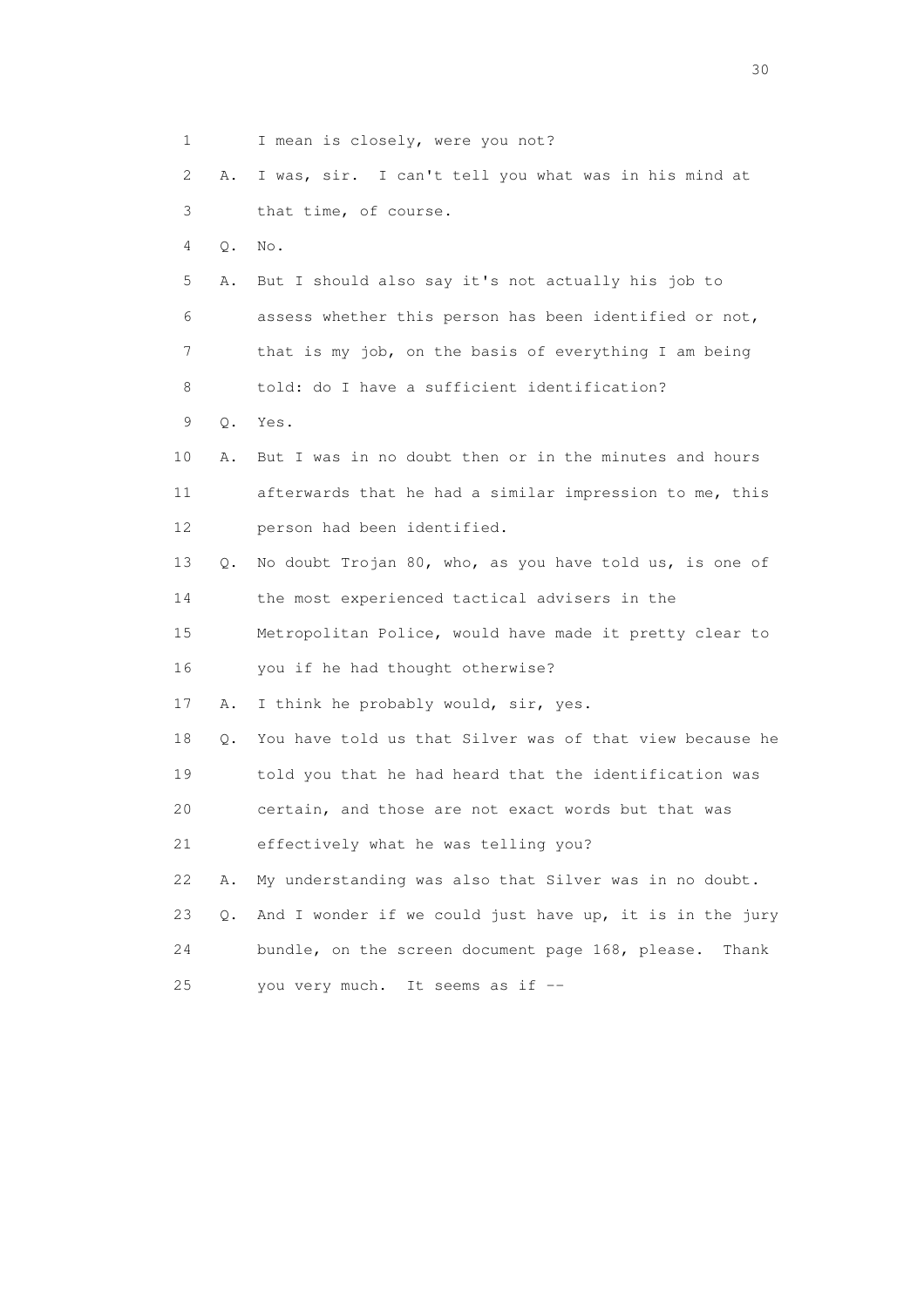1 I mean is closely, were you not?

2 A. I was, sir. I can't tell you what was in his mind at

3 that time, of course.

4 Q. No.

5 A. But I should also say it's not actually his job to

6 assess whether this person has been identified or not,

7 that is my job, on the basis of everything I am being

8 told: do I have a sufficient identification?

9 Q. Yes.

10 A. But I was in no doubt then or in the minutes and hours

11 afterwards that he had a similar impression to me, this

12 person had been identified.

13 Q. No doubt Trojan 80, who, as you have told us, is one of

14 the most experienced tactical advisers in the

15 Metropolitan Police, would have made it pretty clear to

16 you if he had thought otherwise?

17 A. I think he probably would, sir, yes.

18 Q. You have told us that Silver was of that view because he

19 told you that he had heard that the identification was

20 certain, and those are not exact words but that was

21 effectively what he was telling you?

22 A. My understanding was also that Silver was in no doubt.

23 Q. And I wonder if we could just have up, it is in the jury

24 bundle, on the screen document page 168, please. Thank

25 you very much. It seems as if --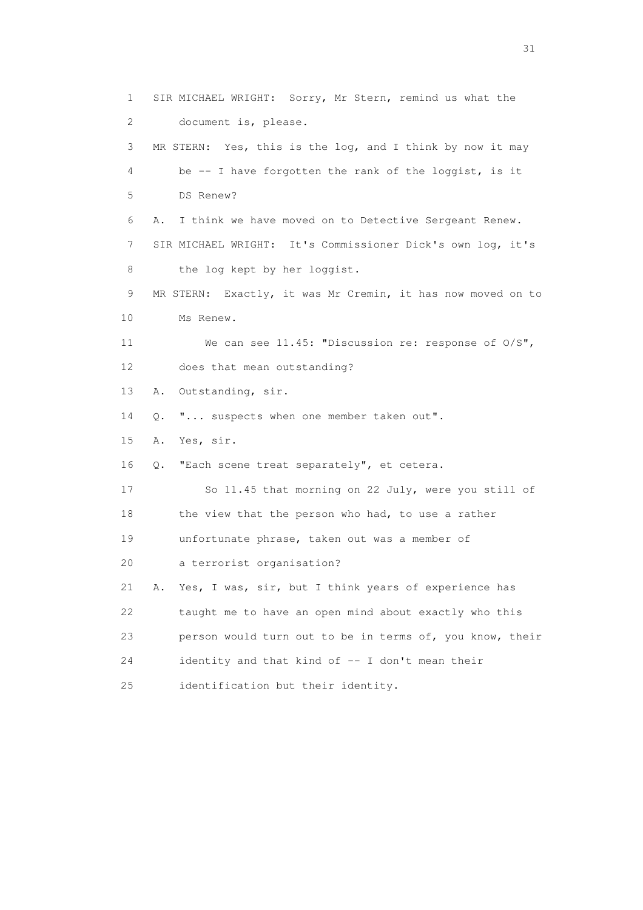1 SIR MICHAEL WRIGHT: Sorry, Mr Stern, remind us what the
2 document is, please.
3 MR STERN: Yes, this is the log, and I think by now it may
4 be -- I have forgotten the rank of the loggist, is it
5 DS Renew?
6 A. I think we have moved on to Detective Sergeant Renew.
7 SIR MICHAEL WRIGHT: It's Commissioner Dick's own log, it's
8 the log kept by her loggist.
9 MR STERN: Exactly, it was Mr Cremin, it has now moved on to
10 Ms Renew.
11 We can see 11.45: "Discussion re: response of O/S",
12 does that mean outstanding?
13 A. Outstanding, sir.
14 Q. "... suspects when one member taken out".
15 A. Yes, sir.
16 Q. "Each scene treat separately", et cetera.
17 So 11.45 that morning on 22 July, were you still of
18 the view that the person who had, to use a rather
19 unfortunate phrase, taken out was a member of
20 a terrorist organisation?
21 A. Yes, I was, sir, but I think years of experience has
22 taught me to have an open mind about exactly who this
23 person would turn out to be in terms of, you know, their
24 identity and that kind of -- I don't mean their
25 identification but their identity.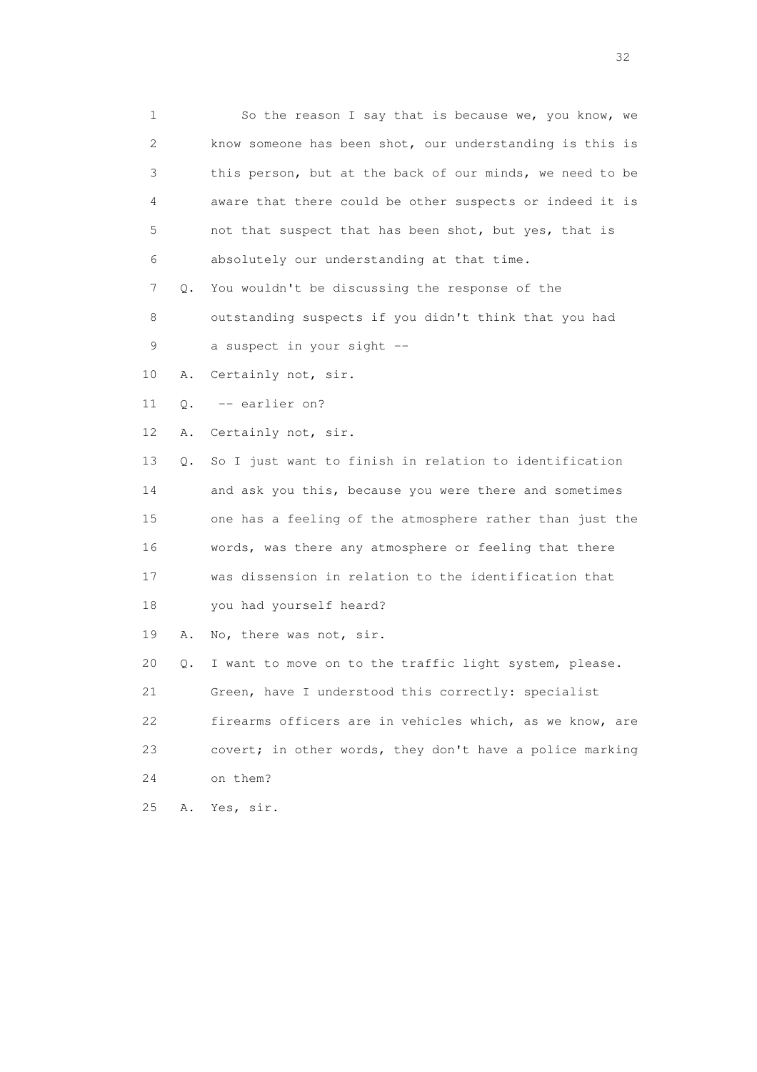1 So the reason I say that is because we, you know, we
2 know someone has been shot, our understanding is this is
3 this person, but at the back of our minds, we need to be
4 aware that there could be other suspects or indeed it is
5 not that suspect that has been shot, but yes, that is
6 absolutely our understanding at that time.

7 Q. You wouldn't be discussing the response of the
8 outstanding suspects if you didn't think that you had
9 a suspect in your sight --

10 A. Certainly not, sir.

11 Q. -- earlier on?

12 A. Certainly not, sir.

13 Q. So I just want to finish in relation to identification
14 and ask you this, because you were there and sometimes
15 one has a feeling of the atmosphere rather than just the
16 words, was there any atmosphere or feeling that there
17 was dissension in relation to the identification that
18 you had yourself heard?

19 A. No, there was not, sir.

20 Q. I want to move on to the traffic light system, please.
21 Green, have I understood this correctly: specialist
22 firearms officers are in vehicles which, as we know, are
23 covert; in other words, they don't have a police marking
24 on them?

25 A. Yes, sir.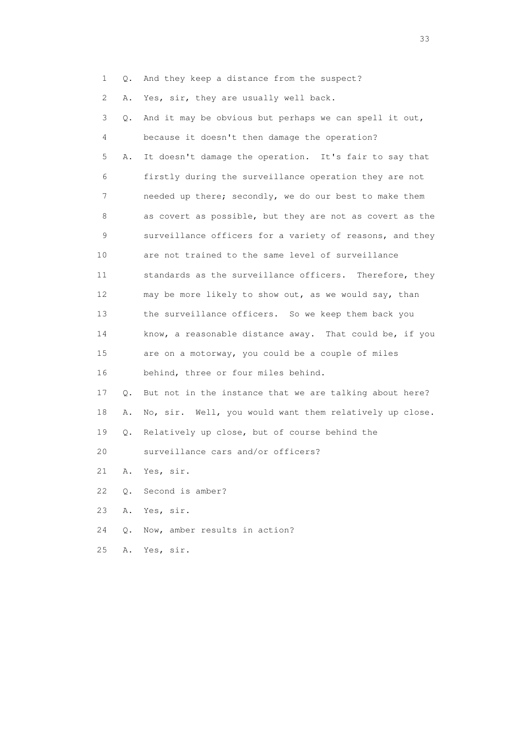1 Q. And they keep a distance from the suspect?

2 A. Yes, sir, they are usually well back.

3 Q. And it may be obvious but perhaps we can spell it out,

4 because it doesn't then damage the operation?

5 A. It doesn't damage the operation. It's fair to say that

6 firstly during the surveillance operation they are not

7 needed up there; secondly, we do our best to make them

8 as covert as possible, but they are not as covert as the

9 surveillance officers for a variety of reasons, and they

10 are not trained to the same level of surveillance

11 standards as the surveillance officers. Therefore, they

12 may be more likely to show out, as we would say, than

13 the surveillance officers. So we keep them back you

14 know, a reasonable distance away. That could be, if you

15 are on a motorway, you could be a couple of miles

16 behind, three or four miles behind.

17 Q. But not in the instance that we are talking about here?

18 A. No, sir. Well, you would want them relatively up close.

19 Q. Relatively up close, but of course behind the

20 surveillance cars and/or officers?

21 A. Yes, sir.

22 Q. Second is amber?

23 A. Yes, sir.

24 Q. Now, amber results in action?

25 A. Yes, sir.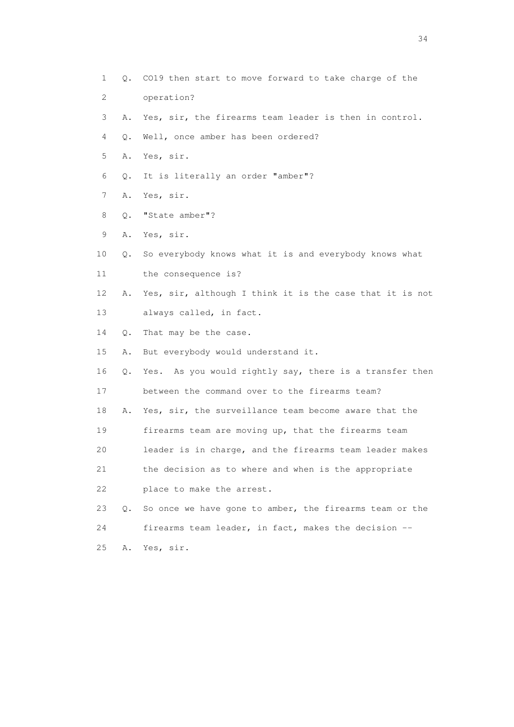1 Q. CO19 then start to move forward to take charge of the
2 operation?
3 A. Yes, sir, the firearms team leader is then in control.
4 Q. Well, once amber has been ordered?
5 A. Yes, sir.
6 Q. It is literally an order "amber"?
7 A. Yes, sir.
8 Q. "State amber"?
9 A. Yes, sir.
10 Q. So everybody knows what it is and everybody knows what
11 the consequence is?
12 A. Yes, sir, although I think it is the case that it is not
13 always called, in fact.
14 Q. That may be the case.
15 A. But everybody would understand it.
16 Q. Yes. As you would rightly say, there is a transfer then
17 between the command over to the firearms team?
18 A. Yes, sir, the surveillance team become aware that the
19 firearms team are moving up, that the firearms team
20 leader is in charge, and the firearms team leader makes
21 the decision as to where and when is the appropriate
22 place to make the arrest.
23 Q. So once we have gone to amber, the firearms team or the
24 firearms team leader, in fact, makes the decision --
25 A. Yes, sir.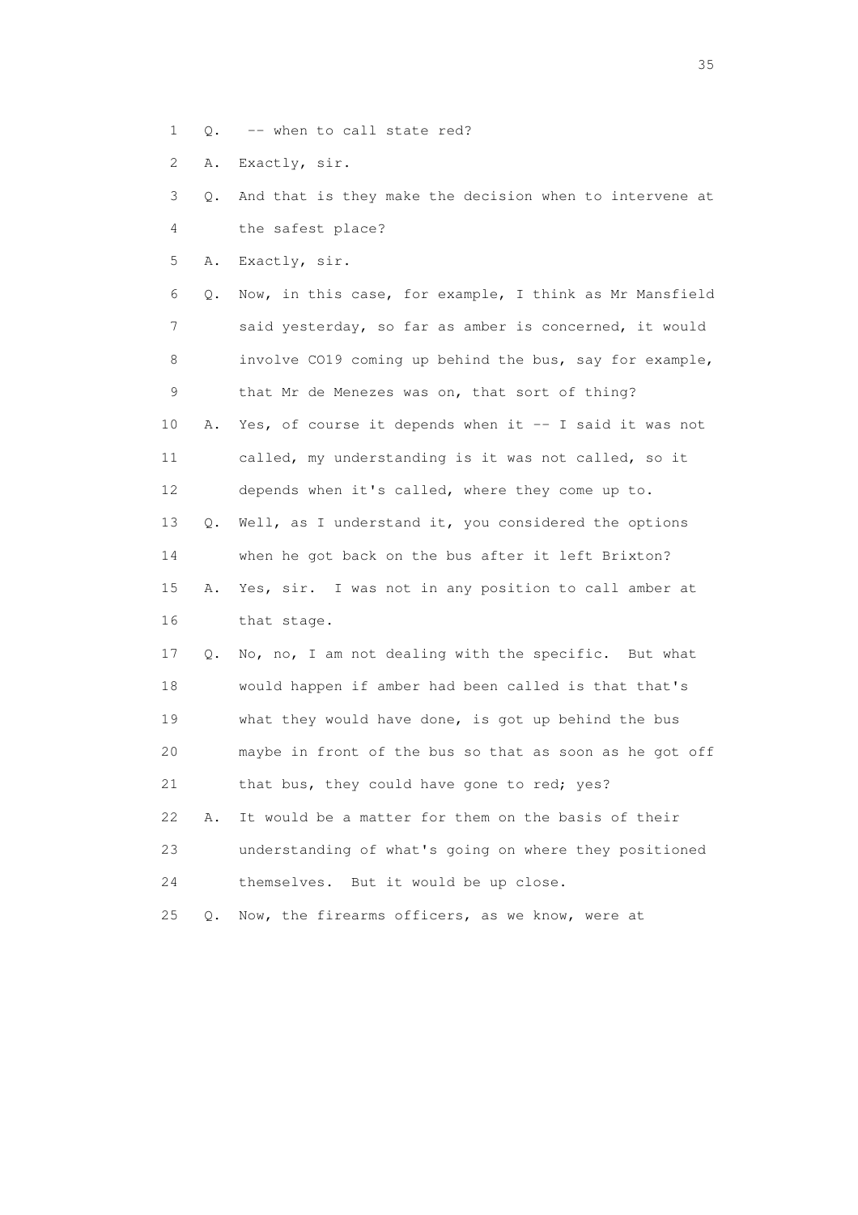1 Q. -- when to call state red?

2 A. Exactly, sir.

3 Q. And that is they make the decision when to intervene at

4 the safest place?

5 A. Exactly, sir.

6 Q. Now, in this case, for example, I think as Mr Mansfield

7 said yesterday, so far as amber is concerned, it would

8 involve CO19 coming up behind the bus, say for example,

9 that Mr de Menezes was on, that sort of thing?

10 A. Yes, of course it depends when it -- I said it was not

11 called, my understanding is it was not called, so it

12 depends when it's called, where they come up to.

13 Q. Well, as I understand it, you considered the options

14 when he got back on the bus after it left Brixton?

15 A. Yes, sir. I was not in any position to call amber at

16 that stage.

17 Q. No, no, I am not dealing with the specific. But what

18 would happen if amber had been called is that that's

19 what they would have done, is got up behind the bus

20 maybe in front of the bus so that as soon as he got off

21 that bus, they could have gone to red; yes?

22 A. It would be a matter for them on the basis of their

23 understanding of what's going on where they positioned

24 themselves. But it would be up close.

25 Q. Now, the firearms officers, as we know, were at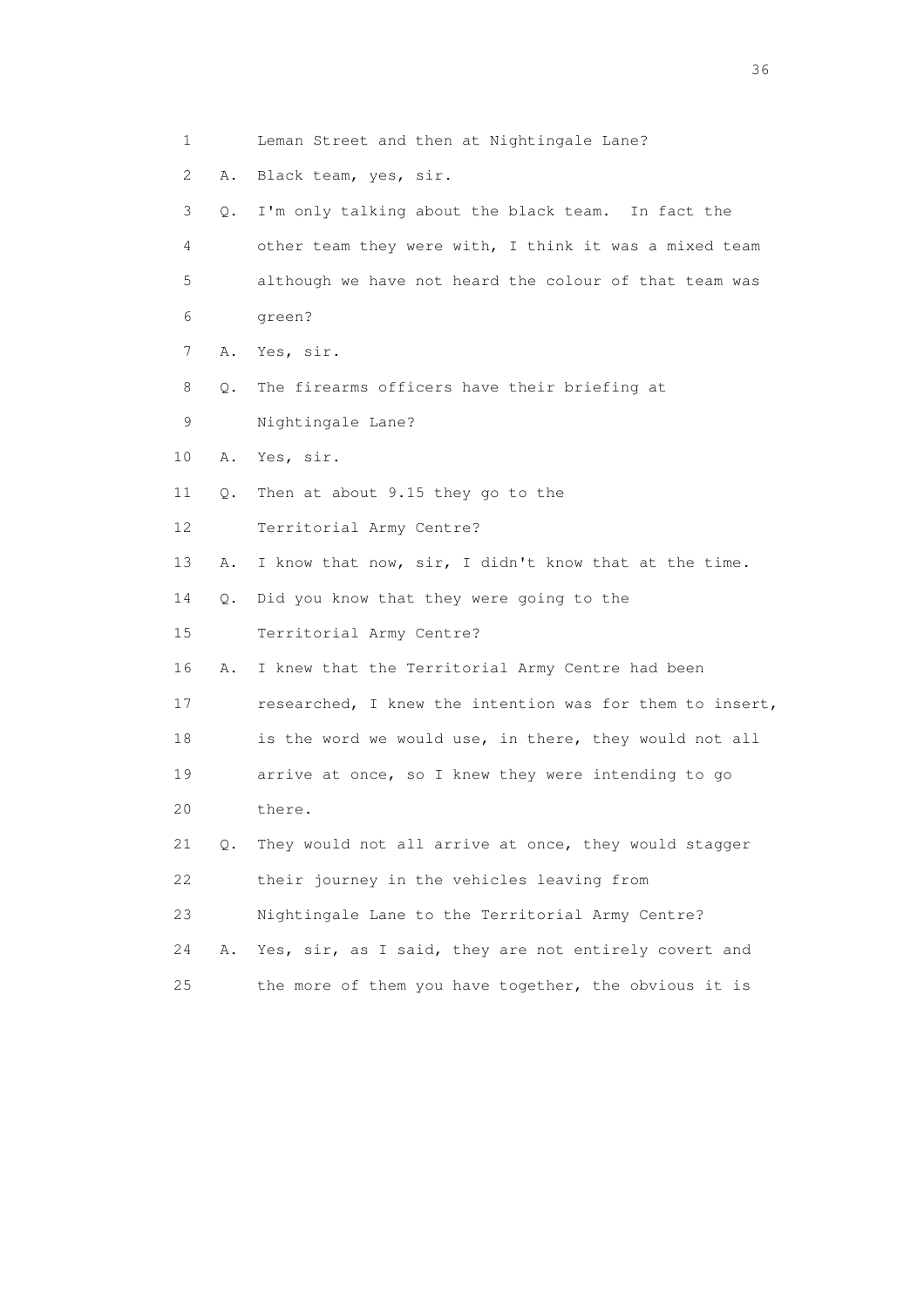1 Leman Street and then at Nightingale Lane?

2 A. Black team, yes, sir.

3 Q. I'm only talking about the black team. In fact the

4 other team they were with, I think it was a mixed team

5 although we have not heard the colour of that team was

6 green?

7 A. Yes, sir.

8 Q. The firearms officers have their briefing at

9 Nightingale Lane?

10 A. Yes, sir.

11 Q. Then at about 9.15 they go to the

12 Territorial Army Centre?

13 A. I know that now, sir, I didn't know that at the time.

14 Q. Did you know that they were going to the

15 Territorial Army Centre?

16 A. I knew that the Territorial Army Centre had been

17 researched, I knew the intention was for them to insert,

18 is the word we would use, in there, they would not all

19 arrive at once, so I knew they were intending to go

20 there.

21 Q. They would not all arrive at once, they would stagger

22 their journey in the vehicles leaving from

23 Nightingale Lane to the Territorial Army Centre?

24 A. Yes, sir, as I said, they are not entirely covert and

25 the more of them you have together, the obvious it is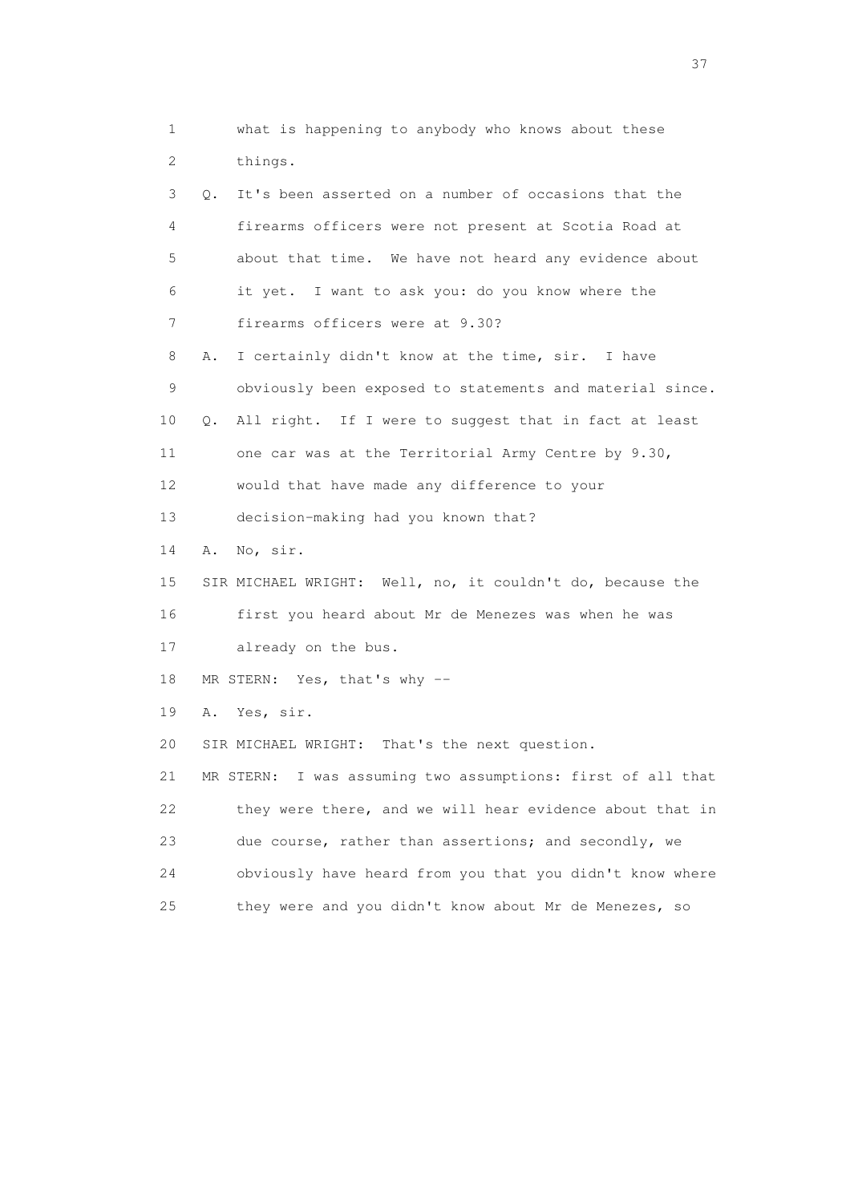1 what is happening to anybody who knows about these
2 things.

3 Q. It's been asserted on a number of occasions that the
4 firearms officers were not present at Scotia Road at
5 about that time. We have not heard any evidence about
6 it yet. I want to ask you: do you know where the
7 firearms officers were at 9.30?

8 A. I certainly didn't know at the time, sir. I have
9 obviously been exposed to statements and material since.

10 Q. All right. If I were to suggest that in fact at least
11 one car was at the Territorial Army Centre by 9.30,
12 would that have made any difference to your
13 decision-making had you known that?

14 A. No, sir.

15 SIR MICHAEL WRIGHT: Well, no, it couldn't do, because the
16 first you heard about Mr de Menezes was when he was
17 already on the bus.

18 MR STERN: Yes, that's why --

19 A. Yes, sir.

20 SIR MICHAEL WRIGHT: That's the next question.

21 MR STERN: I was assuming two assumptions: first of all that
22 they were there, and we will hear evidence about that in
23 due course, rather than assertions; and secondly, we
24 obviously have heard from you that you didn't know where
25 they were and you didn't know about Mr de Menezes, so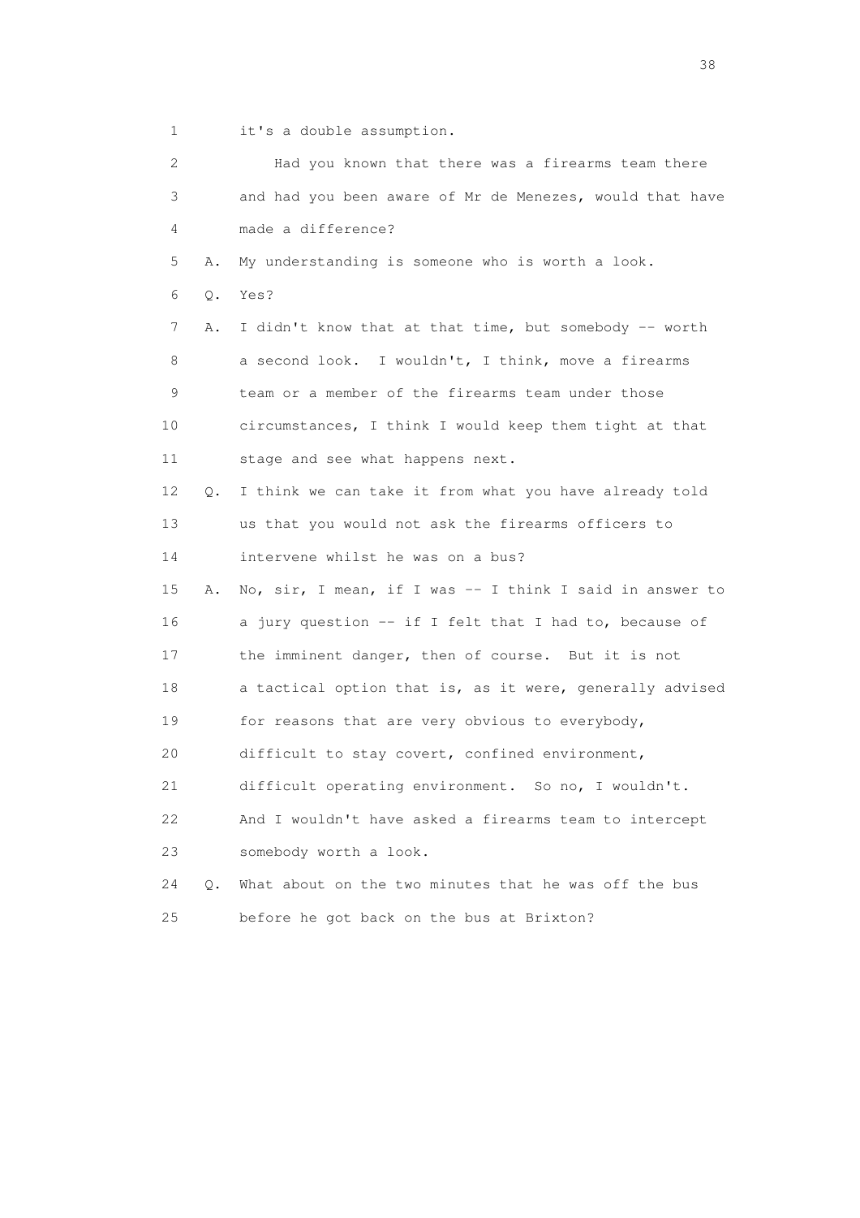1 it's a double assumption.

2 Had you known that there was a firearms team there

3 and had you been aware of Mr de Menezes, would that have

4 made a difference?

5 A. My understanding is someone who is worth a look.

6 Q. Yes?

7 A. I didn't know that at that time, but somebody -- worth

8 a second look. I wouldn't, I think, move a firearms

9 team or a member of the firearms team under those

10 circumstances, I think I would keep them tight at that

11 stage and see what happens next.

12 Q. I think we can take it from what you have already told

13 us that you would not ask the firearms officers to

14 intervene whilst he was on a bus?

15 A. No, sir, I mean, if I was -- I think I said in answer to

16 a jury question -- if I felt that I had to, because of

17 the imminent danger, then of course. But it is not

18 a tactical option that is, as it were, generally advised

19 for reasons that are very obvious to everybody,

20 difficult to stay covert, confined environment,

21 difficult operating environment. So no, I wouldn't.

22 And I wouldn't have asked a firearms team to intercept

23 somebody worth a look.

24 Q. What about on the two minutes that he was off the bus

25 before he got back on the bus at Brixton?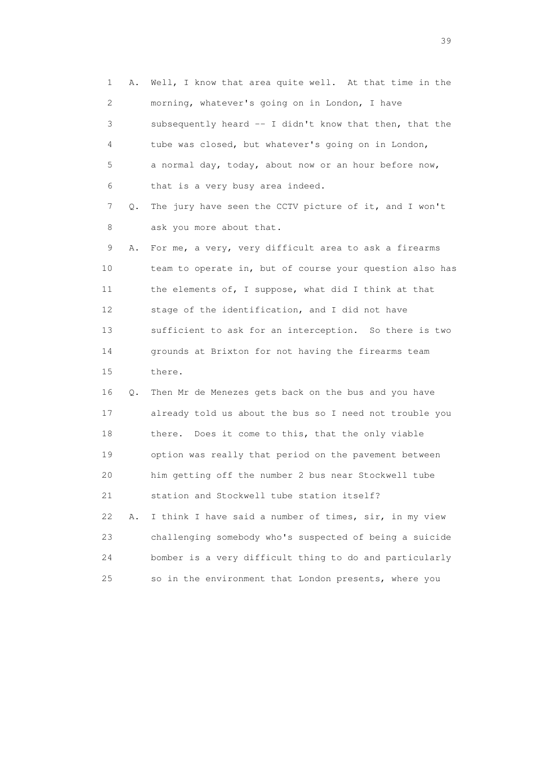1 A. Well, I know that area quite well. At that time in the
2 morning, whatever's going on in London, I have
3 subsequently heard -- I didn't know that then, that the
4 tube was closed, but whatever's going on in London,
5 a normal day, today, about now or an hour before now,
6 that is a very busy area indeed.

7 Q. The jury have seen the CCTV picture of it, and I won't
8 ask you more about that.

9 A. For me, a very, very difficult area to ask a firearms
10 team to operate in, but of course your question also has
11 the elements of, I suppose, what did I think at that
12 stage of the identification, and I did not have
13 sufficient to ask for an interception. So there is two
14 grounds at Brixton for not having the firearms team
15 there.

16 Q. Then Mr de Menezes gets back on the bus and you have
17 already told us about the bus so I need not trouble you
18 there. Does it come to this, that the only viable
19 option was really that period on the pavement between
20 him getting off the number 2 bus near Stockwell tube
21 station and Stockwell tube station itself?

22 A. I think I have said a number of times, sir, in my view
23 challenging somebody who's suspected of being a suicide
24 bomber is a very difficult thing to do and particularly
25 so in the environment that London presents, where you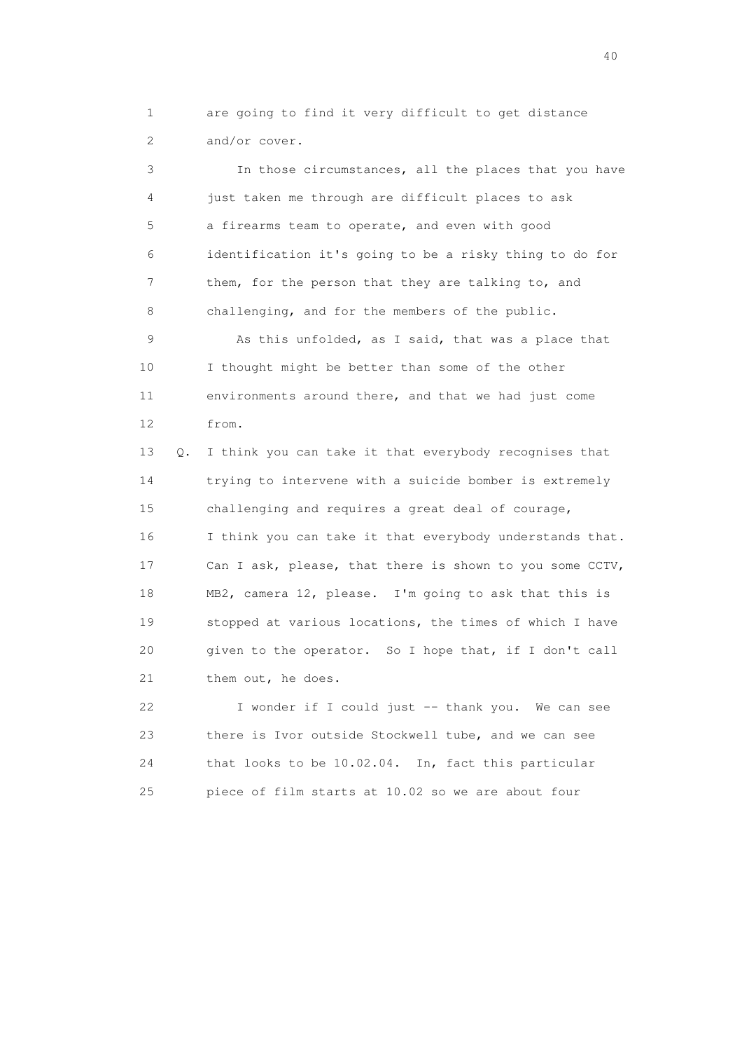1 are going to find it very difficult to get distance
2 and/or cover.

3 In those circumstances, all the places that you have
4 just taken me through are difficult places to ask
5 a firearms team to operate, and even with good
6 identification it's going to be a risky thing to do for
7 them, for the person that they are talking to, and
8 challenging, and for the members of the public.

9 As this unfolded, as I said, that was a place that
10 I thought might be better than some of the other
11 environments around there, and that we had just come
12 from.

13 Q. I think you can take it that everybody recognises that
14 trying to intervene with a suicide bomber is extremely
15 challenging and requires a great deal of courage,
16 I think you can take it that everybody understands that.
17 Can I ask, please, that there is shown to you some CCTV,
18 MB2, camera 12, please. I'm going to ask that this is
19 stopped at various locations, the times of which I have
20 given to the operator. So I hope that, if I don't call
21 them out, he does.

22 I wonder if I could just -- thank you. We can see
23 there is Ivor outside Stockwell tube, and we can see
24 that looks to be 10.02.04. In, fact this particular
25 piece of film starts at 10.02 so we are about four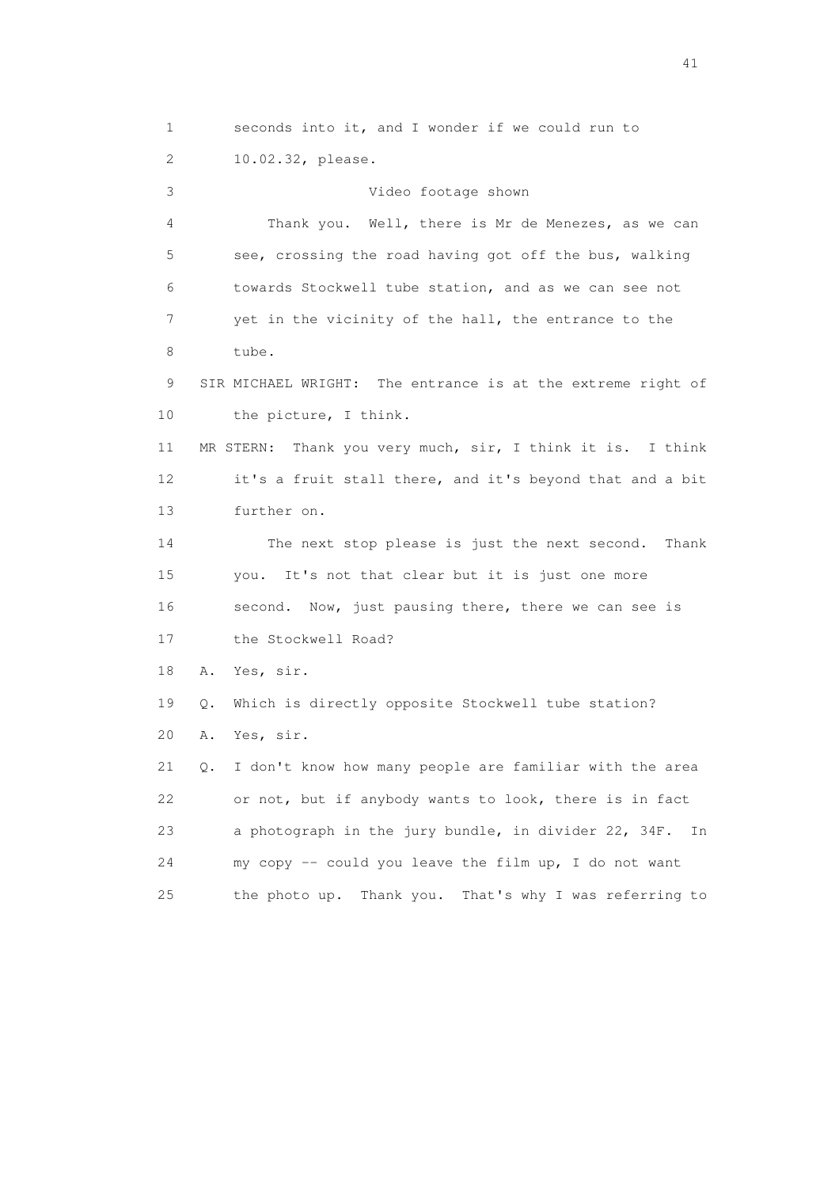1 seconds into it, and I wonder if we could run to
2 10.02.32, please.
3 Video footage shown
4 Thank you. Well, there is Mr de Menezes, as we can
5 see, crossing the road having got off the bus, walking
6 towards Stockwell tube station, and as we can see not
7 yet in the vicinity of the hall, the entrance to the
8 tube.
9 SIR MICHAEL WRIGHT: The entrance is at the extreme right of
10 the picture, I think.
11 MR STERN: Thank you very much, sir, I think it is. I think
12 it's a fruit stall there, and it's beyond that and a bit
13 further on.
14 The next stop please is just the next second. Thank
15 you. It's not that clear but it is just one more
16 second. Now, just pausing there, there we can see is
17 the Stockwell Road?
18 A. Yes, sir.
19 Q. Which is directly opposite Stockwell tube station?
20 A. Yes, sir.
21 Q. I don't know how many people are familiar with the area
22 or not, but if anybody wants to look, there is in fact
23 a photograph in the jury bundle, in divider 22, 34F. In
24 my copy -- could you leave the film up, I do not want
25 the photo up. Thank you. That's why I was referring to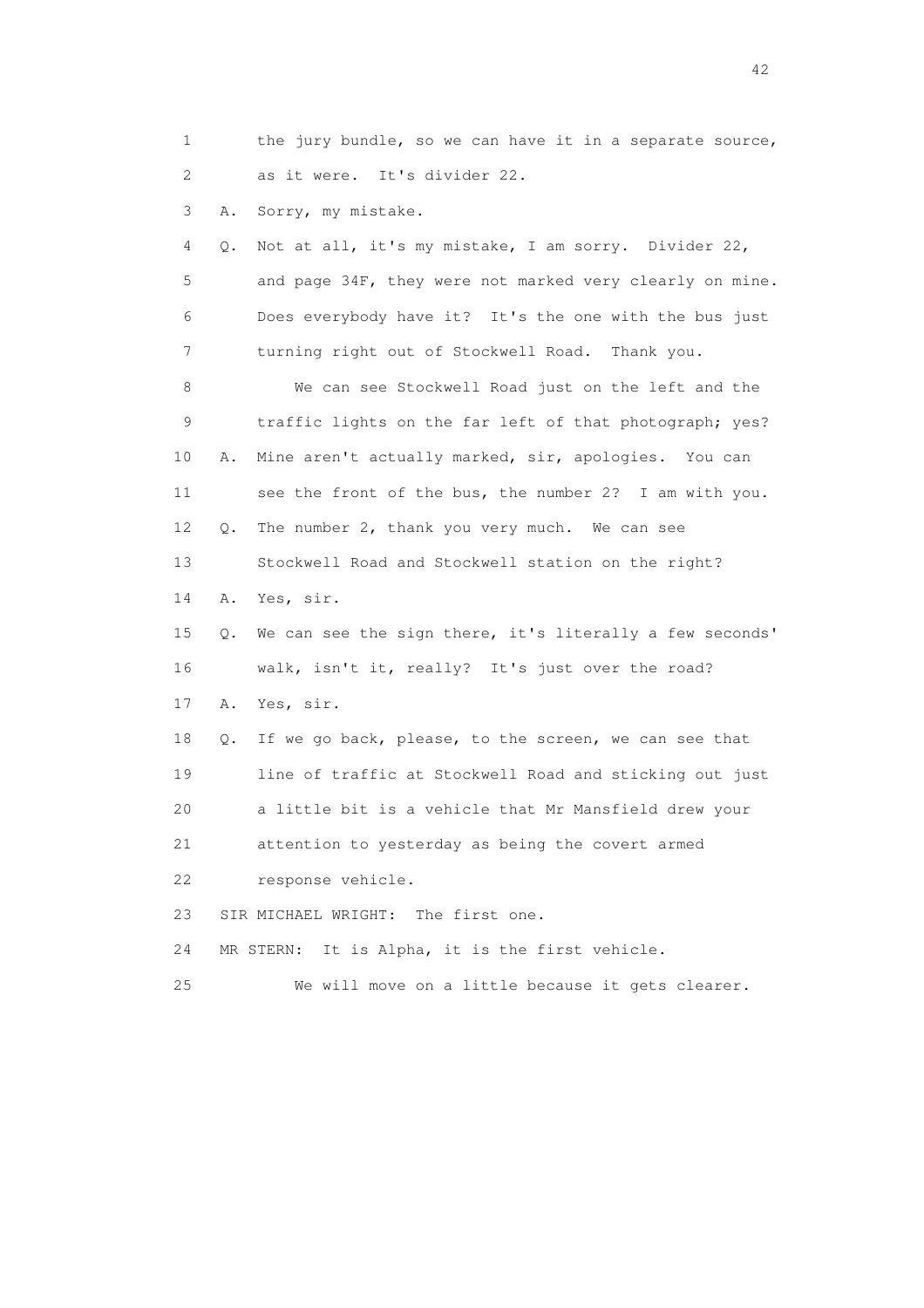1 the jury bundle, so we can have it in a separate source,
2 as it were. It's divider 22.

3 A. Sorry, my mistake.

4 Q. Not at all, it's my mistake, I am sorry. Divider 22,
5 and page 34F, they were not marked very clearly on mine.
6 Does everybody have it? It's the one with the bus just
7 turning right out of Stockwell Road. Thank you.

8 We can see Stockwell Road just on the left and the
9 traffic lights on the far left of that photograph; yes?

10 A. Mine aren't actually marked, sir, apologies. You can
11 see the front of the bus, the number 2? I am with you.

12 Q. The number 2, thank you very much. We can see
13 Stockwell Road and Stockwell station on the right?

14 A. Yes, sir.

15 Q. We can see the sign there, it's literally a few seconds'
16 walk, isn't it, really? It's just over the road?

17 A. Yes, sir.

18 Q. If we go back, please, to the screen, we can see that
19 line of traffic at Stockwell Road and sticking out just
20 a little bit is a vehicle that Mr Mansfield drew your
21 attention to yesterday as being the covert armed
22 response vehicle.

23 SIR MICHAEL WRIGHT: The first one.

24 MR STERN: It is Alpha, it is the first vehicle.

25 We will move on a little because it gets clearer.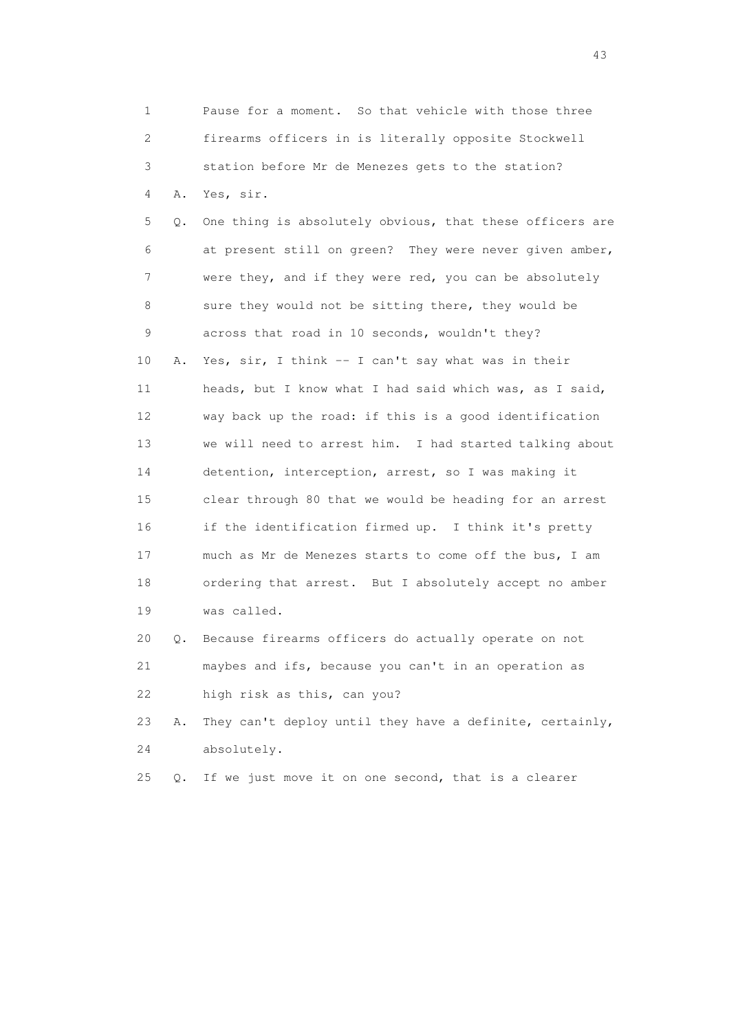1 Pause for a moment. So that vehicle with those three
2 firearms officers in is literally opposite Stockwell
3 station before Mr de Menezes gets to the station?
4 A. Yes, sir.
5 Q. One thing is absolutely obvious, that these officers are
6 at present still on green? They were never given amber,
7 were they, and if they were red, you can be absolutely
8 sure they would not be sitting there, they would be
9 across that road in 10 seconds, wouldn't they?
10 A. Yes, sir, I think -- I can't say what was in their
11 heads, but I know what I had said which was, as I said,
12 way back up the road: if this is a good identification
13 we will need to arrest him. I had started talking about
14 detention, interception, arrest, so I was making it
15 clear through 80 that we would be heading for an arrest
16 if the identification firmed up. I think it's pretty
17 much as Mr de Menezes starts to come off the bus, I am
18 ordering that arrest. But I absolutely accept no amber
19 was called.
20 Q. Because firearms officers do actually operate on not
21 maybes and ifs, because you can't in an operation as
22 high risk as this, can you?
23 A. They can't deploy until they have a definite, certainly,
24 absolutely.
25 Q. If we just move it on one second, that is a clearer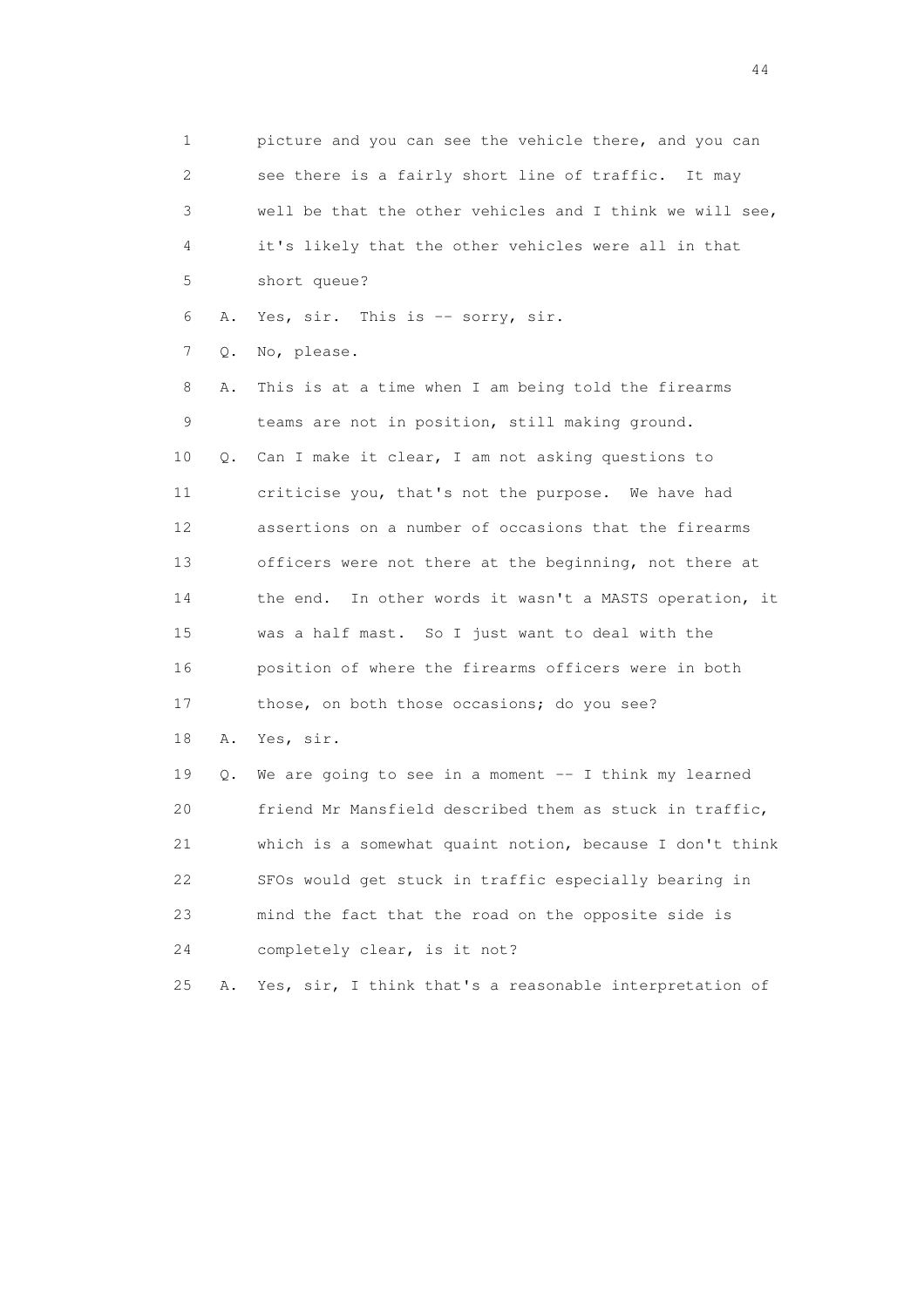1 picture and you can see the vehicle there, and you can
2 see there is a fairly short line of traffic. It may
3 well be that the other vehicles and I think we will see,
4 it's likely that the other vehicles were all in that
5 short queue?

6 A. Yes, sir. This is -- sorry, sir.

7 Q. No, please.

8 A. This is at a time when I am being told the firearms
9 teams are not in position, still making ground.

10 Q. Can I make it clear, I am not asking questions to
11 criticise you, that's not the purpose. We have had
12 assertions on a number of occasions that the firearms
13 officers were not there at the beginning, not there at
14 the end. In other words it wasn't a MASTS operation, it
15 was a half mast. So I just want to deal with the
16 position of where the firearms officers were in both
17 those, on both those occasions; do you see?

18 A. Yes, sir.

19 Q. We are going to see in a moment -- I think my learned
20 friend Mr Mansfield described them as stuck in traffic,
21 which is a somewhat quaint notion, because I don't think
22 SFOs would get stuck in traffic especially bearing in
23 mind the fact that the road on the opposite side is
24 completely clear, is it not?

25 A. Yes, sir, I think that's a reasonable interpretation of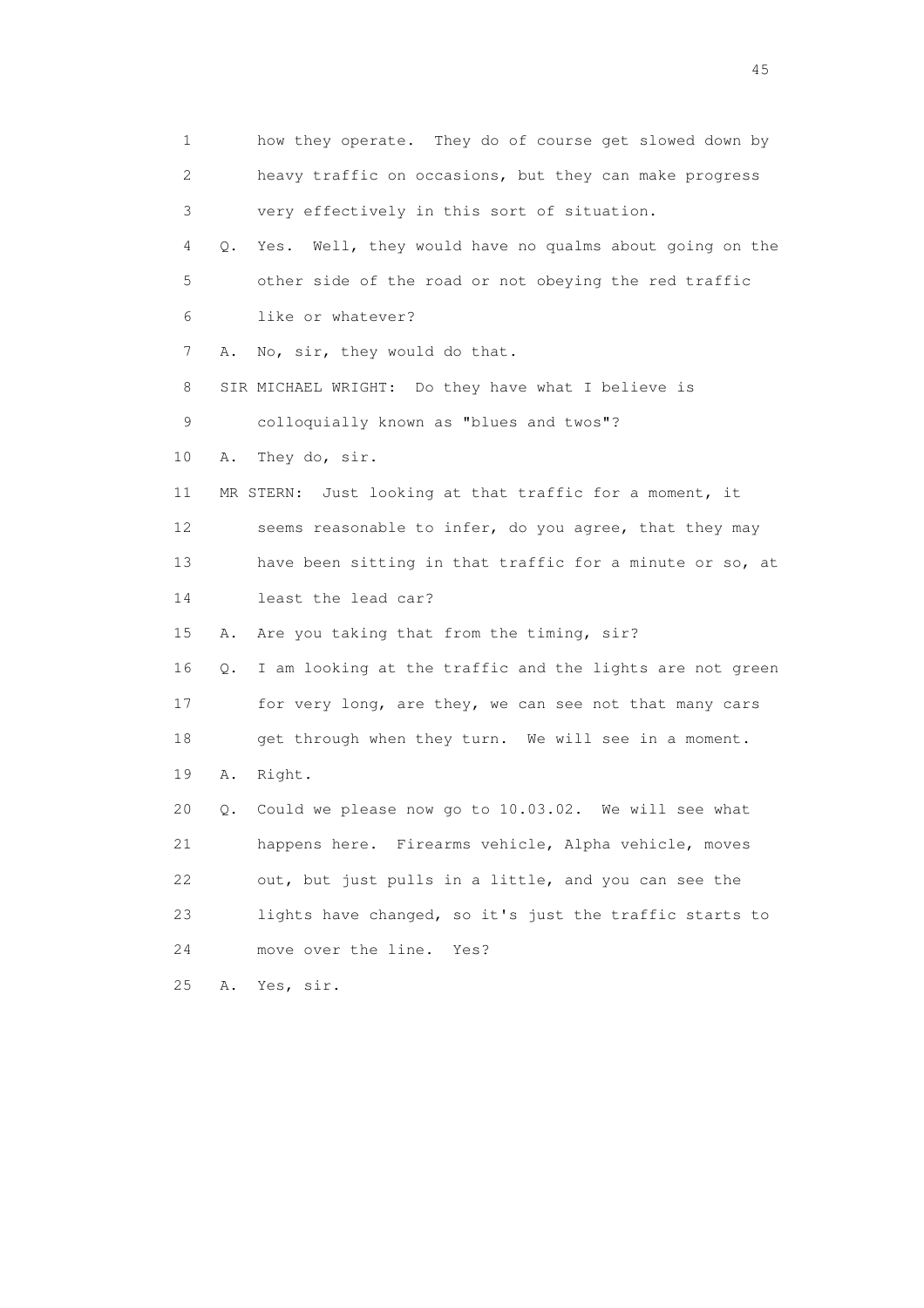1 how they operate. They do of course get slowed down by
2 heavy traffic on occasions, but they can make progress
3 very effectively in this sort of situation.
4 Q. Yes. Well, they would have no qualms about going on the
5 other side of the road or not obeying the red traffic
6 like or whatever?
7 A. No, sir, they would do that.
8 SIR MICHAEL WRIGHT: Do they have what I believe is
9 colloquially known as "blues and twos"?
10 A. They do, sir.
11 MR STERN: Just looking at that traffic for a moment, it
12 seems reasonable to infer, do you agree, that they may
13 have been sitting in that traffic for a minute or so, at
14 least the lead car?
15 A. Are you taking that from the timing, sir?
16 Q. I am looking at the traffic and the lights are not green
17 for very long, are they, we can see not that many cars
18 get through when they turn. We will see in a moment.
19 A. Right.
20 Q. Could we please now go to 10.03.02. We will see what
21 happens here. Firearms vehicle, Alpha vehicle, moves
22 out, but just pulls in a little, and you can see the
23 lights have changed, so it's just the traffic starts to
24 move over the line. Yes?
25 A. Yes, sir.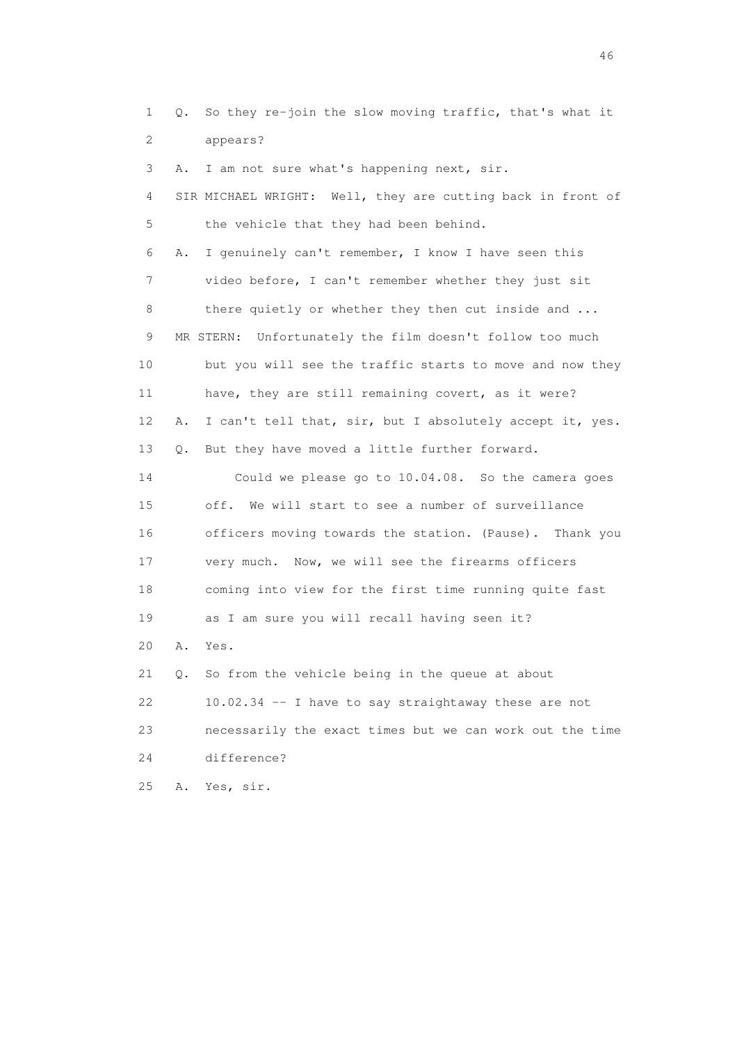1 Q. So they re-join the slow moving traffic, that's what it
2 appears?

3 A. I am not sure what's happening next, sir.

4 SIR MICHAEL WRIGHT: Well, they are cutting back in front of
5 the vehicle that they had been behind.

6 A. I genuinely can't remember, I know I have seen this
7 video before, I can't remember whether they just sit
8 there quietly or whether they then cut inside and ...

9 MR STERN: Unfortunately the film doesn't follow too much
10 but you will see the traffic starts to move and now they
11 have, they are still remaining covert, as it were?

12 A. I can't tell that, sir, but I absolutely accept it, yes.

13 Q. But they have moved a little further forward.

14 Could we please go to 10.04.08. So the camera goes
15 off. We will start to see a number of surveillance
16 officers moving towards the station. (Pause). Thank you
17 very much. Now, we will see the firearms officers
18 coming into view for the first time running quite fast
19 as I am sure you will recall having seen it?

20 A. Yes.

21 Q. So from the vehicle being in the queue at about
22 10.02.34 -- I have to say straightaway these are not
23 necessarily the exact times but we can work out the time
24 difference?

25 A. Yes, sir.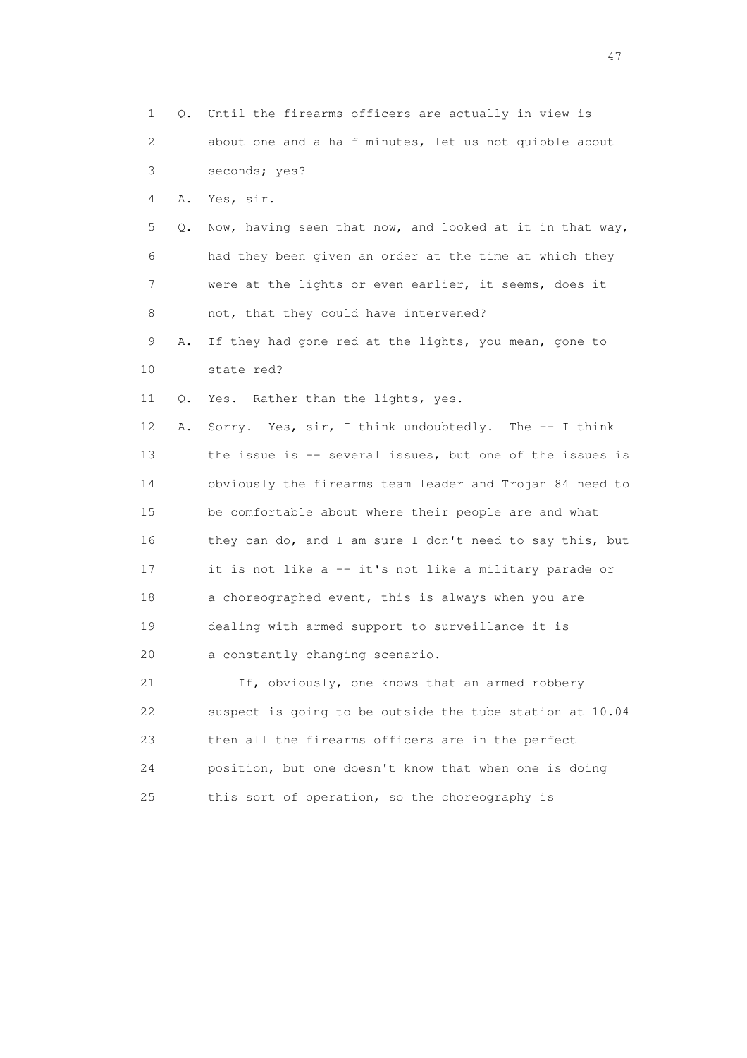1 Q. Until the firearms officers are actually in view is
2 about one and a half minutes, let us not quibble about
3 seconds; yes?
4 A. Yes, sir.
5 Q. Now, having seen that now, and looked at it in that way,
6 had they been given an order at the time at which they
7 were at the lights or even earlier, it seems, does it
8 not, that they could have intervened?
9 A. If they had gone red at the lights, you mean, gone to
10 state red?
11 Q. Yes. Rather than the lights, yes.
12 A. Sorry. Yes, sir, I think undoubtedly. The -- I think
13 the issue is -- several issues, but one of the issues is
14 obviously the firearms team leader and Trojan 84 need to
15 be comfortable about where their people are and what
16 they can do, and I am sure I don't need to say this, but
17 it is not like a -- it's not like a military parade or
18 a choreographed event, this is always when you are
19 dealing with armed support to surveillance it is
20 a constantly changing scenario.
21 If, obviously, one knows that an armed robbery
22 suspect is going to be outside the tube station at 10.04
23 then all the firearms officers are in the perfect
24 position, but one doesn't know that when one is doing
25 this sort of operation, so the choreography is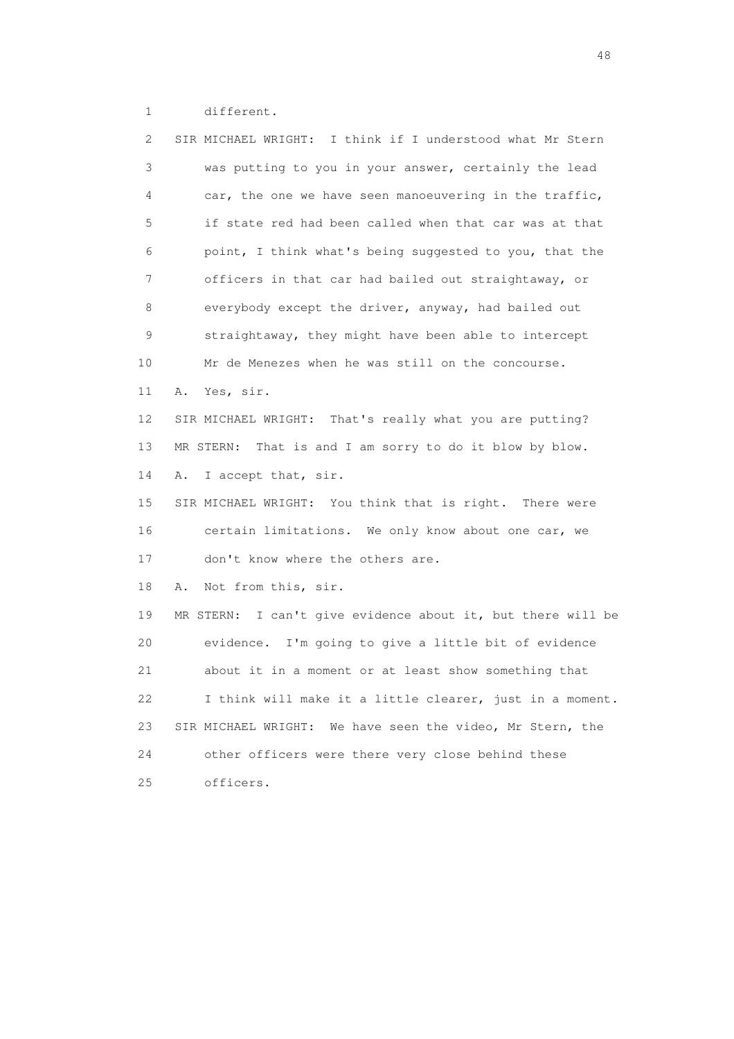1 different.

2 SIR MICHAEL WRIGHT: I think if I understood what Mr Stern
3 was putting to you in your answer, certainly the lead
4 car, the one we have seen manoeuvering in the traffic,
5 if state red had been called when that car was at that
6 point, I think what's being suggested to you, that the
7 officers in that car had bailed out straightaway, or
8 everybody except the driver, anyway, had bailed out
9 straightaway, they might have been able to intercept
10 Mr de Menezes when he was still on the concourse.

11 A. Yes, sir.

12 SIR MICHAEL WRIGHT: That's really what you are putting?

13 MR STERN: That is and I am sorry to do it blow by blow.

14 A. I accept that, sir.

15 SIR MICHAEL WRIGHT: You think that is right. There were
16 certain limitations. We only know about one car, we
17 don't know where the others are.

18 A. Not from this, sir.

19 MR STERN: I can't give evidence about it, but there will be
20 evidence. I'm going to give a little bit of evidence
21 about it in a moment or at least show something that
22 I think will make it a little clearer, just in a moment.

23 SIR MICHAEL WRIGHT: We have seen the video, Mr Stern, the
24 other officers were there very close behind these
25 officers.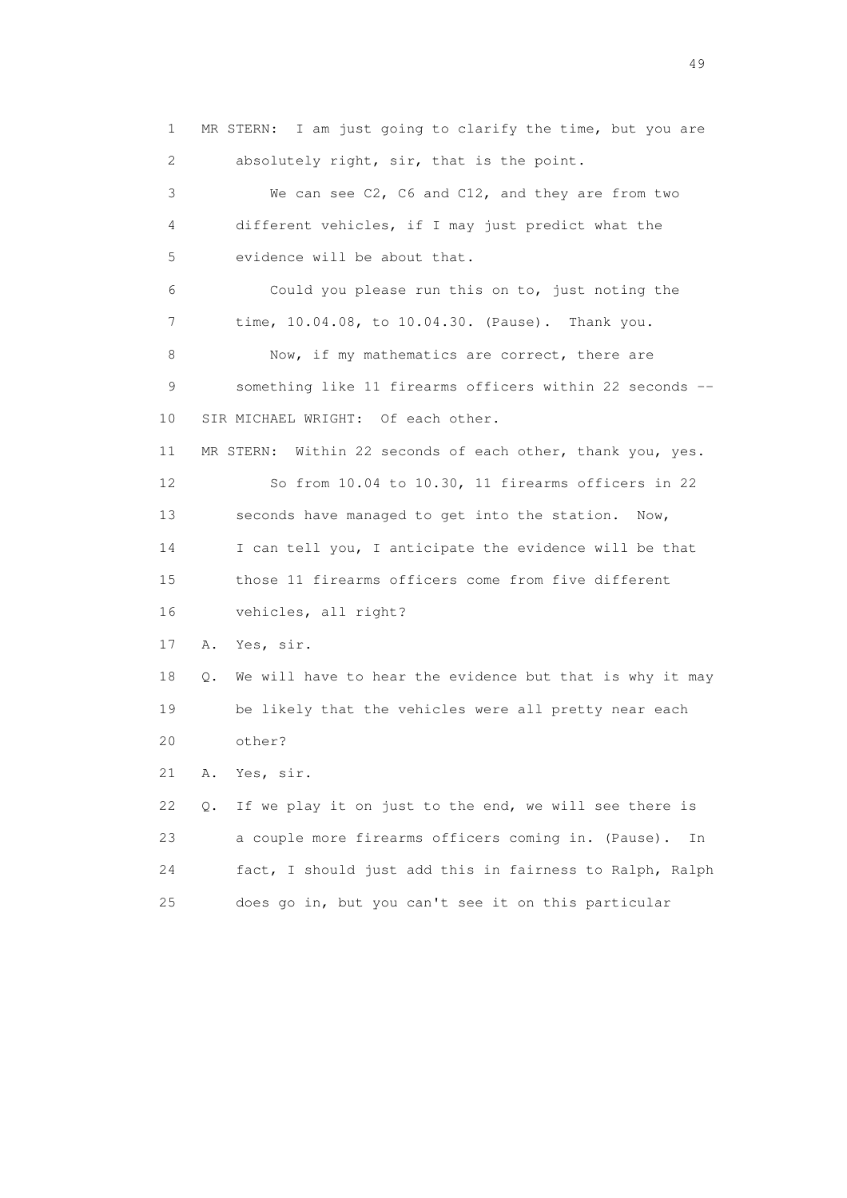1 MR STERN: I am just going to clarify the time, but you are
2 absolutely right, sir, that is the point.
3 We can see C2, C6 and C12, and they are from two
4 different vehicles, if I may just predict what the
5 evidence will be about that.
6 Could you please run this on to, just noting the
7 time, 10.04.08, to 10.04.30. (Pause). Thank you.
8 Now, if my mathematics are correct, there are
9 something like 11 firearms officers within 22 seconds --
10 SIR MICHAEL WRIGHT: Of each other.
11 MR STERN: Within 22 seconds of each other, thank you, yes.
12 So from 10.04 to 10.30, 11 firearms officers in 22
13 seconds have managed to get into the station. Now,
14 I can tell you, I anticipate the evidence will be that
15 those 11 firearms officers come from five different
16 vehicles, all right?
17 A. Yes, sir.
18 Q. We will have to hear the evidence but that is why it may
19 be likely that the vehicles were all pretty near each
20 other?
21 A. Yes, sir.
22 Q. If we play it on just to the end, we will see there is
23 a couple more firearms officers coming in. (Pause). In
24 fact, I should just add this in fairness to Ralph, Ralph
25 does go in, but you can't see it on this particular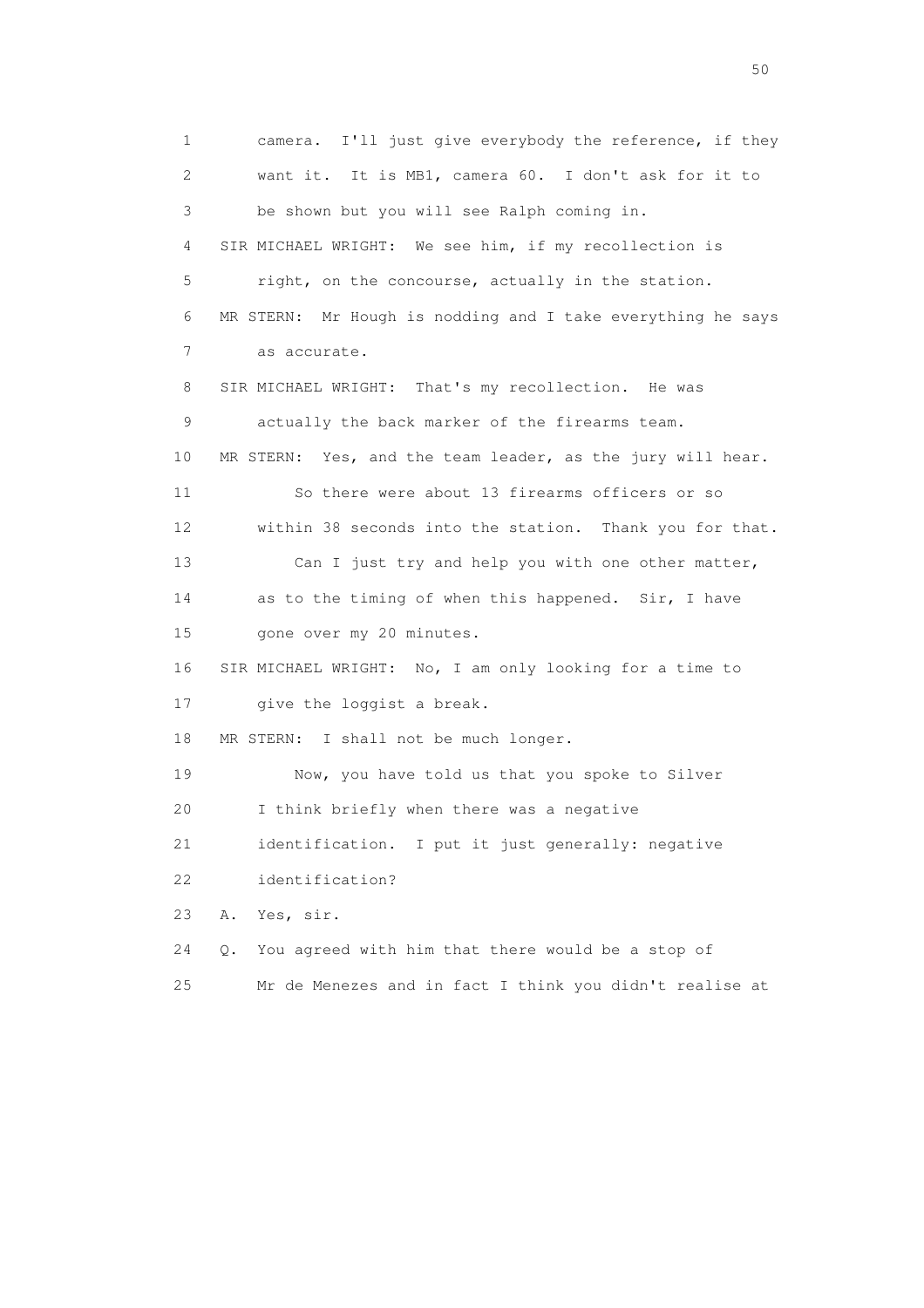1 camera. I'll just give everybody the reference, if they
2 want it. It is MB1, camera 60. I don't ask for it to
3 be shown but you will see Ralph coming in.
4 SIR MICHAEL WRIGHT: We see him, if my recollection is
5 right, on the concourse, actually in the station.
6 MR STERN: Mr Hough is nodding and I take everything he says
7 as accurate.
8 SIR MICHAEL WRIGHT: That's my recollection. He was
9 actually the back marker of the firearms team.
10 MR STERN: Yes, and the team leader, as the jury will hear.
11 So there were about 13 firearms officers or so
12 within 38 seconds into the station. Thank you for that.
13 Can I just try and help you with one other matter,
14 as to the timing of when this happened. Sir, I have
15 gone over my 20 minutes.
16 SIR MICHAEL WRIGHT: No, I am only looking for a time to
17 give the loggist a break.
18 MR STERN: I shall not be much longer.
19 Now, you have told us that you spoke to Silver
20 I think briefly when there was a negative
21 identification. I put it just generally: negative
22 identification?
23 A. Yes, sir.
24 Q. You agreed with him that there would be a stop of
25 Mr de Menezes and in fact I think you didn't realise at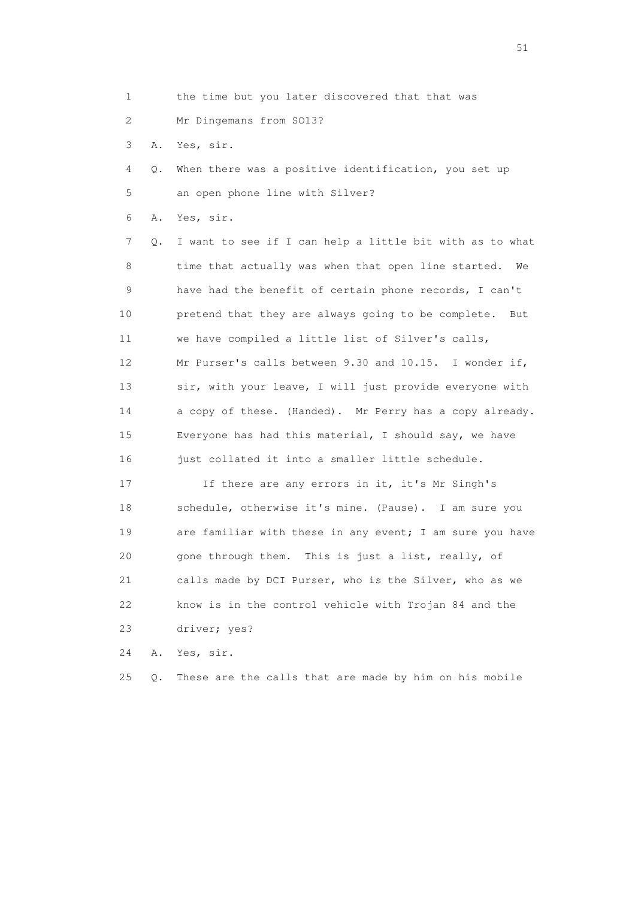1 the time but you later discovered that that was

2 Mr Dingemans from SO13?

3 A. Yes, sir.

4 Q. When there was a positive identification, you set up

5 an open phone line with Silver?

6 A. Yes, sir.

7 Q. I want to see if I can help a little bit with as to what

8 time that actually was when that open line started. We

9 have had the benefit of certain phone records, I can't

10 pretend that they are always going to be complete. But

11 we have compiled a little list of Silver's calls,

12 Mr Purser's calls between 9.30 and 10.15. I wonder if,

13 sir, with your leave, I will just provide everyone with

14 a copy of these. (Handed). Mr Perry has a copy already.

15 Everyone has had this material, I should say, we have

16 just collated it into a smaller little schedule.

17 If there are any errors in it, it's Mr Singh's

18 schedule, otherwise it's mine. (Pause). I am sure you

19 are familiar with these in any event; I am sure you have

20 gone through them. This is just a list, really, of

21 calls made by DCI Purser, who is the Silver, who as we

22 know is in the control vehicle with Trojan 84 and the

23 driver; yes?

24 A. Yes, sir.

25 Q. These are the calls that are made by him on his mobile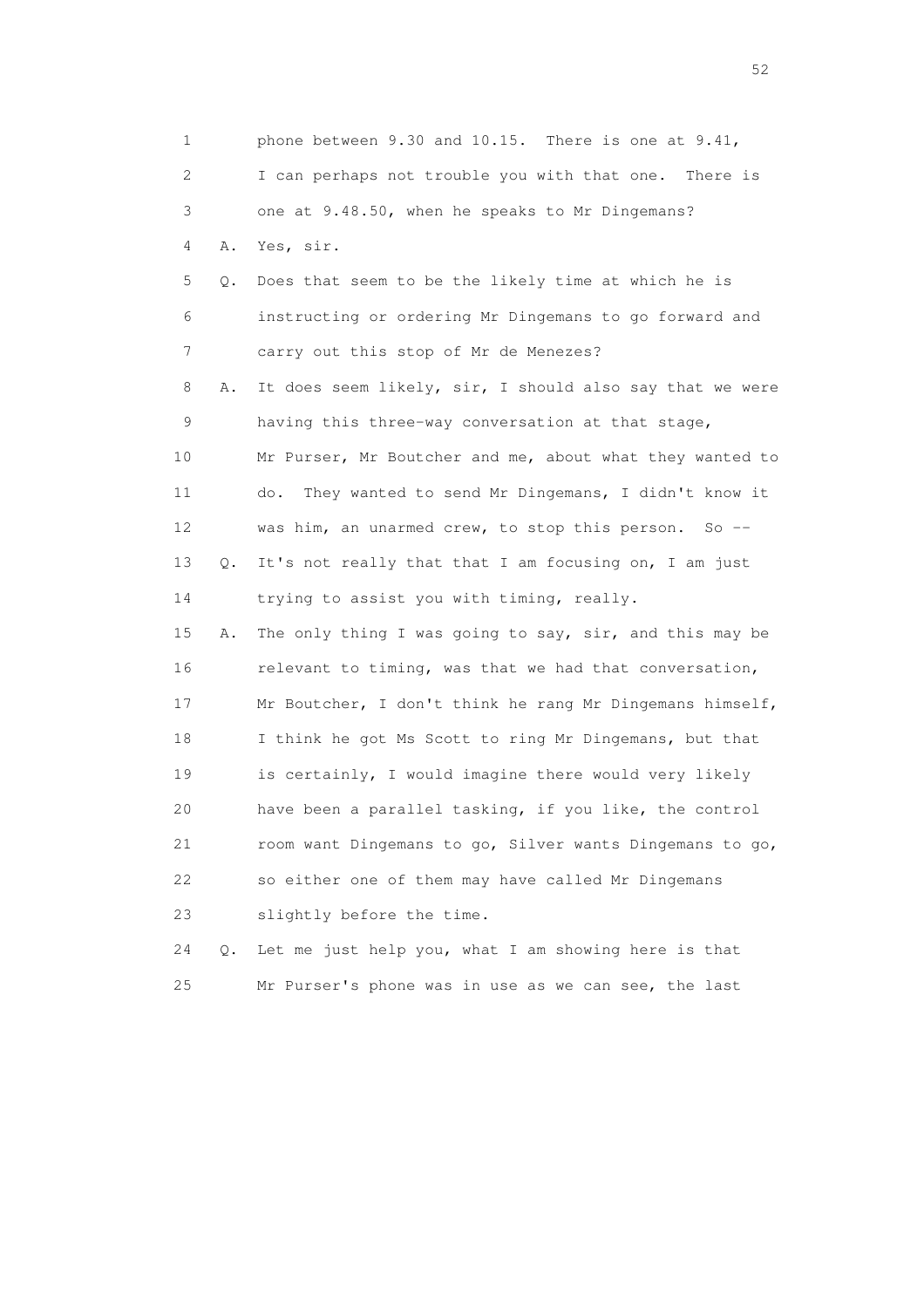1 phone between 9.30 and 10.15. There is one at 9.41,
2 I can perhaps not trouble you with that one. There is
3 one at 9.48.50, when he speaks to Mr Dingemans?
4 A. Yes, sir.
5 Q. Does that seem to be the likely time at which he is
6 instructing or ordering Mr Dingemans to go forward and
7 carry out this stop of Mr de Menezes?
8 A. It does seem likely, sir, I should also say that we were
9 having this three-way conversation at that stage,
10 Mr Purser, Mr Boutcher and me, about what they wanted to
11 do. They wanted to send Mr Dingemans, I didn't know it
12 was him, an unarmed crew, to stop this person. So --
13 Q. It's not really that that I am focusing on, I am just
14 trying to assist you with timing, really.
15 A. The only thing I was going to say, sir, and this may be
16 relevant to timing, was that we had that conversation,
17 Mr Boutcher, I don't think he rang Mr Dingemans himself,
18 I think he got Ms Scott to ring Mr Dingemans, but that
19 is certainly, I would imagine there would very likely
20 have been a parallel tasking, if you like, the control
21 room want Dingemans to go, Silver wants Dingemans to go,
22 so either one of them may have called Mr Dingemans
23 slightly before the time.
24 Q. Let me just help you, what I am showing here is that
25 Mr Purser's phone was in use as we can see, the last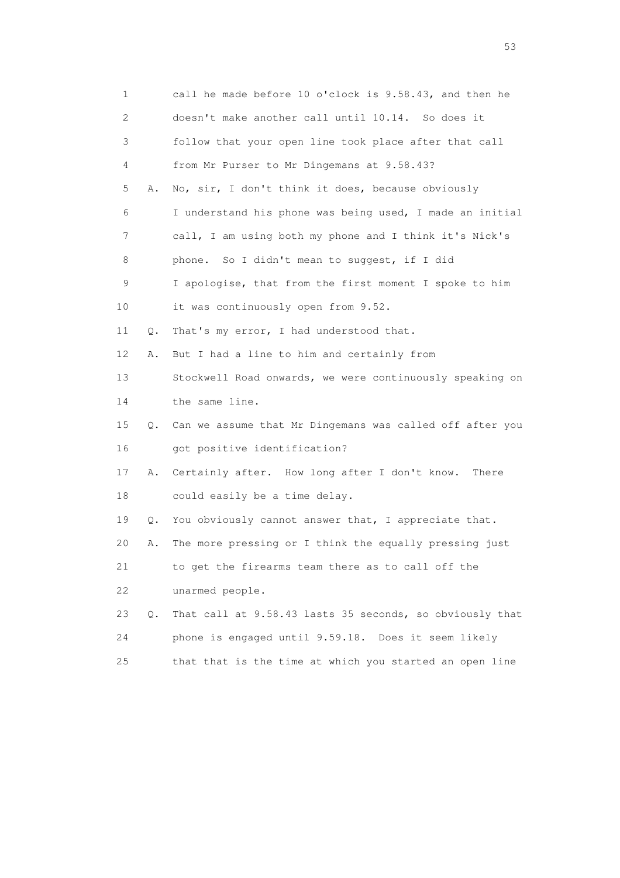1 call he made before 10 o'clock is 9.58.43, and then he
2 doesn't make another call until 10.14. So does it
3 follow that your open line took place after that call
4 from Mr Purser to Mr Dingemans at 9.58.43?

5 A. No, sir, I don't think it does, because obviously
6 I understand his phone was being used, I made an initial
7 call, I am using both my phone and I think it's Nick's
8 phone. So I didn't mean to suggest, if I did
9 I apologise, that from the first moment I spoke to him
10 it was continuously open from 9.52.

11 Q. That's my error, I had understood that.

12 A. But I had a line to him and certainly from
13 Stockwell Road onwards, we were continuously speaking on
14 the same line.

15 Q. Can we assume that Mr Dingemans was called off after you
16 got positive identification?

17 A. Certainly after. How long after I don't know. There
18 could easily be a time delay.

19 Q. You obviously cannot answer that, I appreciate that.

20 A. The more pressing or I think the equally pressing just
21 to get the firearms team there as to call off the
22 unarmed people.

23 Q. That call at 9.58.43 lasts 35 seconds, so obviously that
24 phone is engaged until 9.59.18. Does it seem likely
25 that that is the time at which you started an open line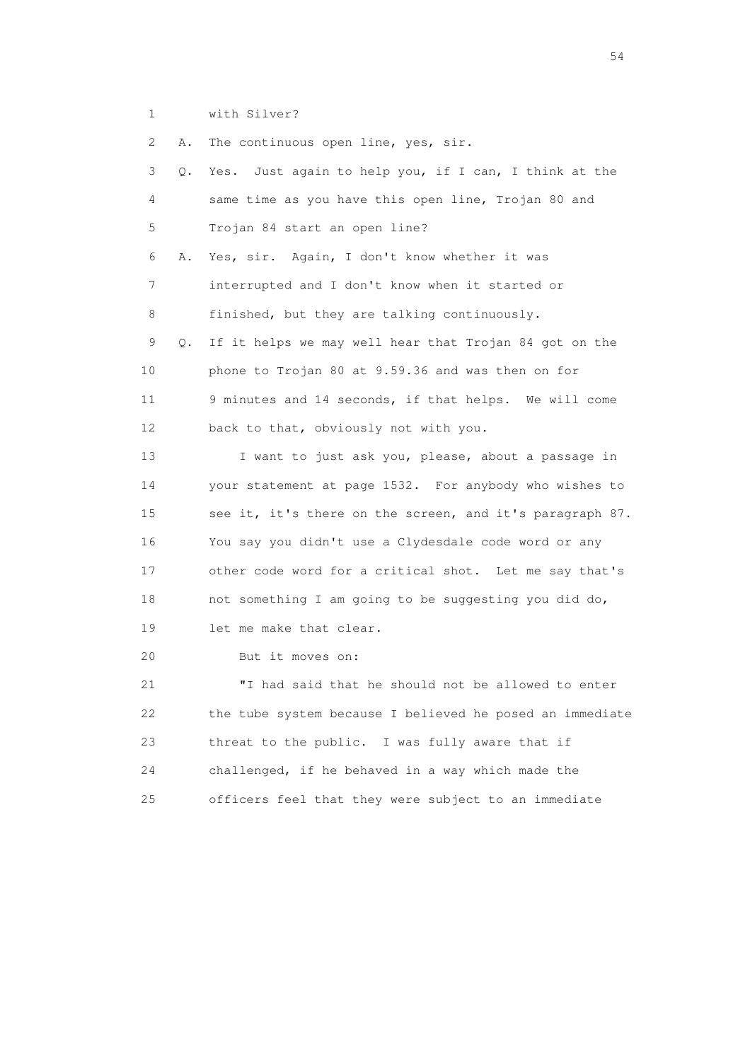1 with Silver?

2 A. The continuous open line, yes, sir.

3 Q. Yes. Just again to help you, if I can, I think at the

4 same time as you have this open line, Trojan 80 and

5 Trojan 84 start an open line?

6 A. Yes, sir. Again, I don't know whether it was

7 interrupted and I don't know when it started or

8 finished, but they are talking continuously.

9 Q. If it helps we may well hear that Trojan 84 got on the

10 phone to Trojan 80 at 9.59.36 and was then on for

11 9 minutes and 14 seconds, if that helps. We will come

12 back to that, obviously not with you.

13 I want to just ask you, please, about a passage in

14 your statement at page 1532. For anybody who wishes to

15 see it, it's there on the screen, and it's paragraph 87.

16 You say you didn't use a Clydesdale code word or any

17 other code word for a critical shot. Let me say that's

18 not something I am going to be suggesting you did do,

19 let me make that clear.

20 But it moves on:

21 "I had said that he should not be allowed to enter

22 the tube system because I believed he posed an immediate

23 threat to the public. I was fully aware that if

24 challenged, if he behaved in a way which made the

25 officers feel that they were subject to an immediate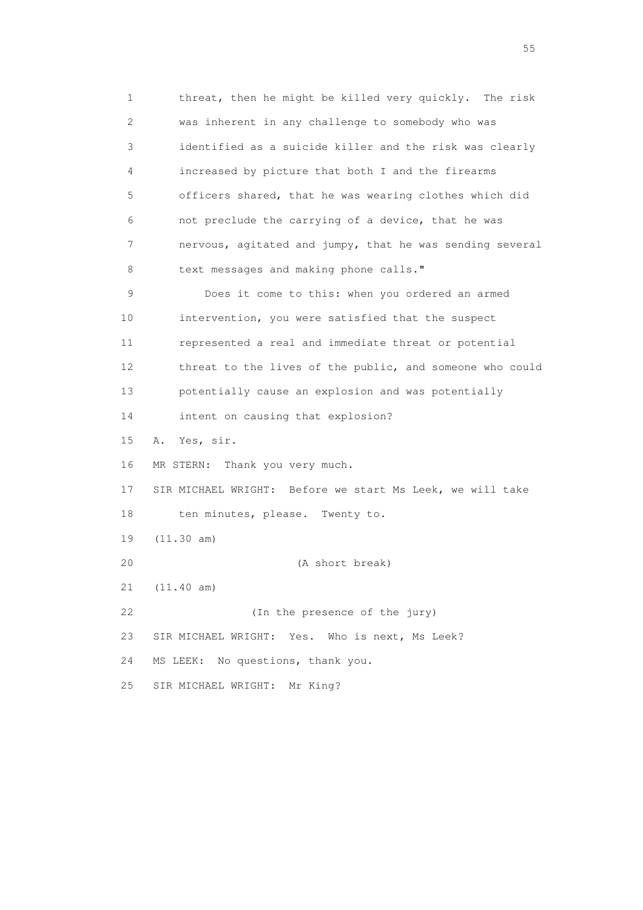1 threat, then he might be killed very quickly. The risk
2 was inherent in any challenge to somebody who was
3 identified as a suicide killer and the risk was clearly
4 increased by picture that both I and the firearms
5 officers shared, that he was wearing clothes which did
6 not preclude the carrying of a device, that he was
7 nervous, agitated and jumpy, that he was sending several
8 text messages and making phone calls."

9 Does it come to this: when you ordered an armed
10 intervention, you were satisfied that the suspect
11 represented a real and immediate threat or potential
12 threat to the lives of the public, and someone who could
13 potentially cause an explosion and was potentially
14 intent on causing that explosion?

15 A. Yes, sir.

16 MR STERN: Thank you very much.

17 SIR MICHAEL WRIGHT: Before we start Ms Leek, we will take
18 ten minutes, please. Twenty to.

19 (11.30 am)

20 (A short break)

21 (11.40 am)

22 (In the presence of the jury)

23 SIR MICHAEL WRIGHT: Yes. Who is next, Ms Leek?

24 MS LEEK: No questions, thank you.

25 SIR MICHAEL WRIGHT: Mr King?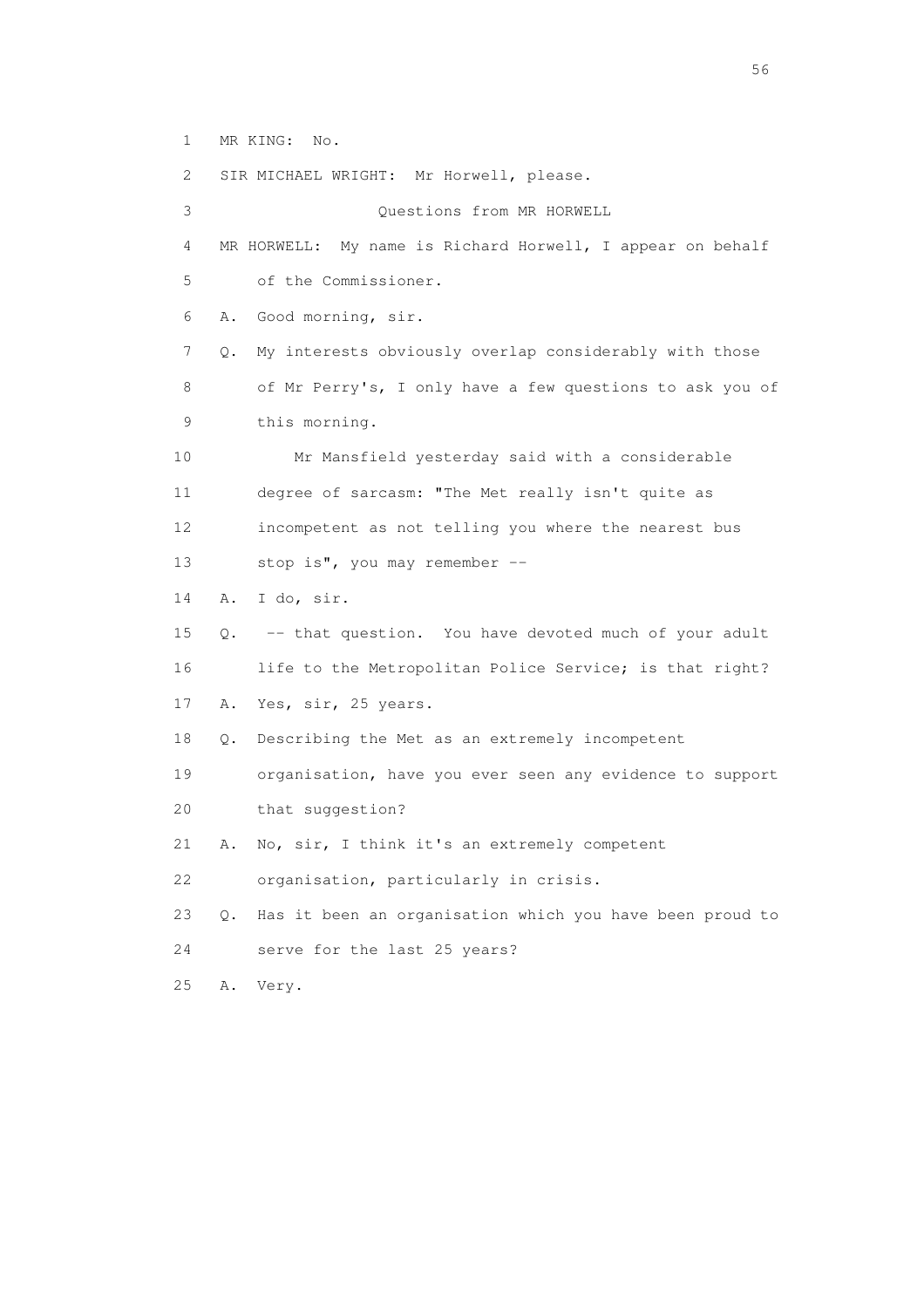1 MR KING: No.

2 SIR MICHAEL WRIGHT: Mr Horwell, please.

3 Questions from MR HORWELL

4 MR HORWELL: My name is Richard Horwell, I appear on behalf

5 of the Commissioner.

6 A. Good morning, sir.

7 Q. My interests obviously overlap considerably with those

8 of Mr Perry's, I only have a few questions to ask you of

9 this morning.

10 Mr Mansfield yesterday said with a considerable

11 degree of sarcasm: "The Met really isn't quite as

12 incompetent as not telling you where the nearest bus

13 stop is", you may remember --

14 A. I do, sir.

15 Q. -- that question. You have devoted much of your adult

16 life to the Metropolitan Police Service; is that right?

17 A. Yes, sir, 25 years.

18 Q. Describing the Met as an extremely incompetent

19 organisation, have you ever seen any evidence to support

20 that suggestion?

21 A. No, sir, I think it's an extremely competent

22 organisation, particularly in crisis.

23 Q. Has it been an organisation which you have been proud to

24 serve for the last 25 years?

25 A. Very.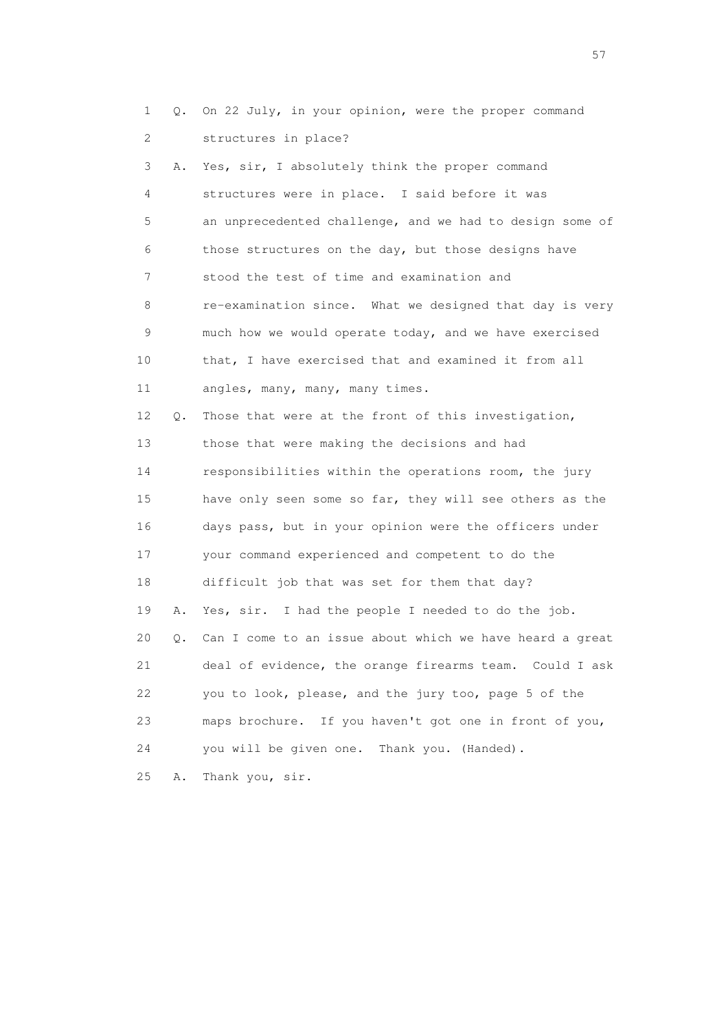1 Q. On 22 July, in your opinion, were the proper command
2 structures in place?
3 A. Yes, sir, I absolutely think the proper command
4 structures were in place. I said before it was
5 an unprecedented challenge, and we had to design some of
6 those structures on the day, but those designs have
7 stood the test of time and examination and
8 re-examination since. What we designed that day is very
9 much how we would operate today, and we have exercised
10 that, I have exercised that and examined it from all
11 angles, many, many, many times.
12 Q. Those that were at the front of this investigation,
13 those that were making the decisions and had
14 responsibilities within the operations room, the jury
15 have only seen some so far, they will see others as the
16 days pass, but in your opinion were the officers under
17 your command experienced and competent to do the
18 difficult job that was set for them that day?
19 A. Yes, sir. I had the people I needed to do the job.
20 Q. Can I come to an issue about which we have heard a great
21 deal of evidence, the orange firearms team. Could I ask
22 you to look, please, and the jury too, page 5 of the
23 maps brochure. If you haven't got one in front of you,
24 you will be given one. Thank you. (Handed).
25 A. Thank you, sir.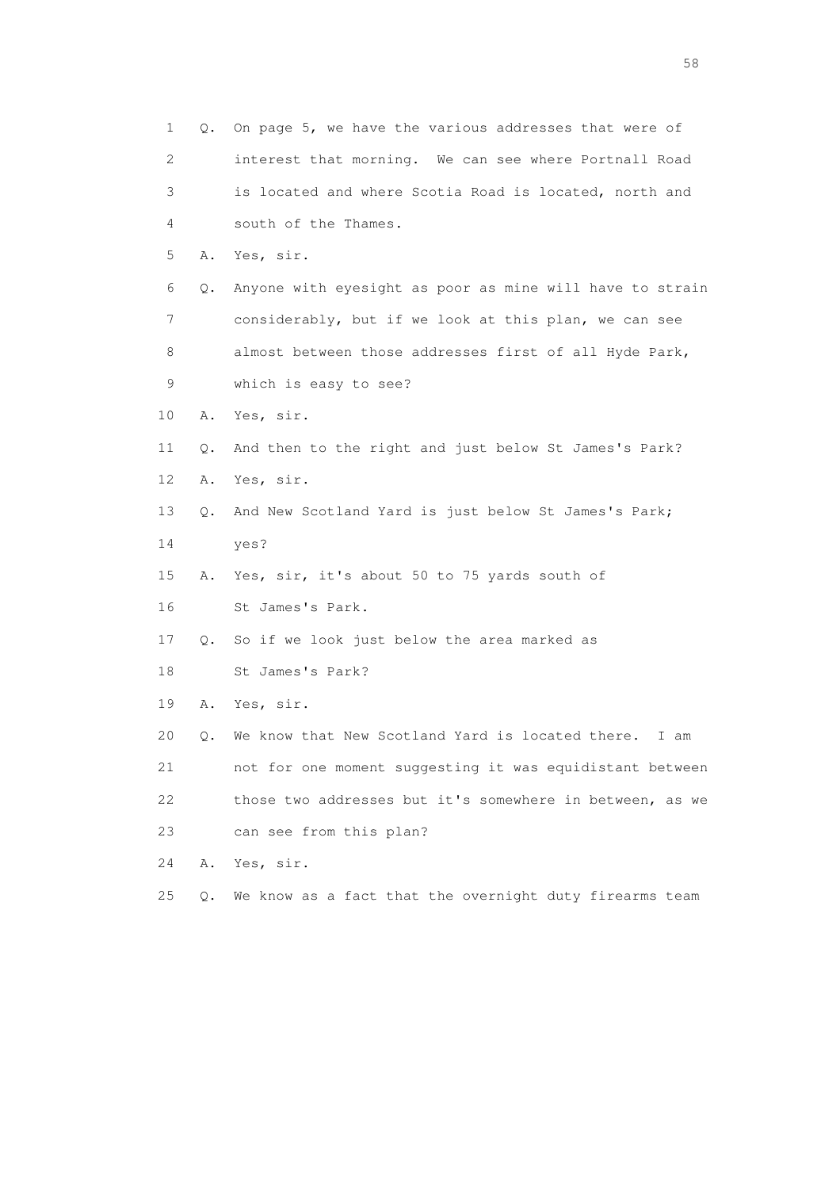1 Q. On page 5, we have the various addresses that were of
2 interest that morning. We can see where Portnall Road
3 is located and where Scotia Road is located, north and
4 south of the Thames.
5 A. Yes, sir.
6 Q. Anyone with eyesight as poor as mine will have to strain
7 considerably, but if we look at this plan, we can see
8 almost between those addresses first of all Hyde Park,
9 which is easy to see?
10 A. Yes, sir.
11 Q. And then to the right and just below St James's Park?
12 A. Yes, sir.
13 Q. And New Scotland Yard is just below St James's Park;
14 yes?
15 A. Yes, sir, it's about 50 to 75 yards south of
16 St James's Park.
17 Q. So if we look just below the area marked as
18 St James's Park?
19 A. Yes, sir.
20 Q. We know that New Scotland Yard is located there. I am
21 not for one moment suggesting it was equidistant between
22 those two addresses but it's somewhere in between, as we
23 can see from this plan?
24 A. Yes, sir.
25 Q. We know as a fact that the overnight duty firearms team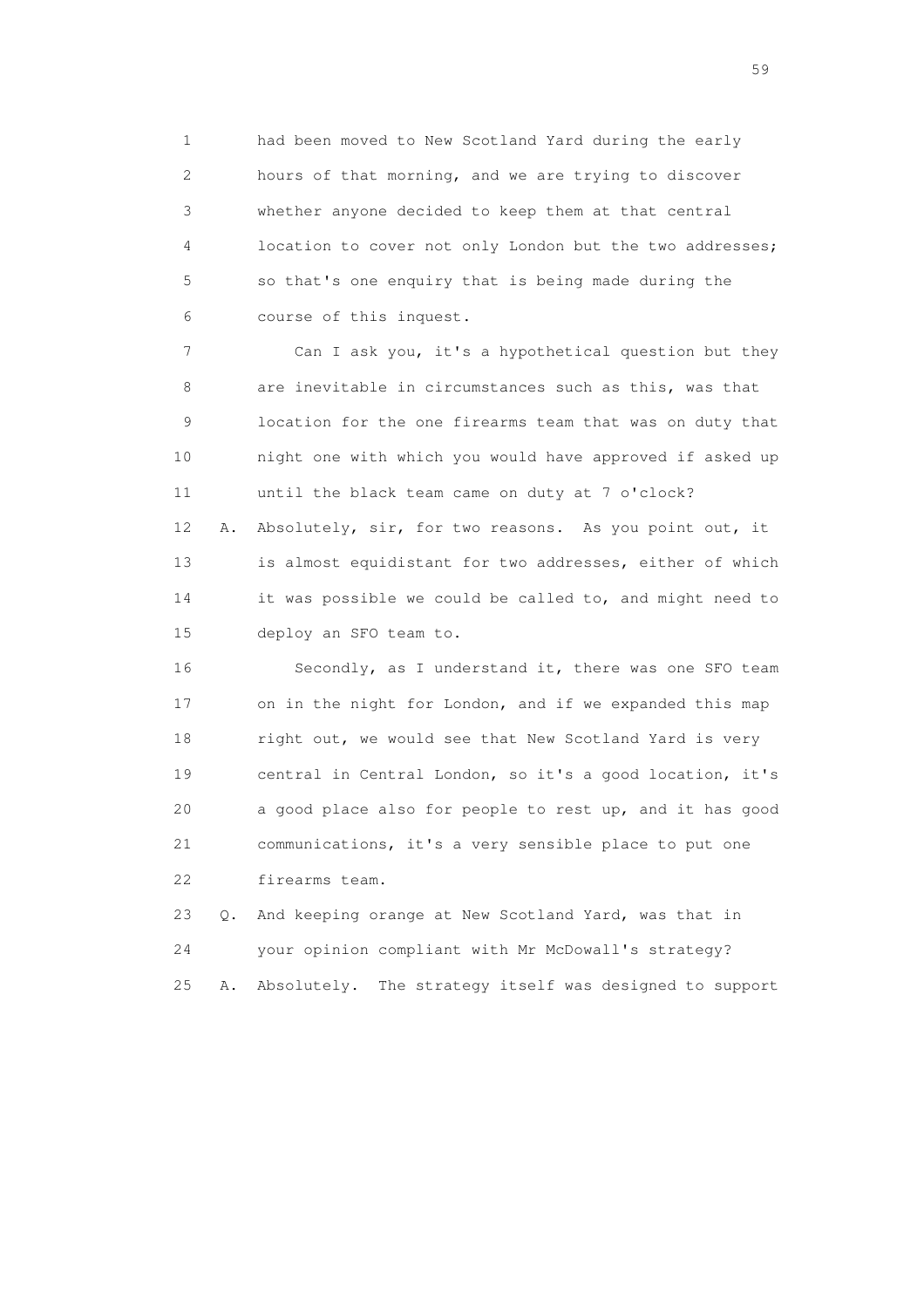1 had been moved to New Scotland Yard during the early
2 hours of that morning, and we are trying to discover
3 whether anyone decided to keep them at that central
4 location to cover not only London but the two addresses;
5 so that's one enquiry that is being made during the
6 course of this inquest.

7 Can I ask you, it's a hypothetical question but they
8 are inevitable in circumstances such as this, was that
9 location for the one firearms team that was on duty that
10 night one with which you would have approved if asked up
11 until the black team came on duty at 7 o'clock?

12 A. Absolutely, sir, for two reasons. As you point out, it
13 is almost equidistant for two addresses, either of which
14 it was possible we could be called to, and might need to
15 deploy an SFO team to.

16 Secondly, as I understand it, there was one SFO team
17 on in the night for London, and if we expanded this map
18 right out, we would see that New Scotland Yard is very
19 central in Central London, so it's a good location, it's
20 a good place also for people to rest up, and it has good
21 communications, it's a very sensible place to put one
22 firearms team.

23 Q. And keeping orange at New Scotland Yard, was that in
24 your opinion compliant with Mr McDowall's strategy?

25 A. Absolutely. The strategy itself was designed to support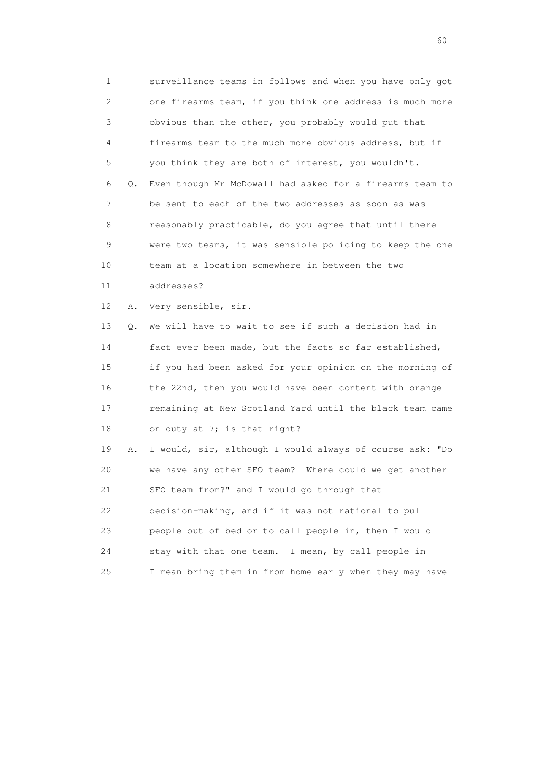1 surveillance teams in follows and when you have only got
2 one firearms team, if you think one address is much more
3 obvious than the other, you probably would put that
4 firearms team to the much more obvious address, but if
5 you think they are both of interest, you wouldn't.

6 Q. Even though Mr McDowall had asked for a firearms team to
7 be sent to each of the two addresses as soon as was
8 reasonably practicable, do you agree that until there
9 were two teams, it was sensible policing to keep the one
10 team at a location somewhere in between the two
11 addresses?

12 A. Very sensible, sir.

13 Q. We will have to wait to see if such a decision had in
14 fact ever been made, but the facts so far established,
15 if you had been asked for your opinion on the morning of
16 the 22nd, then you would have been content with orange
17 remaining at New Scotland Yard until the black team came
18 on duty at 7; is that right?

19 A. I would, sir, although I would always of course ask: "Do
20 we have any other SFO team? Where could we get another
21 SFO team from?" and I would go through that
22 decision-making, and if it was not rational to pull
23 people out of bed or to call people in, then I would
24 stay with that one team. I mean, by call people in
25 I mean bring them in from home early when they may have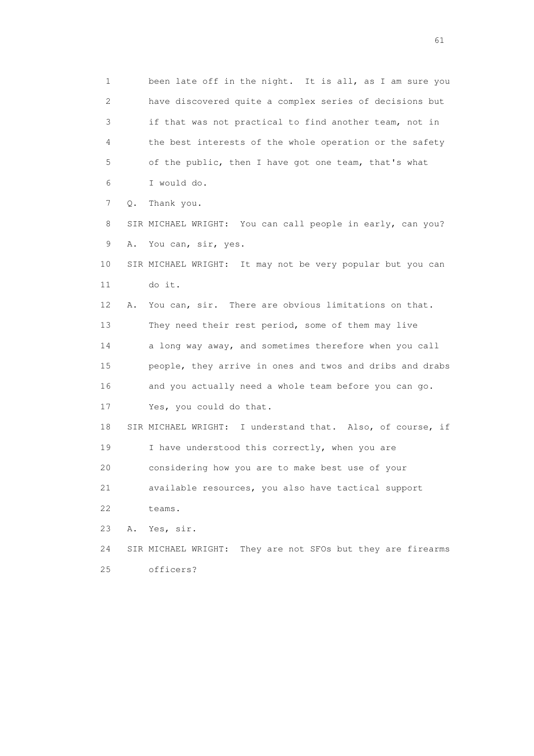1 been late off in the night. It is all, as I am sure you
2 have discovered quite a complex series of decisions but
3 if that was not practical to find another team, not in
4 the best interests of the whole operation or the safety
5 of the public, then I have got one team, that's what
6 I would do.

7 Q. Thank you.

8 SIR MICHAEL WRIGHT: You can call people in early, can you?

9 A. You can, sir, yes.

10 SIR MICHAEL WRIGHT: It may not be very popular but you can
11 do it.

12 A. You can, sir. There are obvious limitations on that.
13 They need their rest period, some of them may live
14 a long way away, and sometimes therefore when you call
15 people, they arrive in ones and twos and dribs and drabs
16 and you actually need a whole team before you can go.
17 Yes, you could do that.

18 SIR MICHAEL WRIGHT: I understand that. Also, of course, if
19 I have understood this correctly, when you are
20 considering how you are to make best use of your
21 available resources, you also have tactical support
22 teams.

23 A. Yes, sir.

24 SIR MICHAEL WRIGHT: They are not SFOs but they are firearms
25 officers?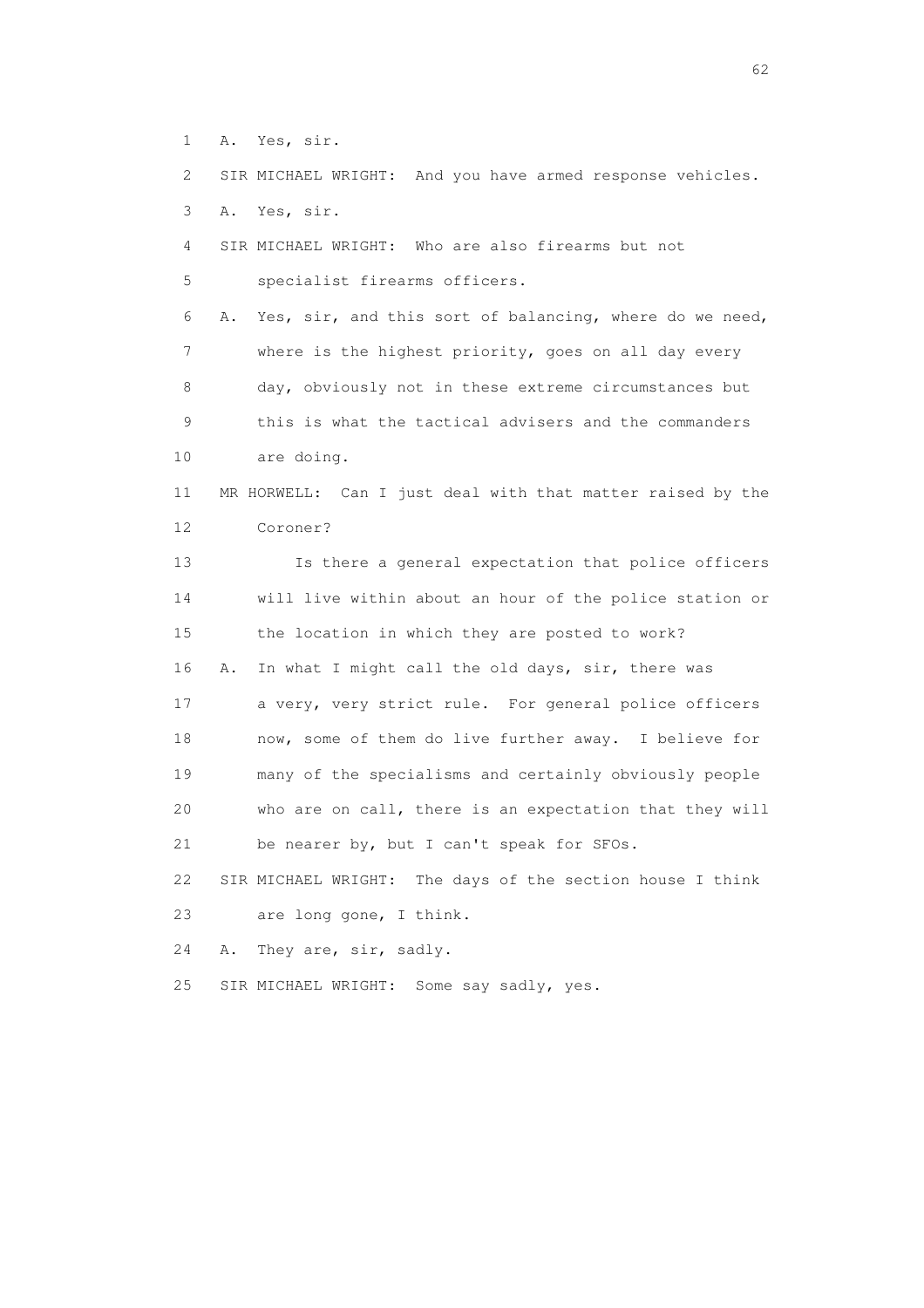1 A. Yes, sir.

2 SIR MICHAEL WRIGHT: And you have armed response vehicles.

3 A. Yes, sir.

4 SIR MICHAEL WRIGHT: Who are also firearms but not

5 specialist firearms officers.

6 A. Yes, sir, and this sort of balancing, where do we need,

7 where is the highest priority, goes on all day every

8 day, obviously not in these extreme circumstances but

9 this is what the tactical advisers and the commanders

10 are doing.

11 MR HORWELL: Can I just deal with that matter raised by the

12 Coroner?

13 Is there a general expectation that police officers

14 will live within about an hour of the police station or

15 the location in which they are posted to work?

16 A. In what I might call the old days, sir, there was

17 a very, very strict rule. For general police officers

18 now, some of them do live further away. I believe for

19 many of the specialisms and certainly obviously people

20 who are on call, there is an expectation that they will

21 be nearer by, but I can't speak for SFOs.

22 SIR MICHAEL WRIGHT: The days of the section house I think

23 are long gone, I think.

24 A. They are, sir, sadly.

25 SIR MICHAEL WRIGHT: Some say sadly, yes.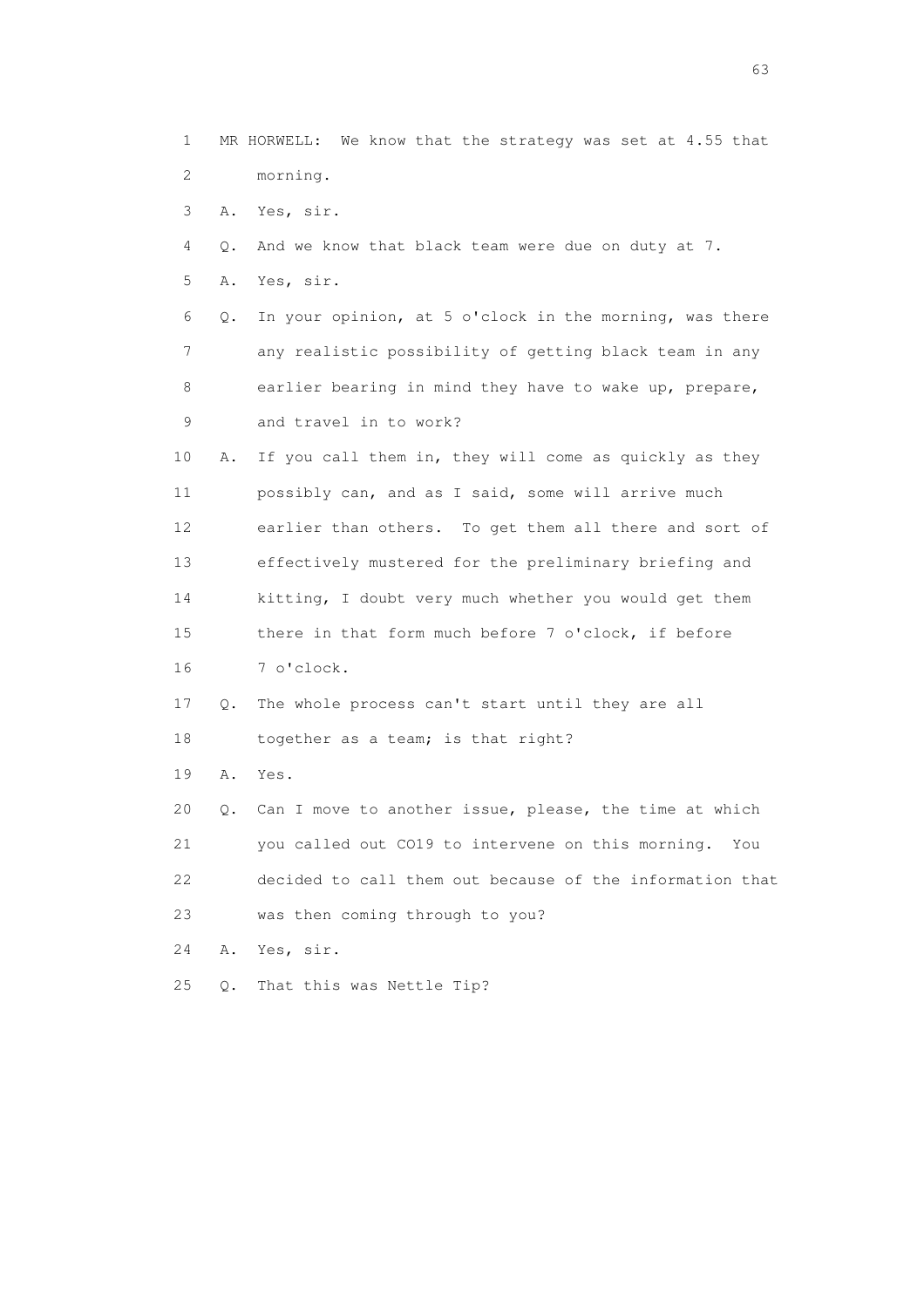1 MR HORWELL: We know that the strategy was set at 4.55 that
2 morning.
3 A. Yes, sir.
4 Q. And we know that black team were due on duty at 7.
5 A. Yes, sir.
6 Q. In your opinion, at 5 o'clock in the morning, was there
7 any realistic possibility of getting black team in any
8 earlier bearing in mind they have to wake up, prepare,
9 and travel in to work?
10 A. If you call them in, they will come as quickly as they
11 possibly can, and as I said, some will arrive much
12 earlier than others. To get them all there and sort of
13 effectively mustered for the preliminary briefing and
14 kitting, I doubt very much whether you would get them
15 there in that form much before 7 o'clock, if before
16 7 o'clock.
17 Q. The whole process can't start until they are all
18 together as a team; is that right?
19 A. Yes.
20 Q. Can I move to another issue, please, the time at which
21 you called out CO19 to intervene on this morning. You
22 decided to call them out because of the information that
23 was then coming through to you?
24 A. Yes, sir.
25 Q. That this was Nettle Tip?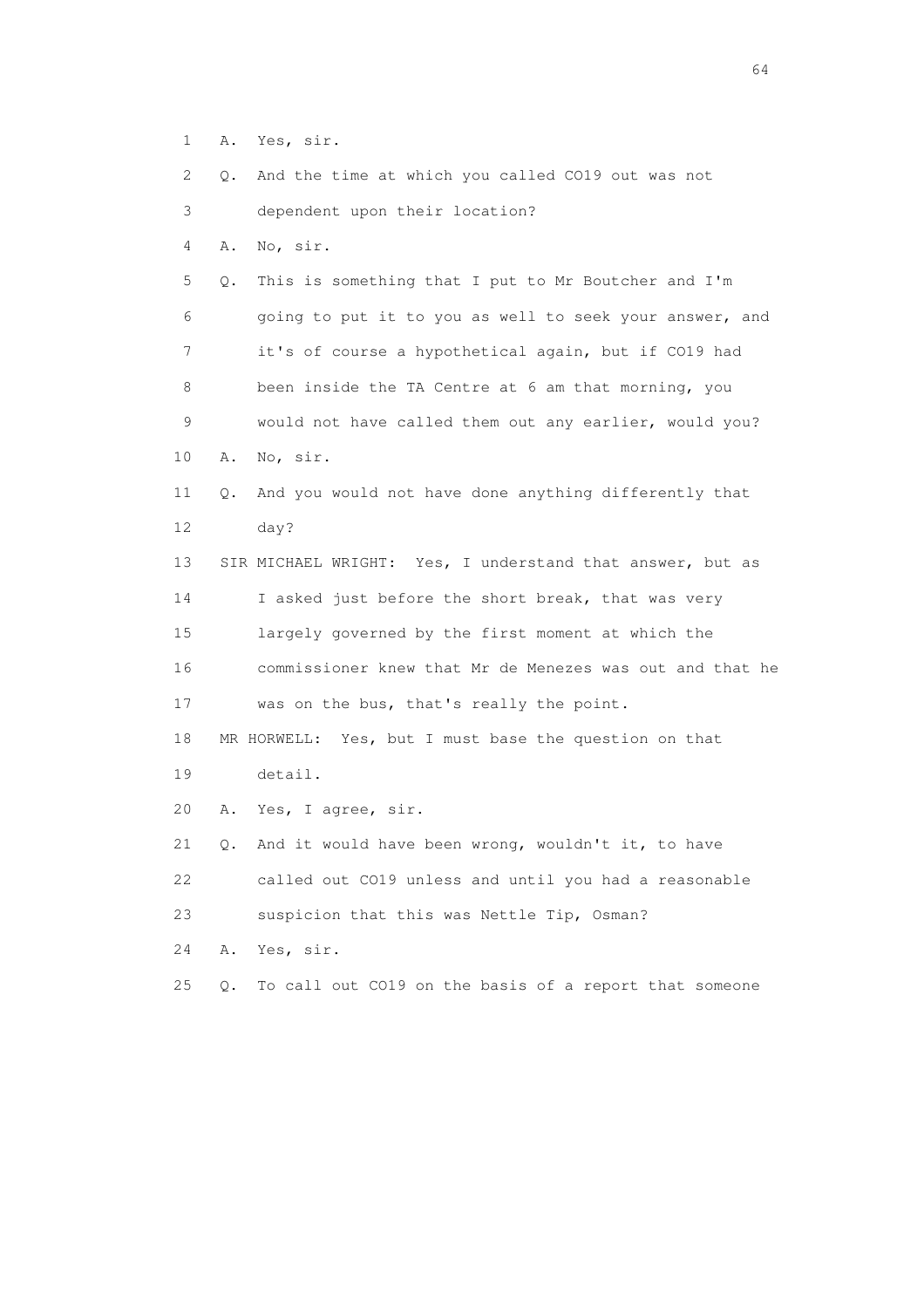1 A. Yes, sir.

2 Q. And the time at which you called CO19 out was not

3 dependent upon their location?

4 A. No, sir.

5 Q. This is something that I put to Mr Boutcher and I'm

6 going to put it to you as well to seek your answer, and

7 it's of course a hypothetical again, but if CO19 had

8 been inside the TA Centre at 6 am that morning, you

9 would not have called them out any earlier, would you?

10 A. No, sir.

11 Q. And you would not have done anything differently that

12 day?

13 SIR MICHAEL WRIGHT: Yes, I understand that answer, but as

14 I asked just before the short break, that was very

15 largely governed by the first moment at which the

16 commissioner knew that Mr de Menezes was out and that he

17 was on the bus, that's really the point.

18 MR HORWELL: Yes, but I must base the question on that

19 detail.

20 A. Yes, I agree, sir.

21 Q. And it would have been wrong, wouldn't it, to have

22 called out CO19 unless and until you had a reasonable

23 suspicion that this was Nettle Tip, Osman?

24 A. Yes, sir.

25 Q. To call out CO19 on the basis of a report that someone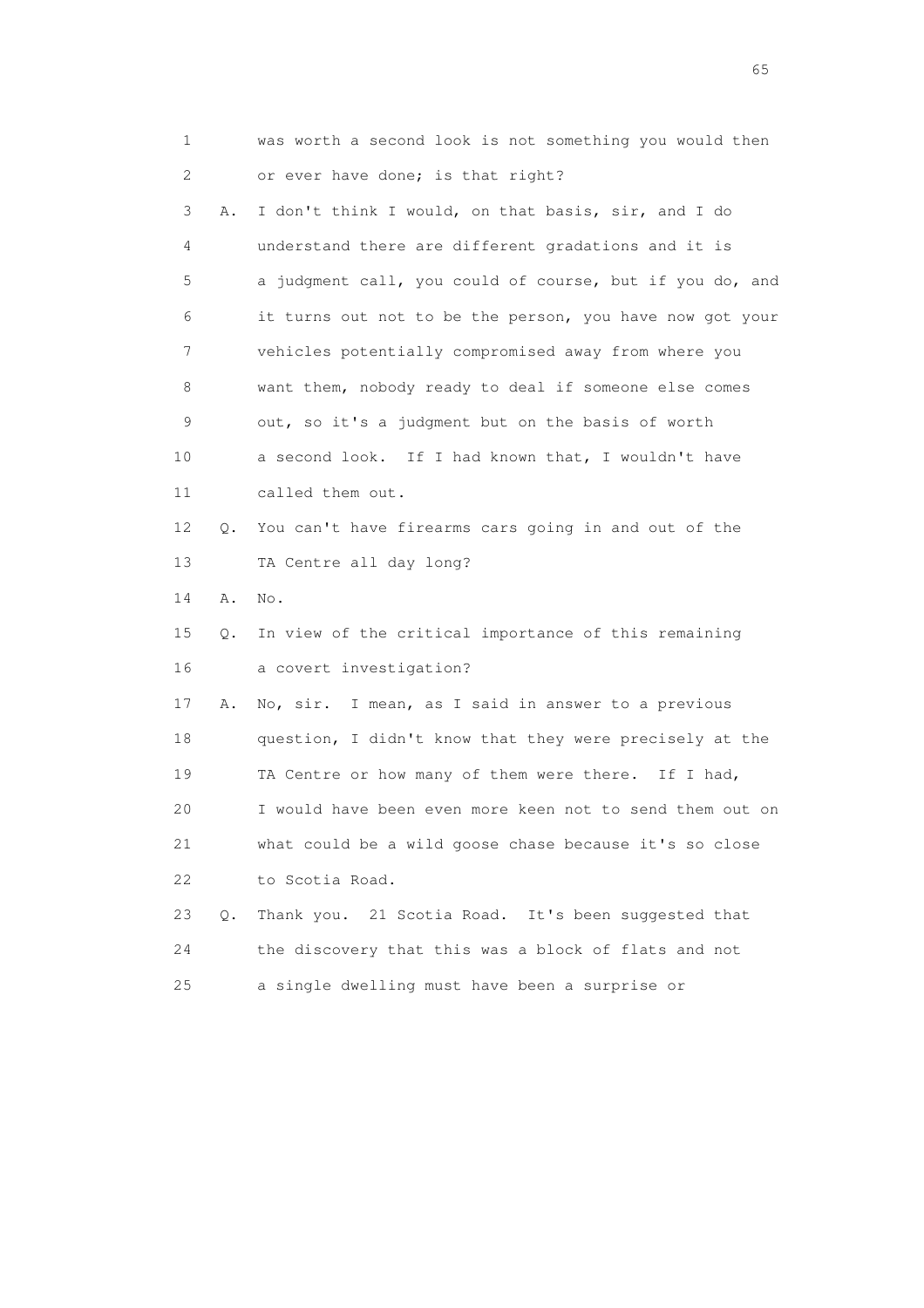1 was worth a second look is not something you would then
2 or ever have done; is that right?
3 A. I don't think I would, on that basis, sir, and I do
4 understand there are different gradations and it is
5 a judgment call, you could of course, but if you do, and
6 it turns out not to be the person, you have now got your
7 vehicles potentially compromised away from where you
8 want them, nobody ready to deal if someone else comes
9 out, so it's a judgment but on the basis of worth
10 a second look. If I had known that, I wouldn't have
11 called them out.
12 Q. You can't have firearms cars going in and out of the
13 TA Centre all day long?
14 A. No.
15 Q. In view of the critical importance of this remaining
16 a covert investigation?
17 A. No, sir. I mean, as I said in answer to a previous
18 question, I didn't know that they were precisely at the
19 TA Centre or how many of them were there. If I had,
20 I would have been even more keen not to send them out on
21 what could be a wild goose chase because it's so close
22 to Scotia Road.
23 Q. Thank you. 21 Scotia Road. It's been suggested that
24 the discovery that this was a block of flats and not
25 a single dwelling must have been a surprise or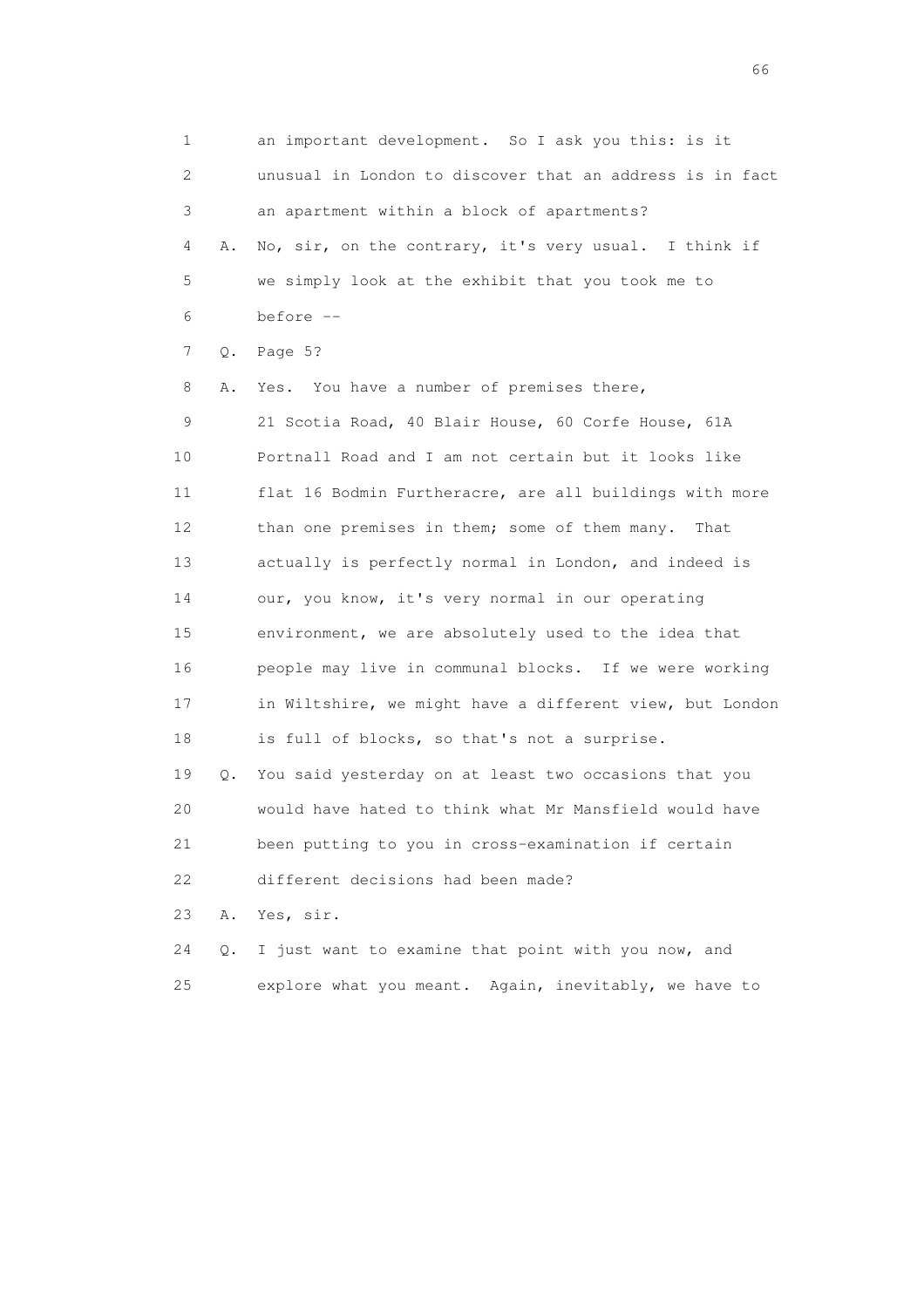1 an important development. So I ask you this: is it
2 unusual in London to discover that an address is in fact
3 an apartment within a block of apartments?
4 A. No, sir, on the contrary, it's very usual. I think if
5 we simply look at the exhibit that you took me to
6 before --
7 Q. Page 5?
8 A. Yes. You have a number of premises there,
9 21 Scotia Road, 40 Blair House, 60 Corfe House, 61A
10 Portnall Road and I am not certain but it looks like
11 flat 16 Bodmin Furtheracre, are all buildings with more
12 than one premises in them; some of them many. That
13 actually is perfectly normal in London, and indeed is
14 our, you know, it's very normal in our operating
15 environment, we are absolutely used to the idea that
16 people may live in communal blocks. If we were working
17 in Wiltshire, we might have a different view, but London
18 is full of blocks, so that's not a surprise.
19 Q. You said yesterday on at least two occasions that you
20 would have hated to think what Mr Mansfield would have
21 been putting to you in cross-examination if certain
22 different decisions had been made?
23 A. Yes, sir.
24 Q. I just want to examine that point with you now, and
25 explore what you meant. Again, inevitably, we have to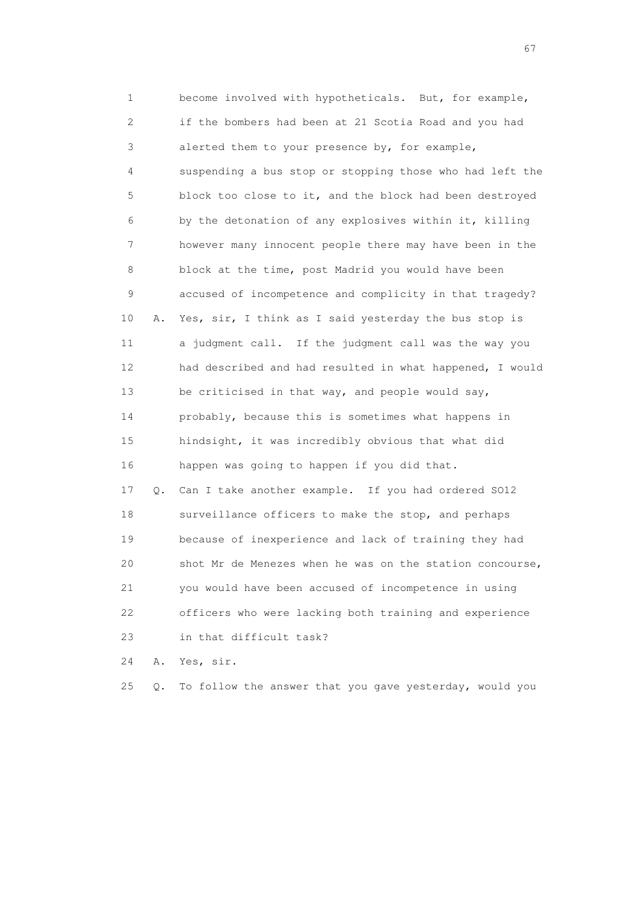1 become involved with hypotheticals. But, for example,
2 if the bombers had been at 21 Scotia Road and you had
3 alerted them to your presence by, for example,
4 suspending a bus stop or stopping those who had left the
5 block too close to it, and the block had been destroyed
6 by the detonation of any explosives within it, killing
7 however many innocent people there may have been in the
8 block at the time, post Madrid you would have been
9 accused of incompetence and complicity in that tragedy?
10 A. Yes, sir, I think as I said yesterday the bus stop is
11 a judgment call. If the judgment call was the way you
12 had described and had resulted in what happened, I would
13 be criticised in that way, and people would say,
14 probably, because this is sometimes what happens in
15 hindsight, it was incredibly obvious that what did
16 happen was going to happen if you did that.
17 Q. Can I take another example. If you had ordered SO12
18 surveillance officers to make the stop, and perhaps
19 because of inexperience and lack of training they had
20 shot Mr de Menezes when he was on the station concourse,
21 you would have been accused of incompetence in using
22 officers who were lacking both training and experience
23 in that difficult task?
24 A. Yes, sir.
25 Q. To follow the answer that you gave yesterday, would you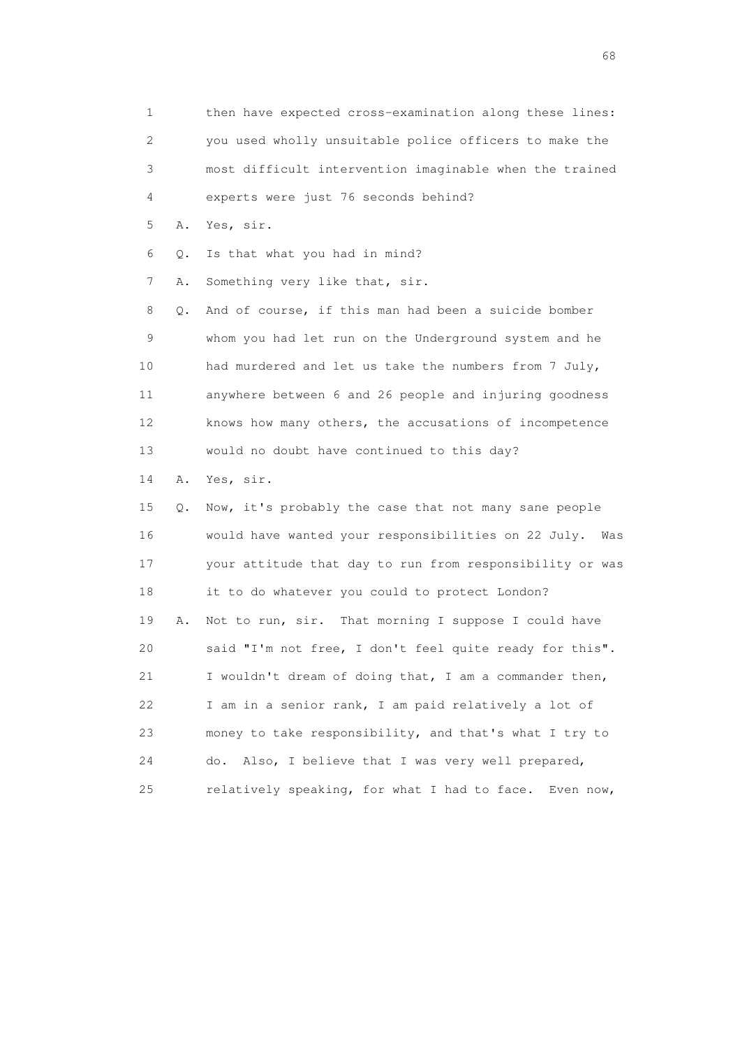1 then have expected cross-examination along these lines:
2 you used wholly unsuitable police officers to make the
3 most difficult intervention imaginable when the trained
4 experts were just 76 seconds behind?

5 A. Yes, sir.

6 Q. Is that what you had in mind?

7 A. Something very like that, sir.

8 Q. And of course, if this man had been a suicide bomber
9 whom you had let run on the Underground system and he
10 had murdered and let us take the numbers from 7 July,
11 anywhere between 6 and 26 people and injuring goodness
12 knows how many others, the accusations of incompetence
13 would no doubt have continued to this day?

14 A. Yes, sir.

15 Q. Now, it's probably the case that not many sane people
16 would have wanted your responsibilities on 22 July. Was
17 your attitude that day to run from responsibility or was
18 it to do whatever you could to protect London?

19 A. Not to run, sir. That morning I suppose I could have
20 said "I'm not free, I don't feel quite ready for this".
21 I wouldn't dream of doing that, I am a commander then,
22 I am in a senior rank, I am paid relatively a lot of
23 money to take responsibility, and that's what I try to
24 do. Also, I believe that I was very well prepared,
25 relatively speaking, for what I had to face. Even now,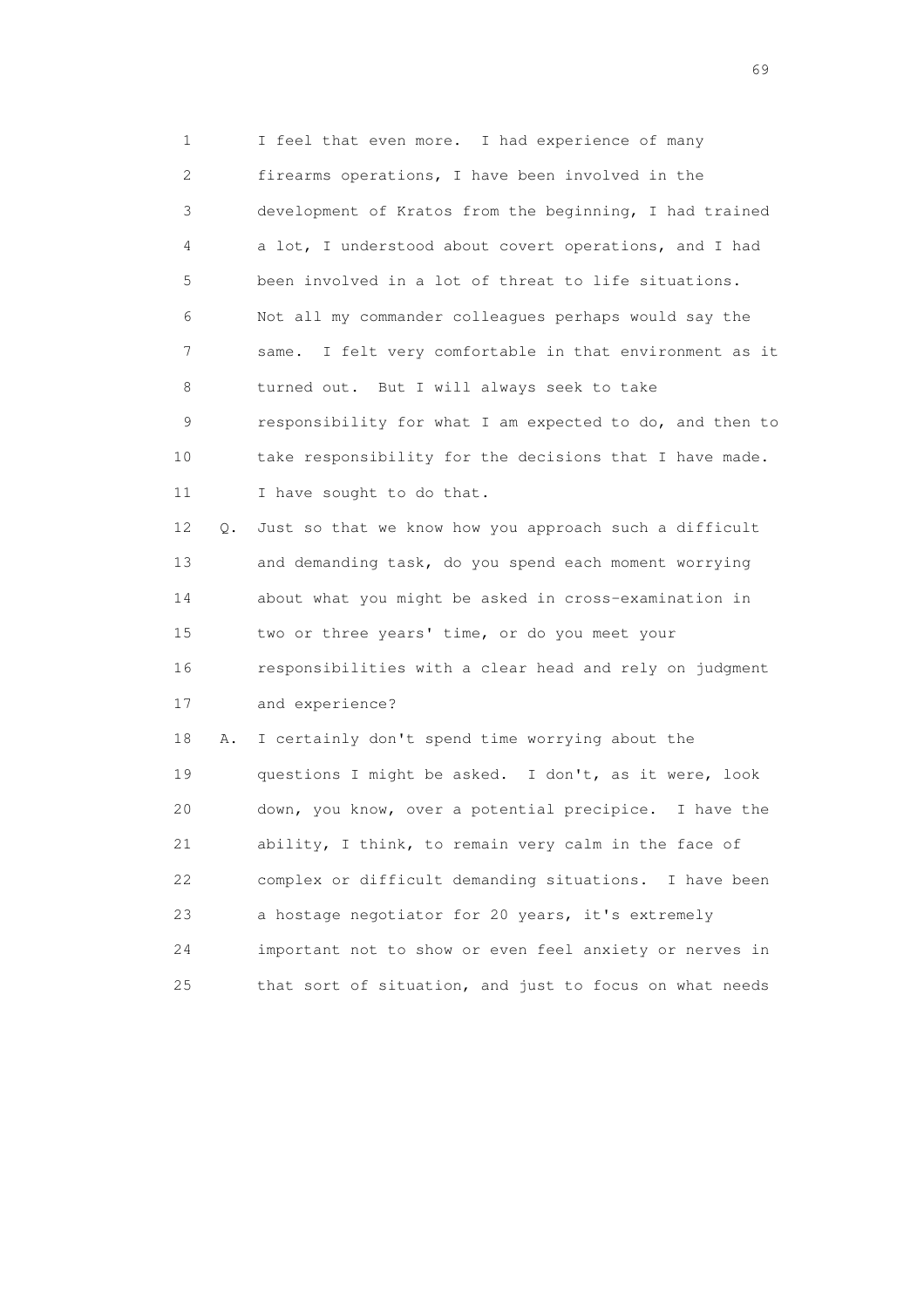1 I feel that even more. I had experience of many
2 firearms operations, I have been involved in the
3 development of Kratos from the beginning, I had trained
4 a lot, I understood about covert operations, and I had
5 been involved in a lot of threat to life situations.
6 Not all my commander colleagues perhaps would say the
7 same. I felt very comfortable in that environment as it
8 turned out. But I will always seek to take
9 responsibility for what I am expected to do, and then to
10 take responsibility for the decisions that I have made.
11 I have sought to do that.
12 Q. Just so that we know how you approach such a difficult
13 and demanding task, do you spend each moment worrying
14 about what you might be asked in cross-examination in
15 two or three years' time, or do you meet your
16 responsibilities with a clear head and rely on judgment
17 and experience?
18 A. I certainly don't spend time worrying about the
19 questions I might be asked. I don't, as it were, look
20 down, you know, over a potential precipice. I have the
21 ability, I think, to remain very calm in the face of
22 complex or difficult demanding situations. I have been
23 a hostage negotiator for 20 years, it's extremely
24 important not to show or even feel anxiety or nerves in
25 that sort of situation, and just to focus on what needs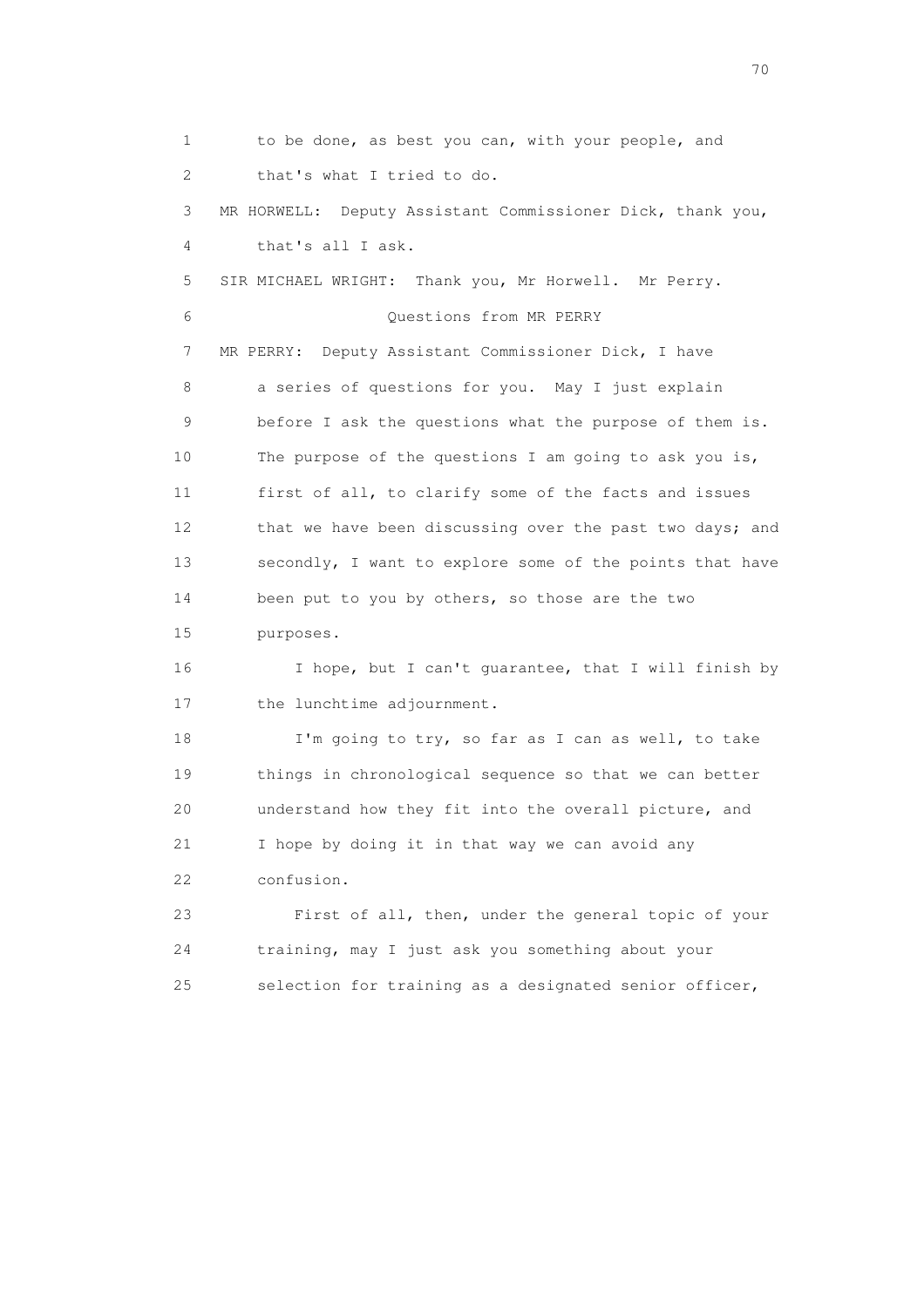1 to be done, as best you can, with your people, and
2 that's what I tried to do.
3 MR HORWELL: Deputy Assistant Commissioner Dick, thank you,
4 that's all I ask.
5 SIR MICHAEL WRIGHT: Thank you, Mr Horwell. Mr Perry.
6 Questions from MR PERRY
7 MR PERRY: Deputy Assistant Commissioner Dick, I have
8 a series of questions for you. May I just explain
9 before I ask the questions what the purpose of them is.
10 The purpose of the questions I am going to ask you is,
11 first of all, to clarify some of the facts and issues
12 that we have been discussing over the past two days; and
13 secondly, I want to explore some of the points that have
14 been put to you by others, so those are the two
15 purposes.
16 I hope, but I can't guarantee, that I will finish by
17 the lunchtime adjournment.
18 I'm going to try, so far as I can as well, to take
19 things in chronological sequence so that we can better
20 understand how they fit into the overall picture, and
21 I hope by doing it in that way we can avoid any
22 confusion.
23 First of all, then, under the general topic of your
24 training, may I just ask you something about your
25 selection for training as a designated senior officer,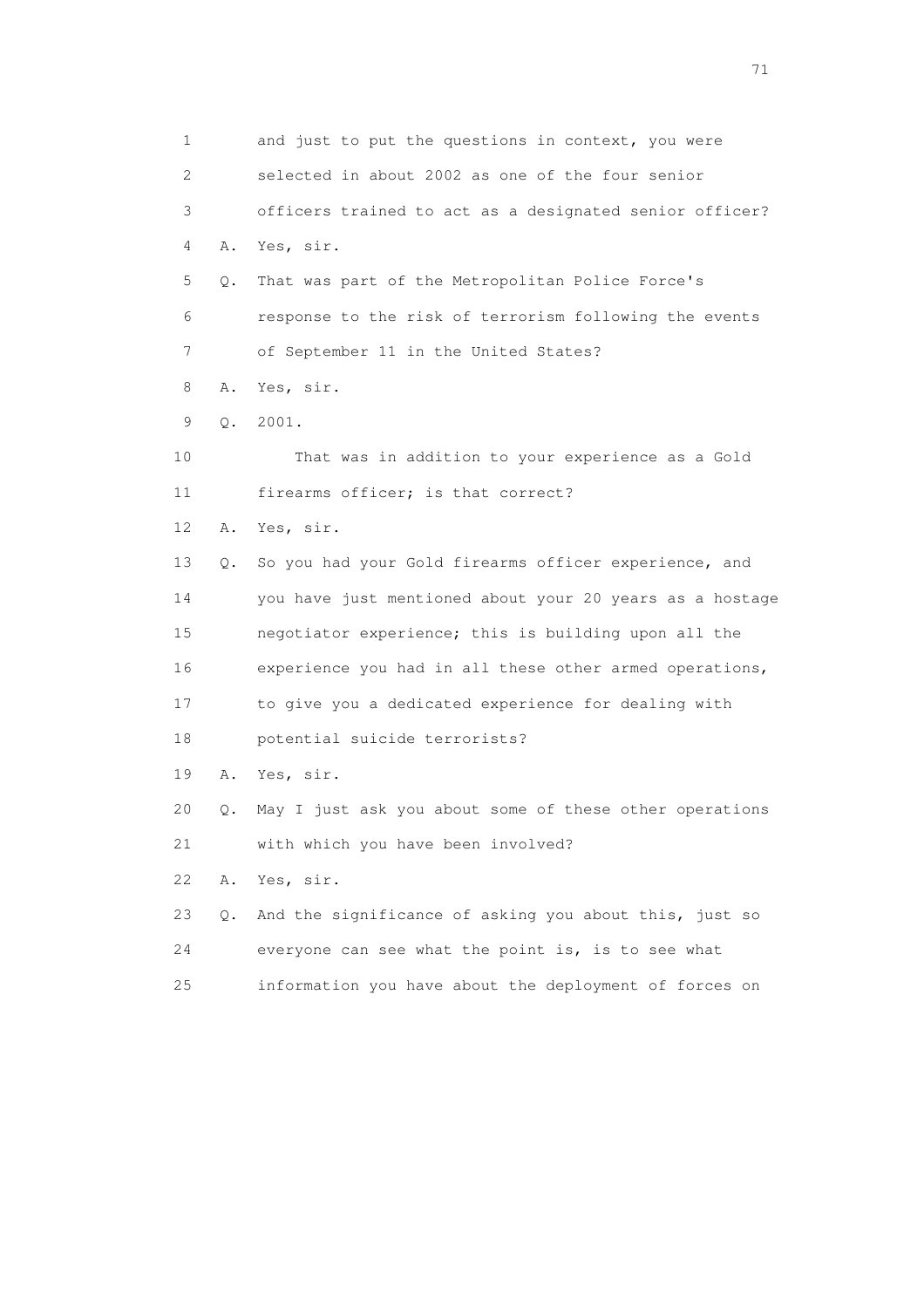1 and just to put the questions in context, you were
2 selected in about 2002 as one of the four senior
3 officers trained to act as a designated senior officer?
4 A. Yes, sir.
5 Q. That was part of the Metropolitan Police Force's
6 response to the risk of terrorism following the events
7 of September 11 in the United States?
8 A. Yes, sir.
9 Q. 2001.
10 That was in addition to your experience as a Gold
11 firearms officer; is that correct?
12 A. Yes, sir.
13 Q. So you had your Gold firearms officer experience, and
14 you have just mentioned about your 20 years as a hostage
15 negotiator experience; this is building upon all the
16 experience you had in all these other armed operations,
17 to give you a dedicated experience for dealing with
18 potential suicide terrorists?
19 A. Yes, sir.
20 Q. May I just ask you about some of these other operations
21 with which you have been involved?
22 A. Yes, sir.
23 Q. And the significance of asking you about this, just so
24 everyone can see what the point is, is to see what
25 information you have about the deployment of forces on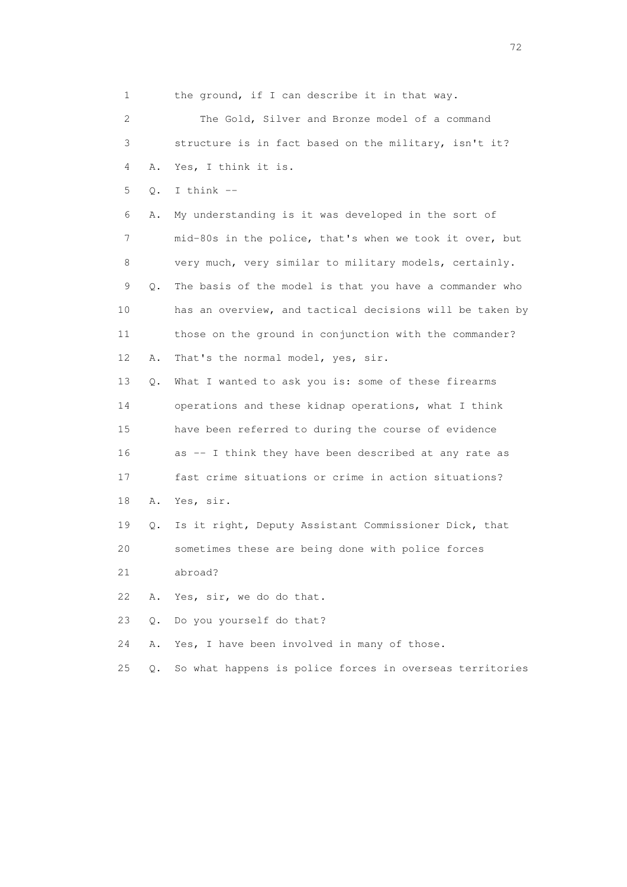1 the ground, if I can describe it in that way.

2 The Gold, Silver and Bronze model of a command

3 structure is in fact based on the military, isn't it?

4 A. Yes, I think it is.

5 Q. I think --

6 A. My understanding is it was developed in the sort of

7 mid-80s in the police, that's when we took it over, but

8 very much, very similar to military models, certainly.

9 Q. The basis of the model is that you have a commander who

10 has an overview, and tactical decisions will be taken by

11 those on the ground in conjunction with the commander?

12 A. That's the normal model, yes, sir.

13 Q. What I wanted to ask you is: some of these firearms

14 operations and these kidnap operations, what I think

15 have been referred to during the course of evidence

16 as -- I think they have been described at any rate as

17 fast crime situations or crime in action situations?

18 A. Yes, sir.

19 Q. Is it right, Deputy Assistant Commissioner Dick, that

20 sometimes these are being done with police forces

21 abroad?

22 A. Yes, sir, we do do that.

23 Q. Do you yourself do that?

24 A. Yes, I have been involved in many of those.

25 Q. So what happens is police forces in overseas territories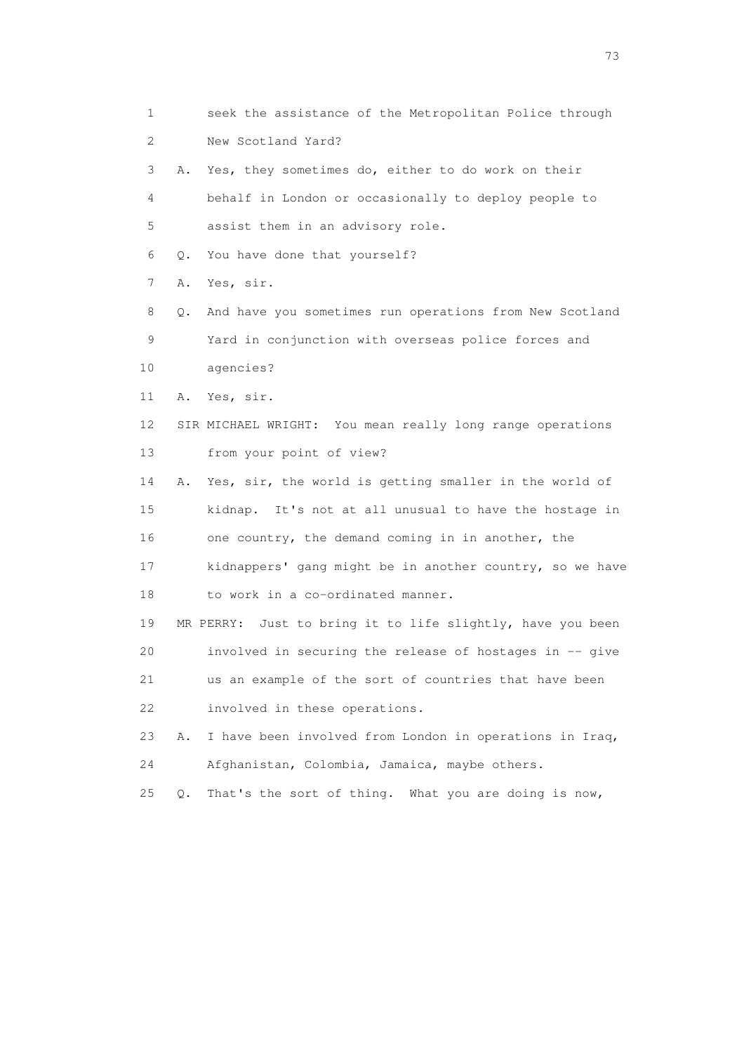1 seek the assistance of the Metropolitan Police through
2 New Scotland Yard?
3 A. Yes, they sometimes do, either to do work on their
4 behalf in London or occasionally to deploy people to
5 assist them in an advisory role.
6 Q. You have done that yourself?
7 A. Yes, sir.
8 Q. And have you sometimes run operations from New Scotland
9 Yard in conjunction with overseas police forces and
10 agencies?
11 A. Yes, sir.
12 SIR MICHAEL WRIGHT: You mean really long range operations
13 from your point of view?
14 A. Yes, sir, the world is getting smaller in the world of
15 kidnap. It's not at all unusual to have the hostage in
16 one country, the demand coming in in another, the
17 kidnappers' gang might be in another country, so we have
18 to work in a co-ordinated manner.
19 MR PERRY: Just to bring it to life slightly, have you been
20 involved in securing the release of hostages in -- give
21 us an example of the sort of countries that have been
22 involved in these operations.
23 A. I have been involved from London in operations in Iraq,
24 Afghanistan, Colombia, Jamaica, maybe others.
25 Q. That's the sort of thing. What you are doing is now,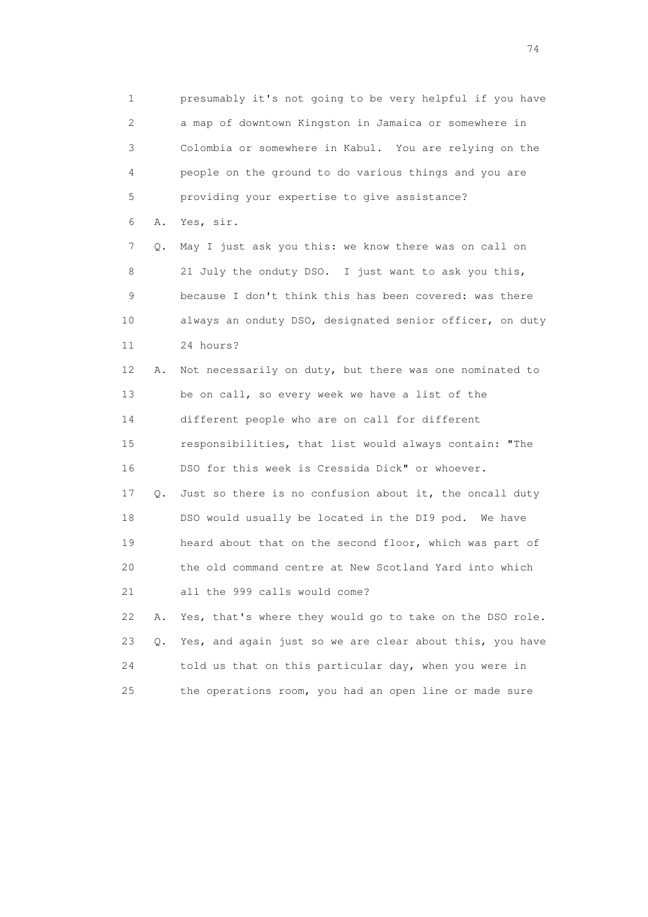1 presumably it's not going to be very helpful if you have
2 a map of downtown Kingston in Jamaica or somewhere in
3 Colombia or somewhere in Kabul. You are relying on the
4 people on the ground to do various things and you are
5 providing your expertise to give assistance?

6 A. Yes, sir.

7 Q. May I just ask you this: we know there was on call on
8 21 July the onduty DSO. I just want to ask you this,
9 because I don't think this has been covered: was there
10 always an onduty DSO, designated senior officer, on duty
11 24 hours?

12 A. Not necessarily on duty, but there was one nominated to
13 be on call, so every week we have a list of the
14 different people who are on call for different
15 responsibilities, that list would always contain: "The
16 DSO for this week is Cressida Dick" or whoever.

17 Q. Just so there is no confusion about it, the oncall duty
18 DSO would usually be located in the DI9 pod. We have
19 heard about that on the second floor, which was part of
20 the old command centre at New Scotland Yard into which
21 all the 999 calls would come?

22 A. Yes, that's where they would go to take on the DSO role.

23 Q. Yes, and again just so we are clear about this, you have
24 told us that on this particular day, when you were in
25 the operations room, you had an open line or made sure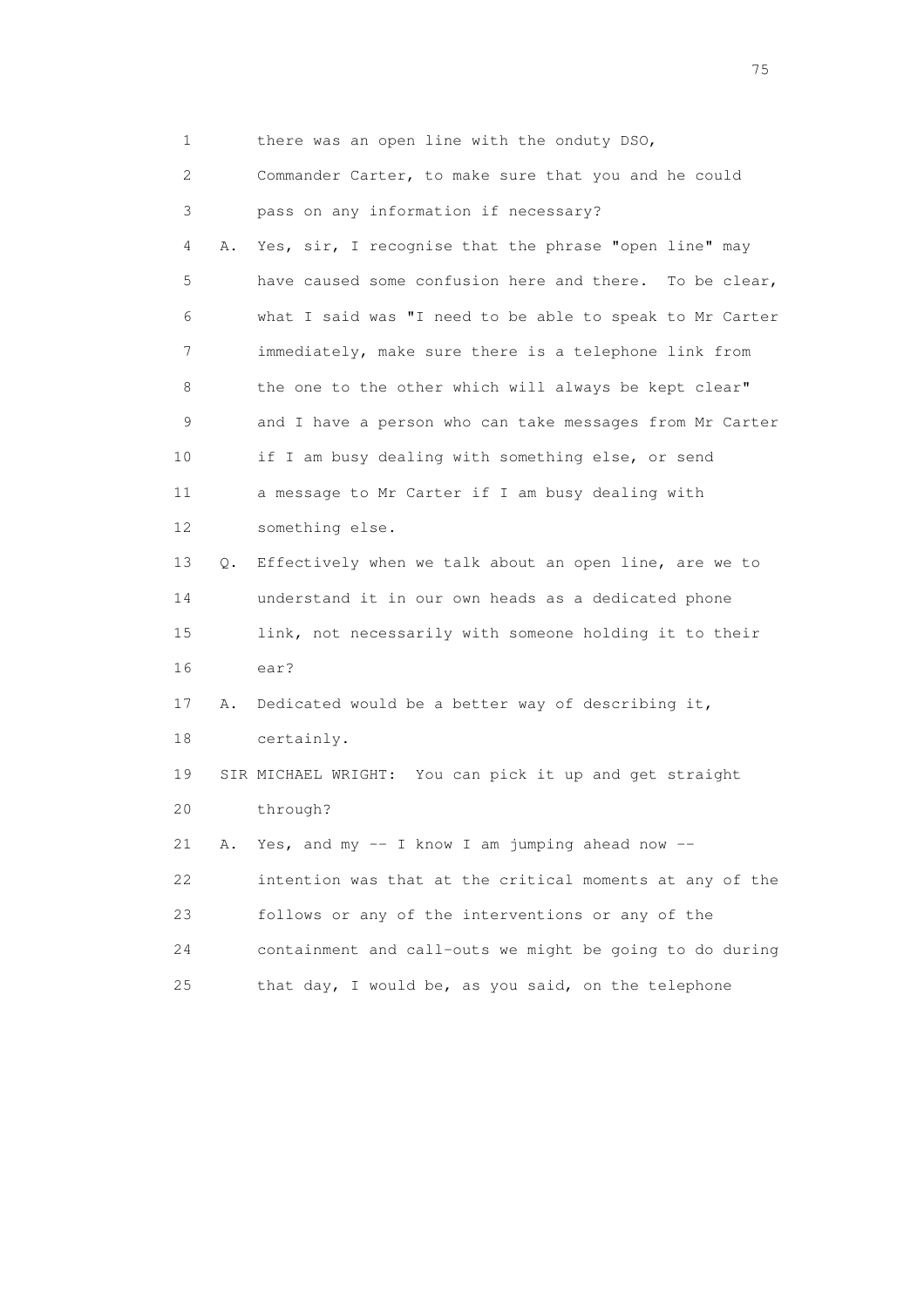1 there was an open line with the onduty DSO,

2 Commander Carter, to make sure that you and he could

3 pass on any information if necessary?

4 A. Yes, sir, I recognise that the phrase "open line" may

5 have caused some confusion here and there. To be clear,

6 what I said was "I need to be able to speak to Mr Carter

7 immediately, make sure there is a telephone link from

8 the one to the other which will always be kept clear"

9 and I have a person who can take messages from Mr Carter

10 if I am busy dealing with something else, or send

11 a message to Mr Carter if I am busy dealing with

12 something else.

13 Q. Effectively when we talk about an open line, are we to

14 understand it in our own heads as a dedicated phone

15 link, not necessarily with someone holding it to their

16 ear?

17 A. Dedicated would be a better way of describing it,

18 certainly.

19 SIR MICHAEL WRIGHT: You can pick it up and get straight

20 through?

21 A. Yes, and my -- I know I am jumping ahead now --

22 intention was that at the critical moments at any of the

23 follows or any of the interventions or any of the

24 containment and call-outs we might be going to do during

25 that day, I would be, as you said, on the telephone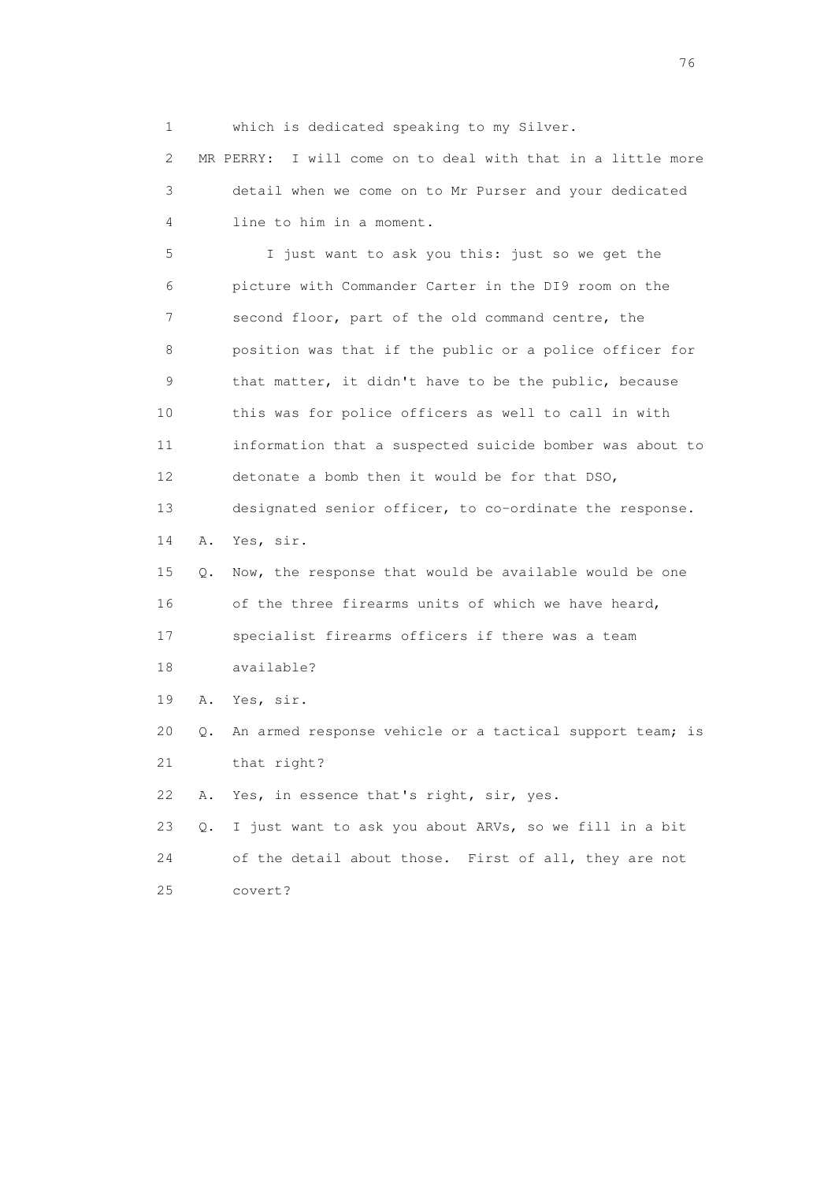1 which is dedicated speaking to my Silver.

2 MR PERRY: I will come on to deal with that in a little more

3 detail when we come on to Mr Purser and your dedicated

4 line to him in a moment.

5 I just want to ask you this: just so we get the

6 picture with Commander Carter in the DI9 room on the

7 second floor, part of the old command centre, the

8 position was that if the public or a police officer for

9 that matter, it didn't have to be the public, because

10 this was for police officers as well to call in with

11 information that a suspected suicide bomber was about to

12 detonate a bomb then it would be for that DSO,

13 designated senior officer, to co-ordinate the response.

14 A. Yes, sir.

15 Q. Now, the response that would be available would be one

16 of the three firearms units of which we have heard,

17 specialist firearms officers if there was a team

18 available?

19 A. Yes, sir.

20 Q. An armed response vehicle or a tactical support team; is

21 that right?

22 A. Yes, in essence that's right, sir, yes.

23 Q. I just want to ask you about ARVs, so we fill in a bit

24 of the detail about those. First of all, they are not

25 covert?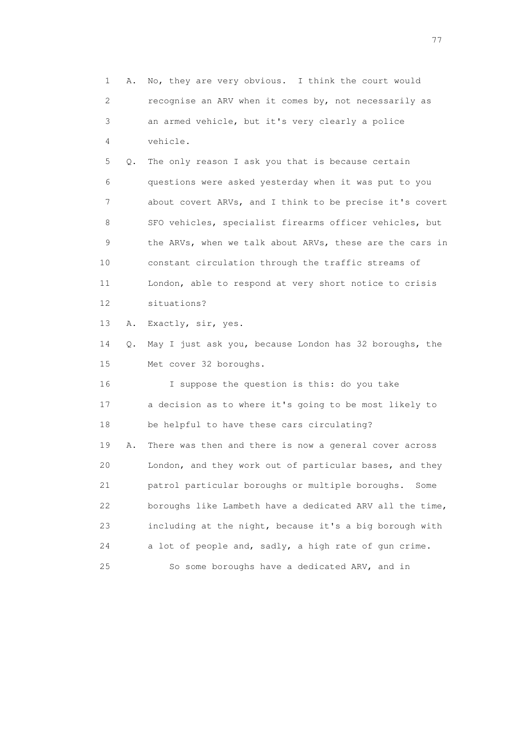1 A. No, they are very obvious. I think the court would
2 recognise an ARV when it comes by, not necessarily as
3 an armed vehicle, but it's very clearly a police
4 vehicle.
5 Q. The only reason I ask you that is because certain
6 questions were asked yesterday when it was put to you
7 about covert ARVs, and I think to be precise it's covert
8 SFO vehicles, specialist firearms officer vehicles, but
9 the ARVs, when we talk about ARVs, these are the cars in
10 constant circulation through the traffic streams of
11 London, able to respond at very short notice to crisis
12 situations?
13 A. Exactly, sir, yes.
14 Q. May I just ask you, because London has 32 boroughs, the
15 Met cover 32 boroughs.
16 I suppose the question is this: do you take
17 a decision as to where it's going to be most likely to
18 be helpful to have these cars circulating?
19 A. There was then and there is now a general cover across
20 London, and they work out of particular bases, and they
21 patrol particular boroughs or multiple boroughs. Some
22 boroughs like Lambeth have a dedicated ARV all the time,
23 including at the night, because it's a big borough with
24 a lot of people and, sadly, a high rate of gun crime.
25 So some boroughs have a dedicated ARV, and in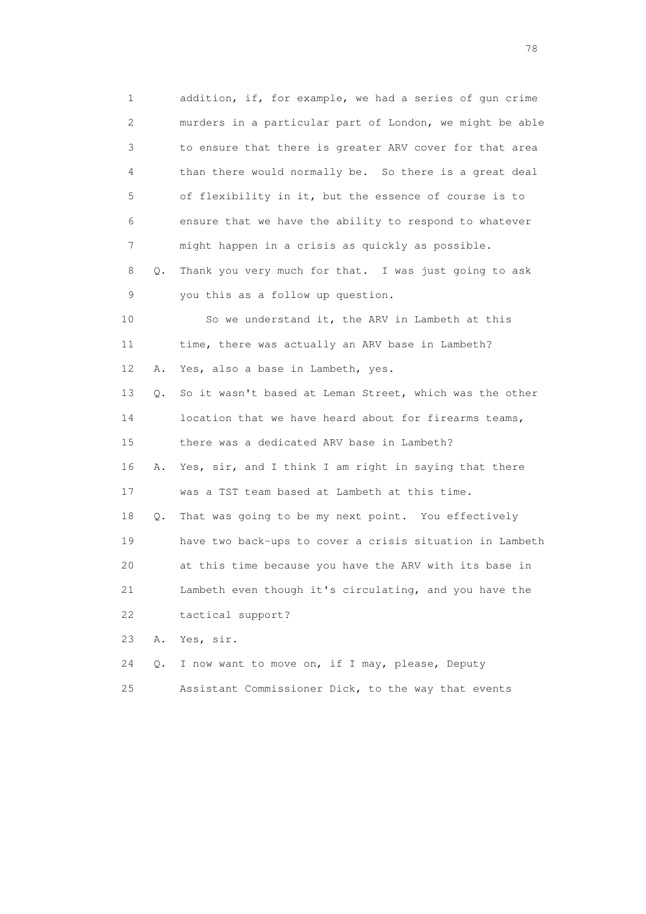1 addition, if, for example, we had a series of gun crime
2 murders in a particular part of London, we might be able
3 to ensure that there is greater ARV cover for that area
4 than there would normally be. So there is a great deal
5 of flexibility in it, but the essence of course is to
6 ensure that we have the ability to respond to whatever
7 might happen in a crisis as quickly as possible.

8 Q. Thank you very much for that. I was just going to ask
9 you this as a follow up question.

10 So we understand it, the ARV in Lambeth at this
11 time, there was actually an ARV base in Lambeth?

12 A. Yes, also a base in Lambeth, yes.

13 Q. So it wasn't based at Leman Street, which was the other
14 location that we have heard about for firearms teams,
15 there was a dedicated ARV base in Lambeth?

16 A. Yes, sir, and I think I am right in saying that there
17 was a TST team based at Lambeth at this time.

18 Q. That was going to be my next point. You effectively
19 have two back-ups to cover a crisis situation in Lambeth
20 at this time because you have the ARV with its base in
21 Lambeth even though it's circulating, and you have the
22 tactical support?

23 A. Yes, sir.

24 Q. I now want to move on, if I may, please, Deputy
25 Assistant Commissioner Dick, to the way that events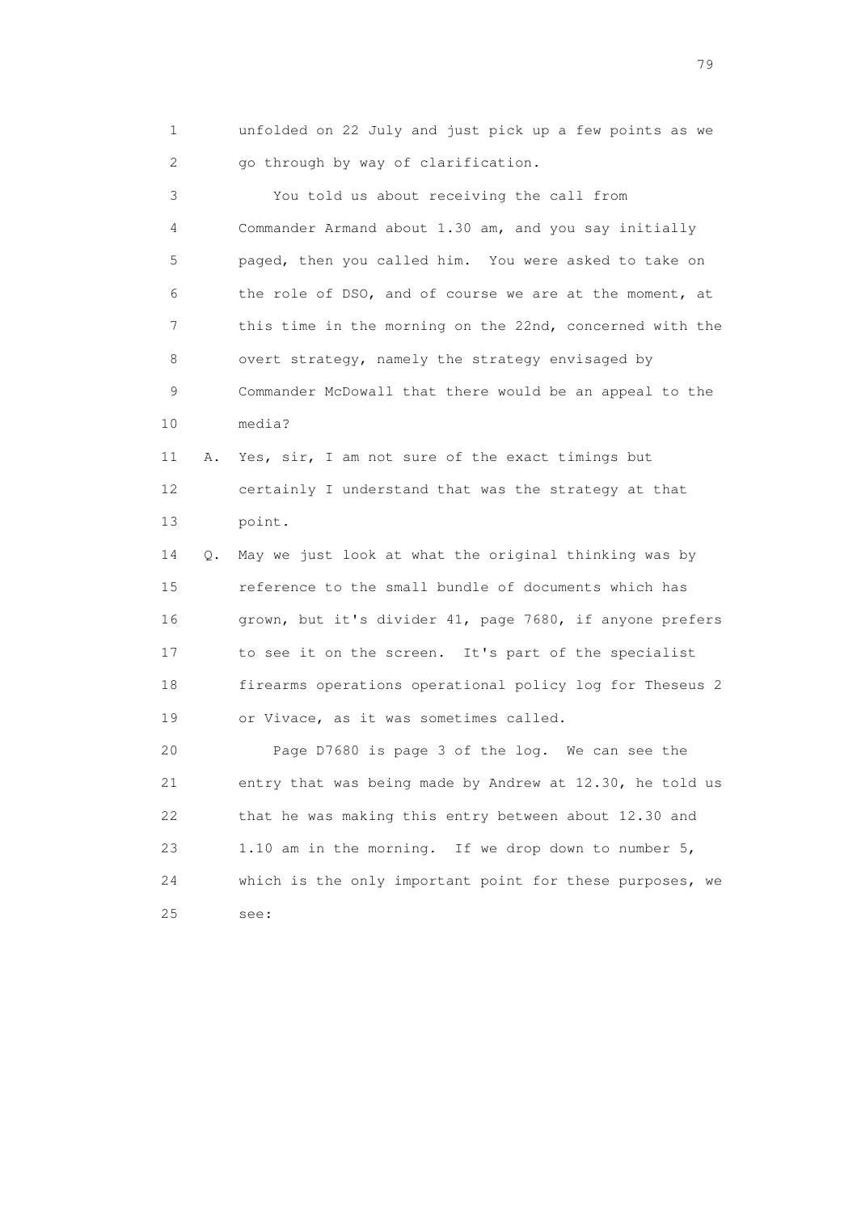1 unfolded on 22 July and just pick up a few points as we
2 go through by way of clarification.

3 You told us about receiving the call from
4 Commander Armand about 1.30 am, and you say initially
5 paged, then you called him. You were asked to take on
6 the role of DSO, and of course we are at the moment, at
7 this time in the morning on the 22nd, concerned with the
8 overt strategy, namely the strategy envisaged by
9 Commander McDowall that there would be an appeal to the
10 media?

11 A. Yes, sir, I am not sure of the exact timings but
12 certainly I understand that was the strategy at that
13 point.

14 Q. May we just look at what the original thinking was by
15 reference to the small bundle of documents which has
16 grown, but it's divider 41, page 7680, if anyone prefers
17 to see it on the screen. It's part of the specialist
18 firearms operations operational policy log for Theseus 2
19 or Vivace, as it was sometimes called.

20 Page D7680 is page 3 of the log. We can see the
21 entry that was being made by Andrew at 12.30, he told us
22 that he was making this entry between about 12.30 and
23 1.10 am in the morning. If we drop down to number 5,
24 which is the only important point for these purposes, we
25 see: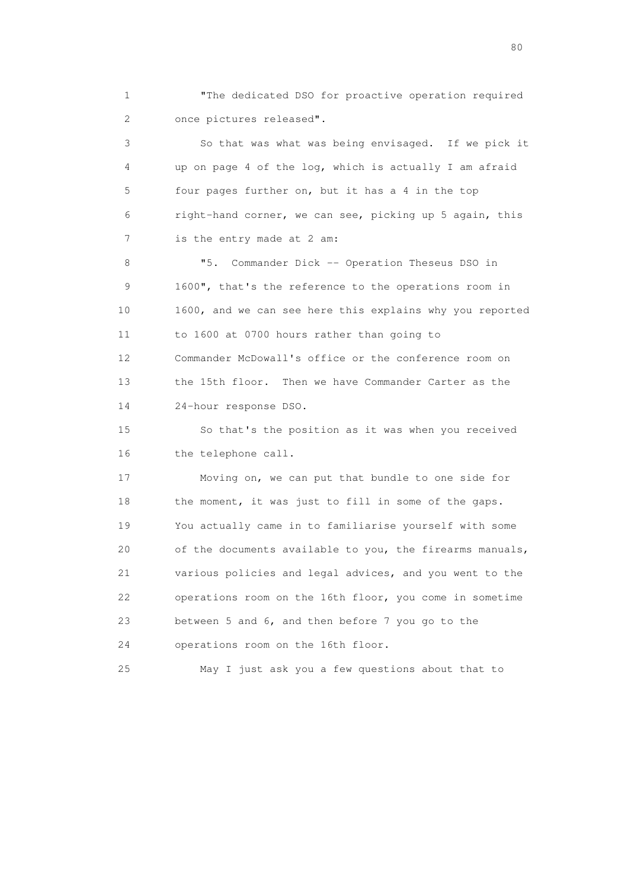1 "The dedicated DSO for proactive operation required
2 once pictures released".

3 So that was what was being envisaged. If we pick it
4 up on page 4 of the log, which is actually I am afraid
5 four pages further on, but it has a 4 in the top
6 right-hand corner, we can see, picking up 5 again, this
7 is the entry made at 2 am:

8 "5. Commander Dick -- Operation Theseus DSO in
9 1600", that's the reference to the operations room in
10 1600, and we can see here this explains why you reported
11 to 1600 at 0700 hours rather than going to
12 Commander McDowall's office or the conference room on
13 the 15th floor. Then we have Commander Carter as the
14 24-hour response DSO.

15 So that's the position as it was when you received
16 the telephone call.

17 Moving on, we can put that bundle to one side for
18 the moment, it was just to fill in some of the gaps.
19 You actually came in to familiarise yourself with some
20 of the documents available to you, the firearms manuals,
21 various policies and legal advices, and you went to the
22 operations room on the 16th floor, you come in sometime
23 between 5 and 6, and then before 7 you go to the
24 operations room on the 16th floor.

25 May I just ask you a few questions about that to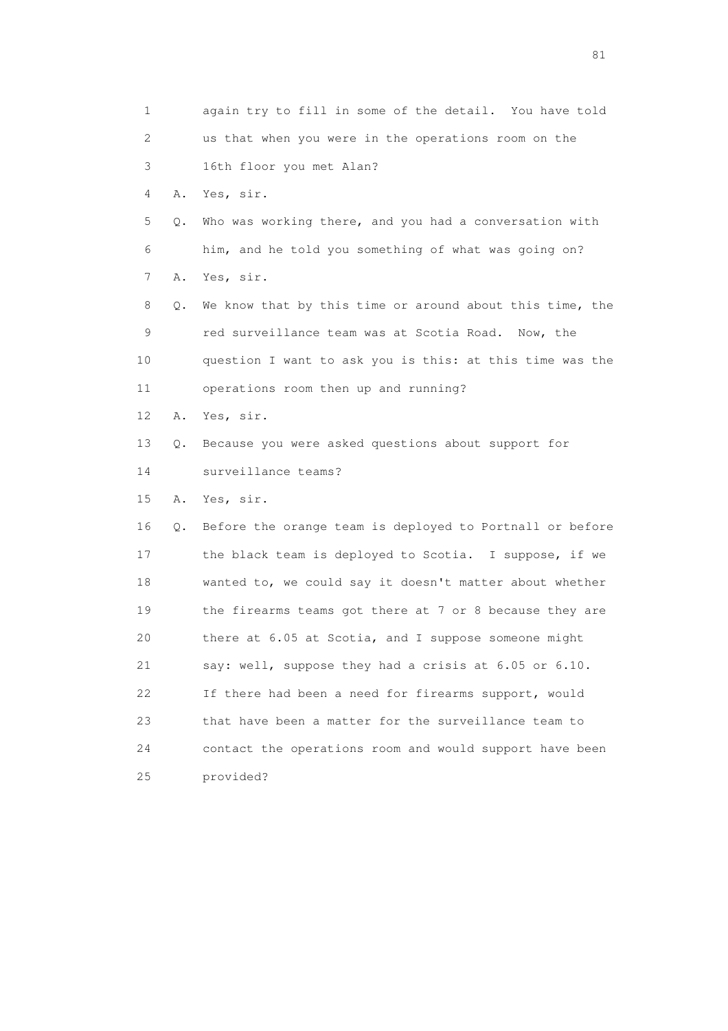1 again try to fill in some of the detail. You have told
2 us that when you were in the operations room on the
3 16th floor you met Alan?
4 A. Yes, sir.
5 Q. Who was working there, and you had a conversation with
6 him, and he told you something of what was going on?
7 A. Yes, sir.
8 Q. We know that by this time or around about this time, the
9 red surveillance team was at Scotia Road. Now, the
10 question I want to ask you is this: at this time was the
11 operations room then up and running?
12 A. Yes, sir.
13 Q. Because you were asked questions about support for
14 surveillance teams?
15 A. Yes, sir.
16 Q. Before the orange team is deployed to Portnall or before
17 the black team is deployed to Scotia. I suppose, if we
18 wanted to, we could say it doesn't matter about whether
19 the firearms teams got there at 7 or 8 because they are
20 there at 6.05 at Scotia, and I suppose someone might
21 say: well, suppose they had a crisis at 6.05 or 6.10.
22 If there had been a need for firearms support, would
23 that have been a matter for the surveillance team to
24 contact the operations room and would support have been
25 provided?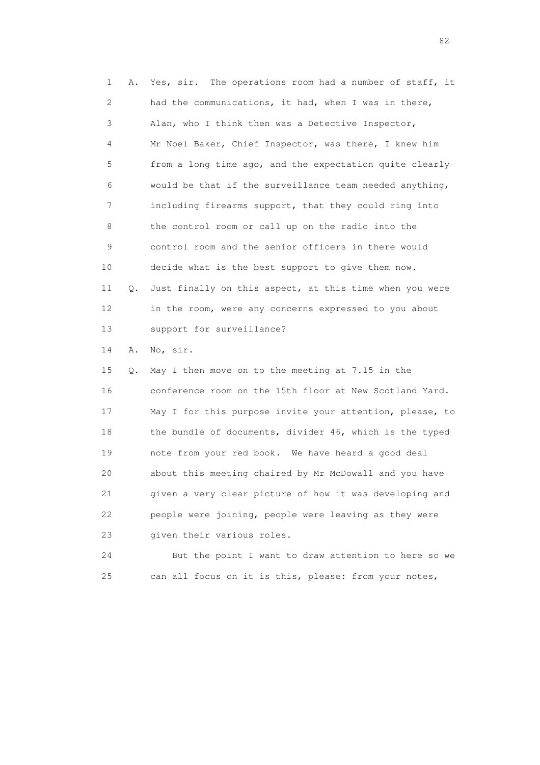1 A. Yes, sir. The operations room had a number of staff, it
2 had the communications, it had, when I was in there,
3 Alan, who I think then was a Detective Inspector,
4 Mr Noel Baker, Chief Inspector, was there, I knew him
5 from a long time ago, and the expectation quite clearly
6 would be that if the surveillance team needed anything,
7 including firearms support, that they could ring into
8 the control room or call up on the radio into the
9 control room and the senior officers in there would
10 decide what is the best support to give them now.

11 Q. Just finally on this aspect, at this time when you were
12 in the room, were any concerns expressed to you about
13 support for surveillance?

14 A. No, sir.

15 Q. May I then move on to the meeting at 7.15 in the
16 conference room on the 15th floor at New Scotland Yard.
17 May I for this purpose invite your attention, please, to
18 the bundle of documents, divider 46, which is the typed
19 note from your red book. We have heard a good deal
20 about this meeting chaired by Mr McDowall and you have
21 given a very clear picture of how it was developing and
22 people were joining, people were leaving as they were
23 given their various roles.

24 But the point I want to draw attention to here so we
25 can all focus on it is this, please: from your notes,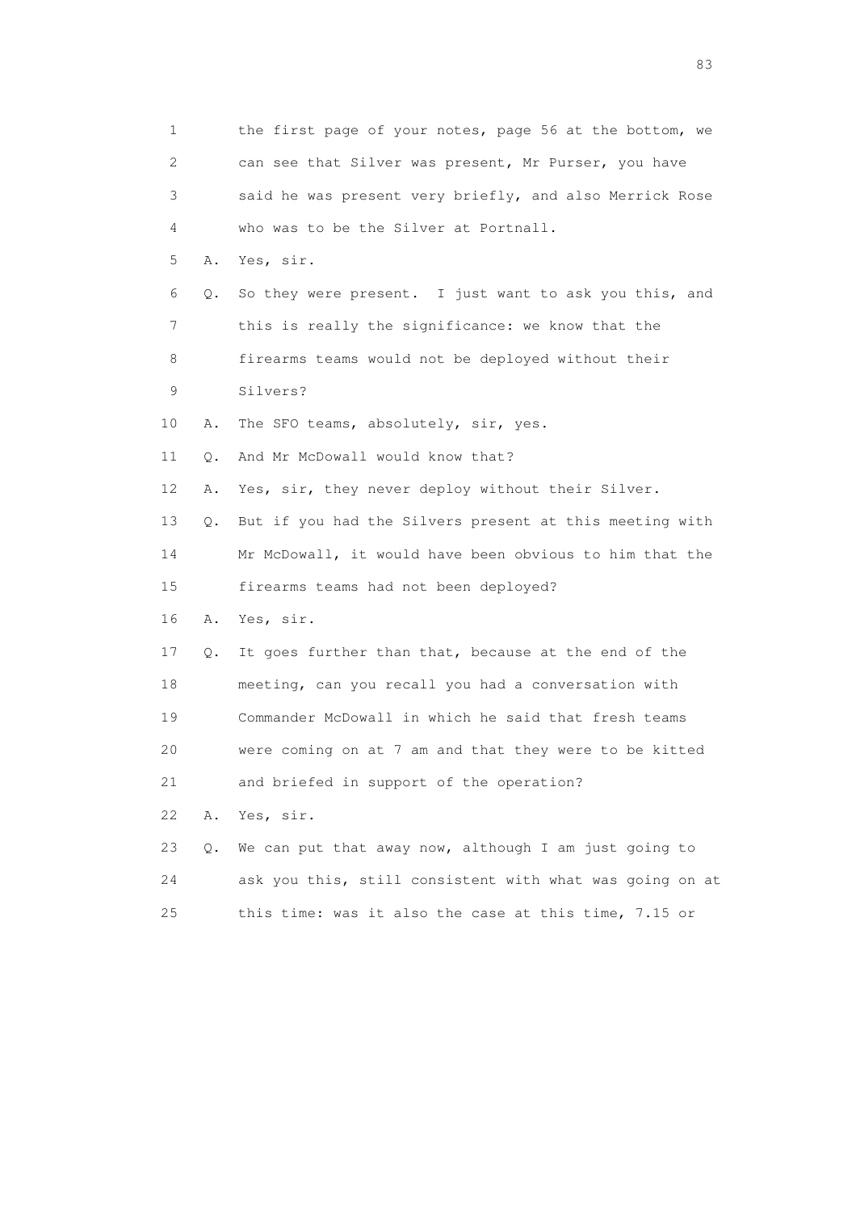1 the first page of your notes, page 56 at the bottom, we
2 can see that Silver was present, Mr Purser, you have
3 said he was present very briefly, and also Merrick Rose
4 who was to be the Silver at Portnall.

5 A. Yes, sir.

6 Q. So they were present. I just want to ask you this, and
7 this is really the significance: we know that the
8 firearms teams would not be deployed without their
9 Silvers?

10 A. The SFO teams, absolutely, sir, yes.

11 Q. And Mr McDowall would know that?

12 A. Yes, sir, they never deploy without their Silver.

13 Q. But if you had the Silvers present at this meeting with
14 Mr McDowall, it would have been obvious to him that the
15 firearms teams had not been deployed?

16 A. Yes, sir.

17 Q. It goes further than that, because at the end of the
18 meeting, can you recall you had a conversation with
19 Commander McDowall in which he said that fresh teams
20 were coming on at 7 am and that they were to be kitted
21 and briefed in support of the operation?

22 A. Yes, sir.

23 Q. We can put that away now, although I am just going to
24 ask you this, still consistent with what was going on at
25 this time: was it also the case at this time, 7.15 or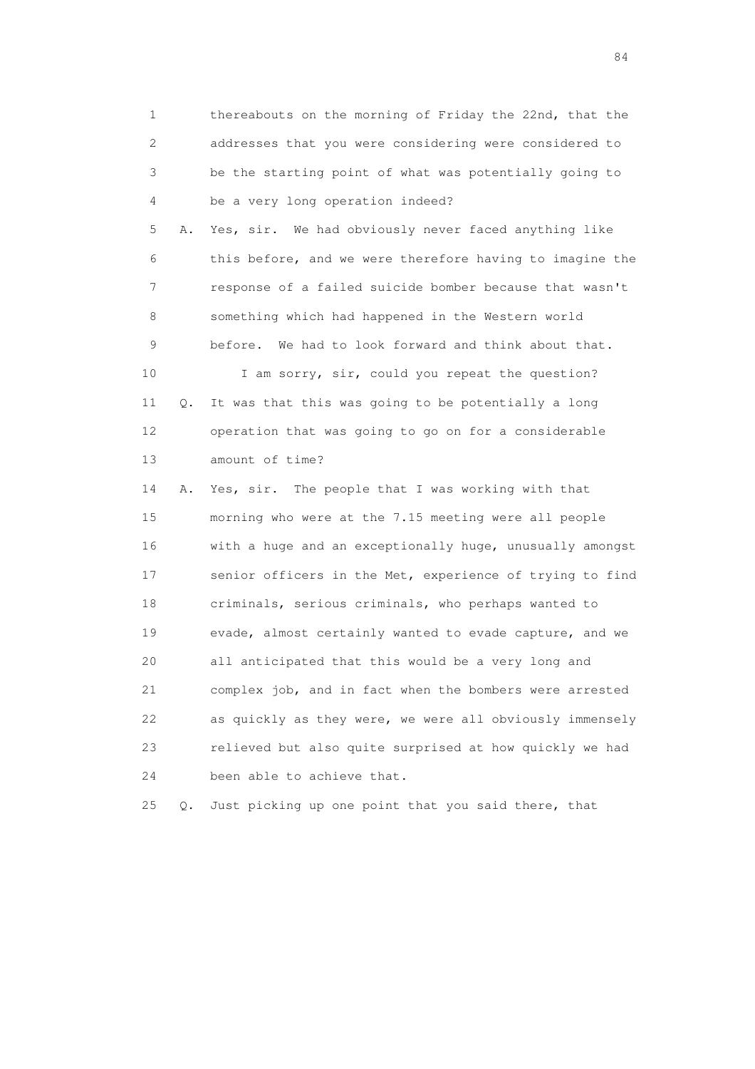1        thereabouts on the morning of Friday the 22nd, that the
2        addresses that you were considering were considered to
3        be the starting point of what was potentially going to
4        be a very long operation indeed?

5    A.  Yes, sir.  We had obviously never faced anything like
6        this before, and we were therefore having to imagine the
7        response of a failed suicide bomber because that wasn't
8        something which had happened in the Western world
9        before.  We had to look forward and think about that.

10           I am sorry, sir, could you repeat the question?

11   Q.  It was that this was going to be potentially a long
12       operation that was going to go on for a considerable
13       amount of time?

14   A.  Yes, sir.  The people that I was working with that
15       morning who were at the 7.15 meeting were all people
16       with a huge and an exceptionally huge, unusually amongst
17       senior officers in the Met, experience of trying to find
18       criminals, serious criminals, who perhaps wanted to
19       evade, almost certainly wanted to evade capture, and we
20       all anticipated that this would be a very long and
21       complex job, and in fact when the bombers were arrested
22       as quickly as they were, we were all obviously immensely
23       relieved but also quite surprised at how quickly we had
24       been able to achieve that.

25   Q.  Just picking up one point that you said there, that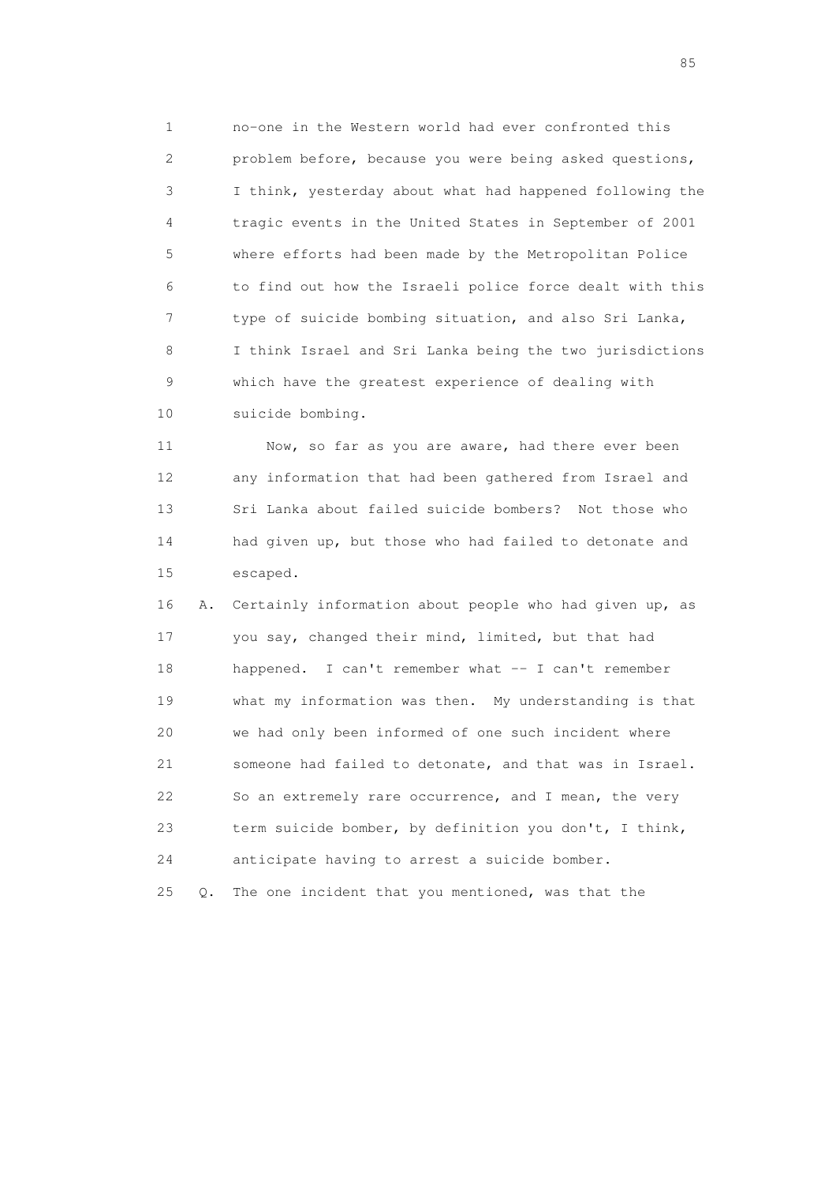1 no-one in the Western world had ever confronted this
2 problem before, because you were being asked questions,
3 I think, yesterday about what had happened following the
4 tragic events in the United States in September of 2001
5 where efforts had been made by the Metropolitan Police
6 to find out how the Israeli police force dealt with this
7 type of suicide bombing situation, and also Sri Lanka,
8 I think Israel and Sri Lanka being the two jurisdictions
9 which have the greatest experience of dealing with
10 suicide bombing.

11 Now, so far as you are aware, had there ever been
12 any information that had been gathered from Israel and
13 Sri Lanka about failed suicide bombers? Not those who
14 had given up, but those who had failed to detonate and
15 escaped.

16 A. Certainly information about people who had given up, as
17 you say, changed their mind, limited, but that had
18 happened. I can't remember what -- I can't remember
19 what my information was then. My understanding is that
20 we had only been informed of one such incident where
21 someone had failed to detonate, and that was in Israel.
22 So an extremely rare occurrence, and I mean, the very
23 term suicide bomber, by definition you don't, I think,
24 anticipate having to arrest a suicide bomber.

25 Q. The one incident that you mentioned, was that the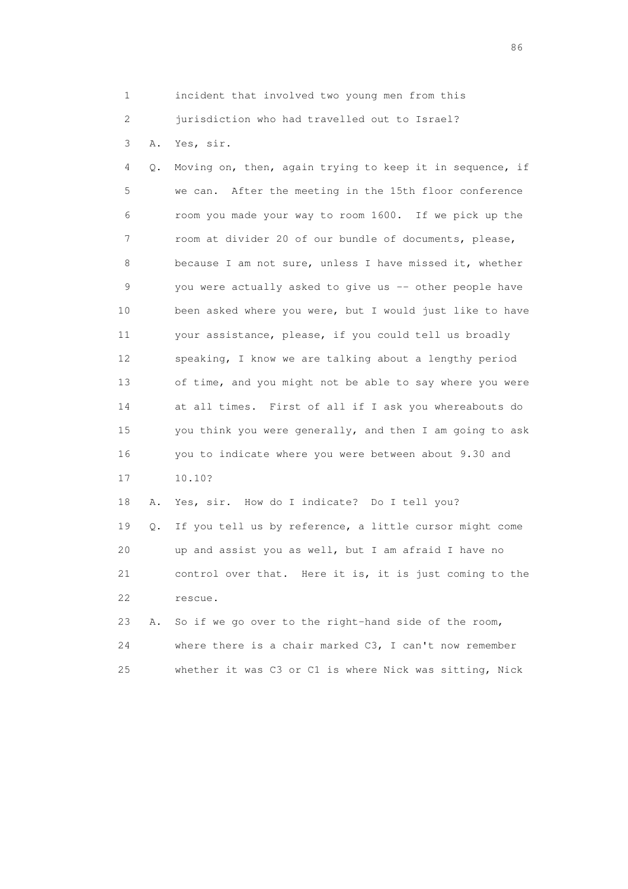1 incident that involved two young men from this
2 jurisdiction who had travelled out to Israel?
3 A. Yes, sir.
4 Q. Moving on, then, again trying to keep it in sequence, if
5 we can. After the meeting in the 15th floor conference
6 room you made your way to room 1600. If we pick up the
7 room at divider 20 of our bundle of documents, please,
8 because I am not sure, unless I have missed it, whether
9 you were actually asked to give us -- other people have
10 been asked where you were, but I would just like to have
11 your assistance, please, if you could tell us broadly
12 speaking, I know we are talking about a lengthy period
13 of time, and you might not be able to say where you were
14 at all times. First of all if I ask you whereabouts do
15 you think you were generally, and then I am going to ask
16 you to indicate where you were between about 9.30 and
17 10.10?
18 A. Yes, sir. How do I indicate? Do I tell you?
19 Q. If you tell us by reference, a little cursor might come
20 up and assist you as well, but I am afraid I have no
21 control over that. Here it is, it is just coming to the
22 rescue.
23 A. So if we go over to the right-hand side of the room,
24 where there is a chair marked C3, I can't now remember
25 whether it was C3 or C1 is where Nick was sitting, Nick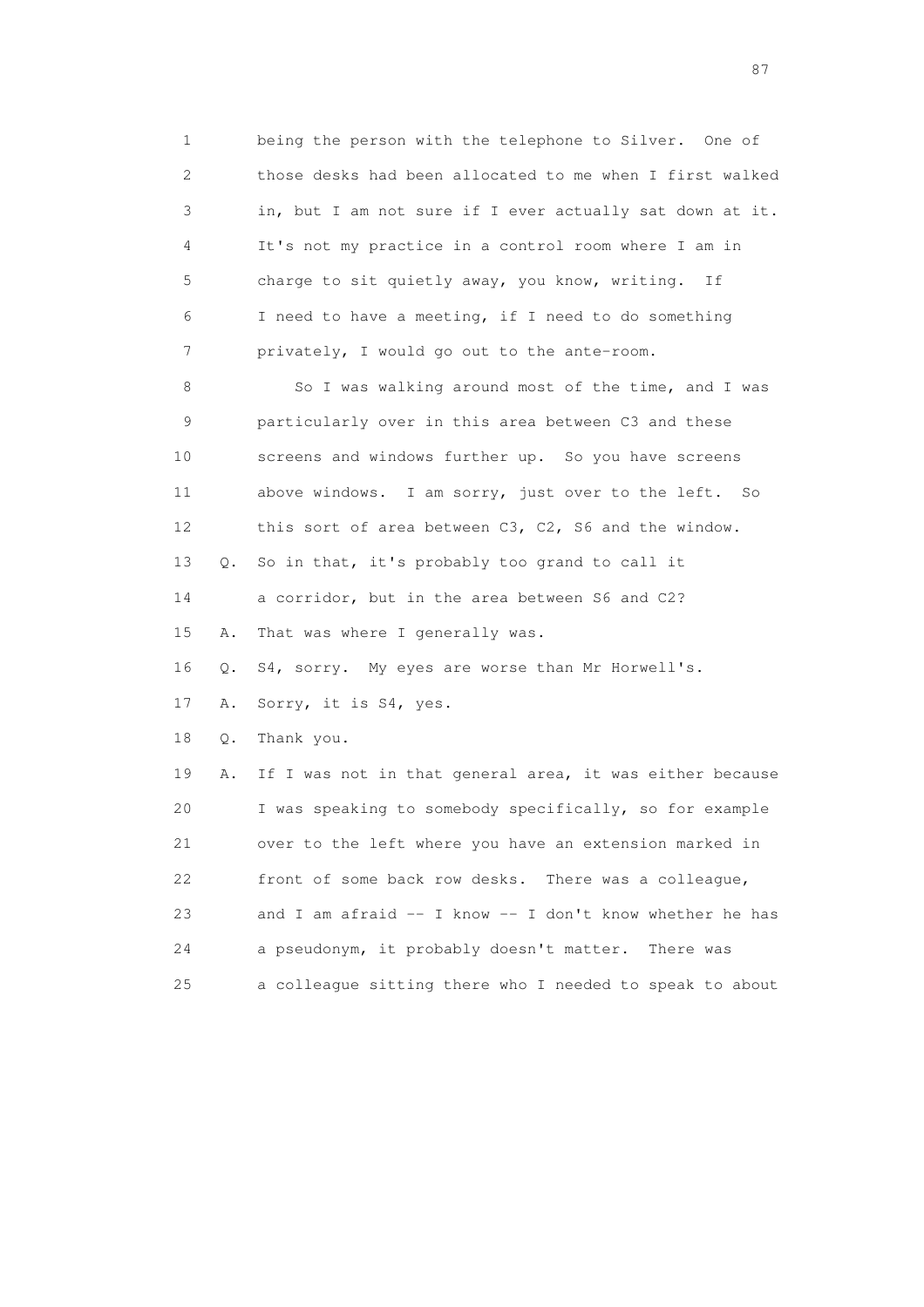1 being the person with the telephone to Silver. One of
2 those desks had been allocated to me when I first walked
3 in, but I am not sure if I ever actually sat down at it.
4 It's not my practice in a control room where I am in
5 charge to sit quietly away, you know, writing. If
6 I need to have a meeting, if I need to do something
7 privately, I would go out to the ante-room.

8 So I was walking around most of the time, and I was
9 particularly over in this area between C3 and these
10 screens and windows further up. So you have screens
11 above windows. I am sorry, just over to the left. So
12 this sort of area between C3, C2, S6 and the window.

13 Q. So in that, it's probably too grand to call it
14 a corridor, but in the area between S6 and C2?

15 A. That was where I generally was.

16 Q. S4, sorry. My eyes are worse than Mr Horwell's.

17 A. Sorry, it is S4, yes.

18 Q. Thank you.

19 A. If I was not in that general area, it was either because
20 I was speaking to somebody specifically, so for example
21 over to the left where you have an extension marked in
22 front of some back row desks. There was a colleague,
23 and I am afraid -- I know -- I don't know whether he has
24 a pseudonym, it probably doesn't matter. There was
25 a colleague sitting there who I needed to speak to about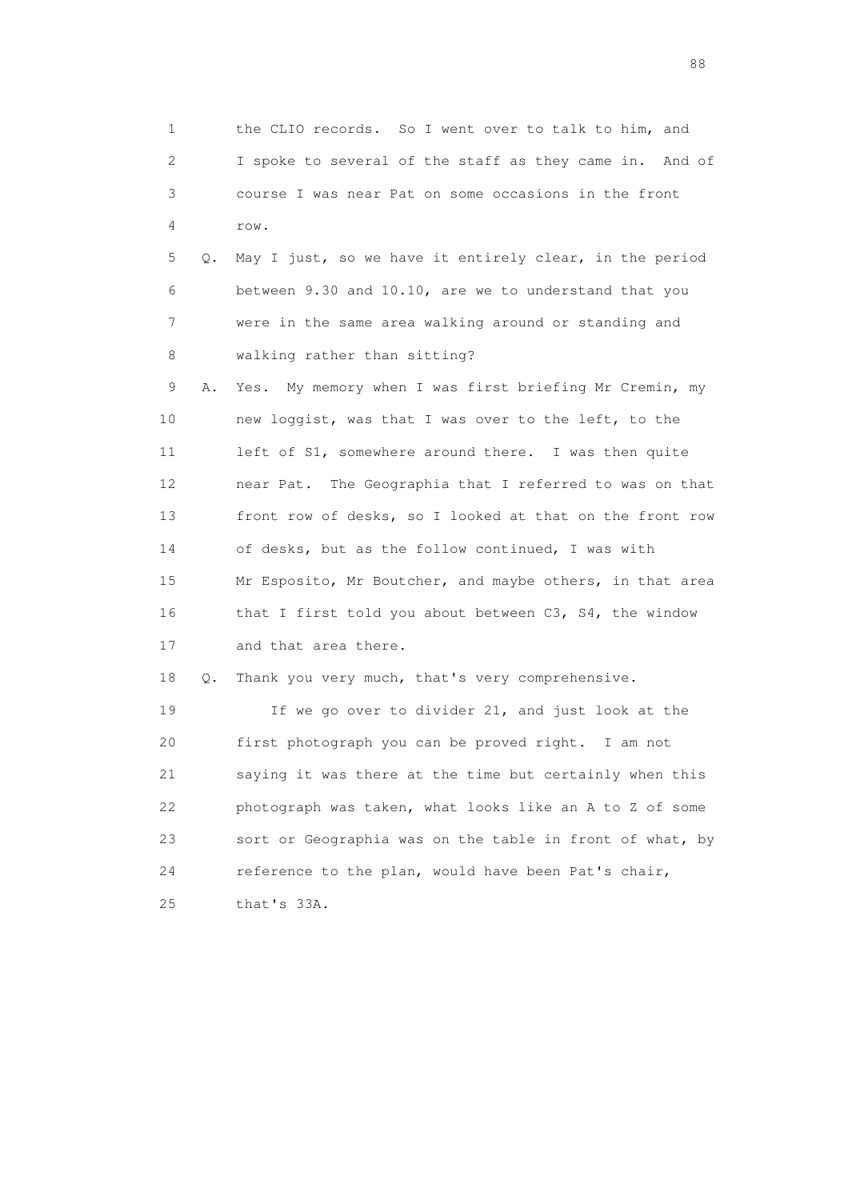1 the CLIO records. So I went over to talk to him, and
2 I spoke to several of the staff as they came in. And of
3 course I was near Pat on some occasions in the front
4 row.

5 Q. May I just, so we have it entirely clear, in the period
6 between 9.30 and 10.10, are we to understand that you
7 were in the same area walking around or standing and
8 walking rather than sitting?

9 A. Yes. My memory when I was first briefing Mr Cremin, my
10 new loggist, was that I was over to the left, to the
11 left of S1, somewhere around there. I was then quite
12 near Pat. The Geographia that I referred to was on that
13 front row of desks, so I looked at that on the front row
14 of desks, but as the follow continued, I was with
15 Mr Esposito, Mr Boutcher, and maybe others, in that area
16 that I first told you about between C3, S4, the window
17 and that area there.

18 Q. Thank you very much, that's very comprehensive.

19 If we go over to divider 21, and just look at the
20 first photograph you can be proved right. I am not
21 saying it was there at the time but certainly when this
22 photograph was taken, what looks like an A to Z of some
23 sort or Geographia was on the table in front of what, by
24 reference to the plan, would have been Pat's chair,
25 that's 33A.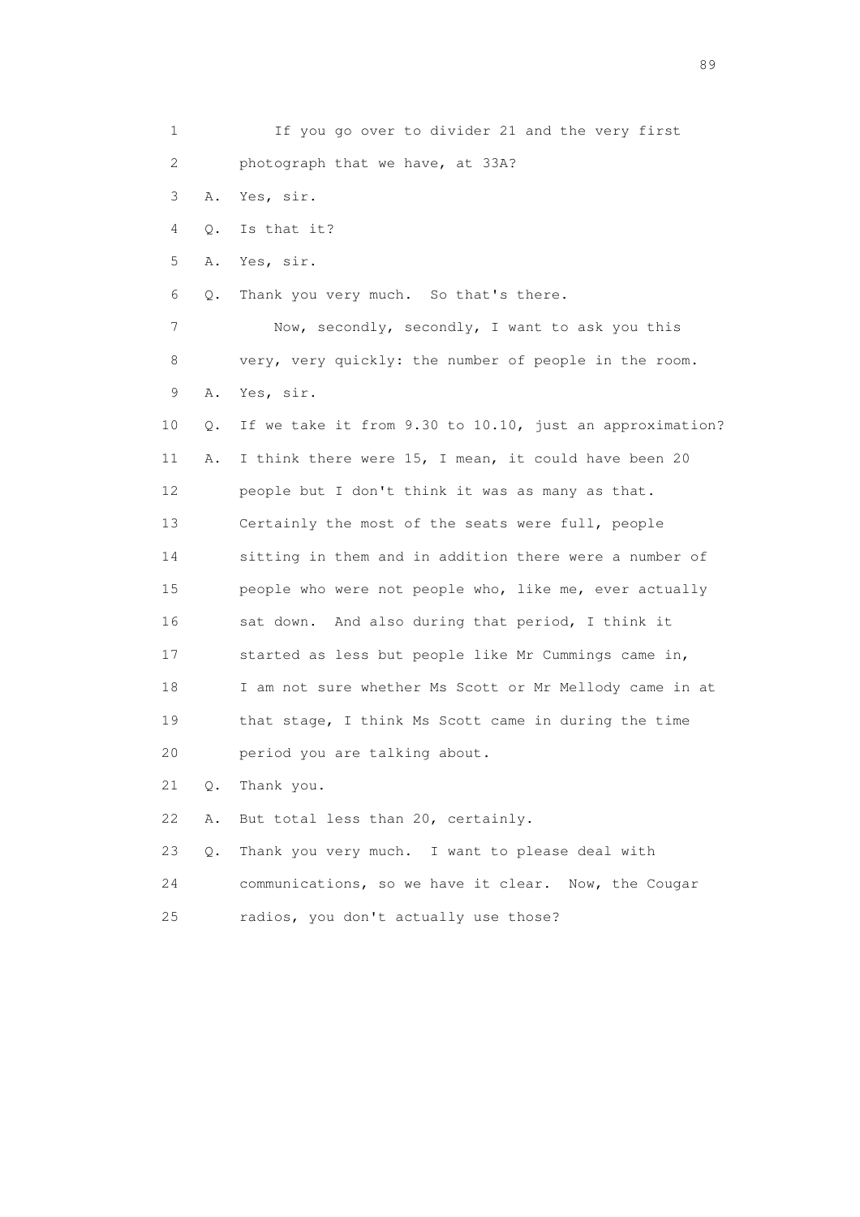1 If you go over to divider 21 and the very first
2 photograph that we have, at 33A?
3 A. Yes, sir.
4 Q. Is that it?
5 A. Yes, sir.
6 Q. Thank you very much. So that's there.
7 Now, secondly, secondly, I want to ask you this
8 very, very quickly: the number of people in the room.
9 A. Yes, sir.
10 Q. If we take it from 9.30 to 10.10, just an approximation?
11 A. I think there were 15, I mean, it could have been 20
12 people but I don't think it was as many as that.
13 Certainly the most of the seats were full, people
14 sitting in them and in addition there were a number of
15 people who were not people who, like me, ever actually
16 sat down. And also during that period, I think it
17 started as less but people like Mr Cummings came in,
18 I am not sure whether Ms Scott or Mr Mellody came in at
19 that stage, I think Ms Scott came in during the time
20 period you are talking about.
21 Q. Thank you.
22 A. But total less than 20, certainly.
23 Q. Thank you very much. I want to please deal with
24 communications, so we have it clear. Now, the Cougar
25 radios, you don't actually use those?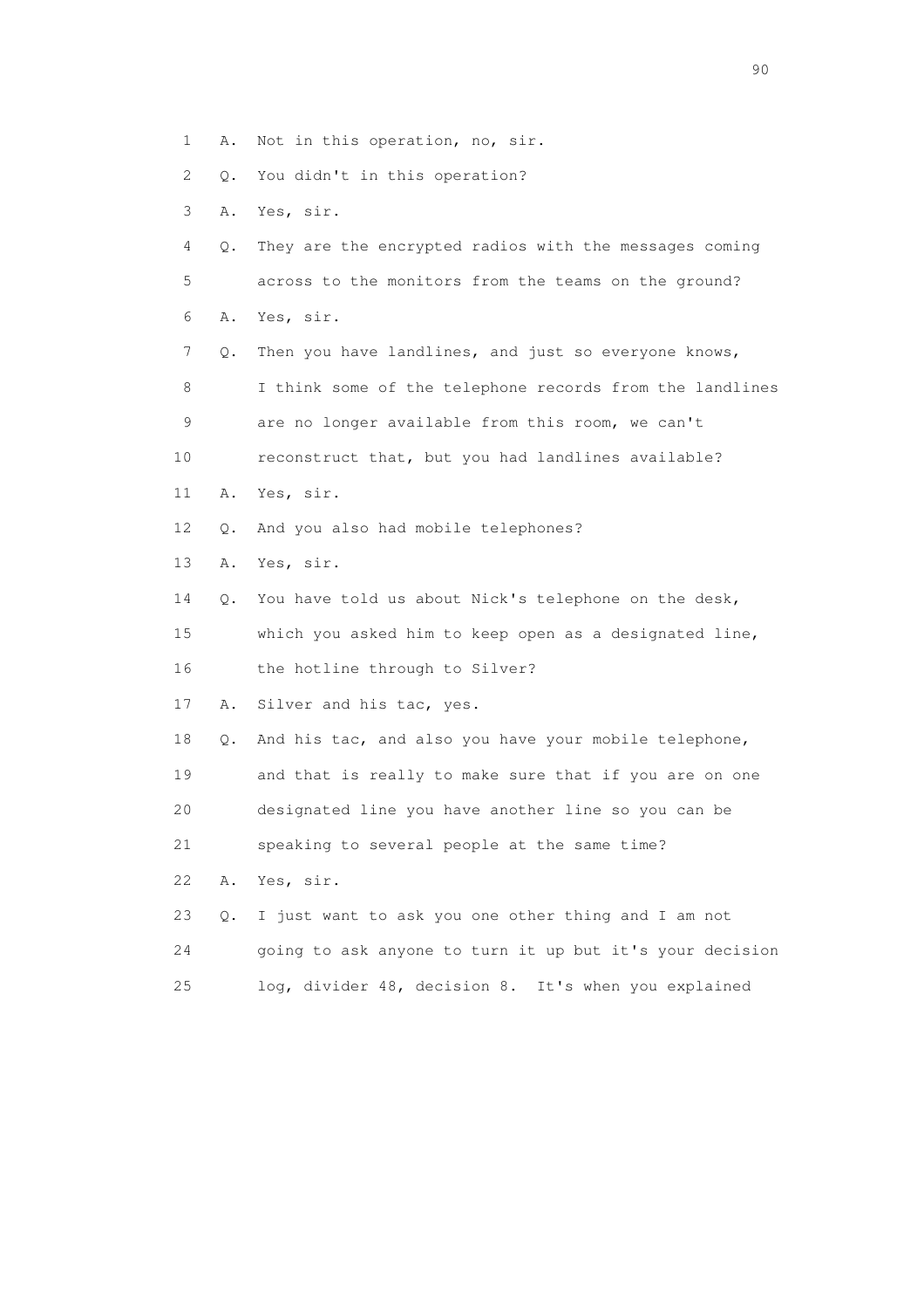1 A. Not in this operation, no, sir.

2 Q. You didn't in this operation?

3 A. Yes, sir.

4 Q. They are the encrypted radios with the messages coming

5 across to the monitors from the teams on the ground?

6 A. Yes, sir.

7 Q. Then you have landlines, and just so everyone knows,

8 I think some of the telephone records from the landlines

9 are no longer available from this room, we can't

10 reconstruct that, but you had landlines available?

11 A. Yes, sir.

12 Q. And you also had mobile telephones?

13 A. Yes, sir.

14 Q. You have told us about Nick's telephone on the desk,

15 which you asked him to keep open as a designated line,

16 the hotline through to Silver?

17 A. Silver and his tac, yes.

18 Q. And his tac, and also you have your mobile telephone,

19 and that is really to make sure that if you are on one

20 designated line you have another line so you can be

21 speaking to several people at the same time?

22 A. Yes, sir.

23 Q. I just want to ask you one other thing and I am not

24 going to ask anyone to turn it up but it's your decision

25 log, divider 48, decision 8. It's when you explained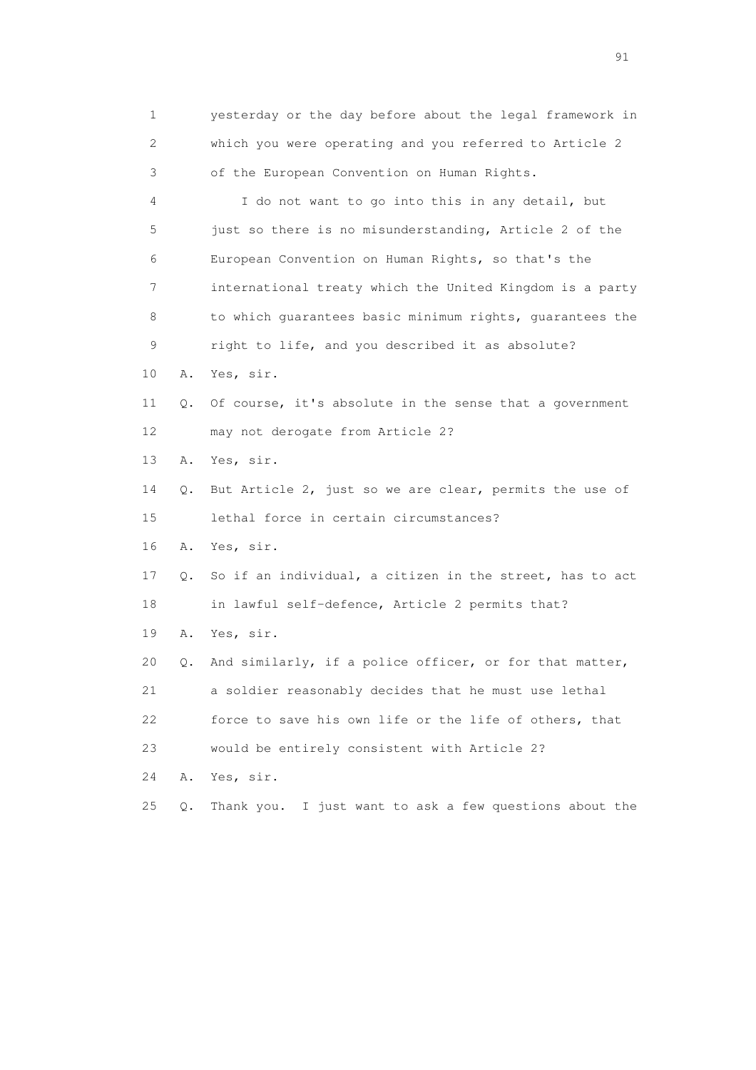1 yesterday or the day before about the legal framework in
2 which you were operating and you referred to Article 2
3 of the European Convention on Human Rights.

4 I do not want to go into this in any detail, but
5 just so there is no misunderstanding, Article 2 of the
6 European Convention on Human Rights, so that's the
7 international treaty which the United Kingdom is a party
8 to which guarantees basic minimum rights, guarantees the
9 right to life, and you described it as absolute?

10 A. Yes, sir.

11 Q. Of course, it's absolute in the sense that a government
12 may not derogate from Article 2?

13 A. Yes, sir.

14 Q. But Article 2, just so we are clear, permits the use of
15 lethal force in certain circumstances?

16 A. Yes, sir.

17 Q. So if an individual, a citizen in the street, has to act
18 in lawful self-defence, Article 2 permits that?

19 A. Yes, sir.

20 Q. And similarly, if a police officer, or for that matter,
21 a soldier reasonably decides that he must use lethal
22 force to save his own life or the life of others, that
23 would be entirely consistent with Article 2?

24 A. Yes, sir.

25 Q. Thank you. I just want to ask a few questions about the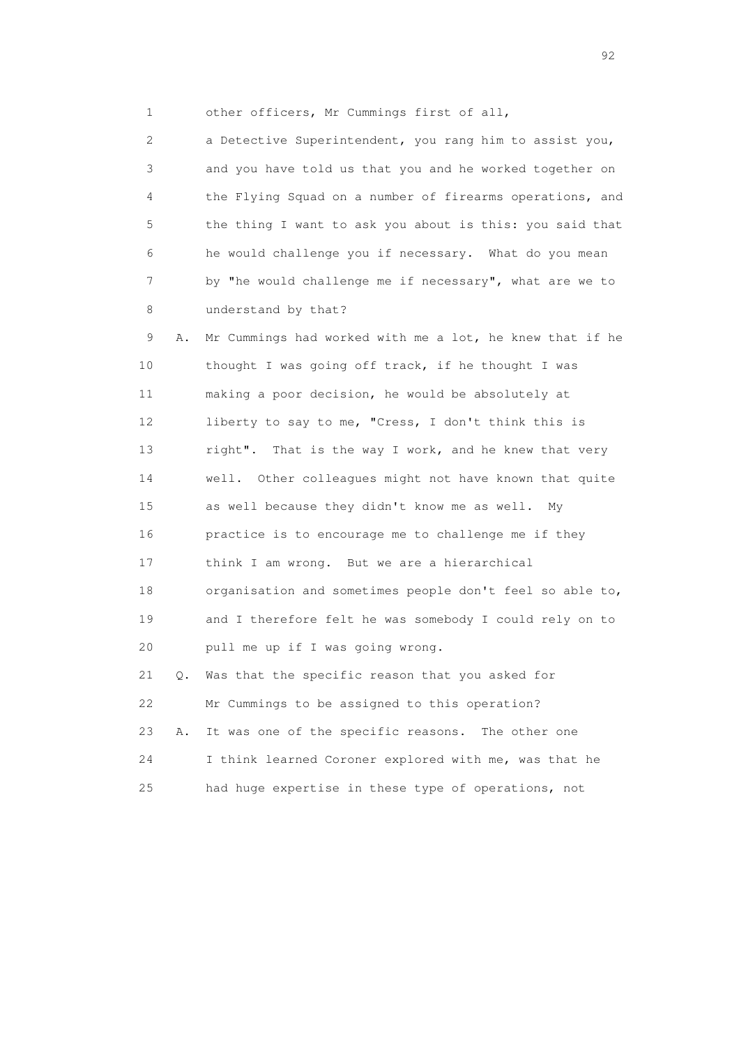1 other officers, Mr Cummings first of all,

2 a Detective Superintendent, you rang him to assist you,

3 and you have told us that you and he worked together on

4 the Flying Squad on a number of firearms operations, and

5 the thing I want to ask you about is this: you said that

6 he would challenge you if necessary. What do you mean

7 by "he would challenge me if necessary", what are we to

8 understand by that?

9 A. Mr Cummings had worked with me a lot, he knew that if he

10 thought I was going off track, if he thought I was

11 making a poor decision, he would be absolutely at

12 liberty to say to me, "Cress, I don't think this is

13 right". That is the way I work, and he knew that very

14 well. Other colleagues might not have known that quite

15 as well because they didn't know me as well. My

16 practice is to encourage me to challenge me if they

17 think I am wrong. But we are a hierarchical

18 organisation and sometimes people don't feel so able to,

19 and I therefore felt he was somebody I could rely on to

20 pull me up if I was going wrong.

21 Q. Was that the specific reason that you asked for

22 Mr Cummings to be assigned to this operation?

23 A. It was one of the specific reasons. The other one

24 I think learned Coroner explored with me, was that he

25 had huge expertise in these type of operations, not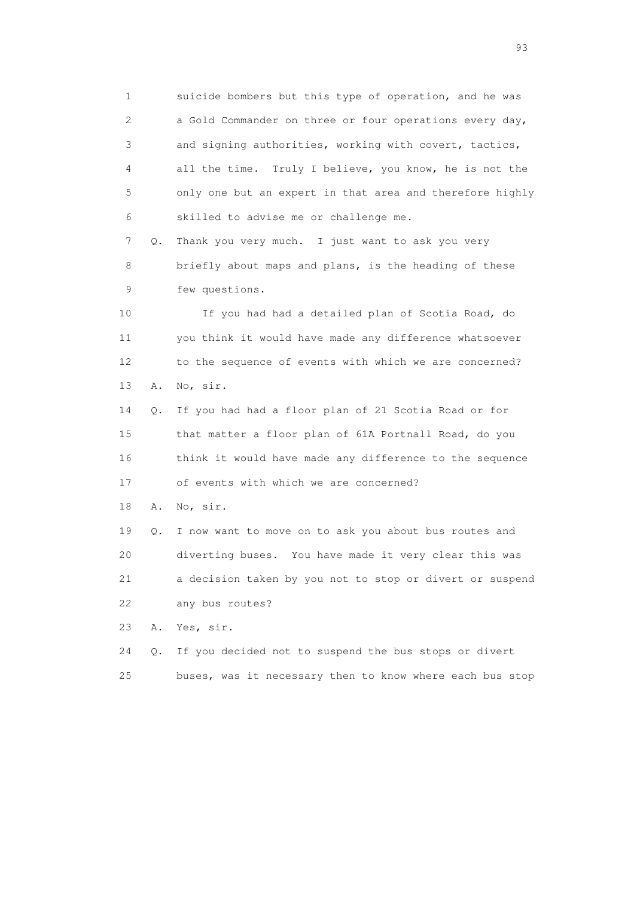1 suicide bombers but this type of operation, and he was
2 a Gold Commander on three or four operations every day,
3 and signing authorities, working with covert, tactics,
4 all the time. Truly I believe, you know, he is not the
5 only one but an expert in that area and therefore highly
6 skilled to advise me or challenge me.

7 Q. Thank you very much. I just want to ask you very
8 briefly about maps and plans, is the heading of these
9 few questions.

10 If you had had a detailed plan of Scotia Road, do
11 you think it would have made any difference whatsoever
12 to the sequence of events with which we are concerned?

13 A. No, sir.

14 Q. If you had had a floor plan of 21 Scotia Road or for
15 that matter a floor plan of 61A Portnall Road, do you
16 think it would have made any difference to the sequence
17 of events with which we are concerned?

18 A. No, sir.

19 Q. I now want to move on to ask you about bus routes and
20 diverting buses. You have made it very clear this was
21 a decision taken by you not to stop or divert or suspend
22 any bus routes?

23 A. Yes, sir.

24 Q. If you decided not to suspend the bus stops or divert
25 buses, was it necessary then to know where each bus stop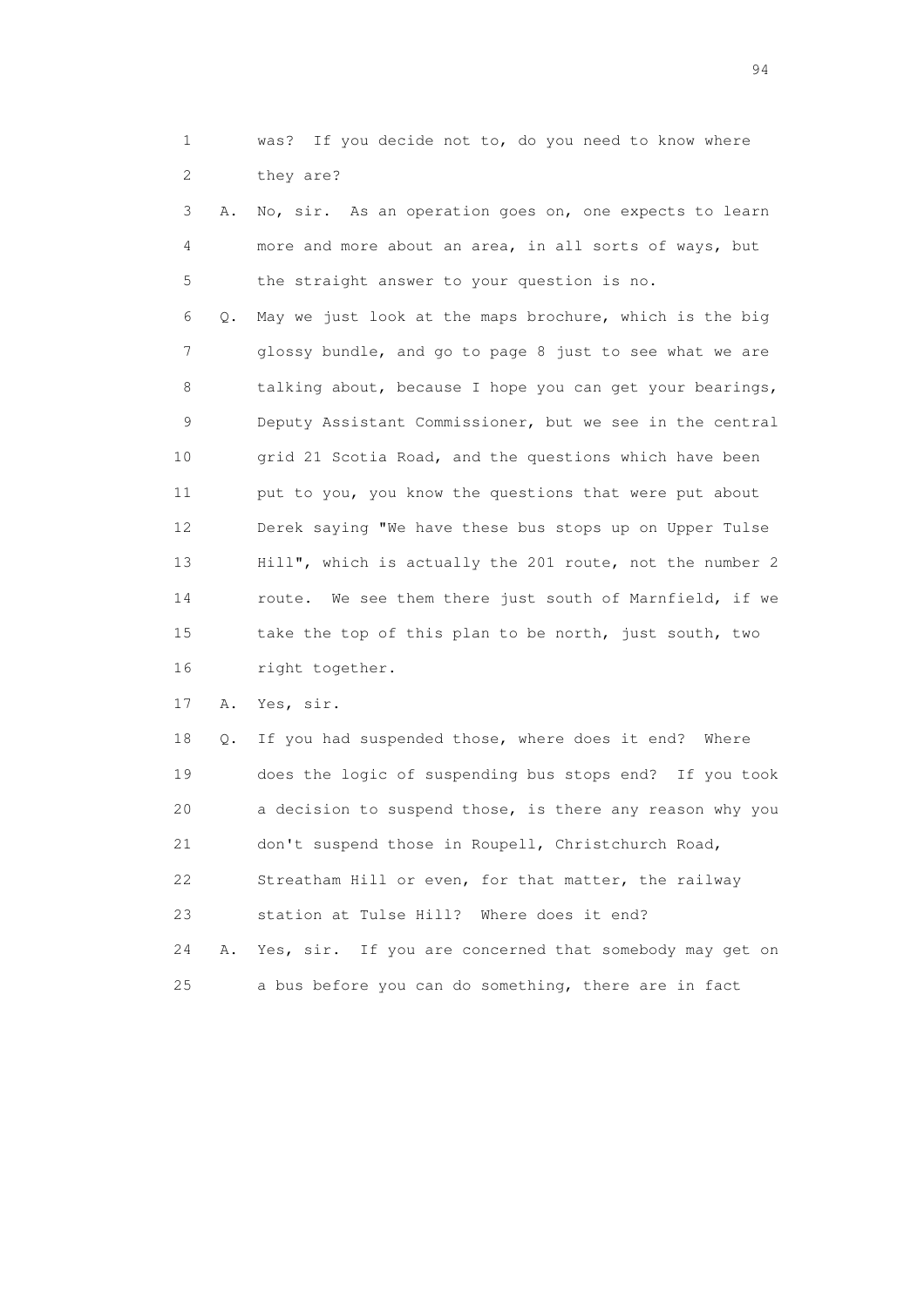1 was? If you decide not to, do you need to know where
2 they are?

3 A. No, sir. As an operation goes on, one expects to learn
4 more and more about an area, in all sorts of ways, but
5 the straight answer to your question is no.

6 Q. May we just look at the maps brochure, which is the big
7 glossy bundle, and go to page 8 just to see what we are
8 talking about, because I hope you can get your bearings,
9 Deputy Assistant Commissioner, but we see in the central
10 grid 21 Scotia Road, and the questions which have been
11 put to you, you know the questions that were put about
12 Derek saying "We have these bus stops up on Upper Tulse
13 Hill", which is actually the 201 route, not the number 2
14 route. We see them there just south of Marnfield, if we
15 take the top of this plan to be north, just south, two
16 right together.

17 A. Yes, sir.

18 Q. If you had suspended those, where does it end? Where
19 does the logic of suspending bus stops end? If you took
20 a decision to suspend those, is there any reason why you
21 don't suspend those in Roupell, Christchurch Road,
22 Streatham Hill or even, for that matter, the railway
23 station at Tulse Hill? Where does it end?

24 A. Yes, sir. If you are concerned that somebody may get on
25 a bus before you can do something, there are in fact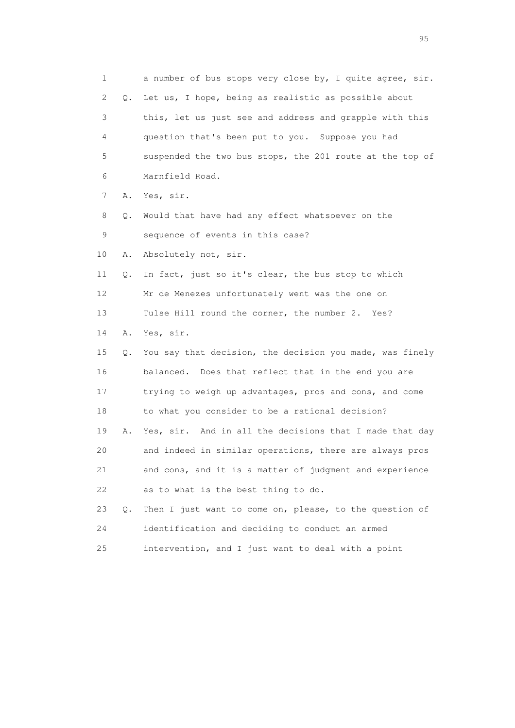1 a number of bus stops very close by, I quite agree, sir.
2 Q. Let us, I hope, being as realistic as possible about
3 this, let us just see and address and grapple with this
4 question that's been put to you. Suppose you had
5 suspended the two bus stops, the 201 route at the top of
6 Marnfield Road.
7 A. Yes, sir.
8 Q. Would that have had any effect whatsoever on the
9 sequence of events in this case?
10 A. Absolutely not, sir.
11 Q. In fact, just so it's clear, the bus stop to which
12 Mr de Menezes unfortunately went was the one on
13 Tulse Hill round the corner, the number 2. Yes?
14 A. Yes, sir.
15 Q. You say that decision, the decision you made, was finely
16 balanced. Does that reflect that in the end you are
17 trying to weigh up advantages, pros and cons, and come
18 to what you consider to be a rational decision?
19 A. Yes, sir. And in all the decisions that I made that day
20 and indeed in similar operations, there are always pros
21 and cons, and it is a matter of judgment and experience
22 as to what is the best thing to do.
23 Q. Then I just want to come on, please, to the question of
24 identification and deciding to conduct an armed
25 intervention, and I just want to deal with a point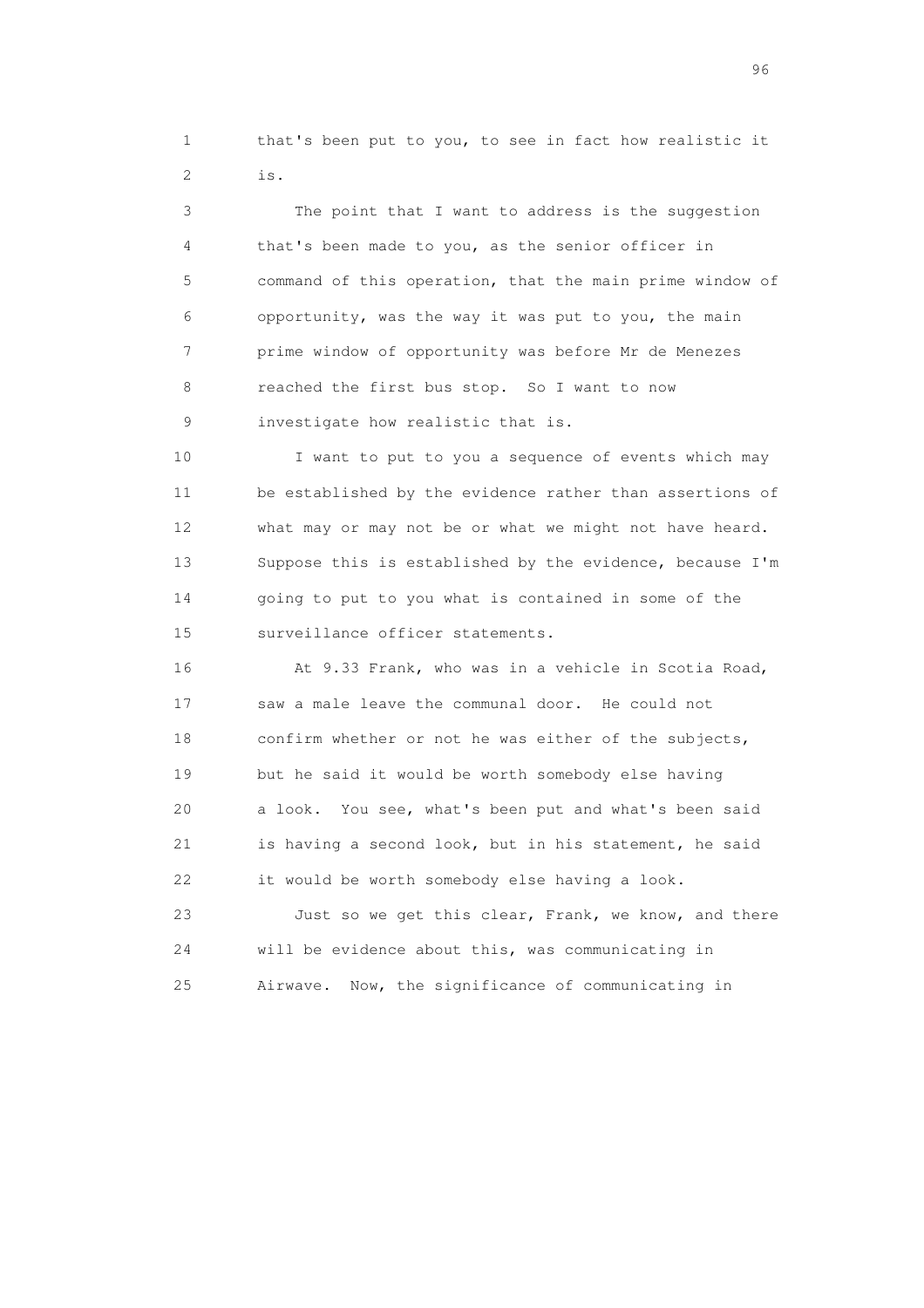1 that's been put to you, to see in fact how realistic it
2 is.

3 The point that I want to address is the suggestion
4 that's been made to you, as the senior officer in
5 command of this operation, that the main prime window of
6 opportunity, was the way it was put to you, the main
7 prime window of opportunity was before Mr de Menezes
8 reached the first bus stop. So I want to now
9 investigate how realistic that is.

10 I want to put to you a sequence of events which may
11 be established by the evidence rather than assertions of
12 what may or may not be or what we might not have heard.
13 Suppose this is established by the evidence, because I'm
14 going to put to you what is contained in some of the
15 surveillance officer statements.

16 At 9.33 Frank, who was in a vehicle in Scotia Road,
17 saw a male leave the communal door. He could not
18 confirm whether or not he was either of the subjects,
19 but he said it would be worth somebody else having
20 a look. You see, what's been put and what's been said
21 is having a second look, but in his statement, he said
22 it would be worth somebody else having a look.

23 Just so we get this clear, Frank, we know, and there
24 will be evidence about this, was communicating in
25 Airwave. Now, the significance of communicating in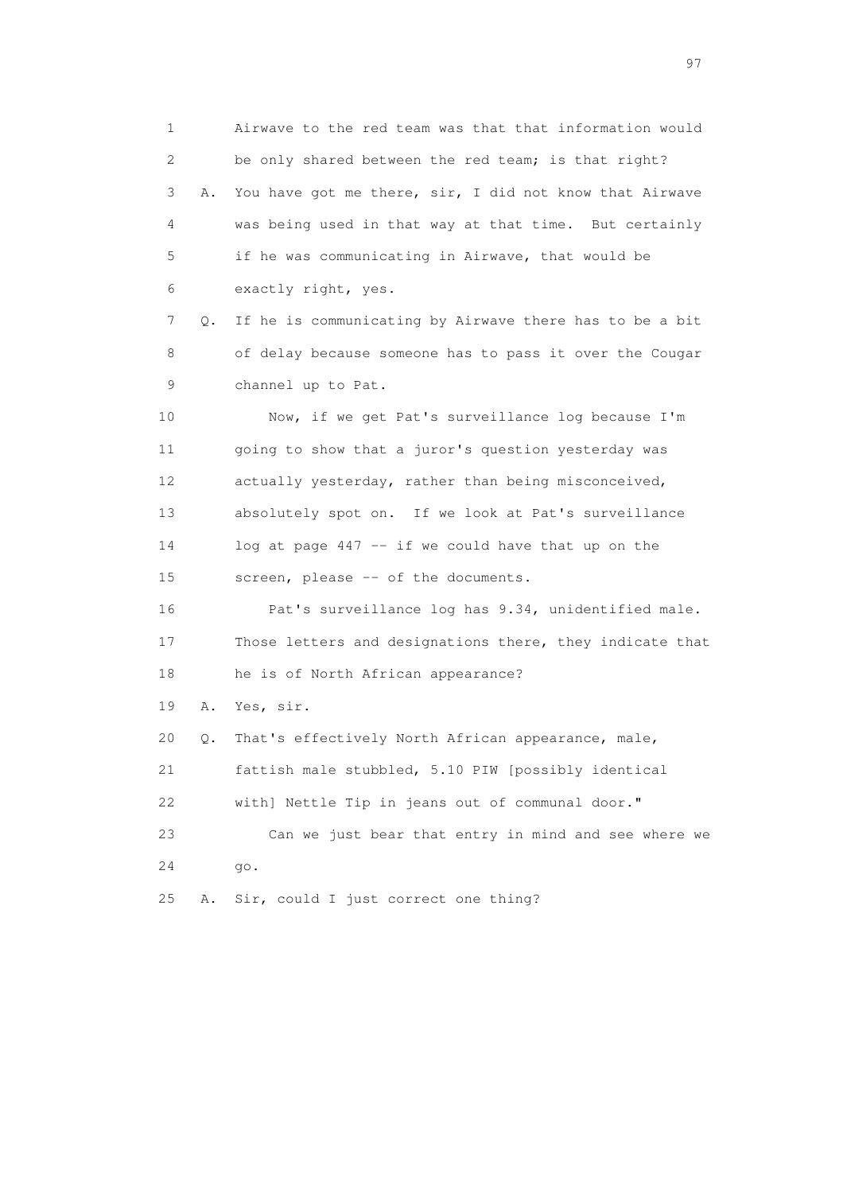1 Airwave to the red team was that that information would
2 be only shared between the red team; is that right?
3 A. You have got me there, sir, I did not know that Airwave
4 was being used in that way at that time. But certainly
5 if he was communicating in Airwave, that would be
6 exactly right, yes.
7 Q. If he is communicating by Airwave there has to be a bit
8 of delay because someone has to pass it over the Cougar
9 channel up to Pat.
10 Now, if we get Pat's surveillance log because I'm
11 going to show that a juror's question yesterday was
12 actually yesterday, rather than being misconceived,
13 absolutely spot on. If we look at Pat's surveillance
14 log at page 447 -- if we could have that up on the
15 screen, please -- of the documents.
16 Pat's surveillance log has 9.34, unidentified male.
17 Those letters and designations there, they indicate that
18 he is of North African appearance?
19 A. Yes, sir.
20 Q. That's effectively North African appearance, male,
21 fattish male stubbled, 5.10 PIW [possibly identical
22 with] Nettle Tip in jeans out of communal door."
23 Can we just bear that entry in mind and see where we
24 go.
25 A. Sir, could I just correct one thing?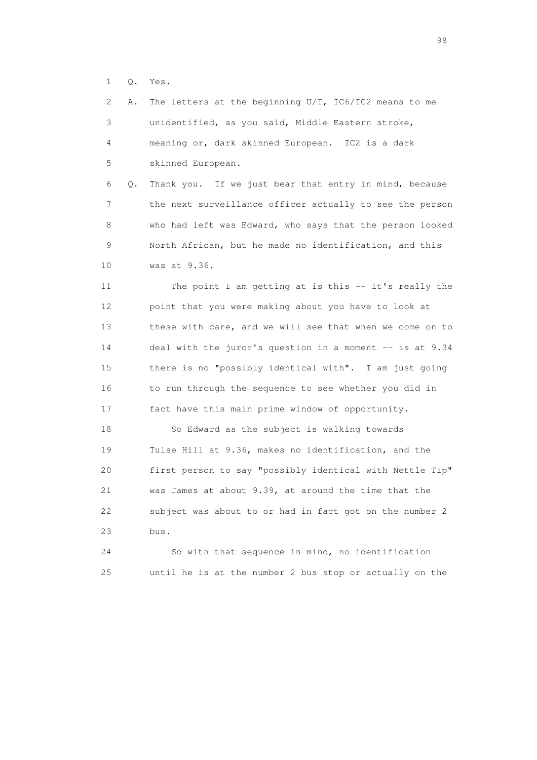1 Q. Yes.

2 A. The letters at the beginning U/I, IC6/IC2 means to me
3 unidentified, as you said, Middle Eastern stroke,
4 meaning or, dark skinned European. IC2 is a dark
5 skinned European.

6 Q. Thank you. If we just bear that entry in mind, because
7 the next surveillance officer actually to see the person
8 who had left was Edward, who says that the person looked
9 North African, but he made no identification, and this
10 was at 9.36.

11 The point I am getting at is this -- it's really the
12 point that you were making about you have to look at
13 these with care, and we will see that when we come on to
14 deal with the juror's question in a moment -- is at 9.34
15 there is no "possibly identical with". I am just going
16 to run through the sequence to see whether you did in
17 fact have this main prime window of opportunity.

18 So Edward as the subject is walking towards
19 Tulse Hill at 9.36, makes no identification, and the
20 first person to say "possibly identical with Nettle Tip"
21 was James at about 9.39, at around the time that the
22 subject was about to or had in fact got on the number 2
23 bus.

24 So with that sequence in mind, no identification
25 until he is at the number 2 bus stop or actually on the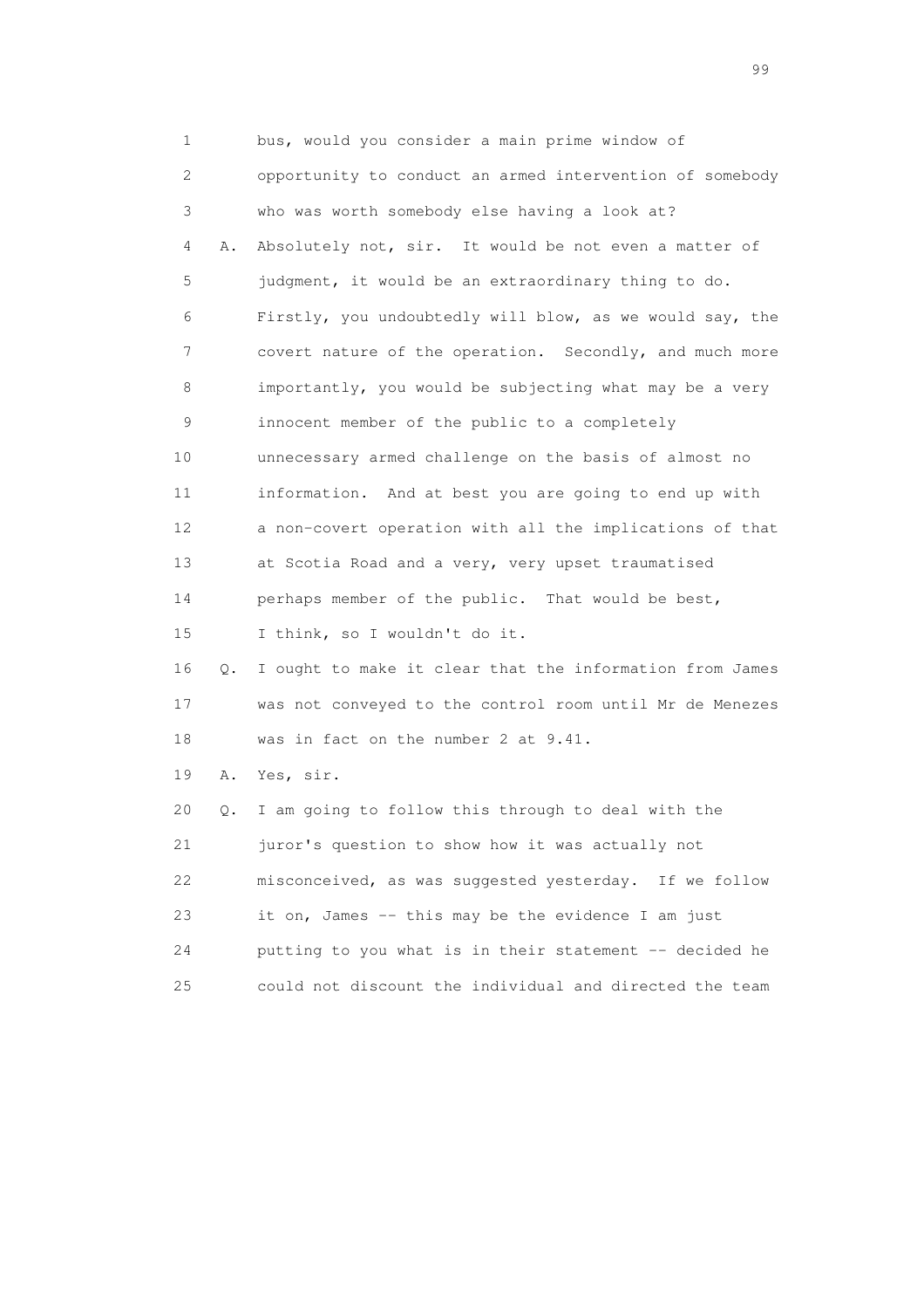1 bus, would you consider a main prime window of
2 opportunity to conduct an armed intervention of somebody
3 who was worth somebody else having a look at?
4 A. Absolutely not, sir. It would be not even a matter of
5 judgment, it would be an extraordinary thing to do.
6 Firstly, you undoubtedly will blow, as we would say, the
7 covert nature of the operation. Secondly, and much more
8 importantly, you would be subjecting what may be a very
9 innocent member of the public to a completely
10 unnecessary armed challenge on the basis of almost no
11 information. And at best you are going to end up with
12 a non-covert operation with all the implications of that
13 at Scotia Road and a very, very upset traumatised
14 perhaps member of the public. That would be best,
15 I think, so I wouldn't do it.
16 Q. I ought to make it clear that the information from James
17 was not conveyed to the control room until Mr de Menezes
18 was in fact on the number 2 at 9.41.
19 A. Yes, sir.
20 Q. I am going to follow this through to deal with the
21 juror's question to show how it was actually not
22 misconceived, as was suggested yesterday. If we follow
23 it on, James -- this may be the evidence I am just
24 putting to you what is in their statement -- decided he
25 could not discount the individual and directed the team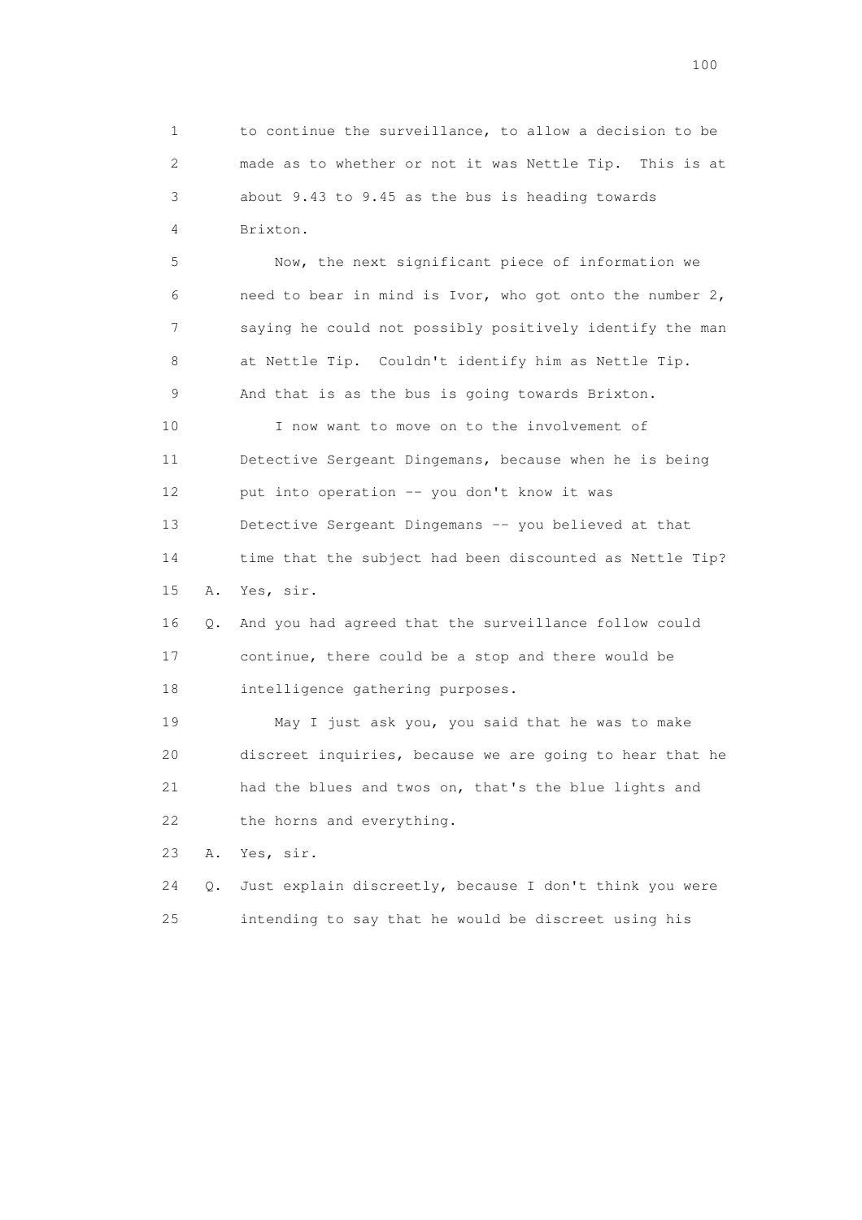1 to continue the surveillance, to allow a decision to be
2 made as to whether or not it was Nettle Tip. This is at
3 about 9.43 to 9.45 as the bus is heading towards
4 Brixton.

5 Now, the next significant piece of information we
6 need to bear in mind is Ivor, who got onto the number 2,
7 saying he could not possibly positively identify the man
8 at Nettle Tip. Couldn't identify him as Nettle Tip.
9 And that is as the bus is going towards Brixton.

10 I now want to move on to the involvement of
11 Detective Sergeant Dingemans, because when he is being
12 put into operation -- you don't know it was
13 Detective Sergeant Dingemans -- you believed at that
14 time that the subject had been discounted as Nettle Tip?

15 A. Yes, sir.

16 Q. And you had agreed that the surveillance follow could
17 continue, there could be a stop and there would be
18 intelligence gathering purposes.

19 May I just ask you, you said that he was to make
20 discreet inquiries, because we are going to hear that he
21 had the blues and twos on, that's the blue lights and
22 the horns and everything.

23 A. Yes, sir.

24 Q. Just explain discreetly, because I don't think you were
25 intending to say that he would be discreet using his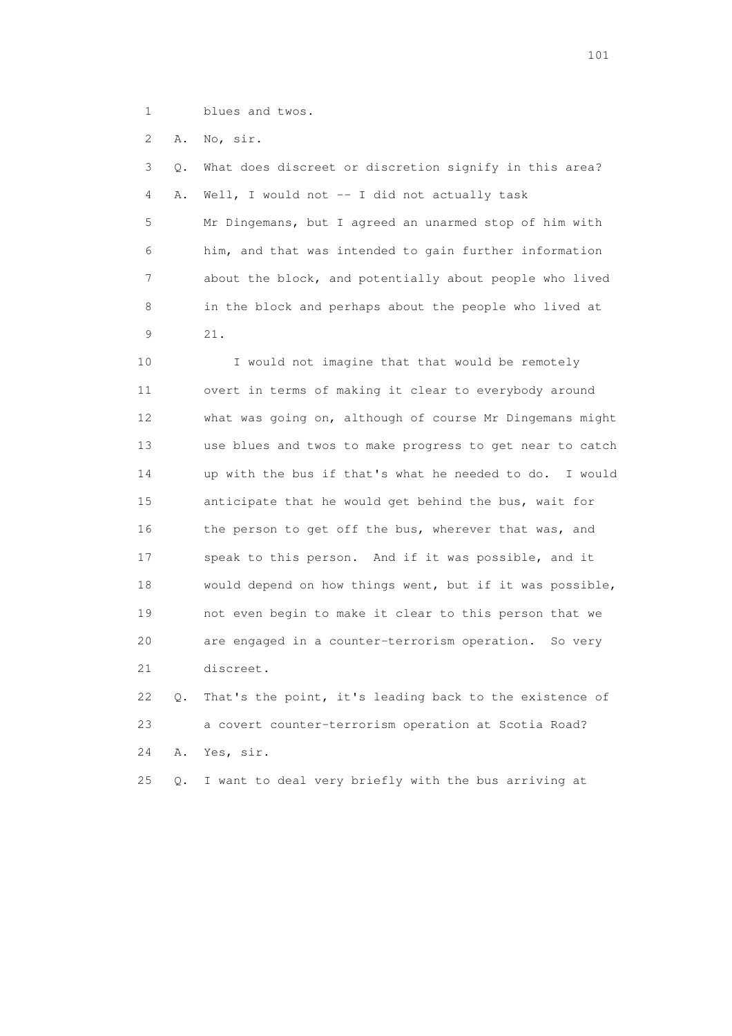1 blues and twos.

2 A. No, sir.

3 Q. What does discreet or discretion signify in this area?

4 A. Well, I would not -- I did not actually task

5 Mr Dingemans, but I agreed an unarmed stop of him with

6 him, and that was intended to gain further information

7 about the block, and potentially about people who lived

8 in the block and perhaps about the people who lived at

9 21.

10 I would not imagine that that would be remotely

11 overt in terms of making it clear to everybody around

12 what was going on, although of course Mr Dingemans might

13 use blues and twos to make progress to get near to catch

14 up with the bus if that's what he needed to do. I would

15 anticipate that he would get behind the bus, wait for

16 the person to get off the bus, wherever that was, and

17 speak to this person. And if it was possible, and it

18 would depend on how things went, but if it was possible,

19 not even begin to make it clear to this person that we

20 are engaged in a counter-terrorism operation. So very

21 discreet.

22 Q. That's the point, it's leading back to the existence of

23 a covert counter-terrorism operation at Scotia Road?

24 A. Yes, sir.

25 Q. I want to deal very briefly with the bus arriving at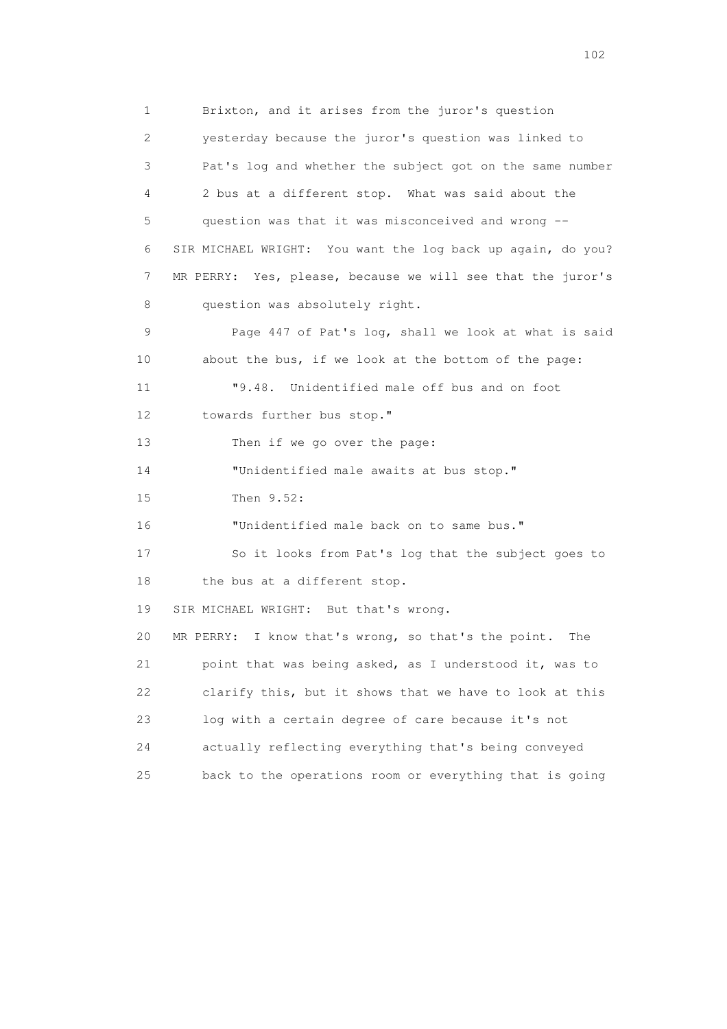1 Brixton, and it arises from the juror's question
2 yesterday because the juror's question was linked to
3 Pat's log and whether the subject got on the same number
4 2 bus at a different stop. What was said about the
5 question was that it was misconceived and wrong --
6 SIR MICHAEL WRIGHT: You want the log back up again, do you?
7 MR PERRY: Yes, please, because we will see that the juror's
8 question was absolutely right.
9 Page 447 of Pat's log, shall we look at what is said
10 about the bus, if we look at the bottom of the page:
11 "9.48. Unidentified male off bus and on foot
12 towards further bus stop."
13 Then if we go over the page:
14 "Unidentified male awaits at bus stop."
15 Then 9.52:
16 "Unidentified male back on to same bus."
17 So it looks from Pat's log that the subject goes to
18 the bus at a different stop.
19 SIR MICHAEL WRIGHT: But that's wrong.
20 MR PERRY: I know that's wrong, so that's the point. The
21 point that was being asked, as I understood it, was to
22 clarify this, but it shows that we have to look at this
23 log with a certain degree of care because it's not
24 actually reflecting everything that's being conveyed
25 back to the operations room or everything that is going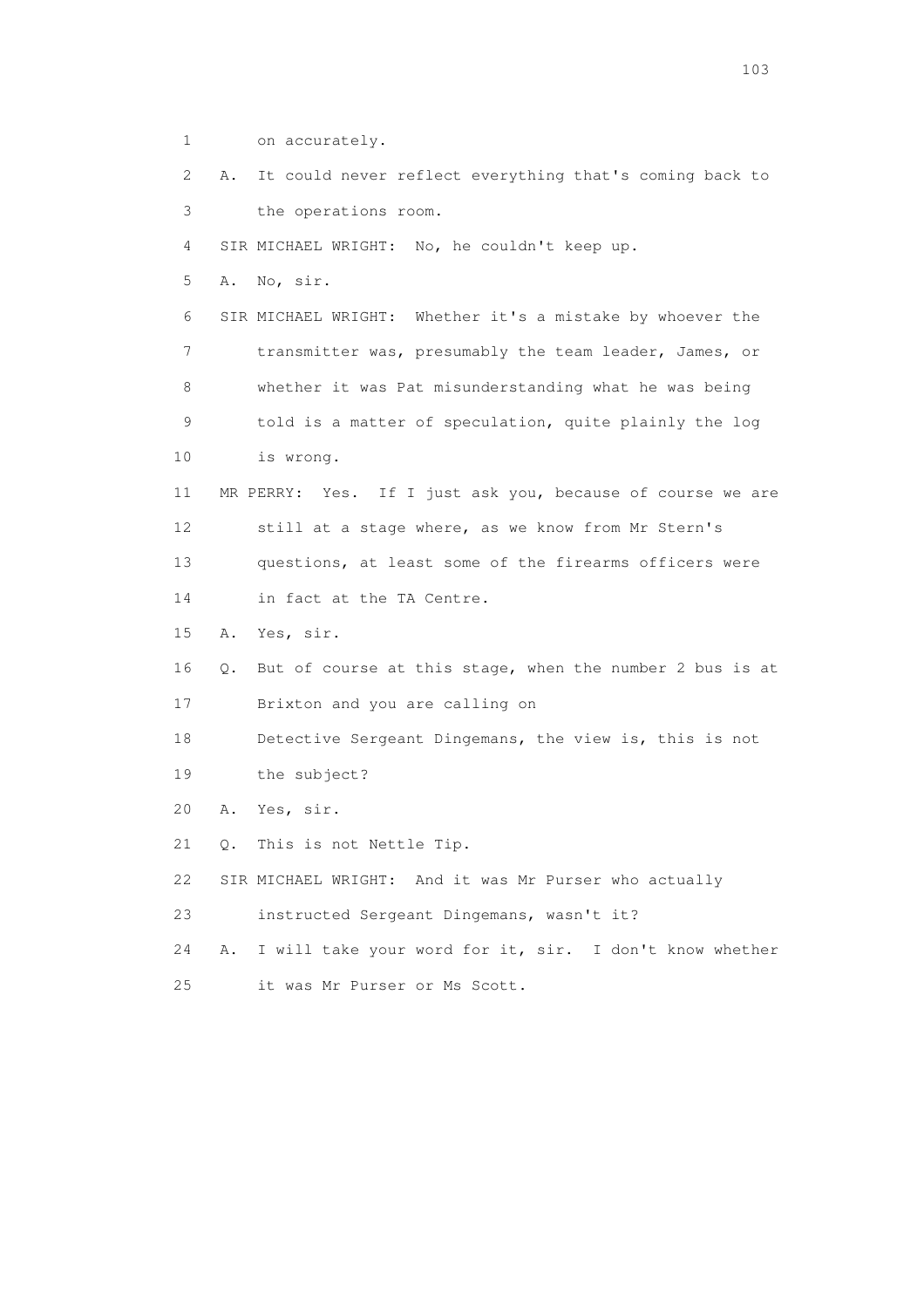1 on accurately.

2 A. It could never reflect everything that's coming back to

3 the operations room.

4 SIR MICHAEL WRIGHT: No, he couldn't keep up.

5 A. No, sir.

6 SIR MICHAEL WRIGHT: Whether it's a mistake by whoever the

7 transmitter was, presumably the team leader, James, or

8 whether it was Pat misunderstanding what he was being

9 told is a matter of speculation, quite plainly the log

10 is wrong.

11 MR PERRY: Yes. If I just ask you, because of course we are

12 still at a stage where, as we know from Mr Stern's

13 questions, at least some of the firearms officers were

14 in fact at the TA Centre.

15 A. Yes, sir.

16 Q. But of course at this stage, when the number 2 bus is at

17 Brixton and you are calling on

18 Detective Sergeant Dingemans, the view is, this is not

19 the subject?

20 A. Yes, sir.

21 Q. This is not Nettle Tip.

22 SIR MICHAEL WRIGHT: And it was Mr Purser who actually

23 instructed Sergeant Dingemans, wasn't it?

24 A. I will take your word for it, sir. I don't know whether

25 it was Mr Purser or Ms Scott.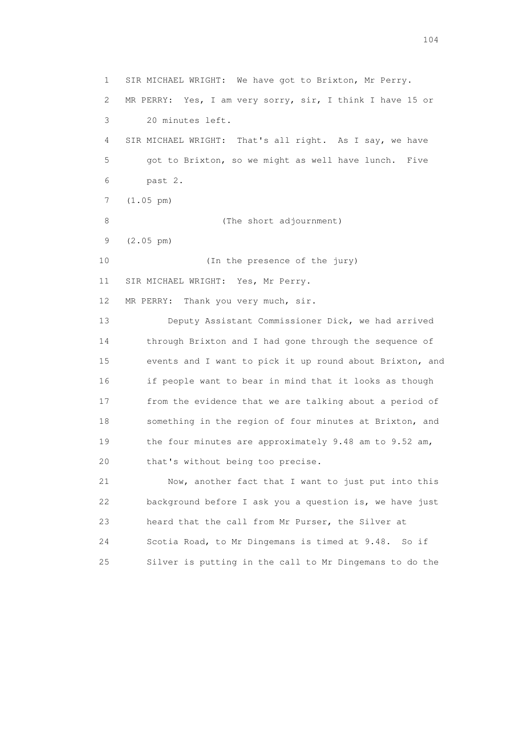SIR MICHAEL WRIGHT: We have got to Brixton, Mr Perry.

MR PERRY: Yes, I am very sorry, sir, I think I have 15 or 20 minutes left.

SIR MICHAEL WRIGHT: That's all right. As I say, we have got to Brixton, so we might as well have lunch. Five past 2.

(1.05 pm)

(The short adjournment)

(2.05 pm)

(In the presence of the jury)

SIR MICHAEL WRIGHT: Yes, Mr Perry.

MR PERRY: Thank you very much, sir.

Deputy Assistant Commissioner Dick, we had arrived through Brixton and I had gone through the sequence of events and I want to pick it up round about Brixton, and if people want to bear in mind that it looks as though from the evidence that we are talking about a period of something in the region of four minutes at Brixton, and the four minutes are approximately 9.48 am to 9.52 am, that's without being too precise.

Now, another fact that I want to just put into this background before I ask you a question is, we have just heard that the call from Mr Purser, the Silver at Scotia Road, to Mr Dingemans is timed at 9.48. So if Silver is putting in the call to Mr Dingemans to do the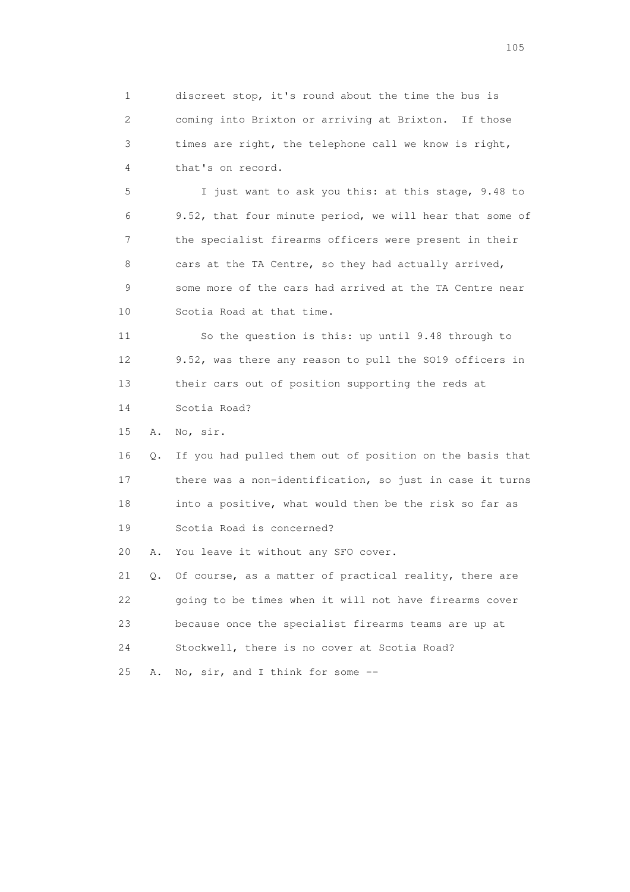1 discreet stop, it's round about the time the bus is
2 coming into Brixton or arriving at Brixton. If those
3 times are right, the telephone call we know is right,
4 that's on record.

5 I just want to ask you this: at this stage, 9.48 to
6 9.52, that four minute period, we will hear that some of
7 the specialist firearms officers were present in their
8 cars at the TA Centre, so they had actually arrived,
9 some more of the cars had arrived at the TA Centre near
10 Scotia Road at that time.

11 So the question is this: up until 9.48 through to
12 9.52, was there any reason to pull the SO19 officers in
13 their cars out of position supporting the reds at
14 Scotia Road?

15 A. No, sir.

16 Q. If you had pulled them out of position on the basis that
17 there was a non-identification, so just in case it turns
18 into a positive, what would then be the risk so far as
19 Scotia Road is concerned?

20 A. You leave it without any SFO cover.

21 Q. Of course, as a matter of practical reality, there are
22 going to be times when it will not have firearms cover
23 because once the specialist firearms teams are up at
24 Stockwell, there is no cover at Scotia Road?

25 A. No, sir, and I think for some --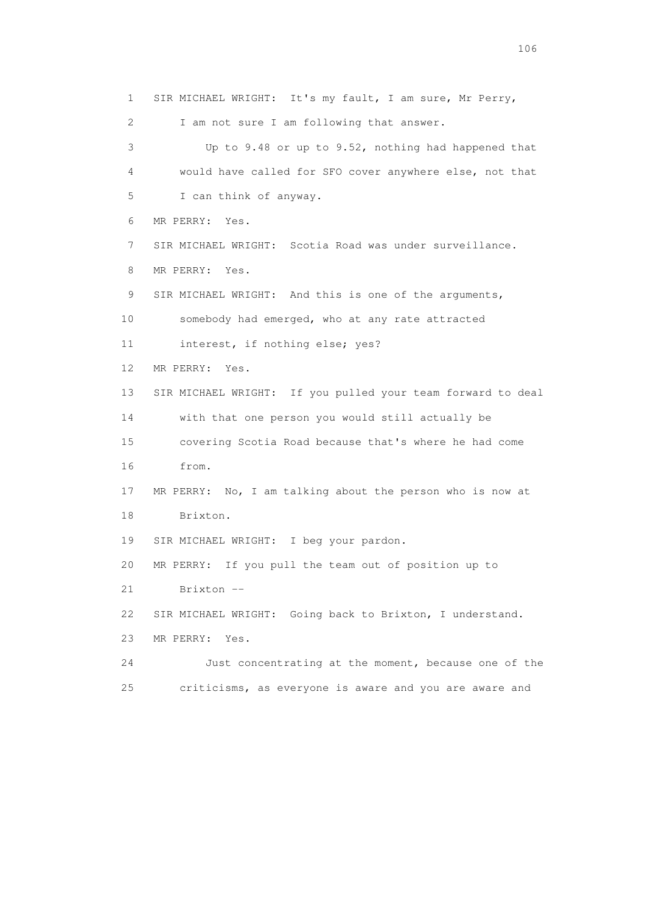1 SIR MICHAEL WRIGHT: It's my fault, I am sure, Mr Perry,
2 I am not sure I am following that answer.
3 Up to 9.48 or up to 9.52, nothing had happened that
4 would have called for SFO cover anywhere else, not that
5 I can think of anyway.
6 MR PERRY: Yes.
7 SIR MICHAEL WRIGHT: Scotia Road was under surveillance.
8 MR PERRY: Yes.
9 SIR MICHAEL WRIGHT: And this is one of the arguments,
10 somebody had emerged, who at any rate attracted
11 interest, if nothing else; yes?
12 MR PERRY: Yes.
13 SIR MICHAEL WRIGHT: If you pulled your team forward to deal
14 with that one person you would still actually be
15 covering Scotia Road because that's where he had come
16 from.
17 MR PERRY: No, I am talking about the person who is now at
18 Brixton.
19 SIR MICHAEL WRIGHT: I beg your pardon.
20 MR PERRY: If you pull the team out of position up to
21 Brixton --
22 SIR MICHAEL WRIGHT: Going back to Brixton, I understand.
23 MR PERRY: Yes.
24 Just concentrating at the moment, because one of the
25 criticisms, as everyone is aware and you are aware and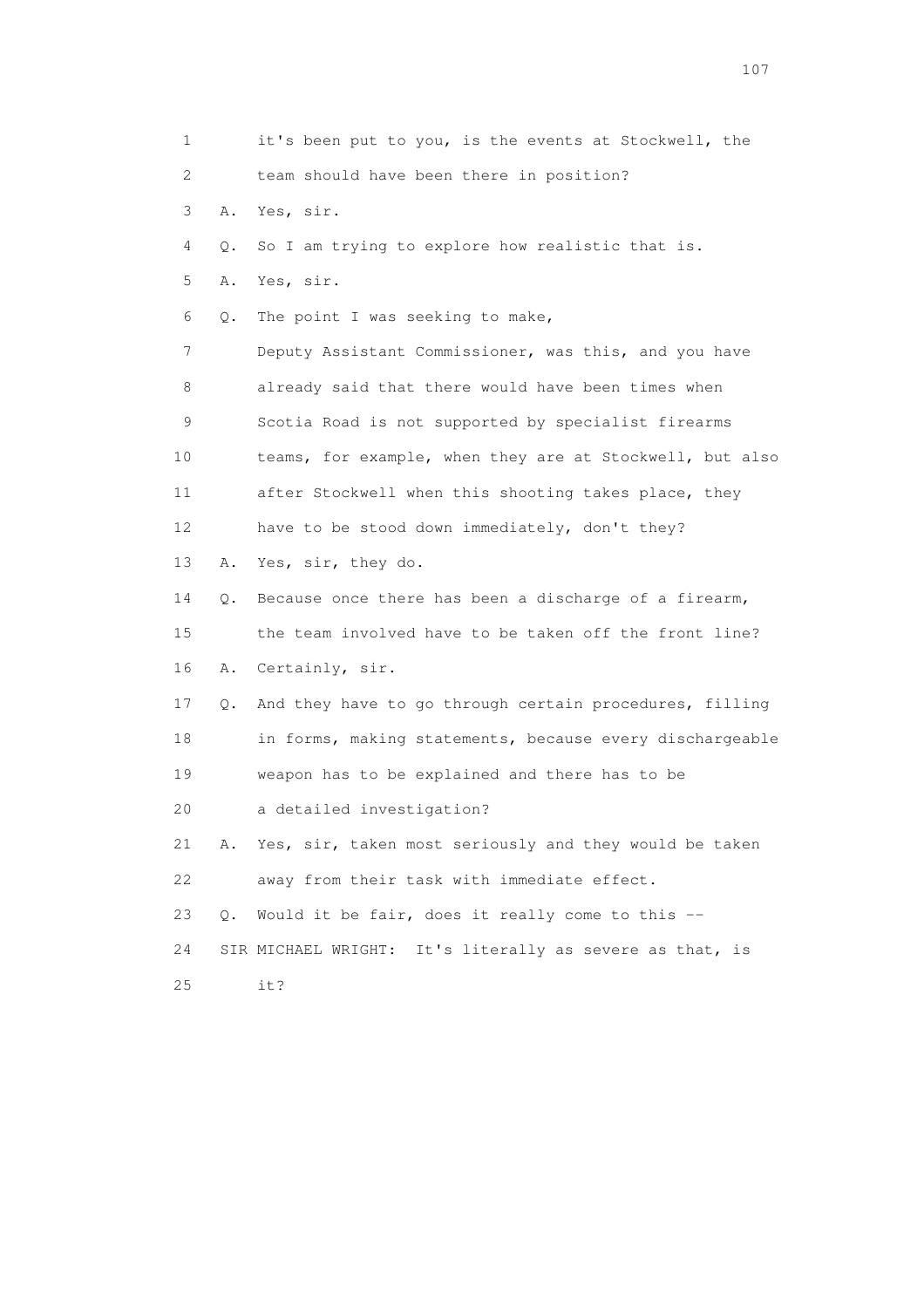1 it's been put to you, is the events at Stockwell, the
2 team should have been there in position?
3 A. Yes, sir.
4 Q. So I am trying to explore how realistic that is.
5 A. Yes, sir.
6 Q. The point I was seeking to make,
7 Deputy Assistant Commissioner, was this, and you have
8 already said that there would have been times when
9 Scotia Road is not supported by specialist firearms
10 teams, for example, when they are at Stockwell, but also
11 after Stockwell when this shooting takes place, they
12 have to be stood down immediately, don't they?
13 A. Yes, sir, they do.
14 Q. Because once there has been a discharge of a firearm,
15 the team involved have to be taken off the front line?
16 A. Certainly, sir.
17 Q. And they have to go through certain procedures, filling
18 in forms, making statements, because every dischargeable
19 weapon has to be explained and there has to be
20 a detailed investigation?
21 A. Yes, sir, taken most seriously and they would be taken
22 away from their task with immediate effect.
23 Q. Would it be fair, does it really come to this --
24 SIR MICHAEL WRIGHT: It's literally as severe as that, is
25 it?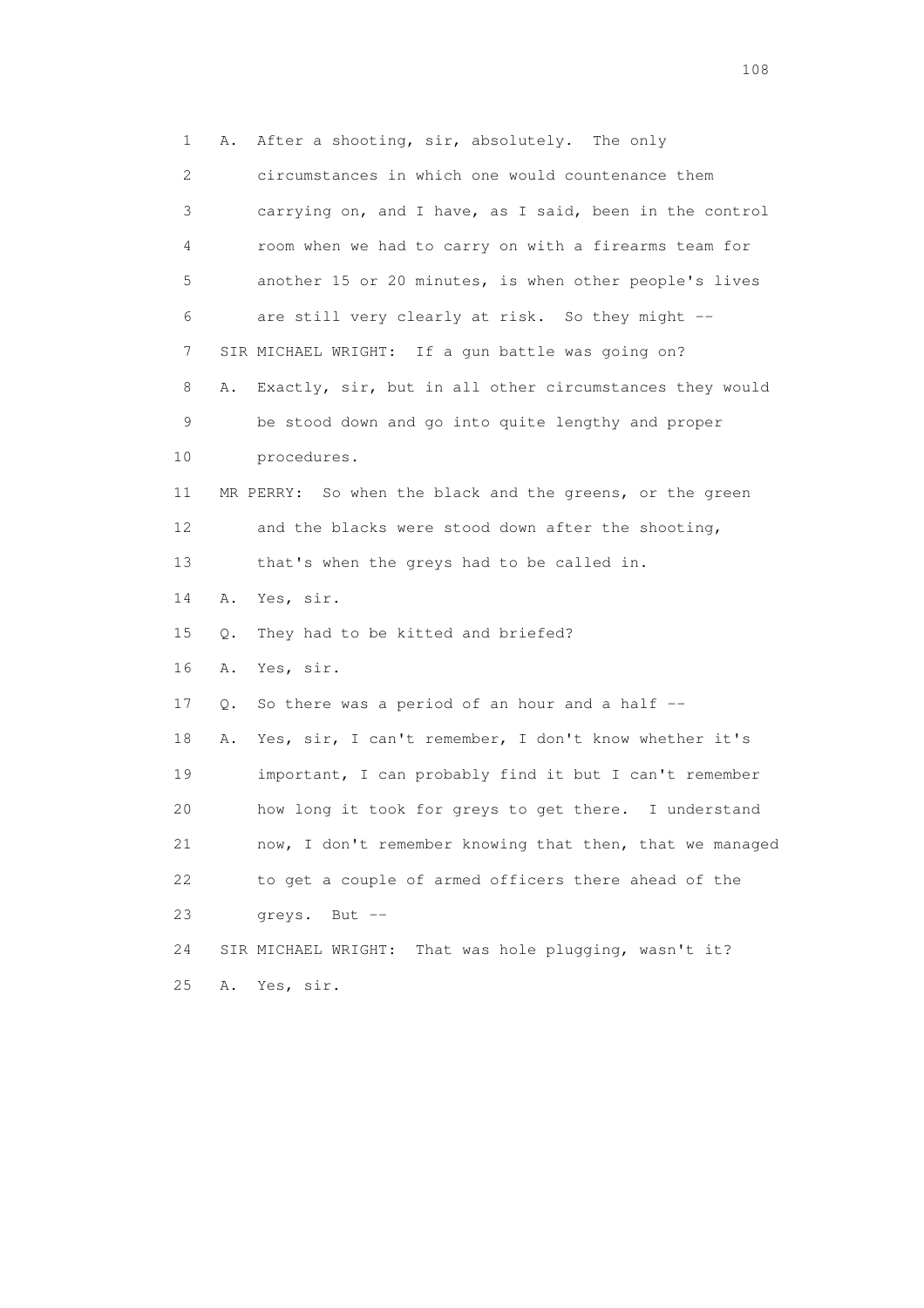1 A. After a shooting, sir, absolutely. The only
2 circumstances in which one would countenance them
3 carrying on, and I have, as I said, been in the control
4 room when we had to carry on with a firearms team for
5 another 15 or 20 minutes, is when other people's lives
6 are still very clearly at risk. So they might --
7 SIR MICHAEL WRIGHT: If a gun battle was going on?
8 A. Exactly, sir, but in all other circumstances they would
9 be stood down and go into quite lengthy and proper
10 procedures.
11 MR PERRY: So when the black and the greens, or the green
12 and the blacks were stood down after the shooting,
13 that's when the greys had to be called in.
14 A. Yes, sir.
15 Q. They had to be kitted and briefed?
16 A. Yes, sir.
17 Q. So there was a period of an hour and a half --
18 A. Yes, sir, I can't remember, I don't know whether it's
19 important, I can probably find it but I can't remember
20 how long it took for greys to get there. I understand
21 now, I don't remember knowing that then, that we managed
22 to get a couple of armed officers there ahead of the
23 greys. But --
24 SIR MICHAEL WRIGHT: That was hole plugging, wasn't it?
25 A. Yes, sir.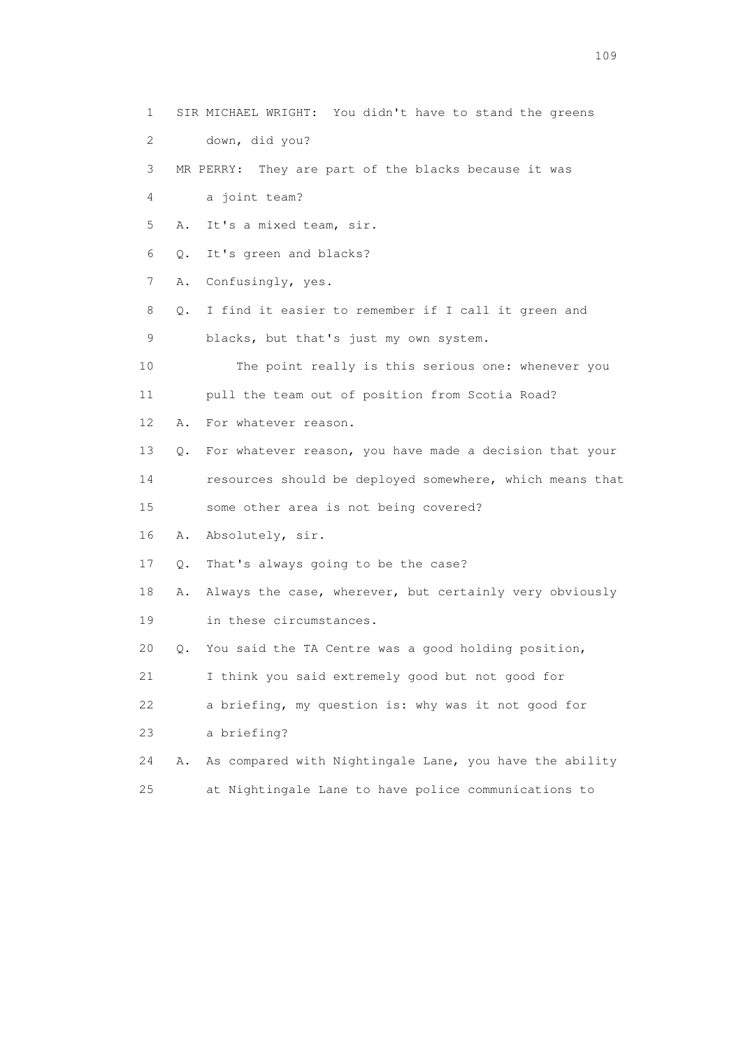1 SIR MICHAEL WRIGHT: You didn't have to stand the greens
2 down, did you?
3 MR PERRY: They are part of the blacks because it was
4 a joint team?
5 A. It's a mixed team, sir.
6 Q. It's green and blacks?
7 A. Confusingly, yes.
8 Q. I find it easier to remember if I call it green and
9 blacks, but that's just my own system.
10 The point really is this serious one: whenever you
11 pull the team out of position from Scotia Road?
12 A. For whatever reason.
13 Q. For whatever reason, you have made a decision that your
14 resources should be deployed somewhere, which means that
15 some other area is not being covered?
16 A. Absolutely, sir.
17 Q. That's always going to be the case?
18 A. Always the case, wherever, but certainly very obviously
19 in these circumstances.
20 Q. You said the TA Centre was a good holding position,
21 I think you said extremely good but not good for
22 a briefing, my question is: why was it not good for
23 a briefing?
24 A. As compared with Nightingale Lane, you have the ability
25 at Nightingale Lane to have police communications to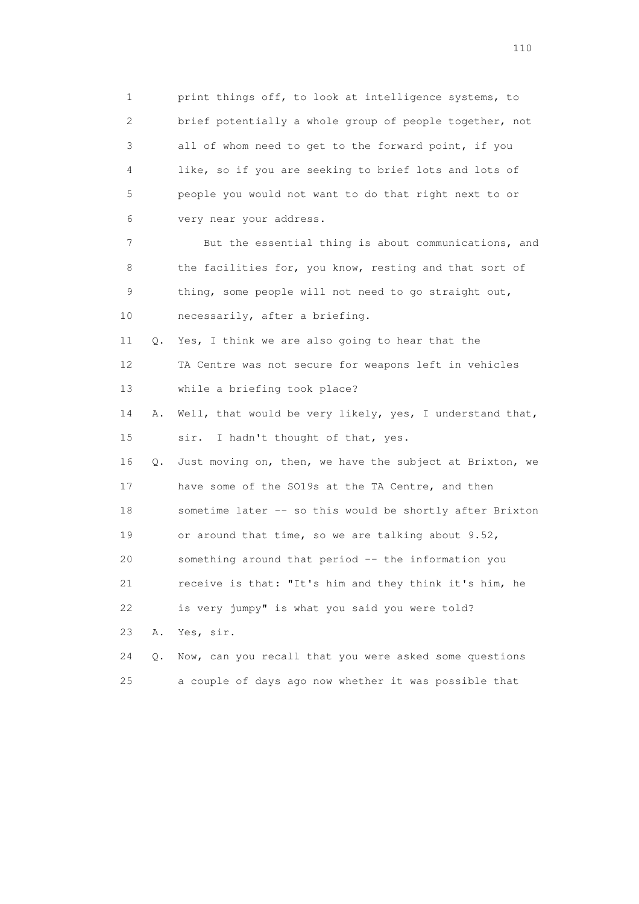1 print things off, to look at intelligence systems, to
2 brief potentially a whole group of people together, not
3 all of whom need to get to the forward point, if you
4 like, so if you are seeking to brief lots and lots of
5 people you would not want to do that right next to or
6 very near your address.

7 But the essential thing is about communications, and
8 the facilities for, you know, resting and that sort of
9 thing, some people will not need to go straight out,
10 necessarily, after a briefing.

11 Q. Yes, I think we are also going to hear that the
12 TA Centre was not secure for weapons left in vehicles
13 while a briefing took place?

14 A. Well, that would be very likely, yes, I understand that,
15 sir. I hadn't thought of that, yes.

16 Q. Just moving on, then, we have the subject at Brixton, we
17 have some of the SO19s at the TA Centre, and then
18 sometime later -- so this would be shortly after Brixton
19 or around that time, so we are talking about 9.52,
20 something around that period -- the information you
21 receive is that: "It's him and they think it's him, he
22 is very jumpy" is what you said you were told?

23 A. Yes, sir.

24 Q. Now, can you recall that you were asked some questions
25 a couple of days ago now whether it was possible that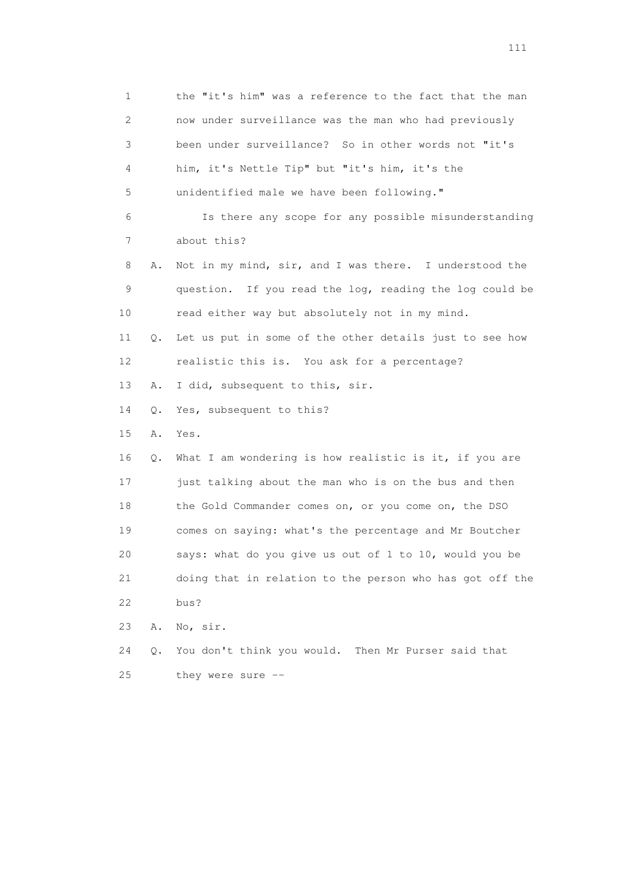1 the "it's him" was a reference to the fact that the man
2 now under surveillance was the man who had previously
3 been under surveillance? So in other words not "it's
4 him, it's Nettle Tip" but "it's him, it's the
5 unidentified male we have been following."

6 Is there any scope for any possible misunderstanding
7 about this?

8 A. Not in my mind, sir, and I was there. I understood the
9 question. If you read the log, reading the log could be
10 read either way but absolutely not in my mind.

11 Q. Let us put in some of the other details just to see how
12 realistic this is. You ask for a percentage?

13 A. I did, subsequent to this, sir.

14 Q. Yes, subsequent to this?

15 A. Yes.

16 Q. What I am wondering is how realistic is it, if you are
17 just talking about the man who is on the bus and then
18 the Gold Commander comes on, or you come on, the DSO
19 comes on saying: what's the percentage and Mr Boutcher
20 says: what do you give us out of 1 to 10, would you be
21 doing that in relation to the person who has got off the
22 bus?

23 A. No, sir.

24 Q. You don't think you would. Then Mr Purser said that
25 they were sure --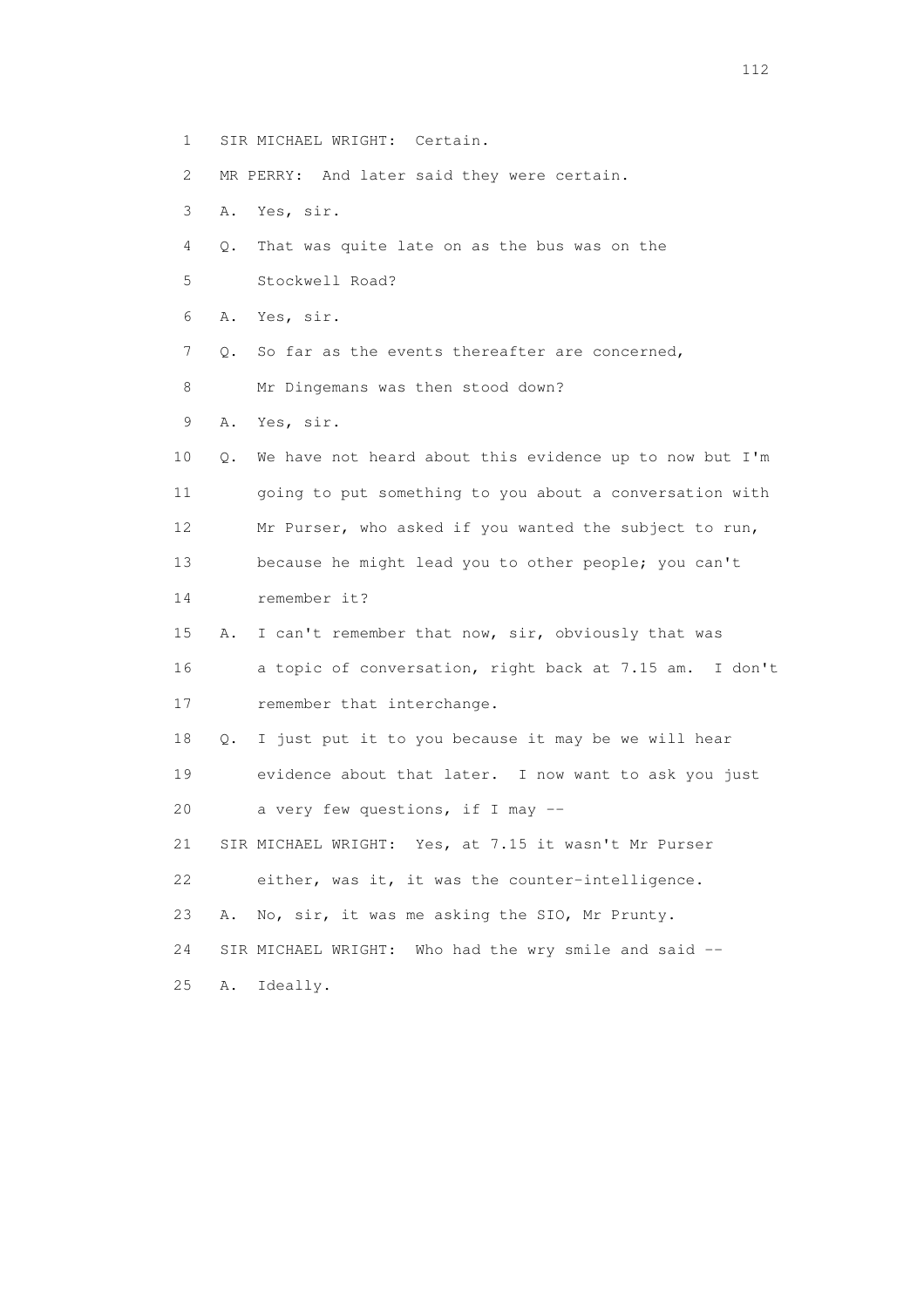1 SIR MICHAEL WRIGHT: Certain.

2 MR PERRY: And later said they were certain.

3 A. Yes, sir.

4 Q. That was quite late on as the bus was on the

5 Stockwell Road?

6 A. Yes, sir.

7 Q. So far as the events thereafter are concerned,

8 Mr Dingemans was then stood down?

9 A. Yes, sir.

10 Q. We have not heard about this evidence up to now but I'm

11 going to put something to you about a conversation with

12 Mr Purser, who asked if you wanted the subject to run,

13 because he might lead you to other people; you can't

14 remember it?

15 A. I can't remember that now, sir, obviously that was

16 a topic of conversation, right back at 7.15 am. I don't

17 remember that interchange.

18 Q. I just put it to you because it may be we will hear

19 evidence about that later. I now want to ask you just

20 a very few questions, if I may --

21 SIR MICHAEL WRIGHT: Yes, at 7.15 it wasn't Mr Purser

22 either, was it, it was the counter-intelligence.

23 A. No, sir, it was me asking the SIO, Mr Prunty.

24 SIR MICHAEL WRIGHT: Who had the wry smile and said --

25 A. Ideally.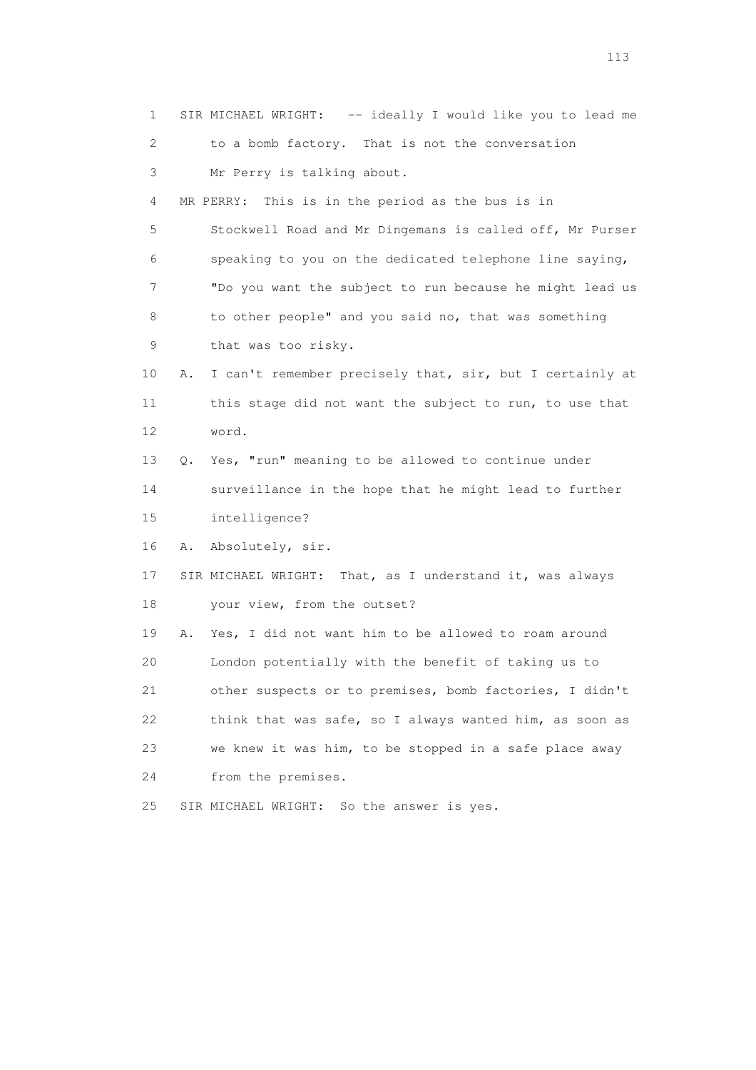1 SIR MICHAEL WRIGHT: -- ideally I would like you to lead me
2 to a bomb factory. That is not the conversation
3 Mr Perry is talking about.
4 MR PERRY: This is in the period as the bus is in
5 Stockwell Road and Mr Dingemans is called off, Mr Purser
6 speaking to you on the dedicated telephone line saying,
7 "Do you want the subject to run because he might lead us
8 to other people" and you said no, that was something
9 that was too risky.
10 A. I can't remember precisely that, sir, but I certainly at
11 this stage did not want the subject to run, to use that
12 word.
13 Q. Yes, "run" meaning to be allowed to continue under
14 surveillance in the hope that he might lead to further
15 intelligence?
16 A. Absolutely, sir.
17 SIR MICHAEL WRIGHT: That, as I understand it, was always
18 your view, from the outset?
19 A. Yes, I did not want him to be allowed to roam around
20 London potentially with the benefit of taking us to
21 other suspects or to premises, bomb factories, I didn't
22 think that was safe, so I always wanted him, as soon as
23 we knew it was him, to be stopped in a safe place away
24 from the premises.
25 SIR MICHAEL WRIGHT: So the answer is yes.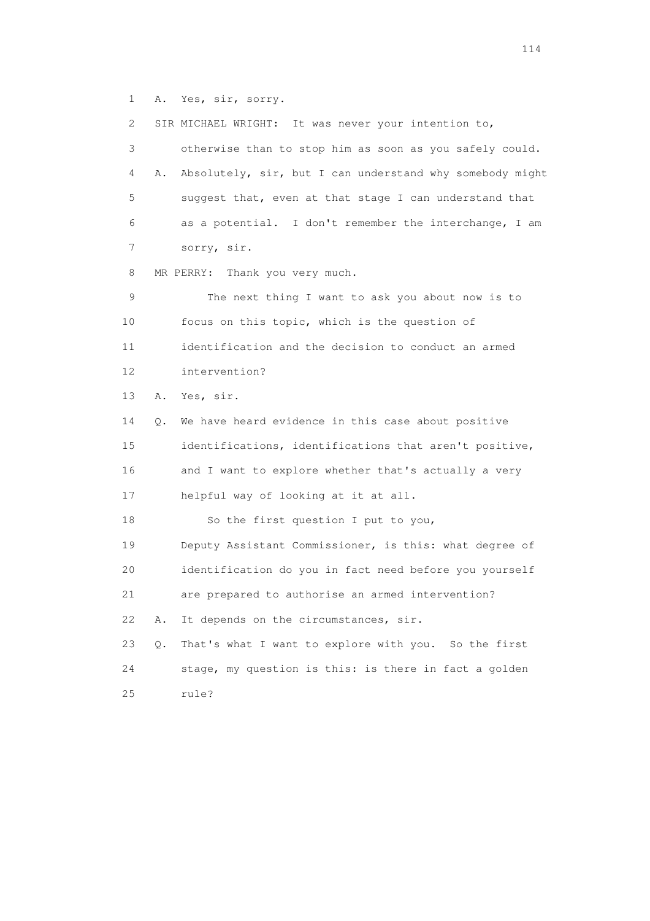1 A. Yes, sir, sorry.

2 SIR MICHAEL WRIGHT: It was never your intention to,

3 otherwise than to stop him as soon as you safely could.

4 A. Absolutely, sir, but I can understand why somebody might

5 suggest that, even at that stage I can understand that

6 as a potential. I don't remember the interchange, I am

7 sorry, sir.

8 MR PERRY: Thank you very much.

9 The next thing I want to ask you about now is to

10 focus on this topic, which is the question of

11 identification and the decision to conduct an armed

12 intervention?

13 A. Yes, sir.

14 Q. We have heard evidence in this case about positive

15 identifications, identifications that aren't positive,

16 and I want to explore whether that's actually a very

17 helpful way of looking at it at all.

18 So the first question I put to you,

19 Deputy Assistant Commissioner, is this: what degree of

20 identification do you in fact need before you yourself

21 are prepared to authorise an armed intervention?

22 A. It depends on the circumstances, sir.

23 Q. That's what I want to explore with you. So the first

24 stage, my question is this: is there in fact a golden

25 rule?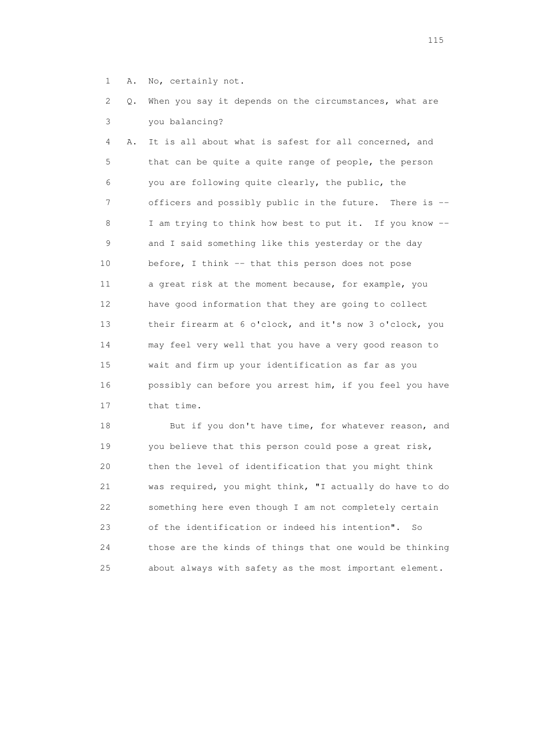1 A. No, certainly not.

2 Q. When you say it depends on the circumstances, what are

3 you balancing?

4 A. It is all about what is safest for all concerned, and

5 that can be quite a quite range of people, the person

6 you are following quite clearly, the public, the

7 officers and possibly public in the future. There is --

8 I am trying to think how best to put it. If you know --

9 and I said something like this yesterday or the day

10 before, I think -- that this person does not pose

11 a great risk at the moment because, for example, you

12 have good information that they are going to collect

13 their firearm at 6 o'clock, and it's now 3 o'clock, you

14 may feel very well that you have a very good reason to

15 wait and firm up your identification as far as you

16 possibly can before you arrest him, if you feel you have

17 that time.

18 But if you don't have time, for whatever reason, and

19 you believe that this person could pose a great risk,

20 then the level of identification that you might think

21 was required, you might think, "I actually do have to do

22 something here even though I am not completely certain

23 of the identification or indeed his intention". So

24 those are the kinds of things that one would be thinking

25 about always with safety as the most important element.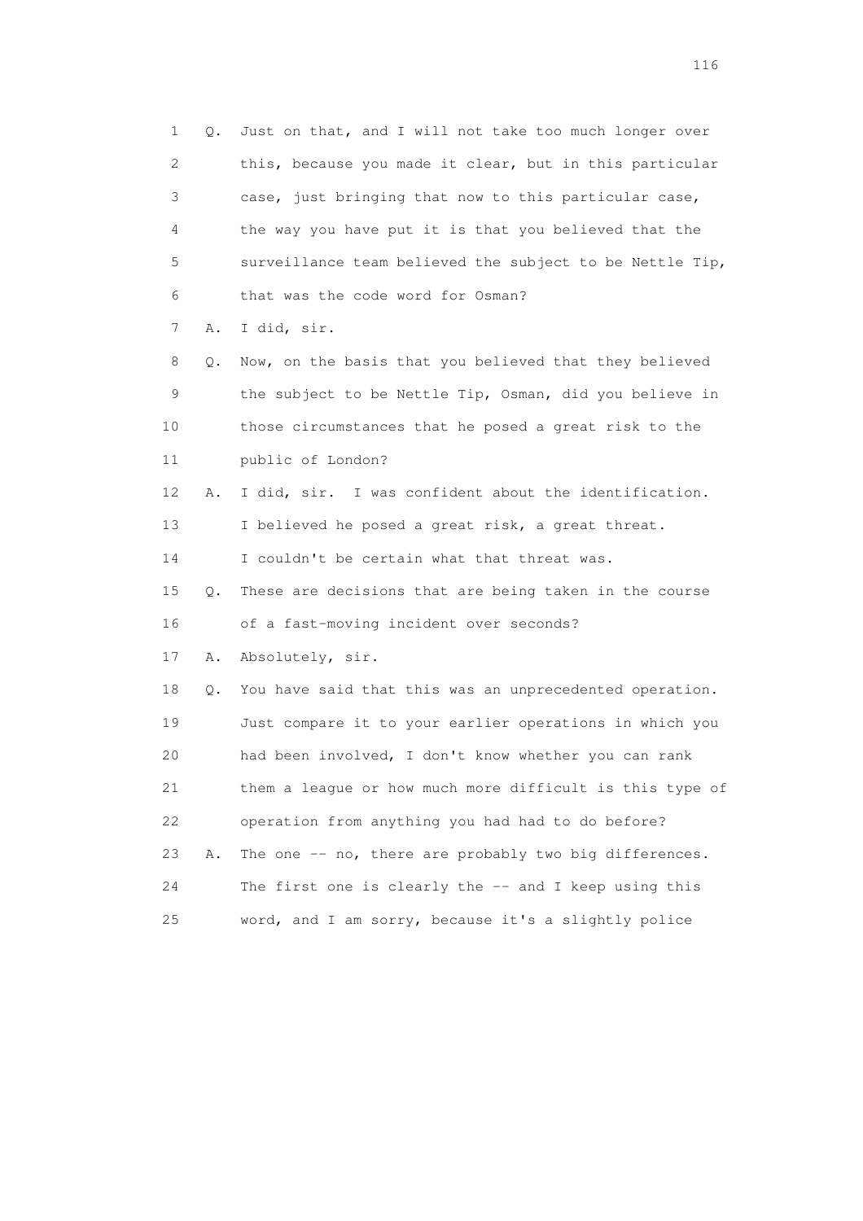1 Q. Just on that, and I will not take too much longer over
2 this, because you made it clear, but in this particular
3 case, just bringing that now to this particular case,
4 the way you have put it is that you believed that the
5 surveillance team believed the subject to be Nettle Tip,
6 that was the code word for Osman?
7 A. I did, sir.
8 Q. Now, on the basis that you believed that they believed
9 the subject to be Nettle Tip, Osman, did you believe in
10 those circumstances that he posed a great risk to the
11 public of London?
12 A. I did, sir. I was confident about the identification.
13 I believed he posed a great risk, a great threat.
14 I couldn't be certain what that threat was.
15 Q. These are decisions that are being taken in the course
16 of a fast-moving incident over seconds?
17 A. Absolutely, sir.
18 Q. You have said that this was an unprecedented operation.
19 Just compare it to your earlier operations in which you
20 had been involved, I don't know whether you can rank
21 them a league or how much more difficult is this type of
22 operation from anything you had had to do before?
23 A. The one -- no, there are probably two big differences.
24 The first one is clearly the -- and I keep using this
25 word, and I am sorry, because it's a slightly police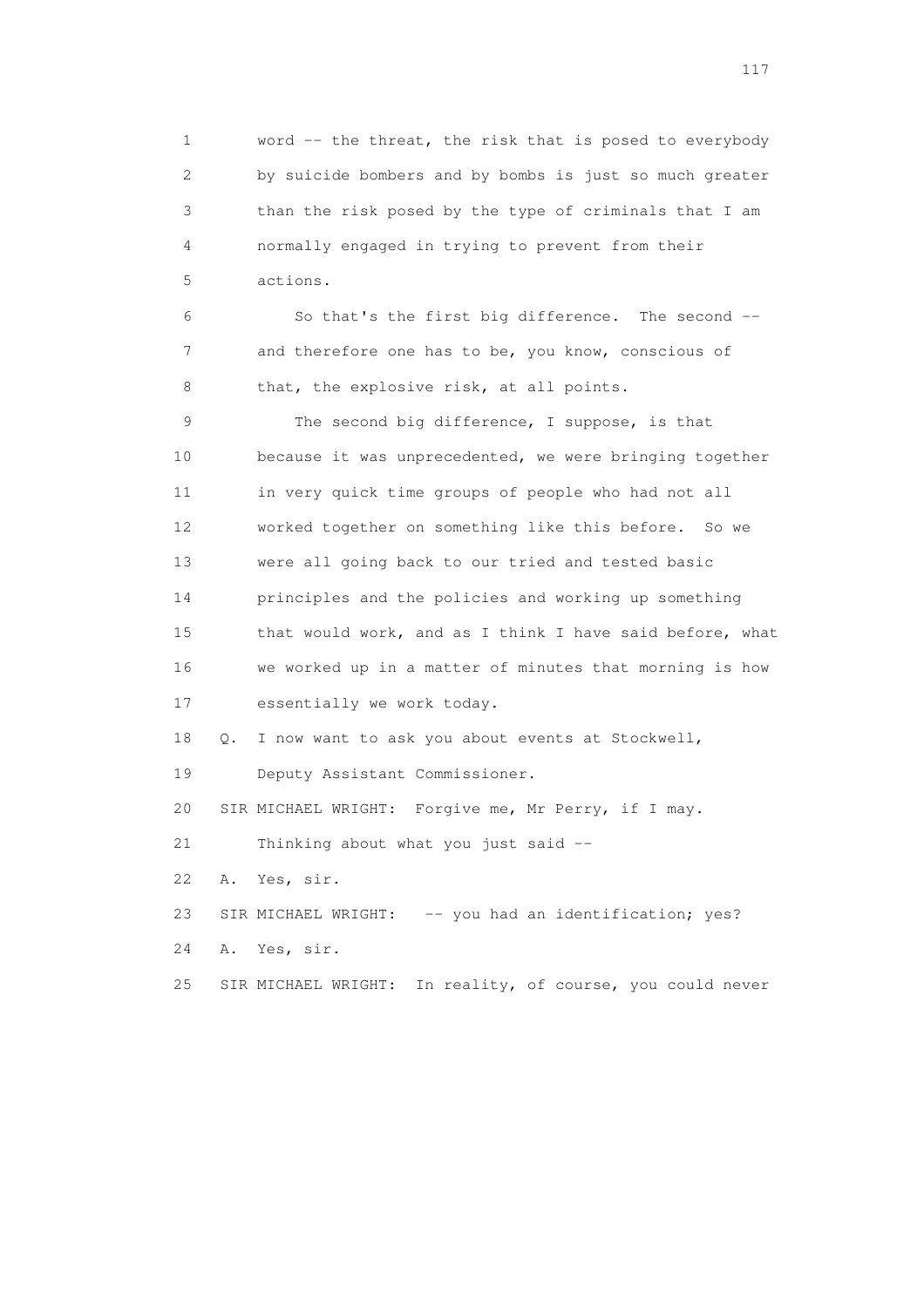1 word -- the threat, the risk that is posed to everybody
2 by suicide bombers and by bombs is just so much greater
3 than the risk posed by the type of criminals that I am
4 normally engaged in trying to prevent from their
5 actions.

6 So that's the first big difference. The second --
7 and therefore one has to be, you know, conscious of
8 that, the explosive risk, at all points.

9 The second big difference, I suppose, is that
10 because it was unprecedented, we were bringing together
11 in very quick time groups of people who had not all
12 worked together on something like this before. So we
13 were all going back to our tried and tested basic
14 principles and the policies and working up something
15 that would work, and as I think I have said before, what
16 we worked up in a matter of minutes that morning is how
17 essentially we work today.

18 Q. I now want to ask you about events at Stockwell,
19 Deputy Assistant Commissioner.

20 SIR MICHAEL WRIGHT: Forgive me, Mr Perry, if I may.
21 Thinking about what you just said --

22 A. Yes, sir.

23 SIR MICHAEL WRIGHT: -- you had an identification; yes?

24 A. Yes, sir.

25 SIR MICHAEL WRIGHT: In reality, of course, you could never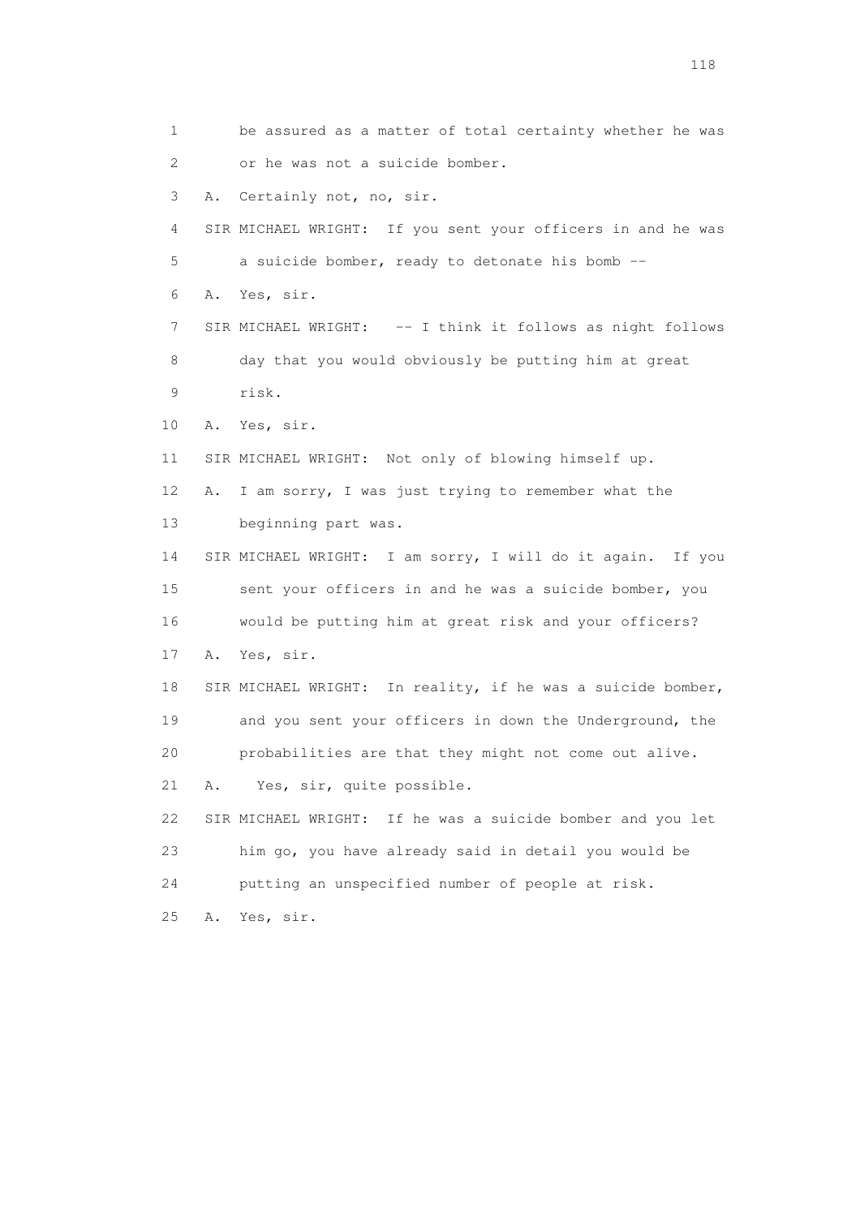1 be assured as a matter of total certainty whether he was
2 or he was not a suicide bomber.
3 A. Certainly not, no, sir.
4 SIR MICHAEL WRIGHT: If you sent your officers in and he was
5 a suicide bomber, ready to detonate his bomb --
6 A. Yes, sir.
7 SIR MICHAEL WRIGHT: -- I think it follows as night follows
8 day that you would obviously be putting him at great
9 risk.
10 A. Yes, sir.
11 SIR MICHAEL WRIGHT: Not only of blowing himself up.
12 A. I am sorry, I was just trying to remember what the
13 beginning part was.
14 SIR MICHAEL WRIGHT: I am sorry, I will do it again. If you
15 sent your officers in and he was a suicide bomber, you
16 would be putting him at great risk and your officers?
17 A. Yes, sir.
18 SIR MICHAEL WRIGHT: In reality, if he was a suicide bomber,
19 and you sent your officers in down the Underground, the
20 probabilities are that they might not come out alive.
21 A. Yes, sir, quite possible.
22 SIR MICHAEL WRIGHT: If he was a suicide bomber and you let
23 him go, you have already said in detail you would be
24 putting an unspecified number of people at risk.
25 A. Yes, sir.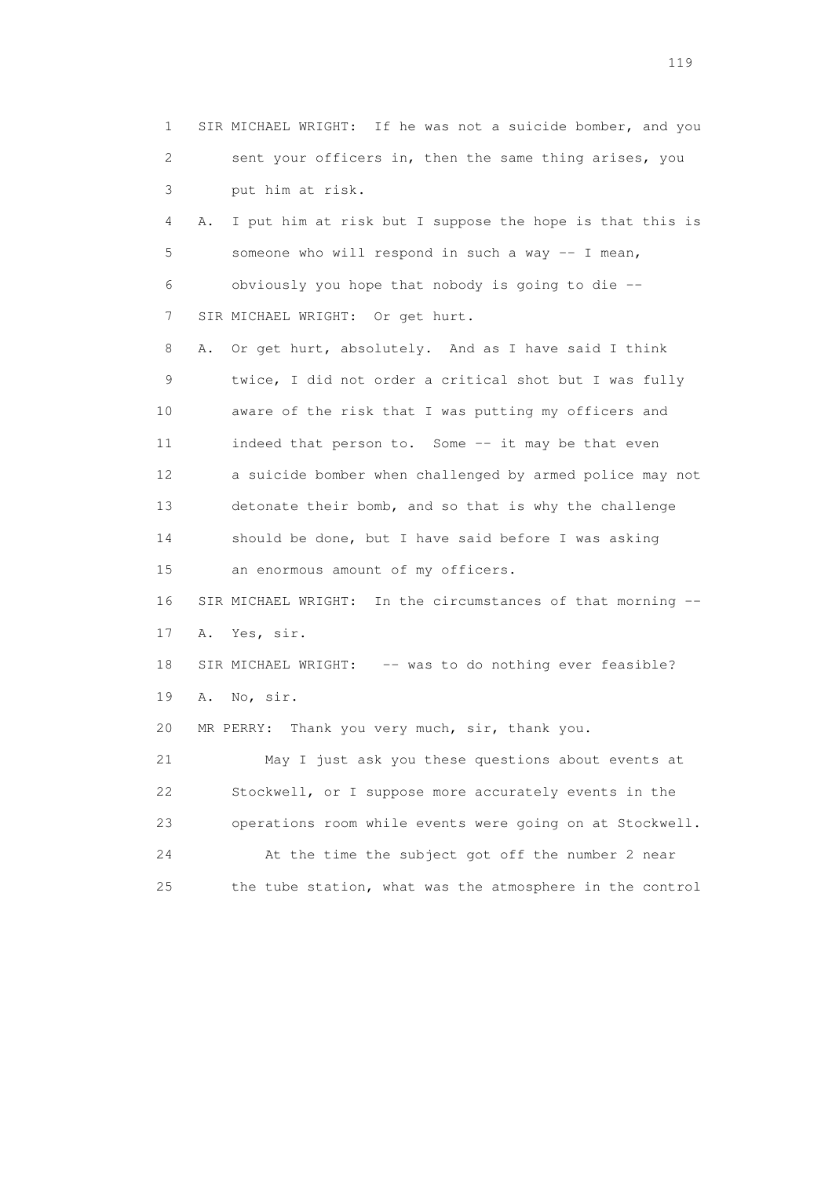1 SIR MICHAEL WRIGHT: If he was not a suicide bomber, and you
2 sent your officers in, then the same thing arises, you
3 put him at risk.
4 A. I put him at risk but I suppose the hope is that this is
5 someone who will respond in such a way -- I mean,
6 obviously you hope that nobody is going to die --
7 SIR MICHAEL WRIGHT: Or get hurt.
8 A. Or get hurt, absolutely. And as I have said I think
9 twice, I did not order a critical shot but I was fully
10 aware of the risk that I was putting my officers and
11 indeed that person to. Some -- it may be that even
12 a suicide bomber when challenged by armed police may not
13 detonate their bomb, and so that is why the challenge
14 should be done, but I have said before I was asking
15 an enormous amount of my officers.
16 SIR MICHAEL WRIGHT: In the circumstances of that morning --
17 A. Yes, sir.
18 SIR MICHAEL WRIGHT: -- was to do nothing ever feasible?
19 A. No, sir.
20 MR PERRY: Thank you very much, sir, thank you.
21 May I just ask you these questions about events at
22 Stockwell, or I suppose more accurately events in the
23 operations room while events were going on at Stockwell.
24 At the time the subject got off the number 2 near
25 the tube station, what was the atmosphere in the control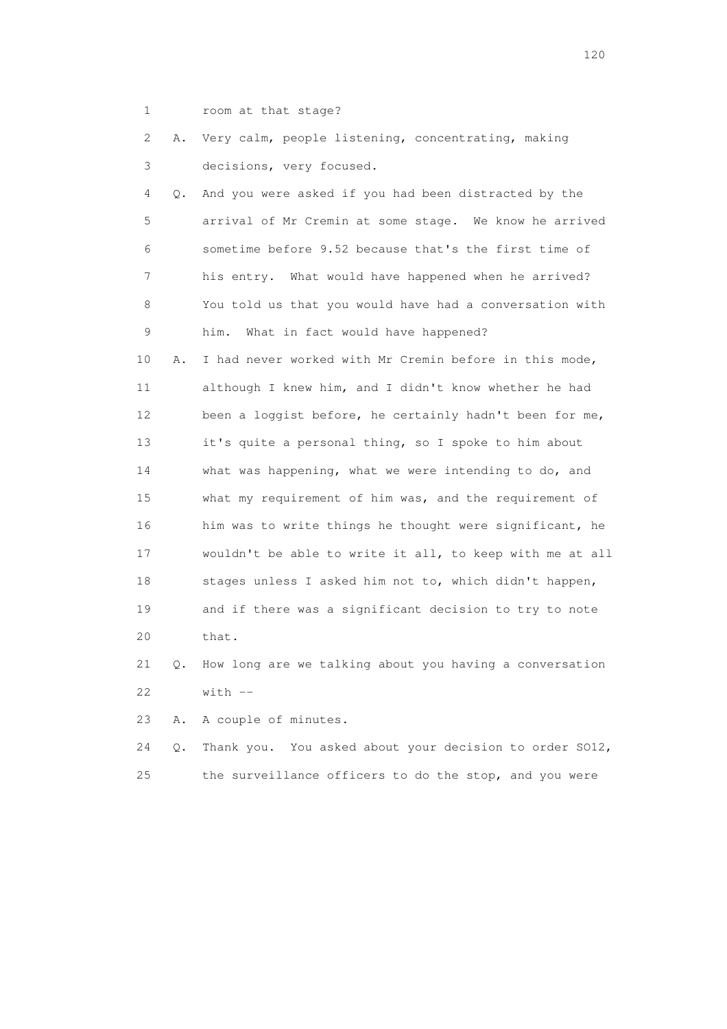1 room at that stage?

2 A. Very calm, people listening, concentrating, making

3 decisions, very focused.

4 Q. And you were asked if you had been distracted by the

5 arrival of Mr Cremin at some stage. We know he arrived

6 sometime before 9.52 because that's the first time of

7 his entry. What would have happened when he arrived?

8 You told us that you would have had a conversation with

9 him. What in fact would have happened?

10 A. I had never worked with Mr Cremin before in this mode,

11 although I knew him, and I didn't know whether he had

12 been a loggist before, he certainly hadn't been for me,

13 it's quite a personal thing, so I spoke to him about

14 what was happening, what we were intending to do, and

15 what my requirement of him was, and the requirement of

16 him was to write things he thought were significant, he

17 wouldn't be able to write it all, to keep with me at all

18 stages unless I asked him not to, which didn't happen,

19 and if there was a significant decision to try to note

20 that.

21 Q. How long are we talking about you having a conversation

22 with --

23 A. A couple of minutes.

24 Q. Thank you. You asked about your decision to order SO12,

25 the surveillance officers to do the stop, and you were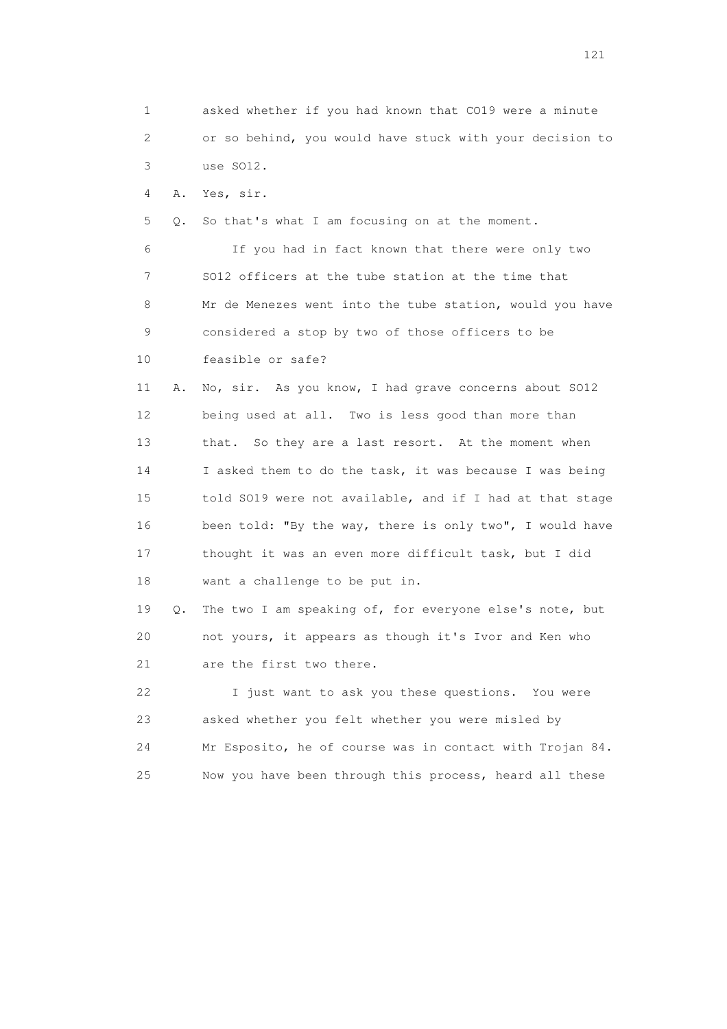1 asked whether if you had known that CO19 were a minute
2 or so behind, you would have stuck with your decision to
3 use SO12.

4 A. Yes, sir.

5 Q. So that's what I am focusing on at the moment.

6 If you had in fact known that there were only two
7 SO12 officers at the tube station at the time that
8 Mr de Menezes went into the tube station, would you have
9 considered a stop by two of those officers to be
10 feasible or safe?

11 A. No, sir. As you know, I had grave concerns about SO12
12 being used at all. Two is less good than more than
13 that. So they are a last resort. At the moment when
14 I asked them to do the task, it was because I was being
15 told SO19 were not available, and if I had at that stage
16 been told: "By the way, there is only two", I would have
17 thought it was an even more difficult task, but I did
18 want a challenge to be put in.

19 Q. The two I am speaking of, for everyone else's note, but
20 not yours, it appears as though it's Ivor and Ken who
21 are the first two there.

22 I just want to ask you these questions. You were
23 asked whether you felt whether you were misled by
24 Mr Esposito, he of course was in contact with Trojan 84.
25 Now you have been through this process, heard all these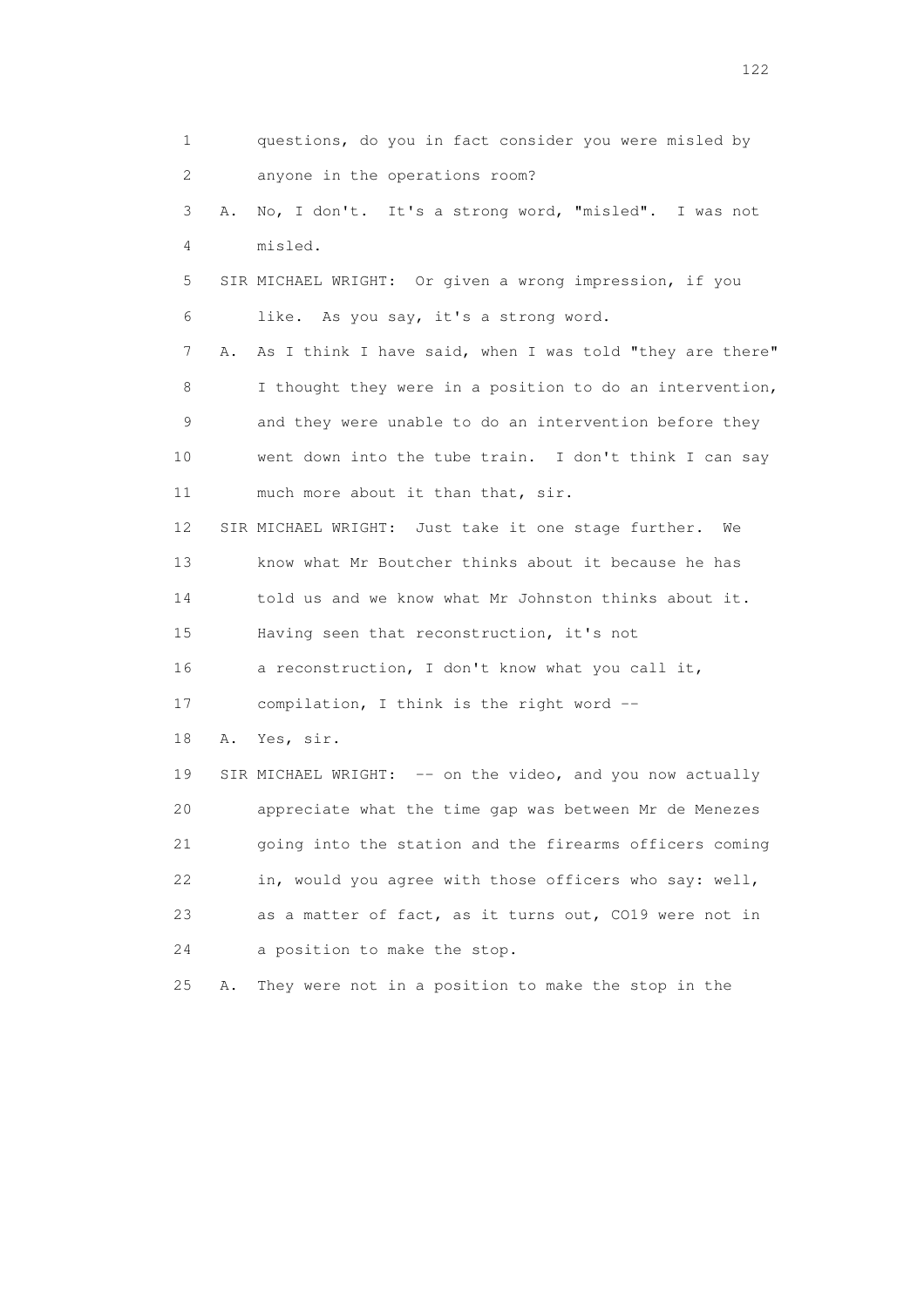1 questions, do you in fact consider you were misled by
2 anyone in the operations room?
3 A. No, I don't. It's a strong word, "misled". I was not
4 misled.
5 SIR MICHAEL WRIGHT: Or given a wrong impression, if you
6 like. As you say, it's a strong word.
7 A. As I think I have said, when I was told "they are there"
8 I thought they were in a position to do an intervention,
9 and they were unable to do an intervention before they
10 went down into the tube train. I don't think I can say
11 much more about it than that, sir.
12 SIR MICHAEL WRIGHT: Just take it one stage further. We
13 know what Mr Boutcher thinks about it because he has
14 told us and we know what Mr Johnston thinks about it.
15 Having seen that reconstruction, it's not
16 a reconstruction, I don't know what you call it,
17 compilation, I think is the right word --
18 A. Yes, sir.
19 SIR MICHAEL WRIGHT: -- on the video, and you now actually
20 appreciate what the time gap was between Mr de Menezes
21 going into the station and the firearms officers coming
22 in, would you agree with those officers who say: well,
23 as a matter of fact, as it turns out, CO19 were not in
24 a position to make the stop.
25 A. They were not in a position to make the stop in the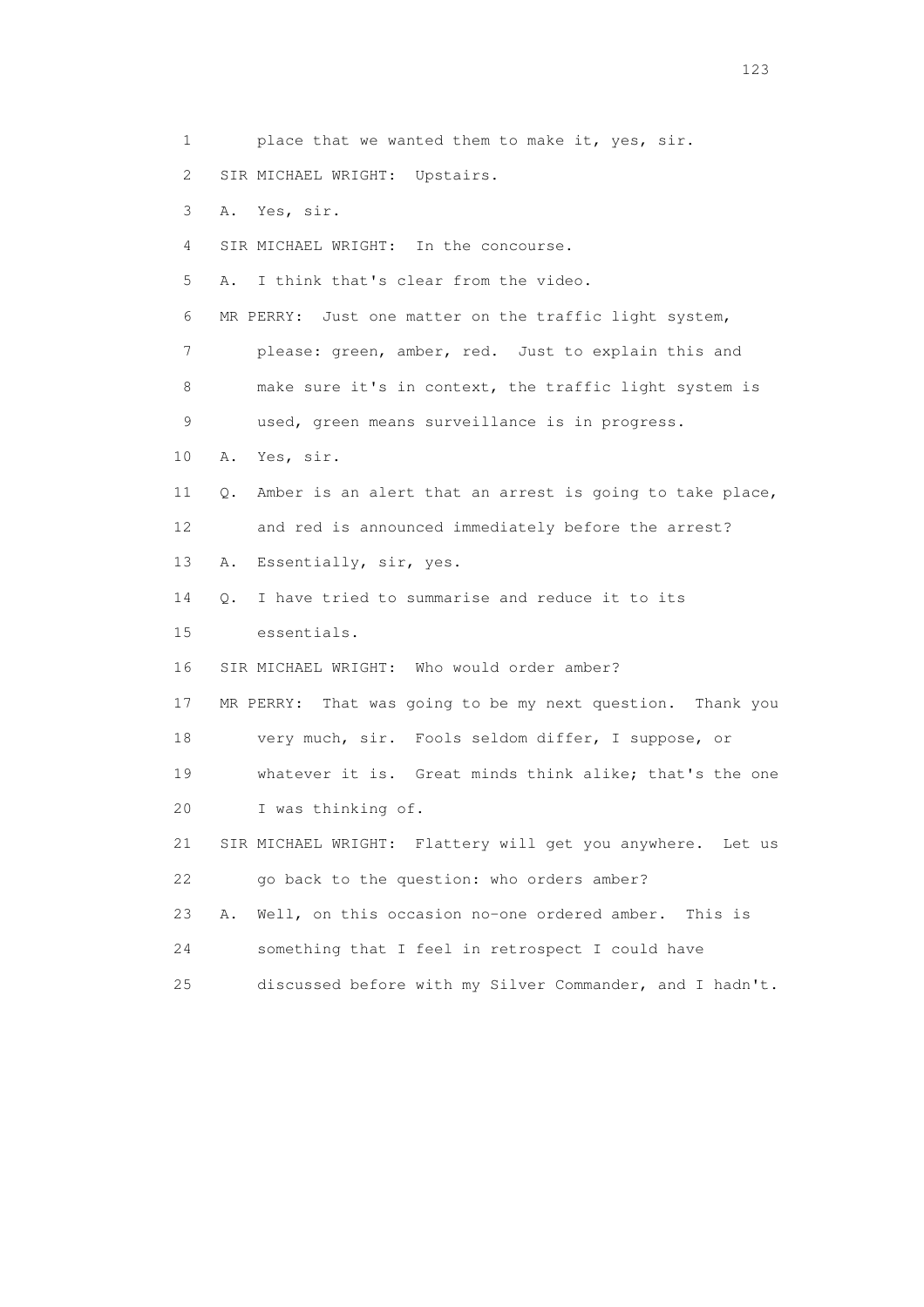1 place that we wanted them to make it, yes, sir.

2 SIR MICHAEL WRIGHT: Upstairs.

3 A. Yes, sir.

4 SIR MICHAEL WRIGHT: In the concourse.

5 A. I think that's clear from the video.

6 MR PERRY: Just one matter on the traffic light system,

7 please: green, amber, red. Just to explain this and

8 make sure it's in context, the traffic light system is

9 used, green means surveillance is in progress.

10 A. Yes, sir.

11 Q. Amber is an alert that an arrest is going to take place,

12 and red is announced immediately before the arrest?

13 A. Essentially, sir, yes.

14 Q. I have tried to summarise and reduce it to its

15 essentials.

16 SIR MICHAEL WRIGHT: Who would order amber?

17 MR PERRY: That was going to be my next question. Thank you

18 very much, sir. Fools seldom differ, I suppose, or

19 whatever it is. Great minds think alike; that's the one

20 I was thinking of.

21 SIR MICHAEL WRIGHT: Flattery will get you anywhere. Let us

22 go back to the question: who orders amber?

23 A. Well, on this occasion no-one ordered amber. This is

24 something that I feel in retrospect I could have

25 discussed before with my Silver Commander, and I hadn't.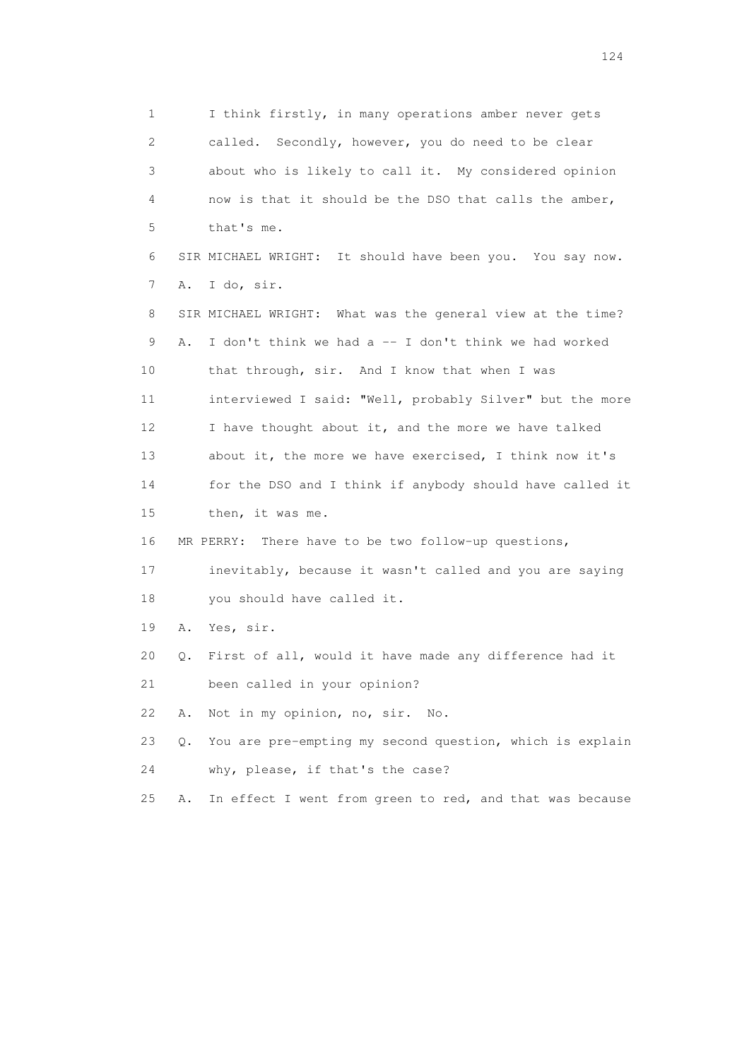1 I think firstly, in many operations amber never gets
2 called. Secondly, however, you do need to be clear
3 about who is likely to call it. My considered opinion
4 now is that it should be the DSO that calls the amber,
5 that's me.
6 SIR MICHAEL WRIGHT: It should have been you. You say now.
7 A. I do, sir.
8 SIR MICHAEL WRIGHT: What was the general view at the time?
9 A. I don't think we had a -- I don't think we had worked
10 that through, sir. And I know that when I was
11 interviewed I said: "Well, probably Silver" but the more
12 I have thought about it, and the more we have talked
13 about it, the more we have exercised, I think now it's
14 for the DSO and I think if anybody should have called it
15 then, it was me.
16 MR PERRY: There have to be two follow-up questions,
17 inevitably, because it wasn't called and you are saying
18 you should have called it.
19 A. Yes, sir.
20 Q. First of all, would it have made any difference had it
21 been called in your opinion?
22 A. Not in my opinion, no, sir. No.
23 Q. You are pre-empting my second question, which is explain
24 why, please, if that's the case?
25 A. In effect I went from green to red, and that was because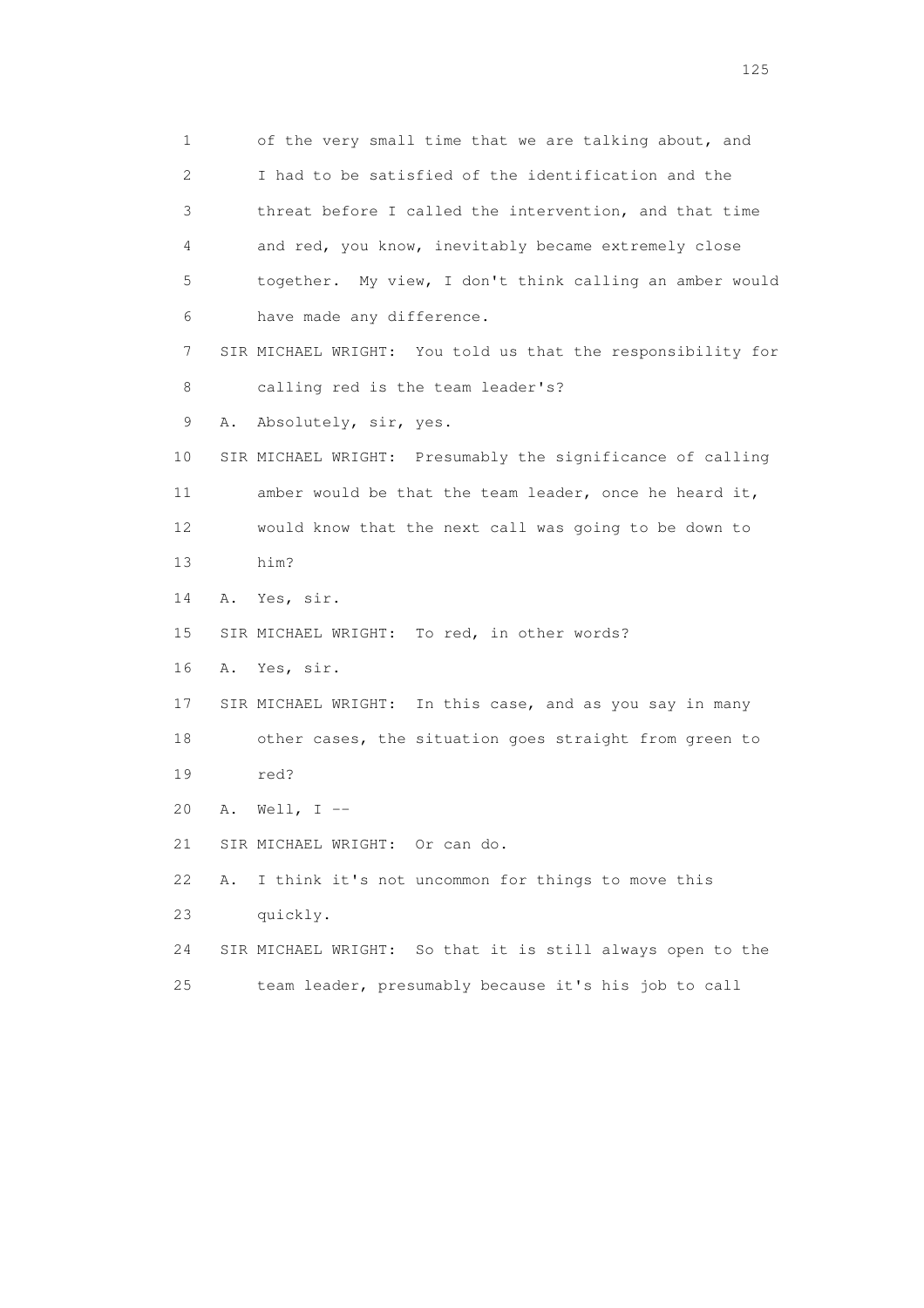1 of the very small time that we are talking about, and
2 I had to be satisfied of the identification and the
3 threat before I called the intervention, and that time
4 and red, you know, inevitably became extremely close
5 together. My view, I don't think calling an amber would
6 have made any difference.
7 SIR MICHAEL WRIGHT: You told us that the responsibility for
8 calling red is the team leader's?
9 A. Absolutely, sir, yes.
10 SIR MICHAEL WRIGHT: Presumably the significance of calling
11 amber would be that the team leader, once he heard it,
12 would know that the next call was going to be down to
13 him?
14 A. Yes, sir.
15 SIR MICHAEL WRIGHT: To red, in other words?
16 A. Yes, sir.
17 SIR MICHAEL WRIGHT: In this case, and as you say in many
18 other cases, the situation goes straight from green to
19 red?
20 A. Well, I --
21 SIR MICHAEL WRIGHT: Or can do.
22 A. I think it's not uncommon for things to move this
23 quickly.
24 SIR MICHAEL WRIGHT: So that it is still always open to the
25 team leader, presumably because it's his job to call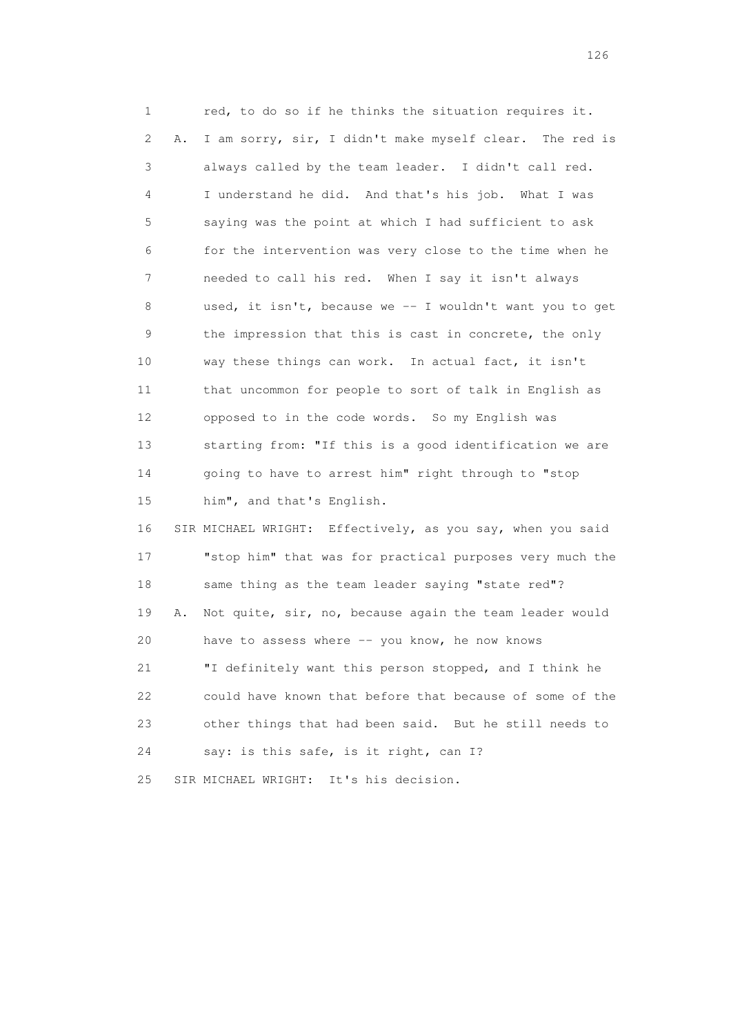1 red, to do so if he thinks the situation requires it.
2 A. I am sorry, sir, I didn't make myself clear. The red is
3 always called by the team leader. I didn't call red.
4 I understand he did. And that's his job. What I was
5 saying was the point at which I had sufficient to ask
6 for the intervention was very close to the time when he
7 needed to call his red. When I say it isn't always
8 used, it isn't, because we -- I wouldn't want you to get
9 the impression that this is cast in concrete, the only
10 way these things can work. In actual fact, it isn't
11 that uncommon for people to sort of talk in English as
12 opposed to in the code words. So my English was
13 starting from: "If this is a good identification we are
14 going to have to arrest him" right through to "stop
15 him", and that's English.
16 SIR MICHAEL WRIGHT: Effectively, as you say, when you said
17 "stop him" that was for practical purposes very much the
18 same thing as the team leader saying "state red"?
19 A. Not quite, sir, no, because again the team leader would
20 have to assess where -- you know, he now knows
21 "I definitely want this person stopped, and I think he
22 could have known that before that because of some of the
23 other things that had been said. But he still needs to
24 say: is this safe, is it right, can I?
25 SIR MICHAEL WRIGHT: It's his decision.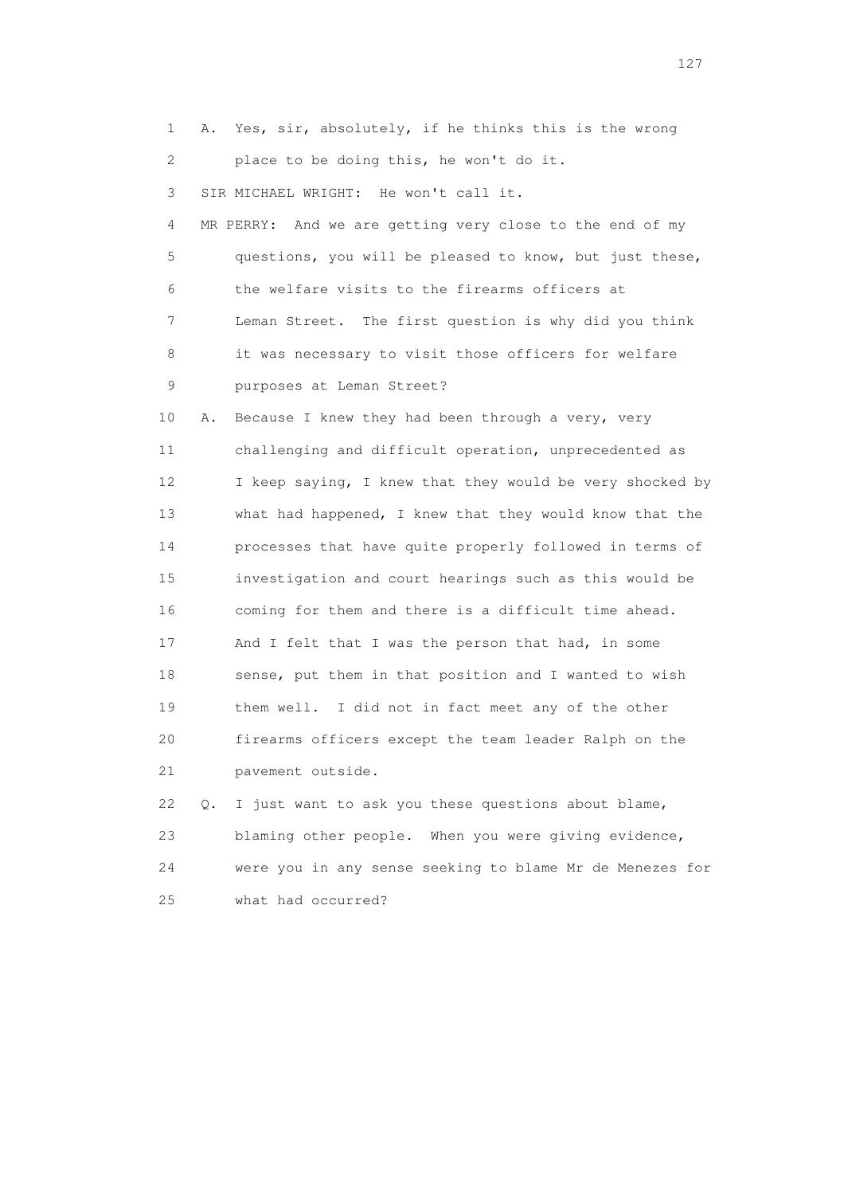1 A. Yes, sir, absolutely, if he thinks this is the wrong
2 place to be doing this, he won't do it.
3 SIR MICHAEL WRIGHT: He won't call it.
4 MR PERRY: And we are getting very close to the end of my
5 questions, you will be pleased to know, but just these,
6 the welfare visits to the firearms officers at
7 Leman Street. The first question is why did you think
8 it was necessary to visit those officers for welfare
9 purposes at Leman Street?
10 A. Because I knew they had been through a very, very
11 challenging and difficult operation, unprecedented as
12 I keep saying, I knew that they would be very shocked by
13 what had happened, I knew that they would know that the
14 processes that have quite properly followed in terms of
15 investigation and court hearings such as this would be
16 coming for them and there is a difficult time ahead.
17 And I felt that I was the person that had, in some
18 sense, put them in that position and I wanted to wish
19 them well. I did not in fact meet any of the other
20 firearms officers except the team leader Ralph on the
21 pavement outside.
22 Q. I just want to ask you these questions about blame,
23 blaming other people. When you were giving evidence,
24 were you in any sense seeking to blame Mr de Menezes for
25 what had occurred?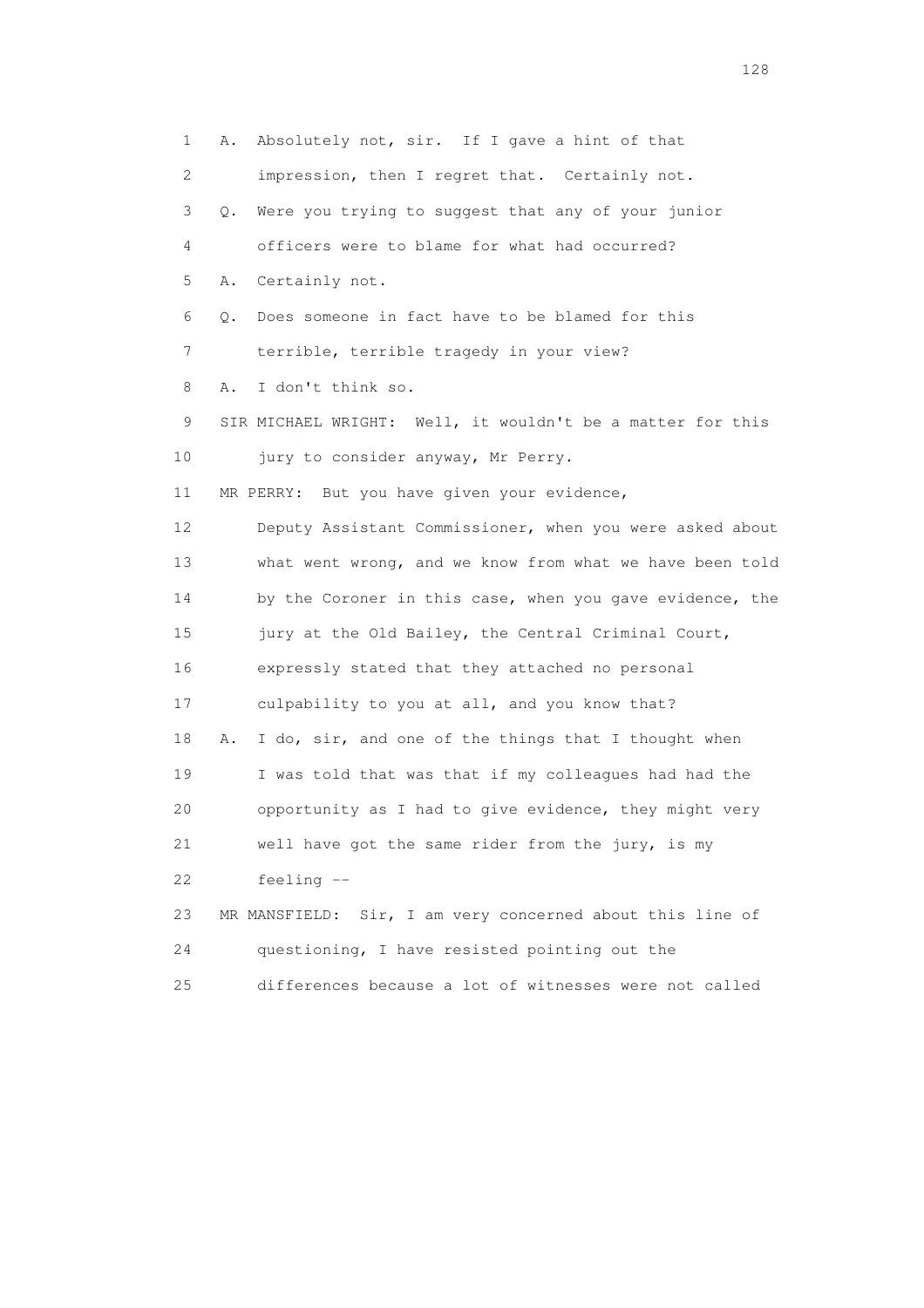1 A. Absolutely not, sir. If I gave a hint of that
2 impression, then I regret that. Certainly not.
3 Q. Were you trying to suggest that any of your junior
4 officers were to blame for what had occurred?
5 A. Certainly not.
6 Q. Does someone in fact have to be blamed for this
7 terrible, terrible tragedy in your view?
8 A. I don't think so.
9 SIR MICHAEL WRIGHT: Well, it wouldn't be a matter for this
10 jury to consider anyway, Mr Perry.
11 MR PERRY: But you have given your evidence,
12 Deputy Assistant Commissioner, when you were asked about
13 what went wrong, and we know from what we have been told
14 by the Coroner in this case, when you gave evidence, the
15 jury at the Old Bailey, the Central Criminal Court,
16 expressly stated that they attached no personal
17 culpability to you at all, and you know that?
18 A. I do, sir, and one of the things that I thought when
19 I was told that was that if my colleagues had had the
20 opportunity as I had to give evidence, they might very
21 well have got the same rider from the jury, is my
22 feeling --
23 MR MANSFIELD: Sir, I am very concerned about this line of
24 questioning, I have resisted pointing out the
25 differences because a lot of witnesses were not called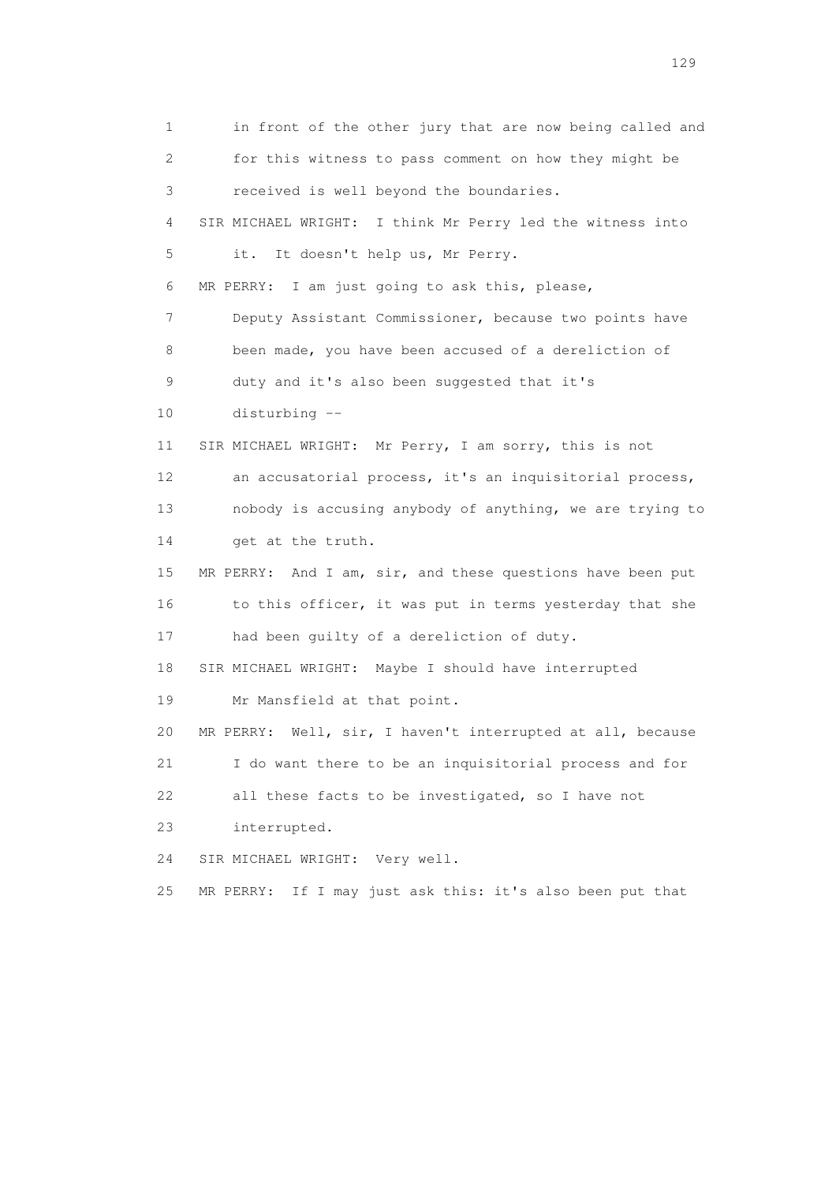1 in front of the other jury that are now being called and
2 for this witness to pass comment on how they might be
3 received is well beyond the boundaries.
4 SIR MICHAEL WRIGHT: I think Mr Perry led the witness into
5 it. It doesn't help us, Mr Perry.
6 MR PERRY: I am just going to ask this, please,
7 Deputy Assistant Commissioner, because two points have
8 been made, you have been accused of a dereliction of
9 duty and it's also been suggested that it's
10 disturbing --
11 SIR MICHAEL WRIGHT: Mr Perry, I am sorry, this is not
12 an accusatorial process, it's an inquisitorial process,
13 nobody is accusing anybody of anything, we are trying to
14 get at the truth.
15 MR PERRY: And I am, sir, and these questions have been put
16 to this officer, it was put in terms yesterday that she
17 had been guilty of a dereliction of duty.
18 SIR MICHAEL WRIGHT: Maybe I should have interrupted
19 Mr Mansfield at that point.
20 MR PERRY: Well, sir, I haven't interrupted at all, because
21 I do want there to be an inquisitorial process and for
22 all these facts to be investigated, so I have not
23 interrupted.
24 SIR MICHAEL WRIGHT: Very well.
25 MR PERRY: If I may just ask this: it's also been put that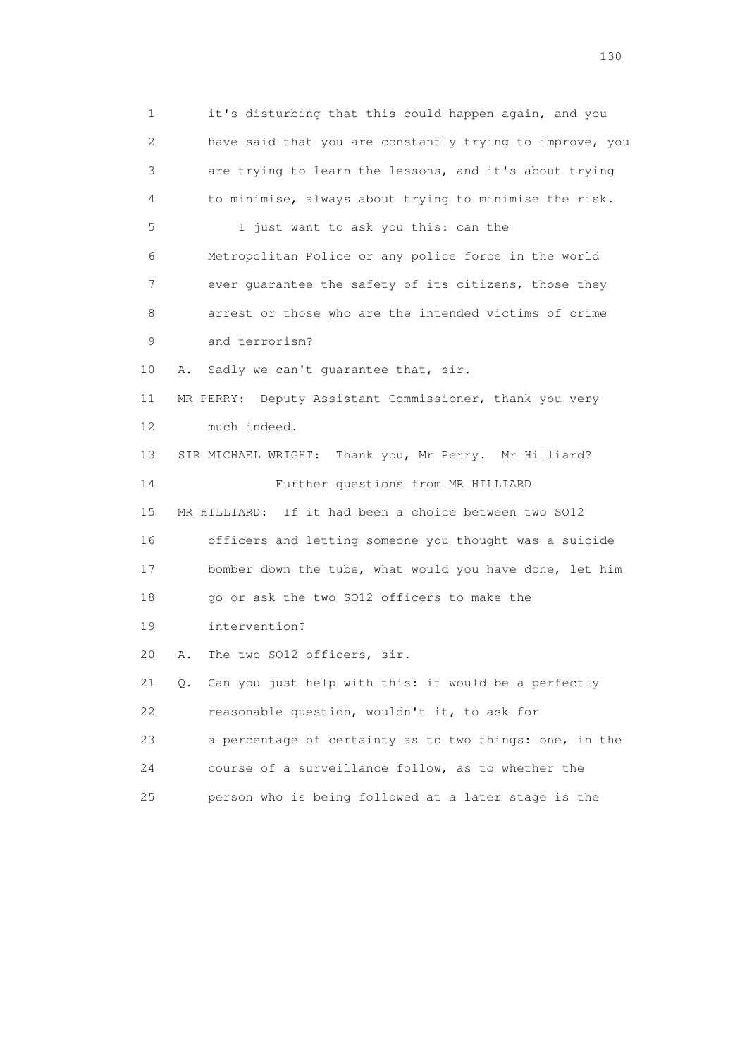1 it's disturbing that this could happen again, and you
2 have said that you are constantly trying to improve, you
3 are trying to learn the lessons, and it's about trying
4 to minimise, always about trying to minimise the risk.
5 I just want to ask you this: can the
6 Metropolitan Police or any police force in the world
7 ever guarantee the safety of its citizens, those they
8 arrest or those who are the intended victims of crime
9 and terrorism?
10 A. Sadly we can't guarantee that, sir.
11 MR PERRY: Deputy Assistant Commissioner, thank you very
12 much indeed.
13 SIR MICHAEL WRIGHT: Thank you, Mr Perry. Mr Hilliard?
14 Further questions from MR HILLIARD
15 MR HILLIARD: If it had been a choice between two SO12
16 officers and letting someone you thought was a suicide
17 bomber down the tube, what would you have done, let him
18 go or ask the two SO12 officers to make the
19 intervention?
20 A. The two SO12 officers, sir.
21 Q. Can you just help with this: it would be a perfectly
22 reasonable question, wouldn't it, to ask for
23 a percentage of certainty as to two things: one, in the
24 course of a surveillance follow, as to whether the
25 person who is being followed at a later stage is the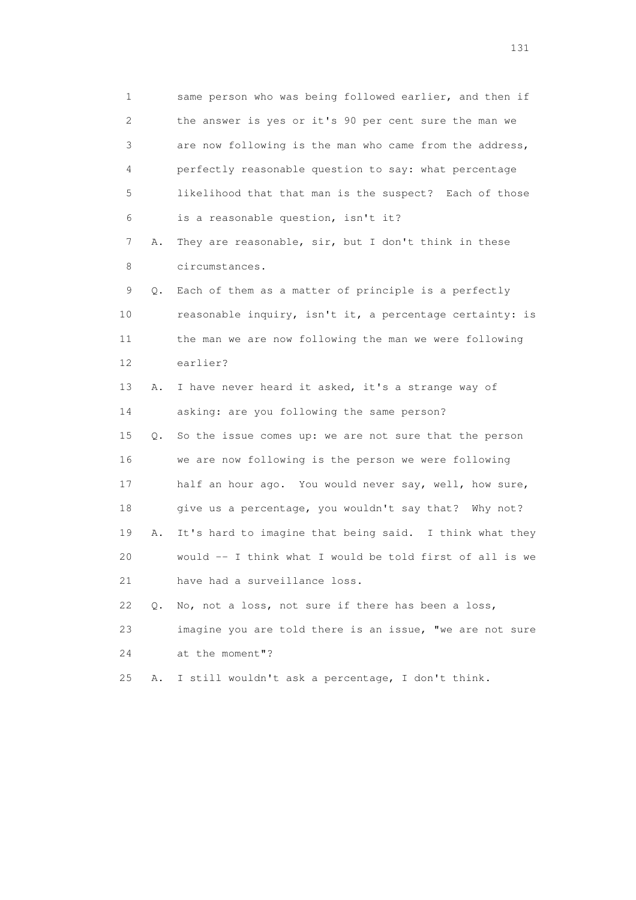1 same person who was being followed earlier, and then if
2 the answer is yes or it's 90 per cent sure the man we
3 are now following is the man who came from the address,
4 perfectly reasonable question to say: what percentage
5 likelihood that that man is the suspect? Each of those
6 is a reasonable question, isn't it?

7 A. They are reasonable, sir, but I don't think in these
8 circumstances.

9 Q. Each of them as a matter of principle is a perfectly
10 reasonable inquiry, isn't it, a percentage certainty: is
11 the man we are now following the man we were following
12 earlier?

13 A. I have never heard it asked, it's a strange way of
14 asking: are you following the same person?

15 Q. So the issue comes up: we are not sure that the person
16 we are now following is the person we were following
17 half an hour ago. You would never say, well, how sure,
18 give us a percentage, you wouldn't say that? Why not?

19 A. It's hard to imagine that being said. I think what they
20 would -- I think what I would be told first of all is we
21 have had a surveillance loss.

22 Q. No, not a loss, not sure if there has been a loss,
23 imagine you are told there is an issue, "we are not sure
24 at the moment"?

25 A. I still wouldn't ask a percentage, I don't think.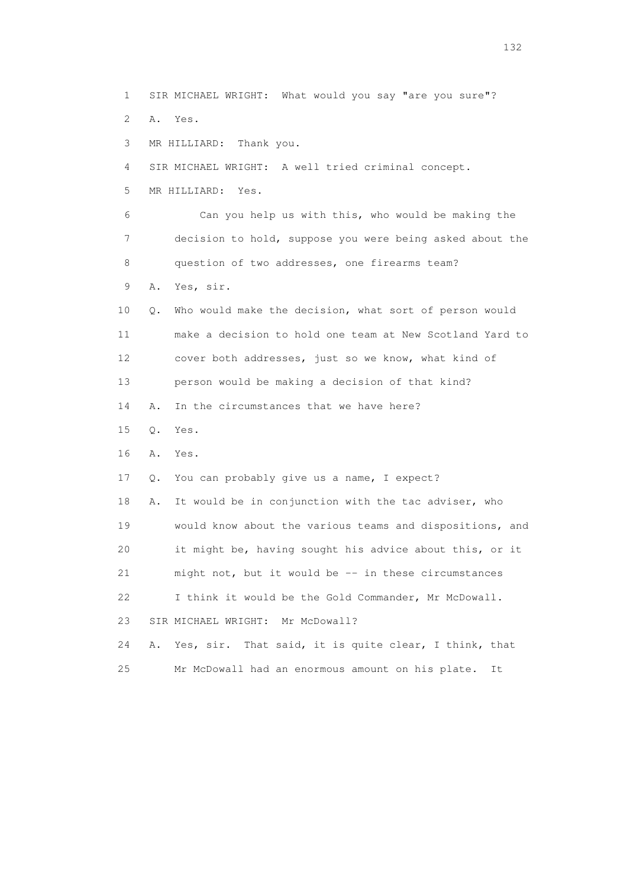1 SIR MICHAEL WRIGHT: What would you say "are you sure"?

2 A. Yes.

3 MR HILLIARD: Thank you.

4 SIR MICHAEL WRIGHT: A well tried criminal concept.

5 MR HILLIARD: Yes.

6 Can you help us with this, who would be making the

7 decision to hold, suppose you were being asked about the

8 question of two addresses, one firearms team?

9 A. Yes, sir.

10 Q. Who would make the decision, what sort of person would

11 make a decision to hold one team at New Scotland Yard to

12 cover both addresses, just so we know, what kind of

13 person would be making a decision of that kind?

14 A. In the circumstances that we have here?

15 Q. Yes.

16 A. Yes.

17 Q. You can probably give us a name, I expect?

18 A. It would be in conjunction with the tac adviser, who

19 would know about the various teams and dispositions, and

20 it might be, having sought his advice about this, or it

21 might not, but it would be -- in these circumstances

22 I think it would be the Gold Commander, Mr McDowall.

23 SIR MICHAEL WRIGHT: Mr McDowall?

24 A. Yes, sir. That said, it is quite clear, I think, that

25 Mr McDowall had an enormous amount on his plate. It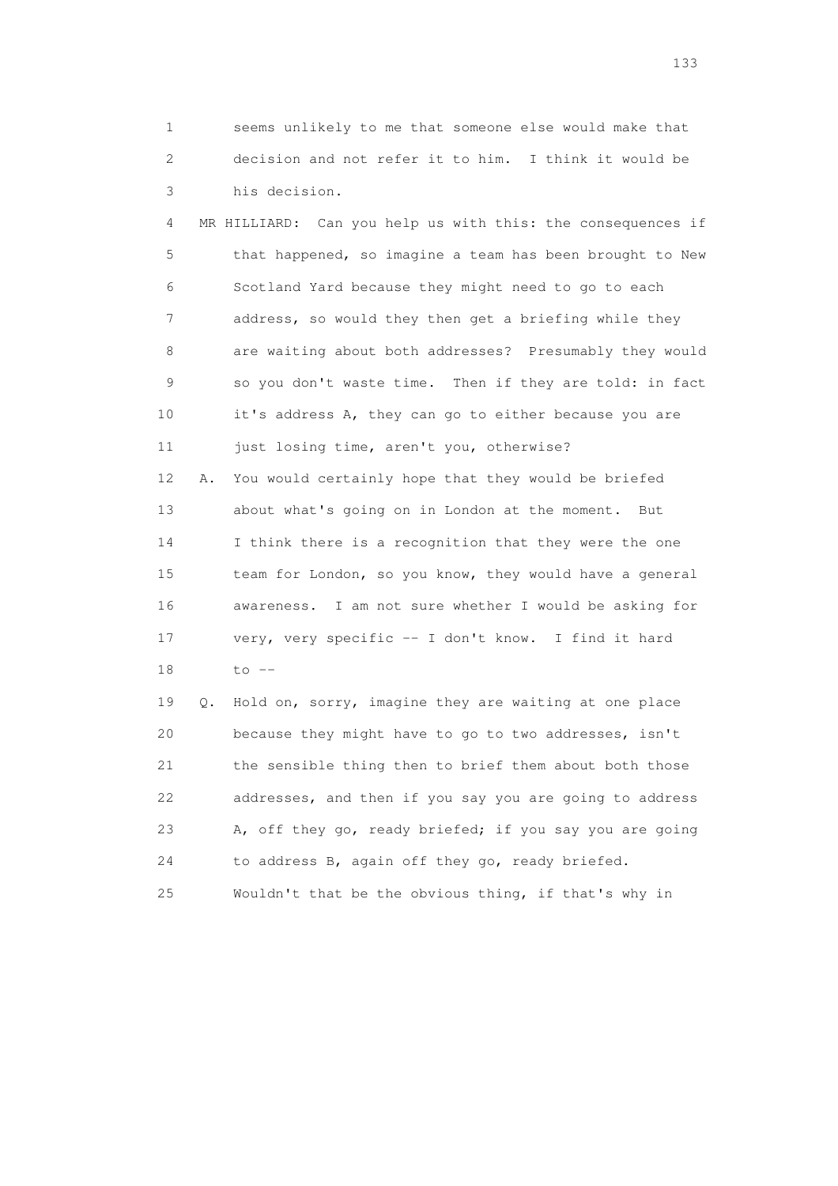1 seems unlikely to me that someone else would make that
2 decision and not refer it to him. I think it would be
3 his decision.

4 MR HILLIARD: Can you help us with this: the consequences if
5 that happened, so imagine a team has been brought to New
6 Scotland Yard because they might need to go to each
7 address, so would they then get a briefing while they
8 are waiting about both addresses? Presumably they would
9 so you don't waste time. Then if they are told: in fact
10 it's address A, they can go to either because you are
11 just losing time, aren't you, otherwise?

12 A. You would certainly hope that they would be briefed
13 about what's going on in London at the moment. But
14 I think there is a recognition that they were the one
15 team for London, so you know, they would have a general
16 awareness. I am not sure whether I would be asking for
17 very, very specific -- I don't know. I find it hard
18 to --

19 Q. Hold on, sorry, imagine they are waiting at one place
20 because they might have to go to two addresses, isn't
21 the sensible thing then to brief them about both those
22 addresses, and then if you say you are going to address
23 A, off they go, ready briefed; if you say you are going
24 to address B, again off they go, ready briefed.
25 Wouldn't that be the obvious thing, if that's why in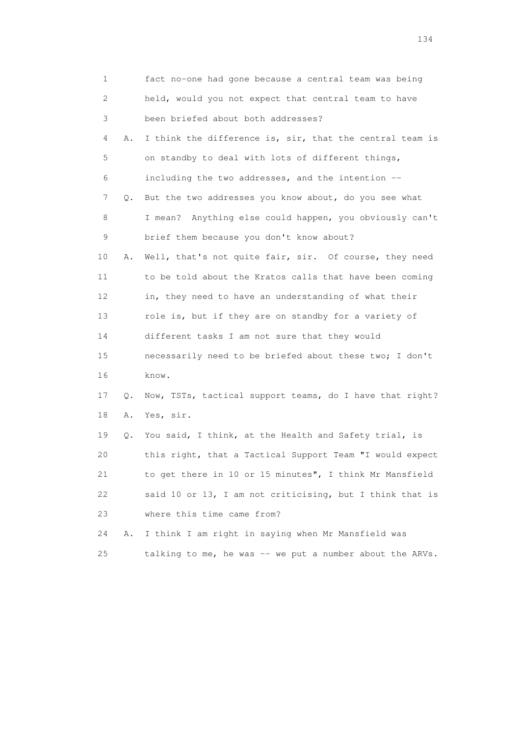1 fact no-one had gone because a central team was being
2 held, would you not expect that central team to have
3 been briefed about both addresses?

4 A. I think the difference is, sir, that the central team is
5 on standby to deal with lots of different things,
6 including the two addresses, and the intention --

7 Q. But the two addresses you know about, do you see what
8 I mean? Anything else could happen, you obviously can't
9 brief them because you don't know about?

10 A. Well, that's not quite fair, sir. Of course, they need
11 to be told about the Kratos calls that have been coming
12 in, they need to have an understanding of what their
13 role is, but if they are on standby for a variety of
14 different tasks I am not sure that they would
15 necessarily need to be briefed about these two; I don't
16 know.

17 Q. Now, TSTs, tactical support teams, do I have that right?

18 A. Yes, sir.

19 Q. You said, I think, at the Health and Safety trial, is
20 this right, that a Tactical Support Team "I would expect
21 to get there in 10 or 15 minutes", I think Mr Mansfield
22 said 10 or 13, I am not criticising, but I think that is
23 where this time came from?

24 A. I think I am right in saying when Mr Mansfield was
25 talking to me, he was -- we put a number about the ARVs.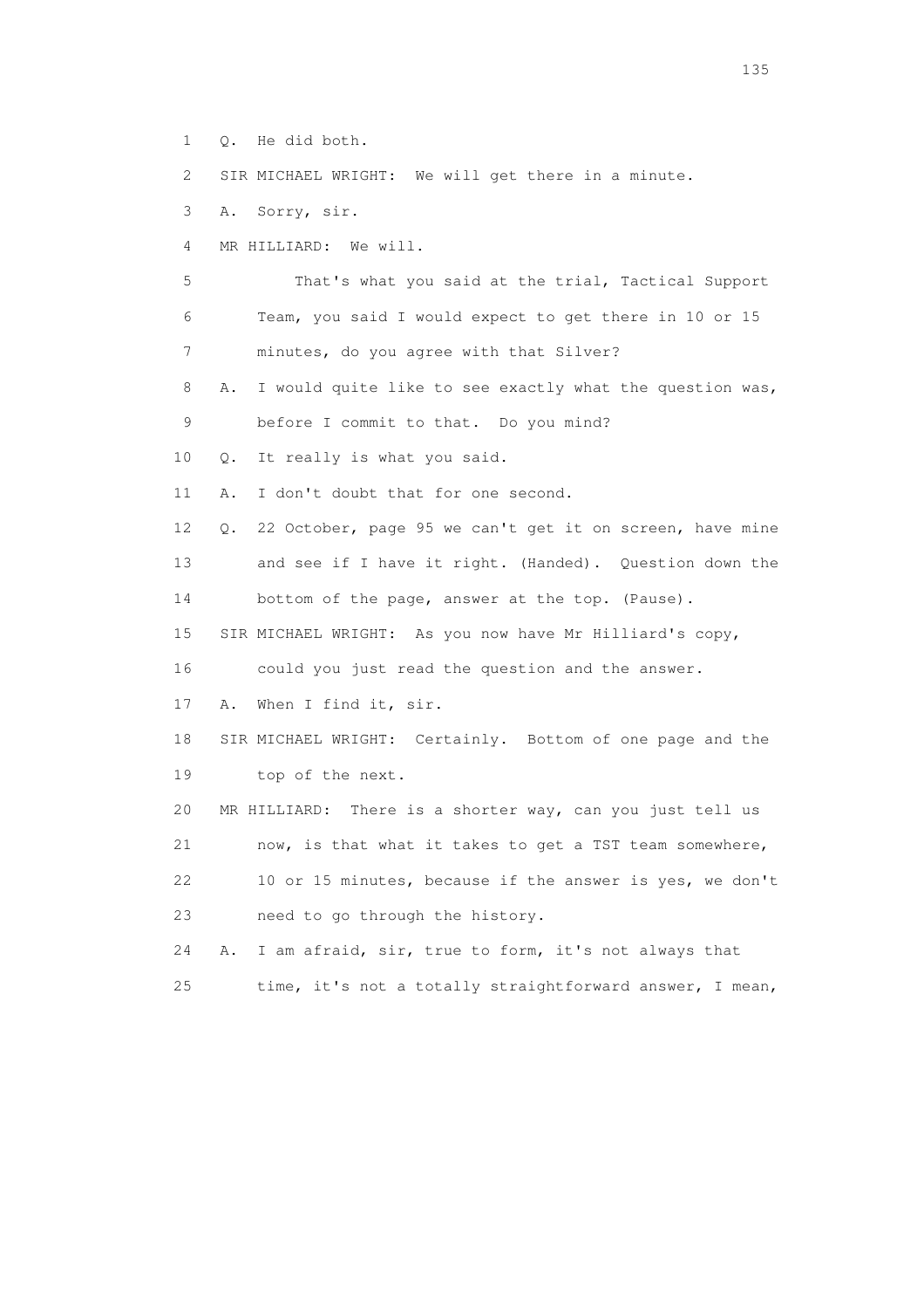1 Q. He did both.

2 SIR MICHAEL WRIGHT: We will get there in a minute.

3 A. Sorry, sir.

4 MR HILLIARD: We will.

5 That's what you said at the trial, Tactical Support

6 Team, you said I would expect to get there in 10 or 15

7 minutes, do you agree with that Silver?

8 A. I would quite like to see exactly what the question was,

9 before I commit to that. Do you mind?

10 Q. It really is what you said.

11 A. I don't doubt that for one second.

12 Q. 22 October, page 95 we can't get it on screen, have mine

13 and see if I have it right. (Handed). Question down the

14 bottom of the page, answer at the top. (Pause).

15 SIR MICHAEL WRIGHT: As you now have Mr Hilliard's copy,

16 could you just read the question and the answer.

17 A. When I find it, sir.

18 SIR MICHAEL WRIGHT: Certainly. Bottom of one page and the

19 top of the next.

20 MR HILLIARD: There is a shorter way, can you just tell us

21 now, is that what it takes to get a TST team somewhere,

22 10 or 15 minutes, because if the answer is yes, we don't

23 need to go through the history.

24 A. I am afraid, sir, true to form, it's not always that

25 time, it's not a totally straightforward answer, I mean,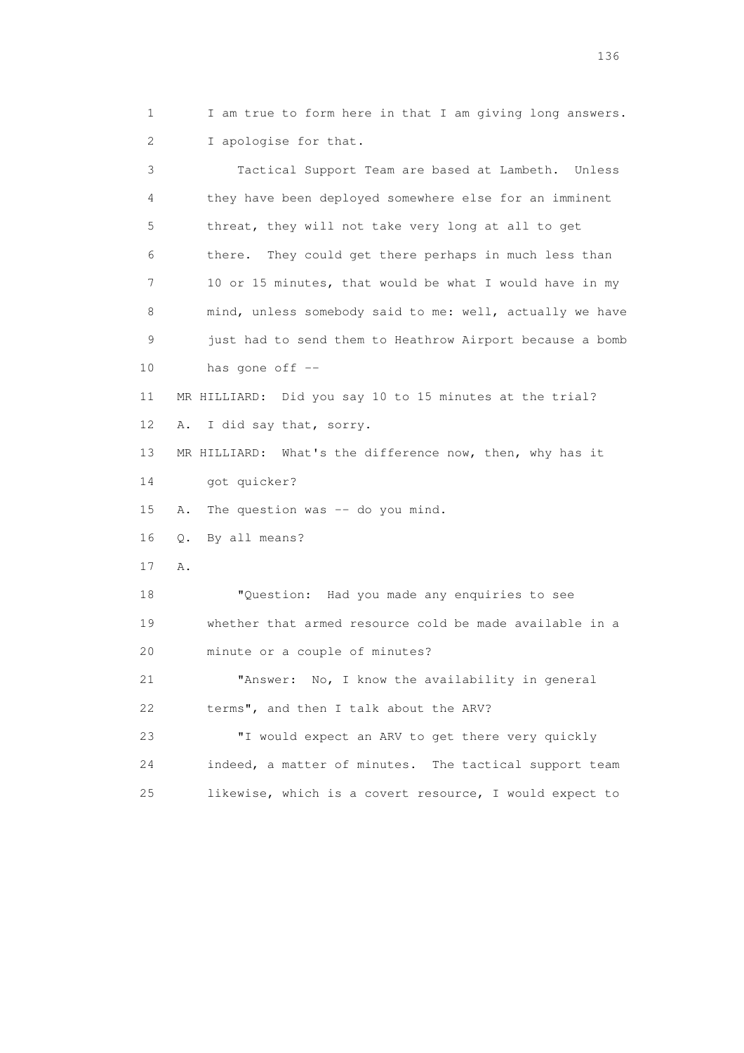1 I am true to form here in that I am giving long answers.
2 I apologise for that.

3 Tactical Support Team are based at Lambeth. Unless
4 they have been deployed somewhere else for an imminent
5 threat, they will not take very long at all to get
6 there. They could get there perhaps in much less than
7 10 or 15 minutes, that would be what I would have in my
8 mind, unless somebody said to me: well, actually we have
9 just had to send them to Heathrow Airport because a bomb
10 has gone off --

11 MR HILLIARD: Did you say 10 to 15 minutes at the trial?

12 A. I did say that, sorry.

13 MR HILLIARD: What's the difference now, then, why has it
14 got quicker?

15 A. The question was -- do you mind.

16 Q. By all means?

17 A.

18 "Question: Had you made any enquiries to see
19 whether that armed resource cold be made available in a
20 minute or a couple of minutes?

21 "Answer: No, I know the availability in general
22 terms", and then I talk about the ARV?

23 "I would expect an ARV to get there very quickly
24 indeed, a matter of minutes. The tactical support team
25 likewise, which is a covert resource, I would expect to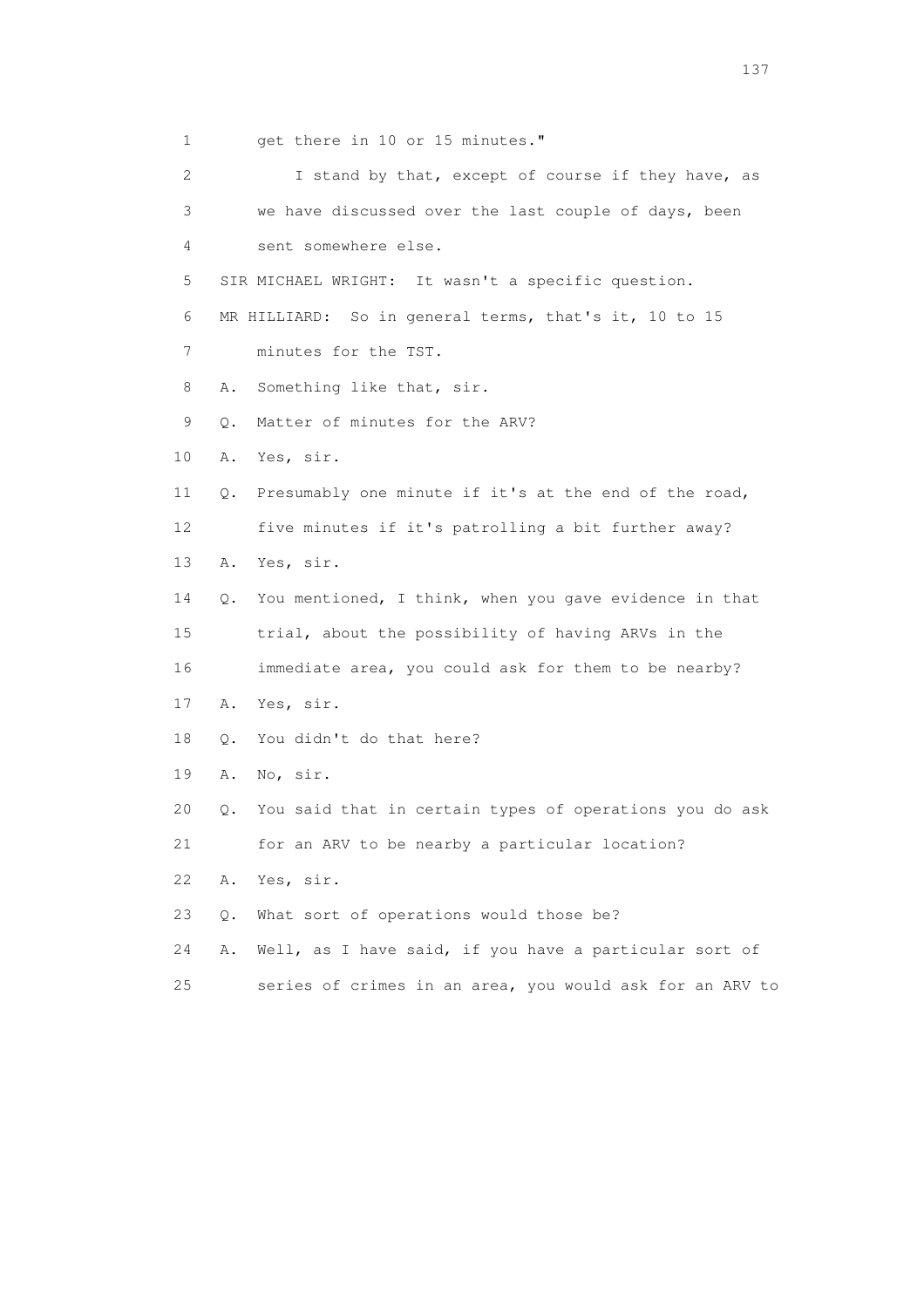1 get there in 10 or 15 minutes."

2 I stand by that, except of course if they have, as

3 we have discussed over the last couple of days, been

4 sent somewhere else.

5 SIR MICHAEL WRIGHT: It wasn't a specific question.

6 MR HILLIARD: So in general terms, that's it, 10 to 15

7 minutes for the TST.

8 A. Something like that, sir.

9 Q. Matter of minutes for the ARV?

10 A. Yes, sir.

11 Q. Presumably one minute if it's at the end of the road,

12 five minutes if it's patrolling a bit further away?

13 A. Yes, sir.

14 Q. You mentioned, I think, when you gave evidence in that

15 trial, about the possibility of having ARVs in the

16 immediate area, you could ask for them to be nearby?

17 A. Yes, sir.

18 Q. You didn't do that here?

19 A. No, sir.

20 Q. You said that in certain types of operations you do ask

21 for an ARV to be nearby a particular location?

22 A. Yes, sir.

23 Q. What sort of operations would those be?

24 A. Well, as I have said, if you have a particular sort of

25 series of crimes in an area, you would ask for an ARV to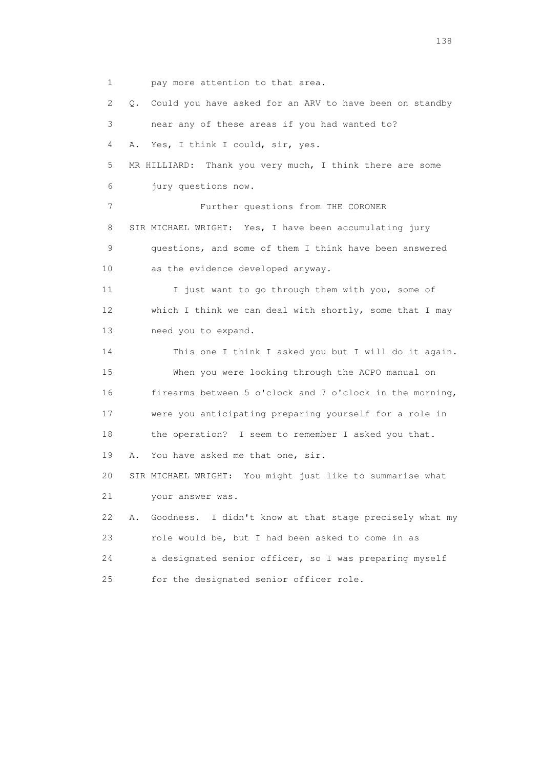1 pay more attention to that area.

2 Q. Could you have asked for an ARV to have been on standby

3 near any of these areas if you had wanted to?

4 A. Yes, I think I could, sir, yes.

5 MR HILLIARD: Thank you very much, I think there are some

6 jury questions now.

7 Further questions from THE CORONER

8 SIR MICHAEL WRIGHT: Yes, I have been accumulating jury

9 questions, and some of them I think have been answered

10 as the evidence developed anyway.

11 I just want to go through them with you, some of

12 which I think we can deal with shortly, some that I may

13 need you to expand.

14 This one I think I asked you but I will do it again.

15 When you were looking through the ACPO manual on

16 firearms between 5 o'clock and 7 o'clock in the morning,

17 were you anticipating preparing yourself for a role in

18 the operation? I seem to remember I asked you that.

19 A. You have asked me that one, sir.

20 SIR MICHAEL WRIGHT: You might just like to summarise what

21 your answer was.

22 A. Goodness. I didn't know at that stage precisely what my

23 role would be, but I had been asked to come in as

24 a designated senior officer, so I was preparing myself

25 for the designated senior officer role.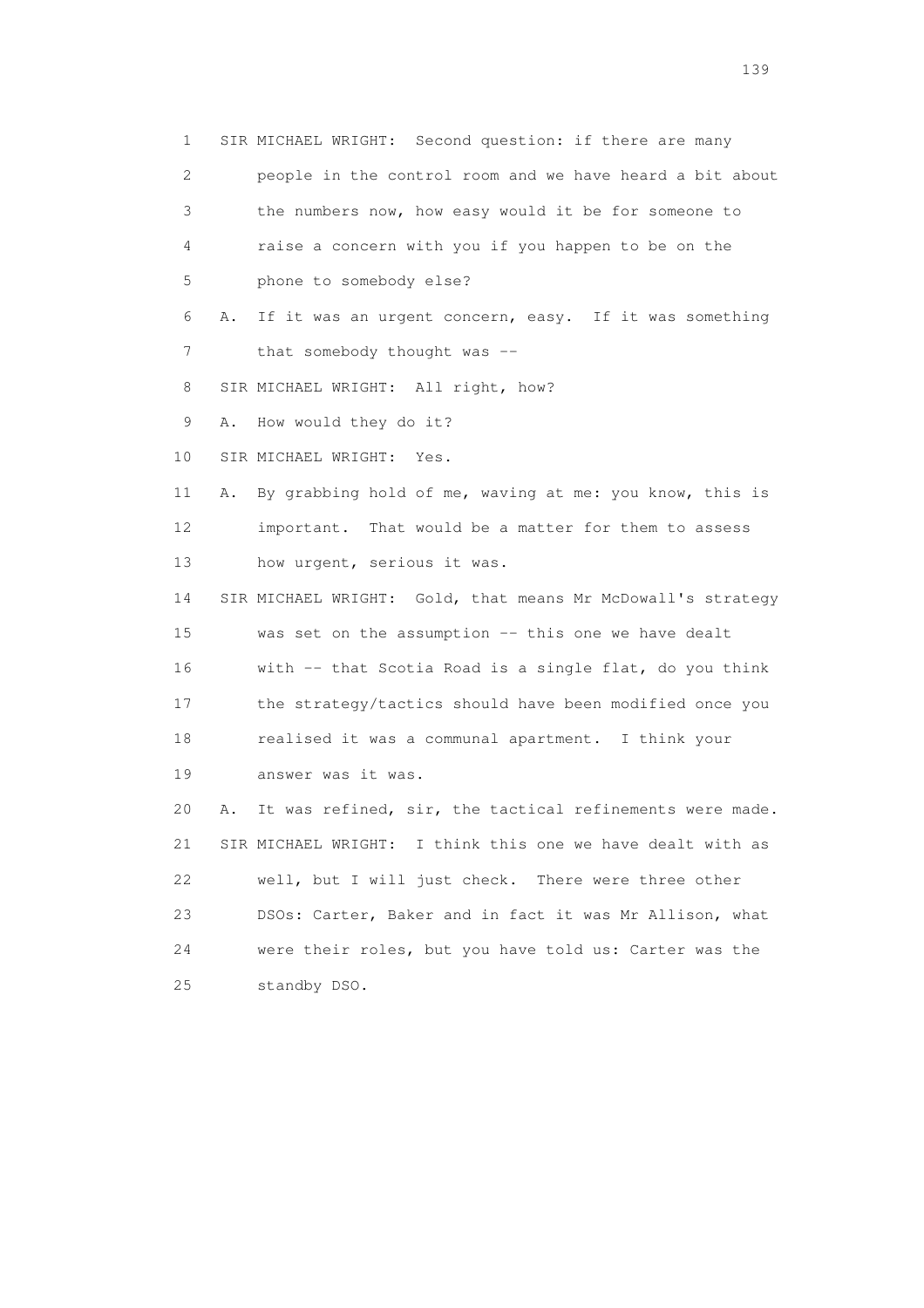1 SIR MICHAEL WRIGHT: Second question: if there are many
2 people in the control room and we have heard a bit about
3 the numbers now, how easy would it be for someone to
4 raise a concern with you if you happen to be on the
5 phone to somebody else?
6 A. If it was an urgent concern, easy. If it was something
7 that somebody thought was --
8 SIR MICHAEL WRIGHT: All right, how?
9 A. How would they do it?
10 SIR MICHAEL WRIGHT: Yes.
11 A. By grabbing hold of me, waving at me: you know, this is
12 important. That would be a matter for them to assess
13 how urgent, serious it was.
14 SIR MICHAEL WRIGHT: Gold, that means Mr McDowall's strategy
15 was set on the assumption -- this one we have dealt
16 with -- that Scotia Road is a single flat, do you think
17 the strategy/tactics should have been modified once you
18 realised it was a communal apartment. I think your
19 answer was it was.
20 A. It was refined, sir, the tactical refinements were made.
21 SIR MICHAEL WRIGHT: I think this one we have dealt with as
22 well, but I will just check. There were three other
23 DSOs: Carter, Baker and in fact it was Mr Allison, what
24 were their roles, but you have told us: Carter was the
25 standby DSO.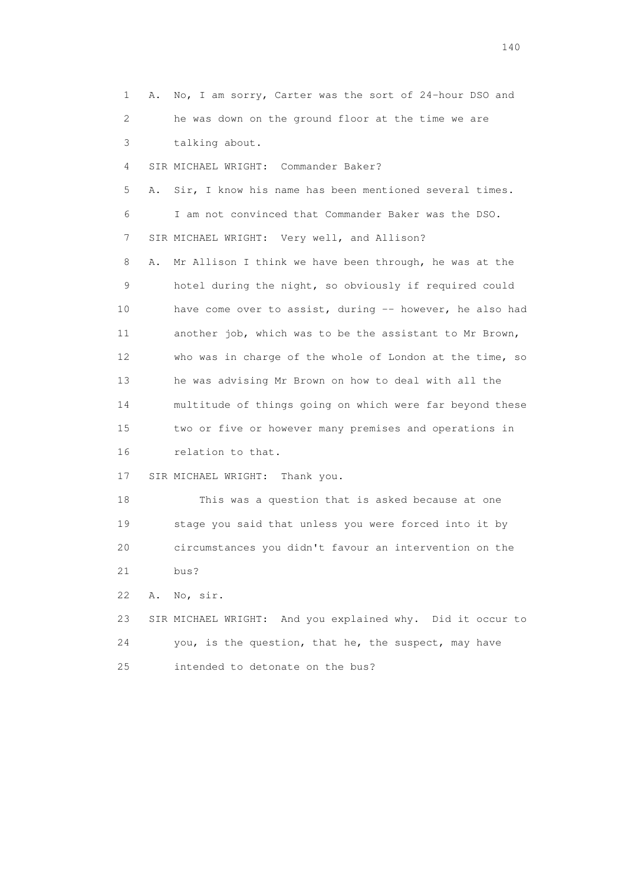1 A. No, I am sorry, Carter was the sort of 24-hour DSO and
2 he was down on the ground floor at the time we are
3 talking about.

4 SIR MICHAEL WRIGHT: Commander Baker?

5 A. Sir, I know his name has been mentioned several times.
6 I am not convinced that Commander Baker was the DSO.

7 SIR MICHAEL WRIGHT: Very well, and Allison?

8 A. Mr Allison I think we have been through, he was at the
9 hotel during the night, so obviously if required could
10 have come over to assist, during -- however, he also had
11 another job, which was to be the assistant to Mr Brown,
12 who was in charge of the whole of London at the time, so
13 he was advising Mr Brown on how to deal with all the
14 multitude of things going on which were far beyond these
15 two or five or however many premises and operations in
16 relation to that.

17 SIR MICHAEL WRIGHT: Thank you.

18 This was a question that is asked because at one
19 stage you said that unless you were forced into it by
20 circumstances you didn't favour an intervention on the
21 bus?

22 A. No, sir.

23 SIR MICHAEL WRIGHT: And you explained why. Did it occur to
24 you, is the question, that he, the suspect, may have
25 intended to detonate on the bus?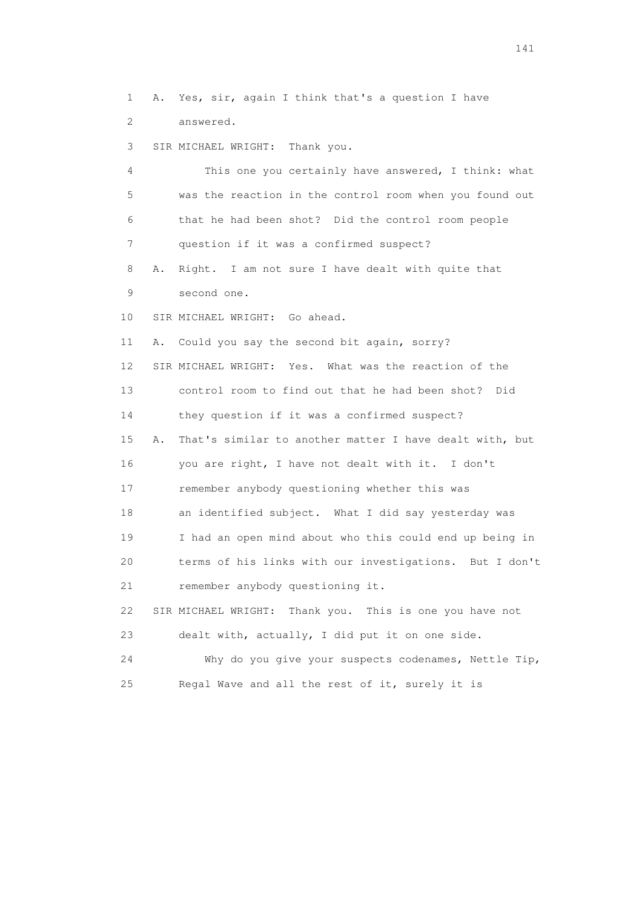1 A. Yes, sir, again I think that's a question I have
2 answered.
3 SIR MICHAEL WRIGHT: Thank you.
4 This one you certainly have answered, I think: what
5 was the reaction in the control room when you found out
6 that he had been shot? Did the control room people
7 question if it was a confirmed suspect?
8 A. Right. I am not sure I have dealt with quite that
9 second one.
10 SIR MICHAEL WRIGHT: Go ahead.
11 A. Could you say the second bit again, sorry?
12 SIR MICHAEL WRIGHT: Yes. What was the reaction of the
13 control room to find out that he had been shot? Did
14 they question if it was a confirmed suspect?
15 A. That's similar to another matter I have dealt with, but
16 you are right, I have not dealt with it. I don't
17 remember anybody questioning whether this was
18 an identified subject. What I did say yesterday was
19 I had an open mind about who this could end up being in
20 terms of his links with our investigations. But I don't
21 remember anybody questioning it.
22 SIR MICHAEL WRIGHT: Thank you. This is one you have not
23 dealt with, actually, I did put it on one side.
24 Why do you give your suspects codenames, Nettle Tip,
25 Regal Wave and all the rest of it, surely it is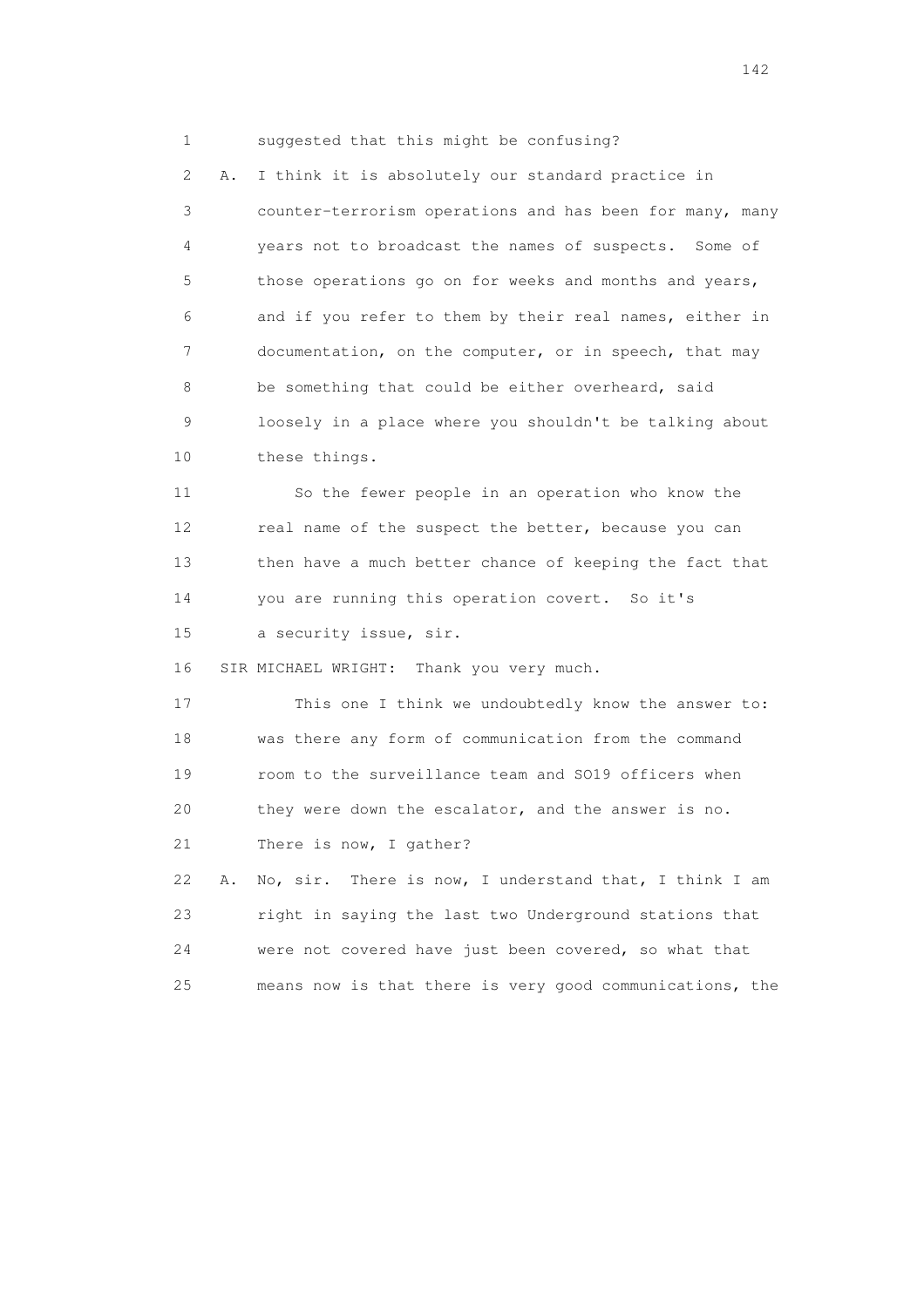1 suggested that this might be confusing?

2 A. I think it is absolutely our standard practice in

3 counter-terrorism operations and has been for many, many

4 years not to broadcast the names of suspects. Some of

5 those operations go on for weeks and months and years,

6 and if you refer to them by their real names, either in

7 documentation, on the computer, or in speech, that may

8 be something that could be either overheard, said

9 loosely in a place where you shouldn't be talking about

10 these things.

11 So the fewer people in an operation who know the

12 real name of the suspect the better, because you can

13 then have a much better chance of keeping the fact that

14 you are running this operation covert. So it's

15 a security issue, sir.

16 SIR MICHAEL WRIGHT: Thank you very much.

17 This one I think we undoubtedly know the answer to:

18 was there any form of communication from the command

19 room to the surveillance team and SO19 officers when

20 they were down the escalator, and the answer is no.

21 There is now, I gather?

22 A. No, sir. There is now, I understand that, I think I am

23 right in saying the last two Underground stations that

24 were not covered have just been covered, so what that

25 means now is that there is very good communications, the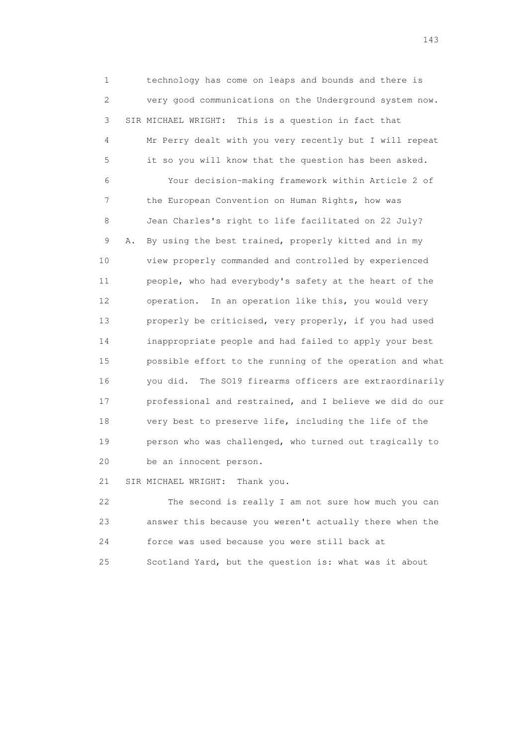1 technology has come on leaps and bounds and there is
2 very good communications on the Underground system now.
3 SIR MICHAEL WRIGHT: This is a question in fact that
4 Mr Perry dealt with you very recently but I will repeat
5 it so you will know that the question has been asked.
6 Your decision-making framework within Article 2 of
7 the European Convention on Human Rights, how was
8 Jean Charles's right to life facilitated on 22 July?
9 A. By using the best trained, properly kitted and in my
10 view properly commanded and controlled by experienced
11 people, who had everybody's safety at the heart of the
12 operation. In an operation like this, you would very
13 properly be criticised, very properly, if you had used
14 inappropriate people and had failed to apply your best
15 possible effort to the running of the operation and what
16 you did. The SO19 firearms officers are extraordinarily
17 professional and restrained, and I believe we did do our
18 very best to preserve life, including the life of the
19 person who was challenged, who turned out tragically to
20 be an innocent person.
21 SIR MICHAEL WRIGHT: Thank you.
22 The second is really I am not sure how much you can
23 answer this because you weren't actually there when the
24 force was used because you were still back at
25 Scotland Yard, but the question is: what was it about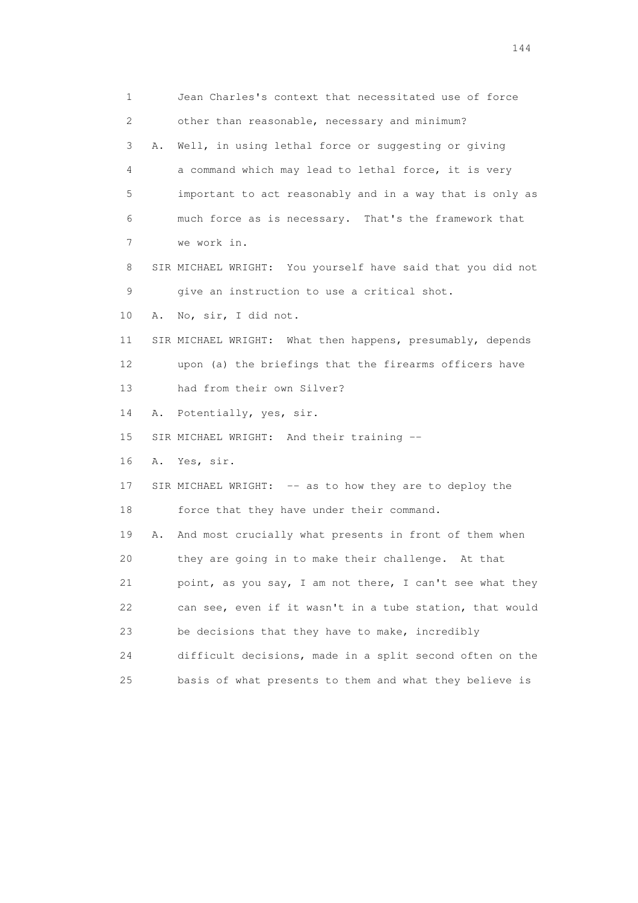1 Jean Charles's context that necessitated use of force
2 other than reasonable, necessary and minimum?
3 A. Well, in using lethal force or suggesting or giving
4 a command which may lead to lethal force, it is very
5 important to act reasonably and in a way that is only as
6 much force as is necessary. That's the framework that
7 we work in.
8 SIR MICHAEL WRIGHT: You yourself have said that you did not
9 give an instruction to use a critical shot.
10 A. No, sir, I did not.
11 SIR MICHAEL WRIGHT: What then happens, presumably, depends
12 upon (a) the briefings that the firearms officers have
13 had from their own Silver?
14 A. Potentially, yes, sir.
15 SIR MICHAEL WRIGHT: And their training --
16 A. Yes, sir.
17 SIR MICHAEL WRIGHT: -- as to how they are to deploy the
18 force that they have under their command.
19 A. And most crucially what presents in front of them when
20 they are going in to make their challenge. At that
21 point, as you say, I am not there, I can't see what they
22 can see, even if it wasn't in a tube station, that would
23 be decisions that they have to make, incredibly
24 difficult decisions, made in a split second often on the
25 basis of what presents to them and what they believe is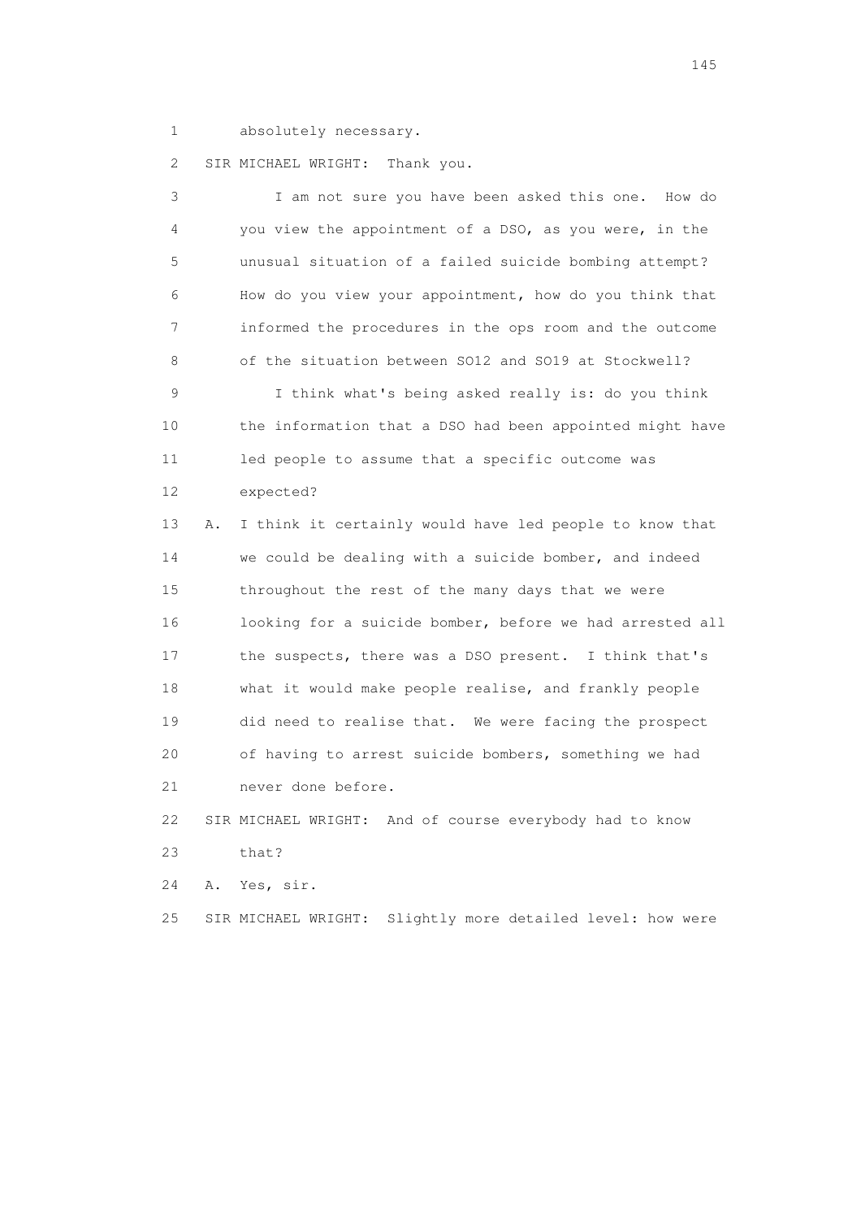1 absolutely necessary.

2 SIR MICHAEL WRIGHT: Thank you.

3 I am not sure you have been asked this one. How do
4 you view the appointment of a DSO, as you were, in the
5 unusual situation of a failed suicide bombing attempt?
6 How do you view your appointment, how do you think that
7 informed the procedures in the ops room and the outcome
8 of the situation between SO12 and SO19 at Stockwell?

9 I think what's being asked really is: do you think
10 the information that a DSO had been appointed might have
11 led people to assume that a specific outcome was
12 expected?

13 A. I think it certainly would have led people to know that
14 we could be dealing with a suicide bomber, and indeed
15 throughout the rest of the many days that we were
16 looking for a suicide bomber, before we had arrested all
17 the suspects, there was a DSO present. I think that's
18 what it would make people realise, and frankly people
19 did need to realise that. We were facing the prospect
20 of having to arrest suicide bombers, something we had
21 never done before.

22 SIR MICHAEL WRIGHT: And of course everybody had to know
23 that?

24 A. Yes, sir.

25 SIR MICHAEL WRIGHT: Slightly more detailed level: how were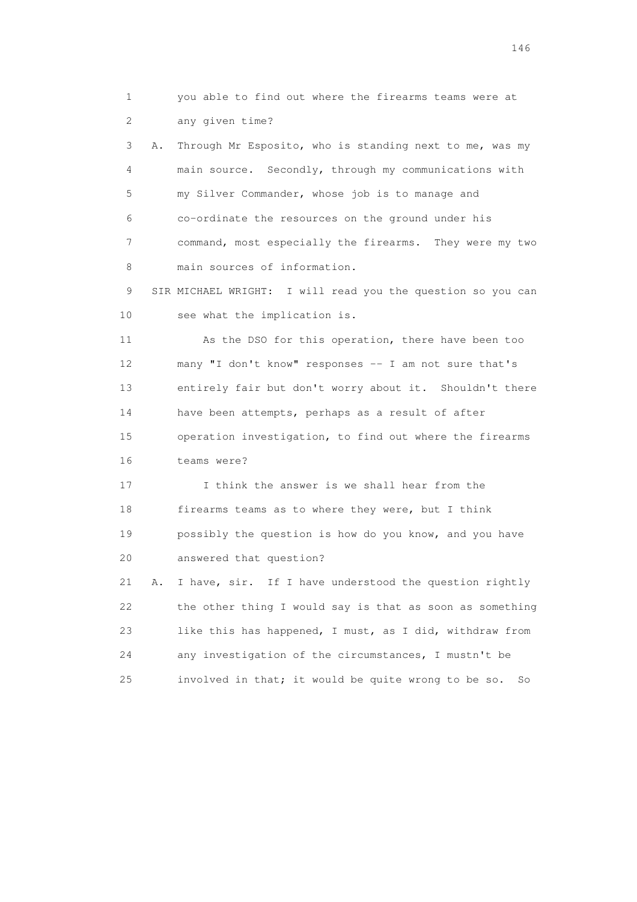1 you able to find out where the firearms teams were at
2 any given time?

3 A. Through Mr Esposito, who is standing next to me, was my
4 main source. Secondly, through my communications with
5 my Silver Commander, whose job is to manage and
6 co-ordinate the resources on the ground under his
7 command, most especially the firearms. They were my two
8 main sources of information.

9 SIR MICHAEL WRIGHT: I will read you the question so you can
10 see what the implication is.

11 As the DSO for this operation, there have been too
12 many "I don't know" responses -- I am not sure that's
13 entirely fair but don't worry about it. Shouldn't there
14 have been attempts, perhaps as a result of after
15 operation investigation, to find out where the firearms
16 teams were?

17 I think the answer is we shall hear from the
18 firearms teams as to where they were, but I think
19 possibly the question is how do you know, and you have
20 answered that question?

21 A. I have, sir. If I have understood the question rightly
22 the other thing I would say is that as soon as something
23 like this has happened, I must, as I did, withdraw from
24 any investigation of the circumstances, I mustn't be
25 involved in that; it would be quite wrong to be so. So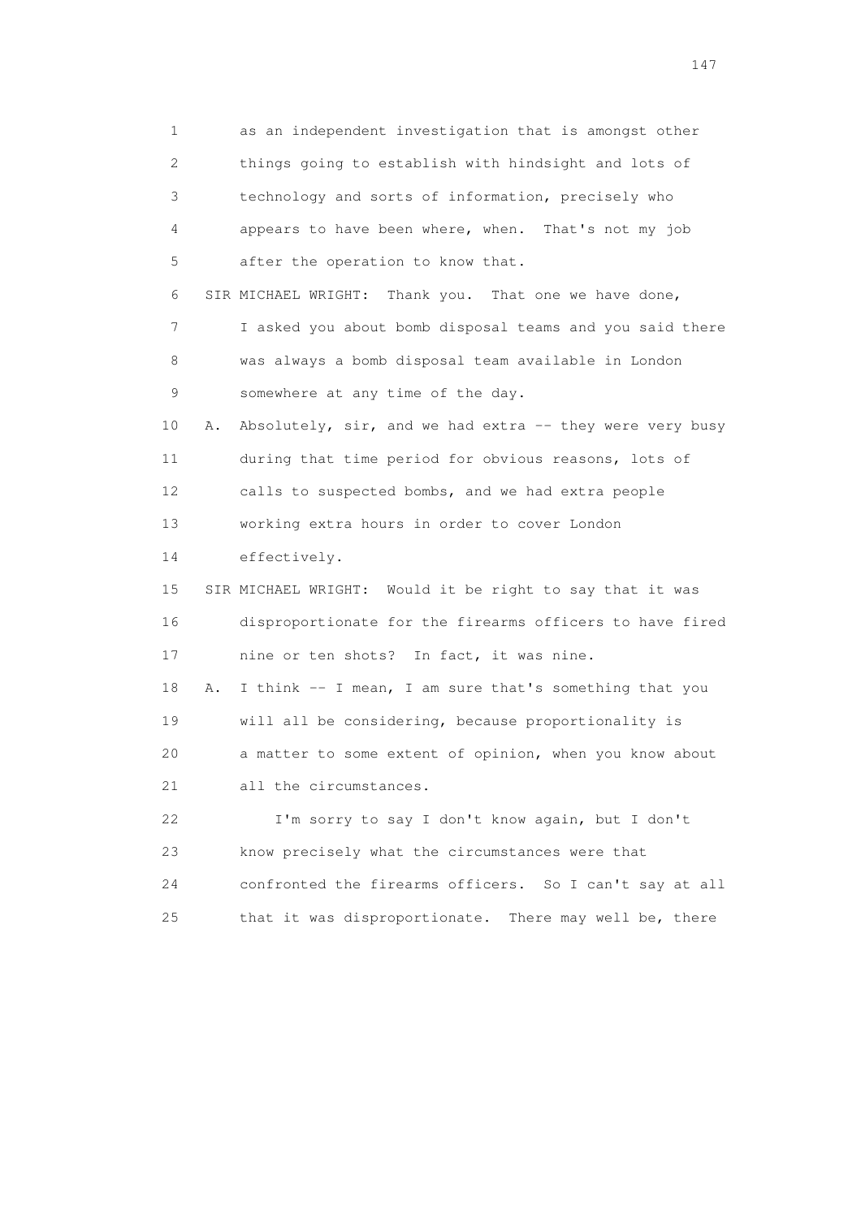1 as an independent investigation that is amongst other
2 things going to establish with hindsight and lots of
3 technology and sorts of information, precisely who
4 appears to have been where, when. That's not my job
5 after the operation to know that.

6 SIR MICHAEL WRIGHT: Thank you. That one we have done,
7 I asked you about bomb disposal teams and you said there
8 was always a bomb disposal team available in London
9 somewhere at any time of the day.

10 A. Absolutely, sir, and we had extra -- they were very busy
11 during that time period for obvious reasons, lots of
12 calls to suspected bombs, and we had extra people
13 working extra hours in order to cover London
14 effectively.

15 SIR MICHAEL WRIGHT: Would it be right to say that it was
16 disproportionate for the firearms officers to have fired
17 nine or ten shots? In fact, it was nine.

18 A. I think -- I mean, I am sure that's something that you
19 will all be considering, because proportionality is
20 a matter to some extent of opinion, when you know about
21 all the circumstances.

22 I'm sorry to say I don't know again, but I don't
23 know precisely what the circumstances were that
24 confronted the firearms officers. So I can't say at all
25 that it was disproportionate. There may well be, there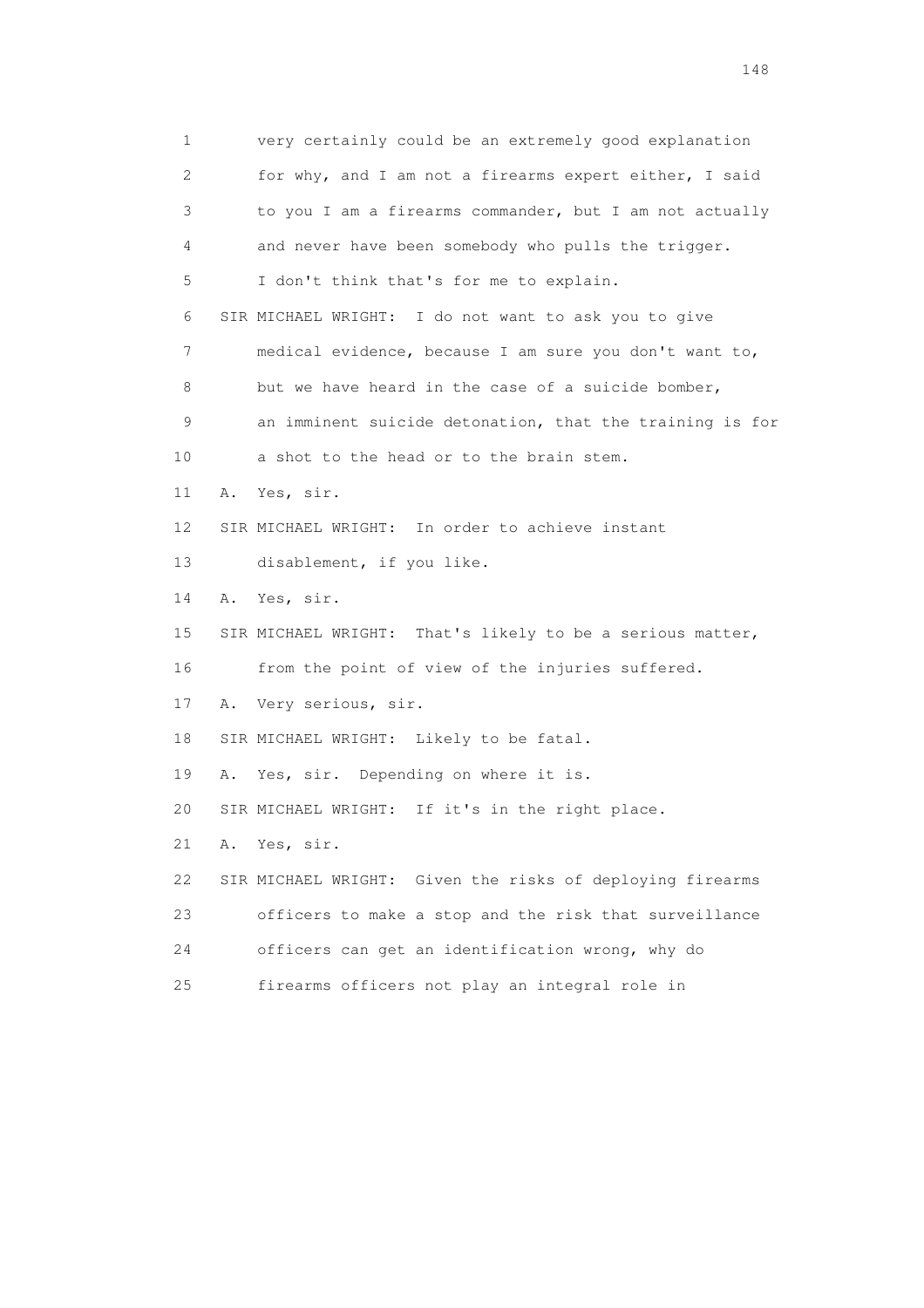1 very certainly could be an extremely good explanation
2 for why, and I am not a firearms expert either, I said
3 to you I am a firearms commander, but I am not actually
4 and never have been somebody who pulls the trigger.
5 I don't think that's for me to explain.
6 SIR MICHAEL WRIGHT: I do not want to ask you to give
7 medical evidence, because I am sure you don't want to,
8 but we have heard in the case of a suicide bomber,
9 an imminent suicide detonation, that the training is for
10 a shot to the head or to the brain stem.
11 A. Yes, sir.
12 SIR MICHAEL WRIGHT: In order to achieve instant
13 disablement, if you like.
14 A. Yes, sir.
15 SIR MICHAEL WRIGHT: That's likely to be a serious matter,
16 from the point of view of the injuries suffered.
17 A. Very serious, sir.
18 SIR MICHAEL WRIGHT: Likely to be fatal.
19 A. Yes, sir. Depending on where it is.
20 SIR MICHAEL WRIGHT: If it's in the right place.
21 A. Yes, sir.
22 SIR MICHAEL WRIGHT: Given the risks of deploying firearms
23 officers to make a stop and the risk that surveillance
24 officers can get an identification wrong, why do
25 firearms officers not play an integral role in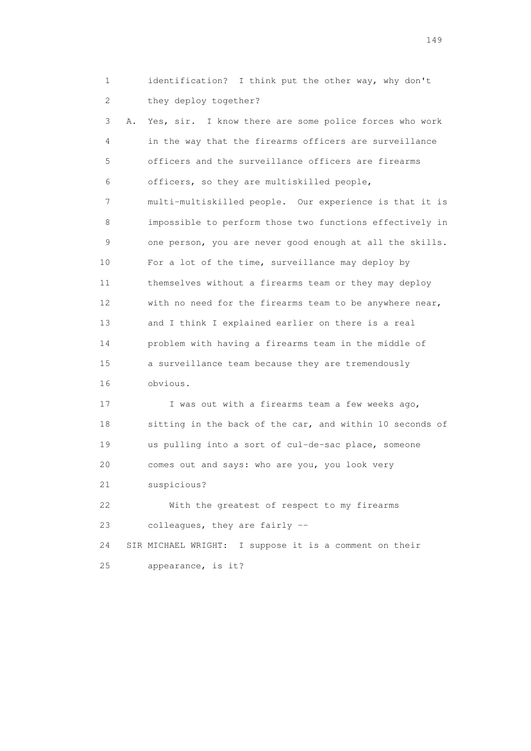1 identification? I think put the other way, why don't
2 they deploy together?

3 A. Yes, sir. I know there are some police forces who work
4 in the way that the firearms officers are surveillance
5 officers and the surveillance officers are firearms
6 officers, so they are multiskilled people,
7 multi-multiskilled people. Our experience is that it is
8 impossible to perform those two functions effectively in
9 one person, you are never good enough at all the skills.
10 For a lot of the time, surveillance may deploy by
11 themselves without a firearms team or they may deploy
12 with no need for the firearms team to be anywhere near,
13 and I think I explained earlier on there is a real
14 problem with having a firearms team in the middle of
15 a surveillance team because they are tremendously
16 obvious.

17 I was out with a firearms team a few weeks ago,
18 sitting in the back of the car, and within 10 seconds of
19 us pulling into a sort of cul-de-sac place, someone
20 comes out and says: who are you, you look very
21 suspicious?

22 With the greatest of respect to my firearms
23 colleagues, they are fairly --

24 SIR MICHAEL WRIGHT: I suppose it is a comment on their
25 appearance, is it?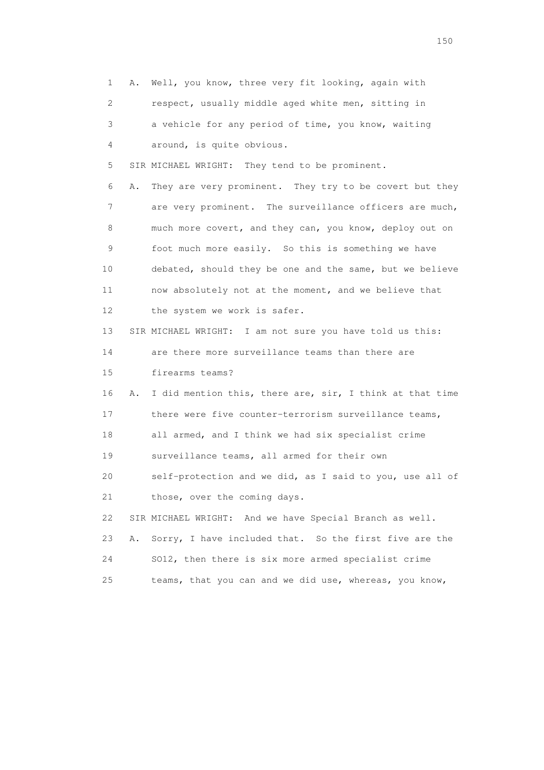1 A. Well, you know, three very fit looking, again with
2 respect, usually middle aged white men, sitting in
3 a vehicle for any period of time, you know, waiting
4 around, is quite obvious.
5 SIR MICHAEL WRIGHT: They tend to be prominent.
6 A. They are very prominent. They try to be covert but they
7 are very prominent. The surveillance officers are much,
8 much more covert, and they can, you know, deploy out on
9 foot much more easily. So this is something we have
10 debated, should they be one and the same, but we believe
11 now absolutely not at the moment, and we believe that
12 the system we work is safer.
13 SIR MICHAEL WRIGHT: I am not sure you have told us this:
14 are there more surveillance teams than there are
15 firearms teams?
16 A. I did mention this, there are, sir, I think at that time
17 there were five counter-terrorism surveillance teams,
18 all armed, and I think we had six specialist crime
19 surveillance teams, all armed for their own
20 self-protection and we did, as I said to you, use all of
21 those, over the coming days.
22 SIR MICHAEL WRIGHT: And we have Special Branch as well.
23 A. Sorry, I have included that. So the first five are the
24 SO12, then there is six more armed specialist crime
25 teams, that you can and we did use, whereas, you know,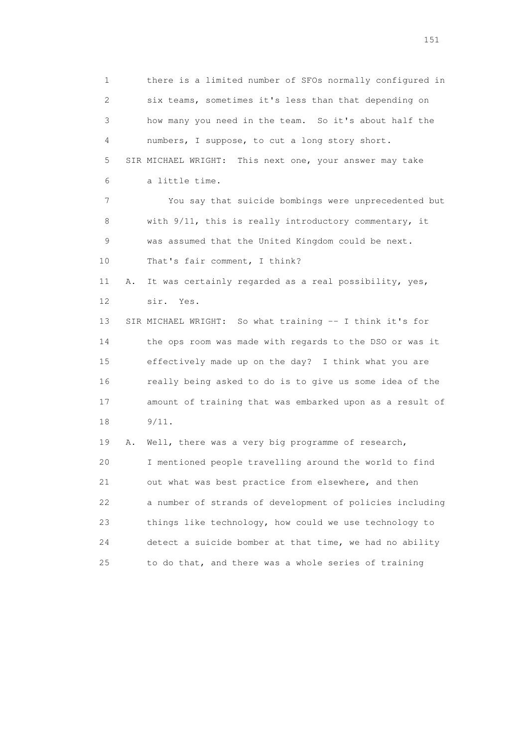1 there is a limited number of SFOs normally configured in
2 six teams, sometimes it's less than that depending on
3 how many you need in the team. So it's about half the
4 numbers, I suppose, to cut a long story short.
5 SIR MICHAEL WRIGHT: This next one, your answer may take
6 a little time.
7 You say that suicide bombings were unprecedented but
8 with 9/11, this is really introductory commentary, it
9 was assumed that the United Kingdom could be next.
10 That's fair comment, I think?
11 A. It was certainly regarded as a real possibility, yes,
12 sir. Yes.
13 SIR MICHAEL WRIGHT: So what training -- I think it's for
14 the ops room was made with regards to the DSO or was it
15 effectively made up on the day? I think what you are
16 really being asked to do is to give us some idea of the
17 amount of training that was embarked upon as a result of
18 9/11.
19 A. Well, there was a very big programme of research,
20 I mentioned people travelling around the world to find
21 out what was best practice from elsewhere, and then
22 a number of strands of development of policies including
23 things like technology, how could we use technology to
24 detect a suicide bomber at that time, we had no ability
25 to do that, and there was a whole series of training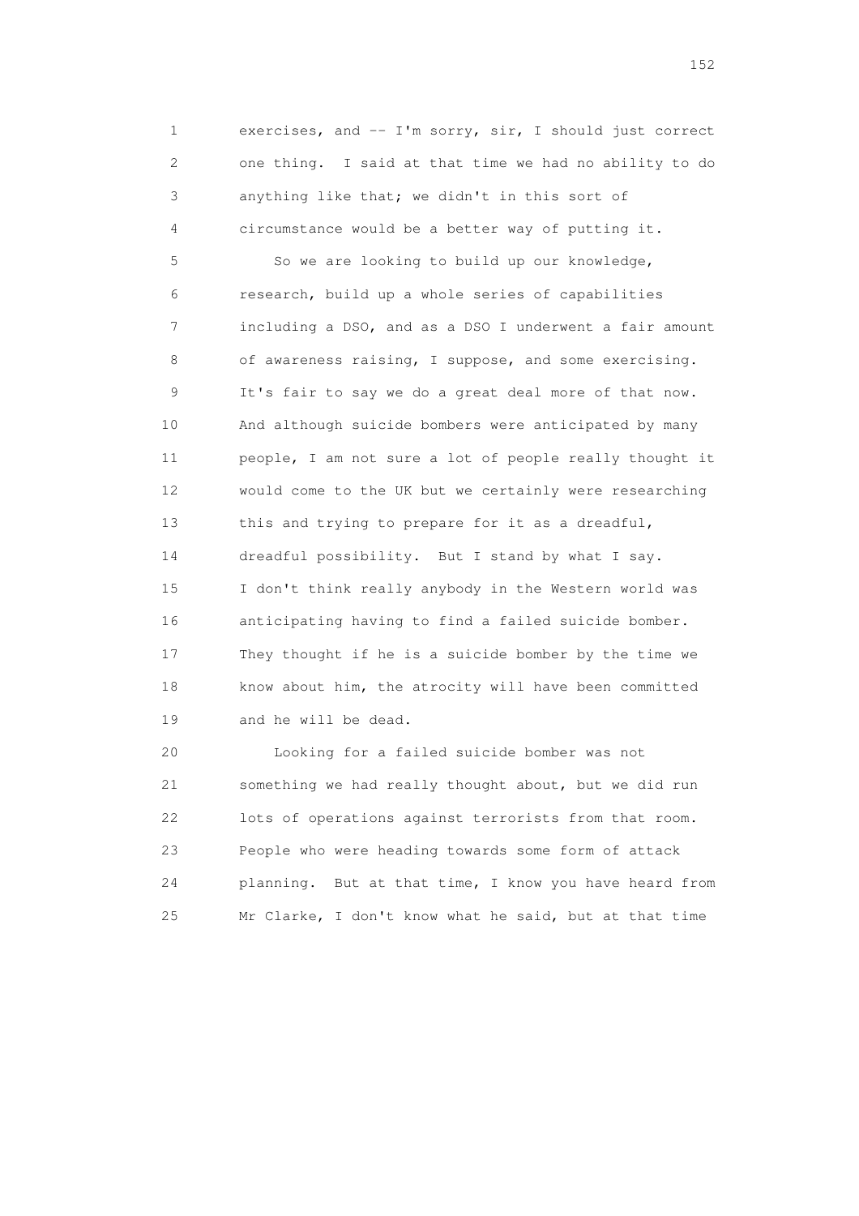1 exercises, and -- I'm sorry, sir, I should just correct
2 one thing. I said at that time we had no ability to do
3 anything like that; we didn't in this sort of
4 circumstance would be a better way of putting it.

5 So we are looking to build up our knowledge,
6 research, build up a whole series of capabilities
7 including a DSO, and as a DSO I underwent a fair amount
8 of awareness raising, I suppose, and some exercising.
9 It's fair to say we do a great deal more of that now.
10 And although suicide bombers were anticipated by many
11 people, I am not sure a lot of people really thought it
12 would come to the UK but we certainly were researching
13 this and trying to prepare for it as a dreadful,
14 dreadful possibility. But I stand by what I say.
15 I don't think really anybody in the Western world was
16 anticipating having to find a failed suicide bomber.
17 They thought if he is a suicide bomber by the time we
18 know about him, the atrocity will have been committed
19 and he will be dead.

20 Looking for a failed suicide bomber was not
21 something we had really thought about, but we did run
22 lots of operations against terrorists from that room.
23 People who were heading towards some form of attack
24 planning. But at that time, I know you have heard from
25 Mr Clarke, I don't know what he said, but at that time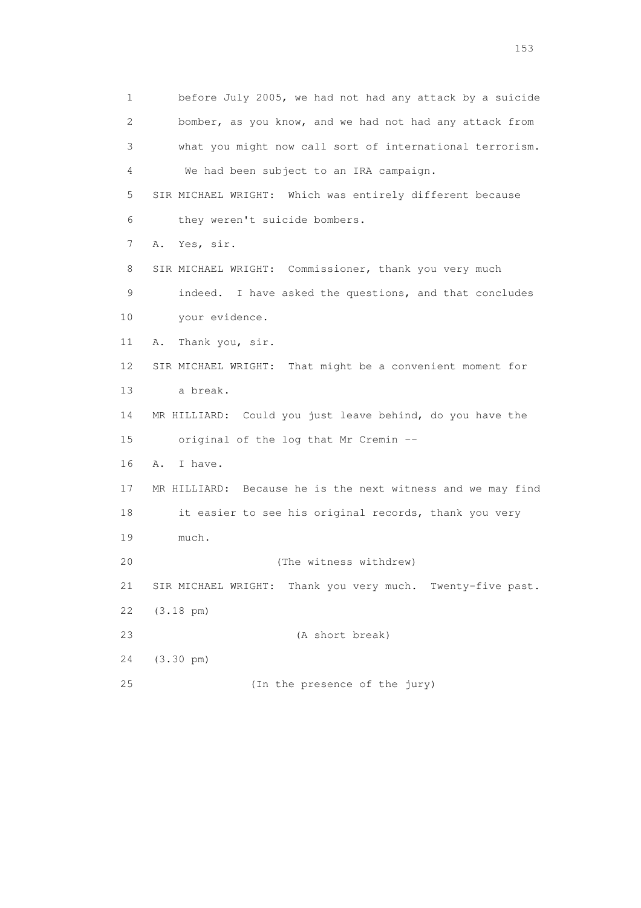1 before July 2005, we had not had any attack by a suicide
2 bomber, as you know, and we had not had any attack from
3 what you might now call sort of international terrorism.
4 We had been subject to an IRA campaign.
5 SIR MICHAEL WRIGHT: Which was entirely different because
6 they weren't suicide bombers.
7 A. Yes, sir.
8 SIR MICHAEL WRIGHT: Commissioner, thank you very much
9 indeed. I have asked the questions, and that concludes
10 your evidence.
11 A. Thank you, sir.
12 SIR MICHAEL WRIGHT: That might be a convenient moment for
13 a break.
14 MR HILLIARD: Could you just leave behind, do you have the
15 original of the log that Mr Cremin --
16 A. I have.
17 MR HILLIARD: Because he is the next witness and we may find
18 it easier to see his original records, thank you very
19 much.
20 (The witness withdrew)
21 SIR MICHAEL WRIGHT: Thank you very much. Twenty-five past.
22 (3.18 pm)
23 (A short break)
24 (3.30 pm)
25 (In the presence of the jury)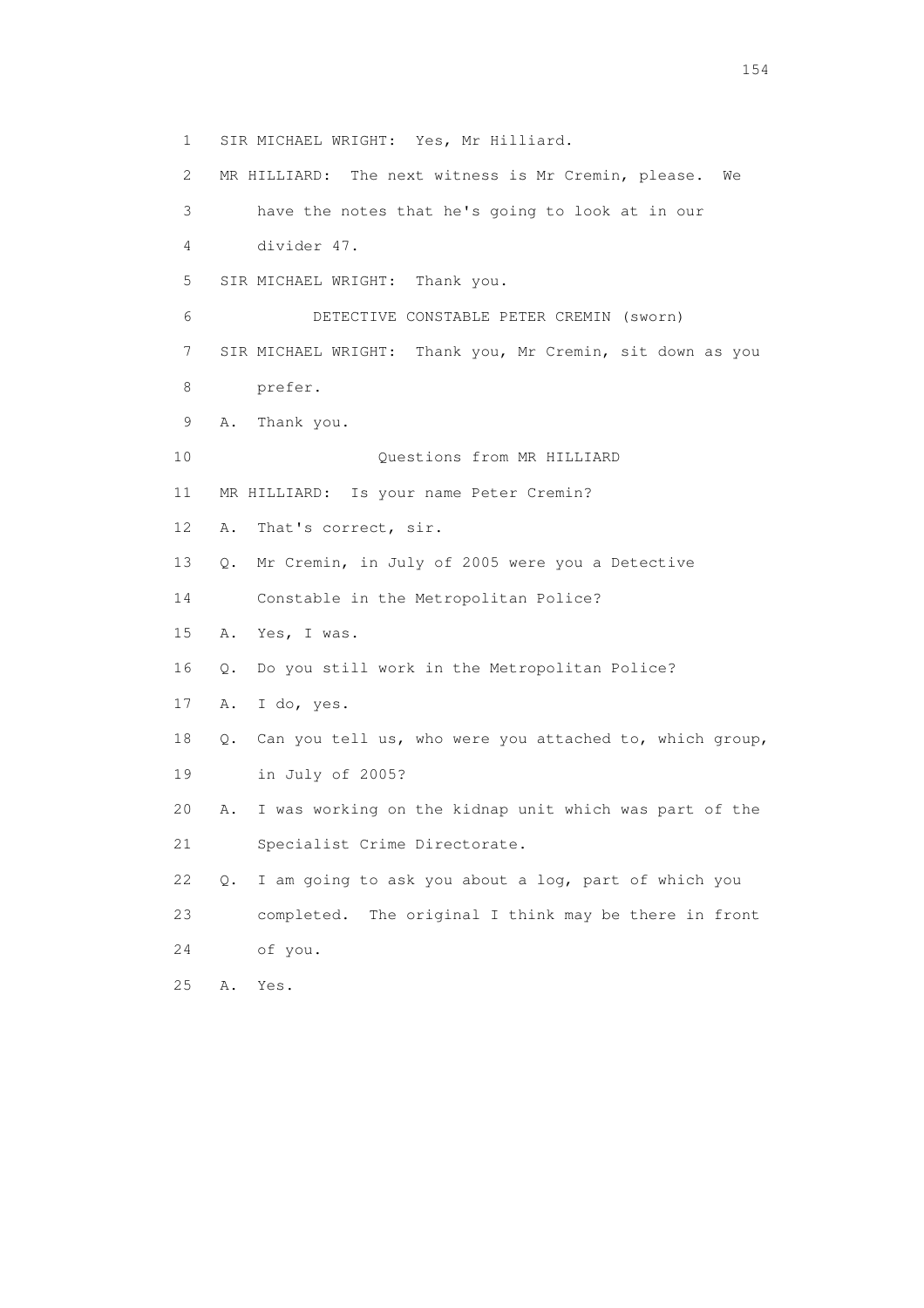1 SIR MICHAEL WRIGHT: Yes, Mr Hilliard.

2 MR HILLIARD: The next witness is Mr Cremin, please. We

3 have the notes that he's going to look at in our

4 divider 47.

5 SIR MICHAEL WRIGHT: Thank you.

6 DETECTIVE CONSTABLE PETER CREMIN (sworn)

7 SIR MICHAEL WRIGHT: Thank you, Mr Cremin, sit down as you

8 prefer.

9 A. Thank you.

10 Questions from MR HILLIARD

11 MR HILLIARD: Is your name Peter Cremin?

12 A. That's correct, sir.

13 Q. Mr Cremin, in July of 2005 were you a Detective

14 Constable in the Metropolitan Police?

15 A. Yes, I was.

16 Q. Do you still work in the Metropolitan Police?

17 A. I do, yes.

18 Q. Can you tell us, who were you attached to, which group,

19 in July of 2005?

20 A. I was working on the kidnap unit which was part of the

21 Specialist Crime Directorate.

22 Q. I am going to ask you about a log, part of which you

23 completed. The original I think may be there in front

24 of you.

25 A. Yes.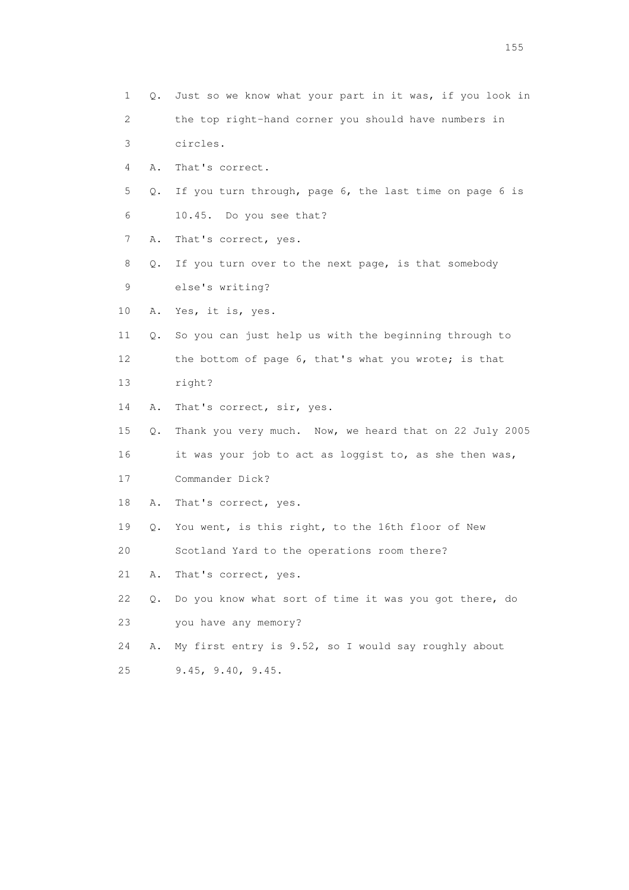1 Q. Just so we know what your part in it was, if you look in
2 the top right-hand corner you should have numbers in
3 circles.
4 A. That's correct.
5 Q. If you turn through, page 6, the last time on page 6 is
6 10.45. Do you see that?
7 A. That's correct, yes.
8 Q. If you turn over to the next page, is that somebody
9 else's writing?
10 A. Yes, it is, yes.
11 Q. So you can just help us with the beginning through to
12 the bottom of page 6, that's what you wrote; is that
13 right?
14 A. That's correct, sir, yes.
15 Q. Thank you very much. Now, we heard that on 22 July 2005
16 it was your job to act as loggist to, as she then was,
17 Commander Dick?
18 A. That's correct, yes.
19 Q. You went, is this right, to the 16th floor of New
20 Scotland Yard to the operations room there?
21 A. That's correct, yes.
22 Q. Do you know what sort of time it was you got there, do
23 you have any memory?
24 A. My first entry is 9.52, so I would say roughly about
25 9.45, 9.40, 9.45.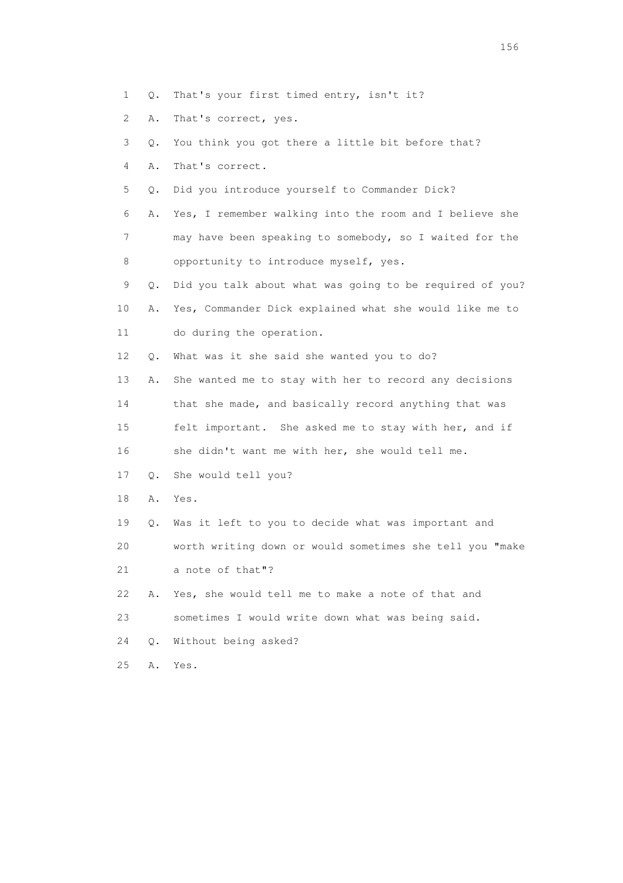1 Q. That's your first timed entry, isn't it?

2 A. That's correct, yes.

3 Q. You think you got there a little bit before that?

4 A. That's correct.

5 Q. Did you introduce yourself to Commander Dick?

6 A. Yes, I remember walking into the room and I believe she

7 may have been speaking to somebody, so I waited for the

8 opportunity to introduce myself, yes.

9 Q. Did you talk about what was going to be required of you?

10 A. Yes, Commander Dick explained what she would like me to

11 do during the operation.

12 Q. What was it she said she wanted you to do?

13 A. She wanted me to stay with her to record any decisions

14 that she made, and basically record anything that was

15 felt important. She asked me to stay with her, and if

16 she didn't want me with her, she would tell me.

17 Q. She would tell you?

18 A. Yes.

19 Q. Was it left to you to decide what was important and

20 worth writing down or would sometimes she tell you "make

21 a note of that"?

22 A. Yes, she would tell me to make a note of that and

23 sometimes I would write down what was being said.

24 Q. Without being asked?

25 A. Yes.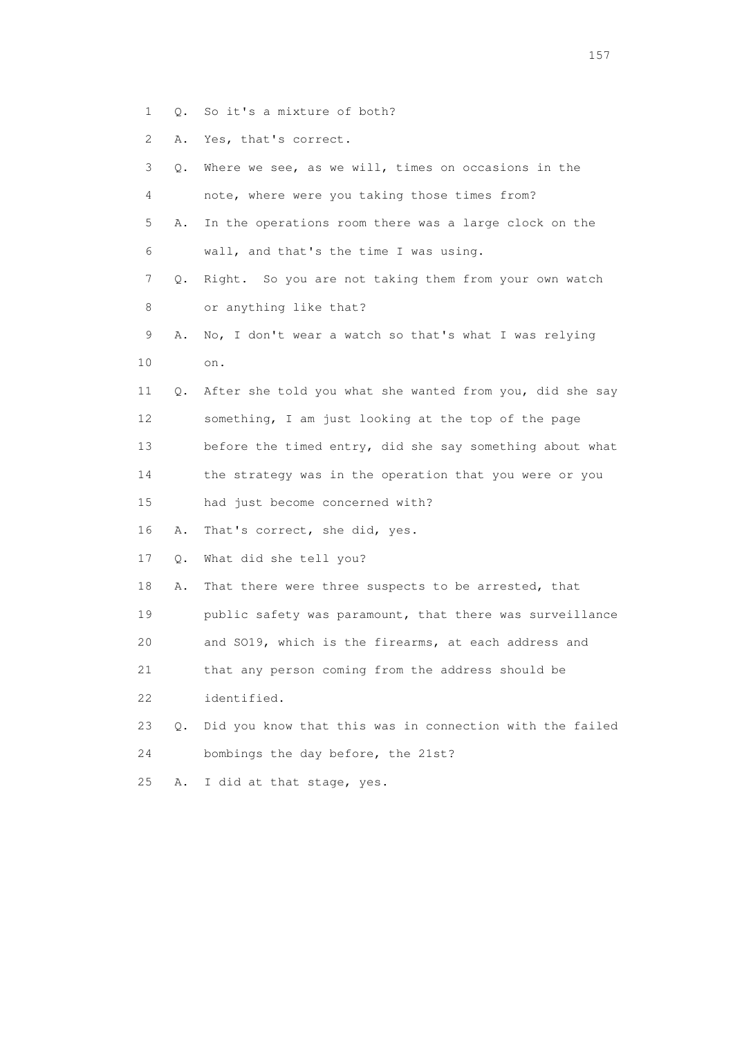1 Q. So it's a mixture of both?

2 A. Yes, that's correct.

3 Q. Where we see, as we will, times on occasions in the

4 note, where were you taking those times from?

5 A. In the operations room there was a large clock on the

6 wall, and that's the time I was using.

7 Q. Right. So you are not taking them from your own watch

8 or anything like that?

9 A. No, I don't wear a watch so that's what I was relying

10 on.

11 Q. After she told you what she wanted from you, did she say

12 something, I am just looking at the top of the page

13 before the timed entry, did she say something about what

14 the strategy was in the operation that you were or you

15 had just become concerned with?

16 A. That's correct, she did, yes.

17 Q. What did she tell you?

18 A. That there were three suspects to be arrested, that

19 public safety was paramount, that there was surveillance

20 and SO19, which is the firearms, at each address and

21 that any person coming from the address should be

22 identified.

23 Q. Did you know that this was in connection with the failed

24 bombings the day before, the 21st?

25 A. I did at that stage, yes.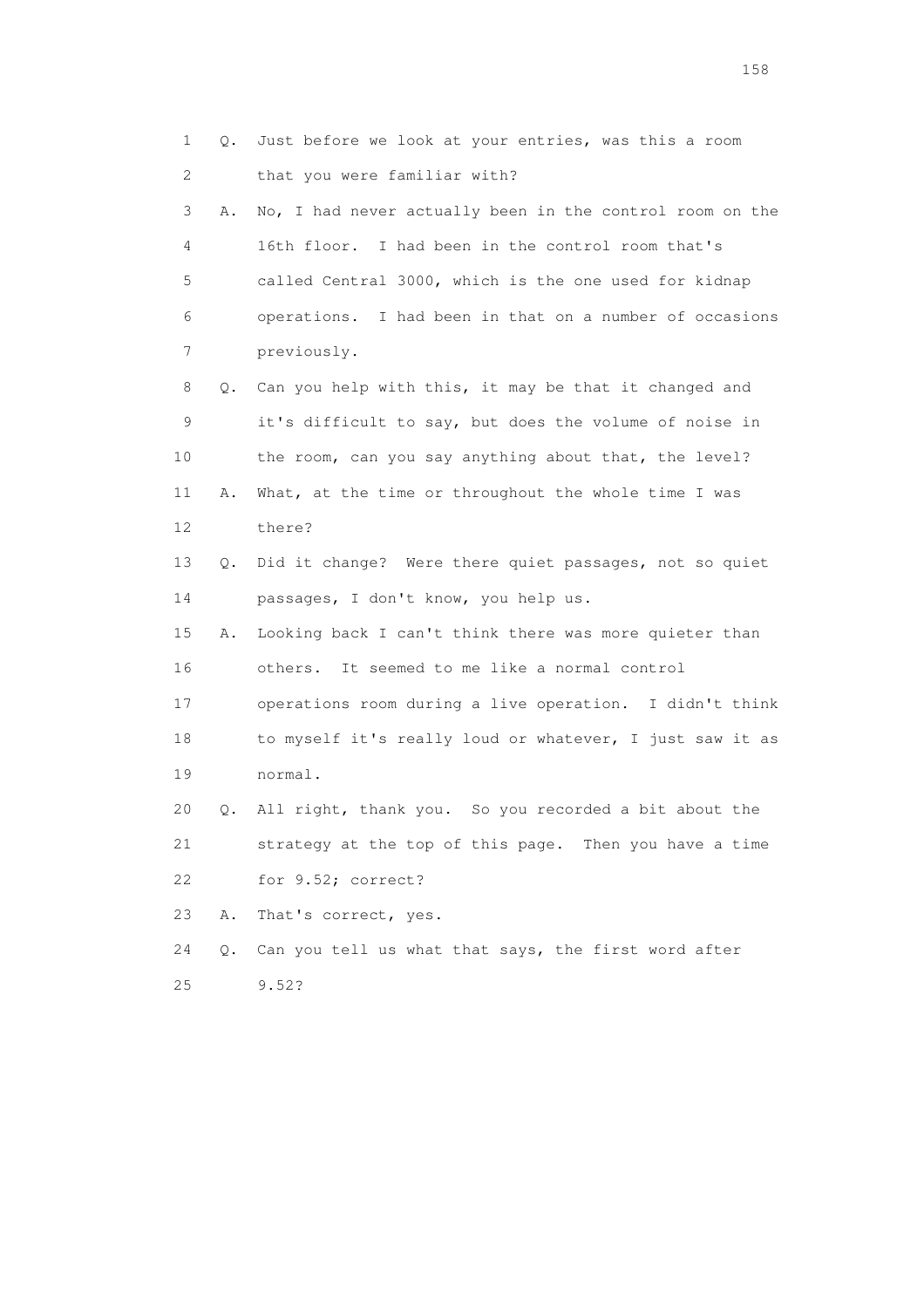1 Q. Just before we look at your entries, was this a room
2 that you were familiar with?

3 A. No, I had never actually been in the control room on the
4 16th floor. I had been in the control room that's
5 called Central 3000, which is the one used for kidnap
6 operations. I had been in that on a number of occasions
7 previously.

8 Q. Can you help with this, it may be that it changed and
9 it's difficult to say, but does the volume of noise in
10 the room, can you say anything about that, the level?

11 A. What, at the time or throughout the whole time I was
12 there?

13 Q. Did it change? Were there quiet passages, not so quiet
14 passages, I don't know, you help us.

15 A. Looking back I can't think there was more quieter than
16 others. It seemed to me like a normal control
17 operations room during a live operation. I didn't think
18 to myself it's really loud or whatever, I just saw it as
19 normal.

20 Q. All right, thank you. So you recorded a bit about the
21 strategy at the top of this page. Then you have a time
22 for 9.52; correct?

23 A. That's correct, yes.

24 Q. Can you tell us what that says, the first word after
25 9.52?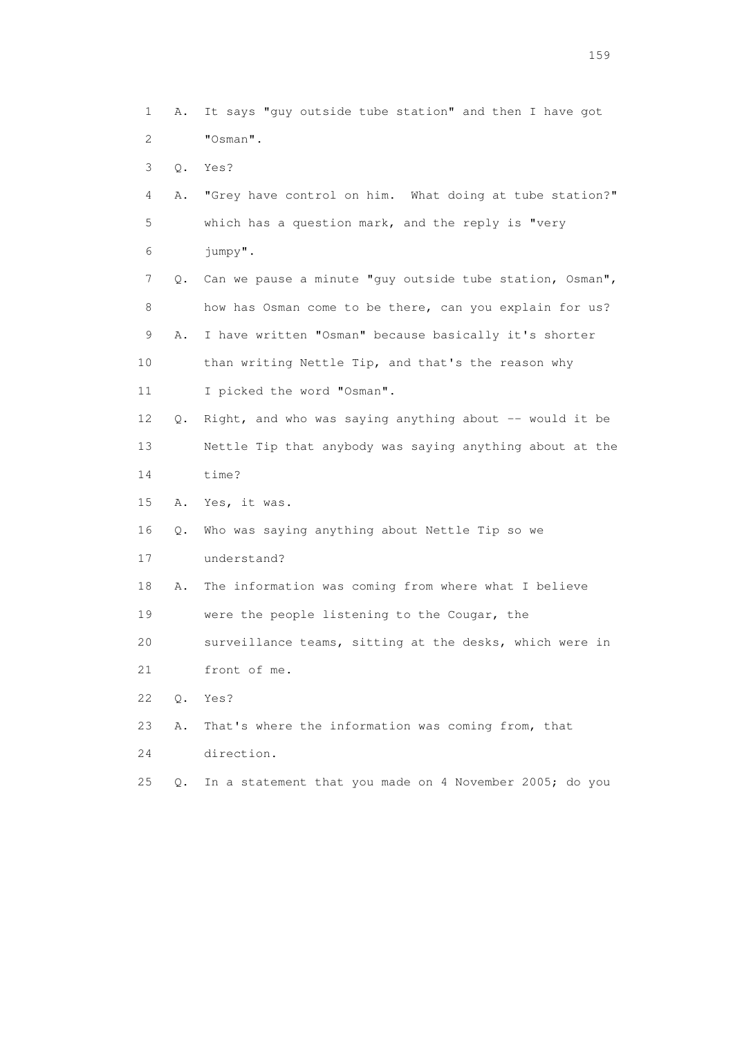1 A. It says "guy outside tube station" and then I have got
2 "Osman".
3 Q. Yes?
4 A. "Grey have control on him. What doing at tube station?"
5 which has a question mark, and the reply is "very
6 jumpy".
7 Q. Can we pause a minute "guy outside tube station, Osman",
8 how has Osman come to be there, can you explain for us?
9 A. I have written "Osman" because basically it's shorter
10 than writing Nettle Tip, and that's the reason why
11 I picked the word "Osman".
12 Q. Right, and who was saying anything about -- would it be
13 Nettle Tip that anybody was saying anything about at the
14 time?
15 A. Yes, it was.
16 Q. Who was saying anything about Nettle Tip so we
17 understand?
18 A. The information was coming from where what I believe
19 were the people listening to the Cougar, the
20 surveillance teams, sitting at the desks, which were in
21 front of me.
22 Q. Yes?
23 A. That's where the information was coming from, that
24 direction.
25 Q. In a statement that you made on 4 November 2005; do you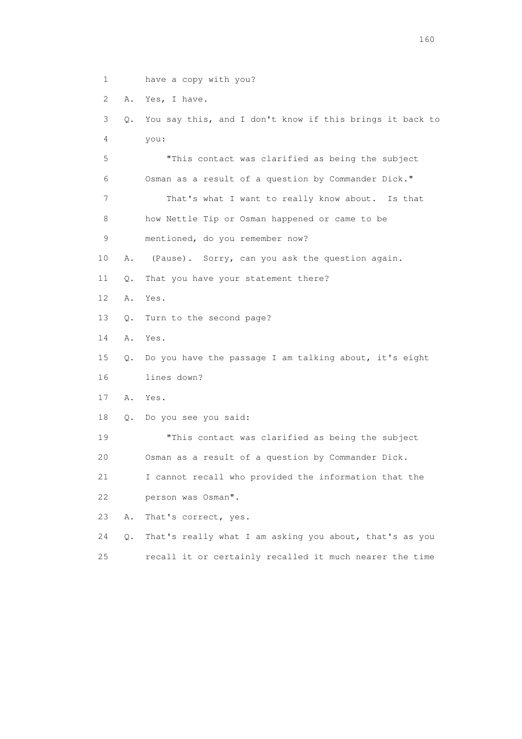1 have a copy with you?

2 A. Yes, I have.

3 Q. You say this, and I don't know if this brings it back to

4 you:

5 "This contact was clarified as being the subject

6 Osman as a result of a question by Commander Dick."

7 That's what I want to really know about. Is that

8 how Nettle Tip or Osman happened or came to be

9 mentioned, do you remember now?

10 A. (Pause). Sorry, can you ask the question again.

11 Q. That you have your statement there?

12 A. Yes.

13 Q. Turn to the second page?

14 A. Yes.

15 Q. Do you have the passage I am talking about, it's eight

16 lines down?

17 A. Yes.

18 Q. Do you see you said:

19 "This contact was clarified as being the subject

20 Osman as a result of a question by Commander Dick.

21 I cannot recall who provided the information that the

22 person was Osman".

23 A. That's correct, yes.

24 Q. That's really what I am asking you about, that's as you

25 recall it or certainly recalled it much nearer the time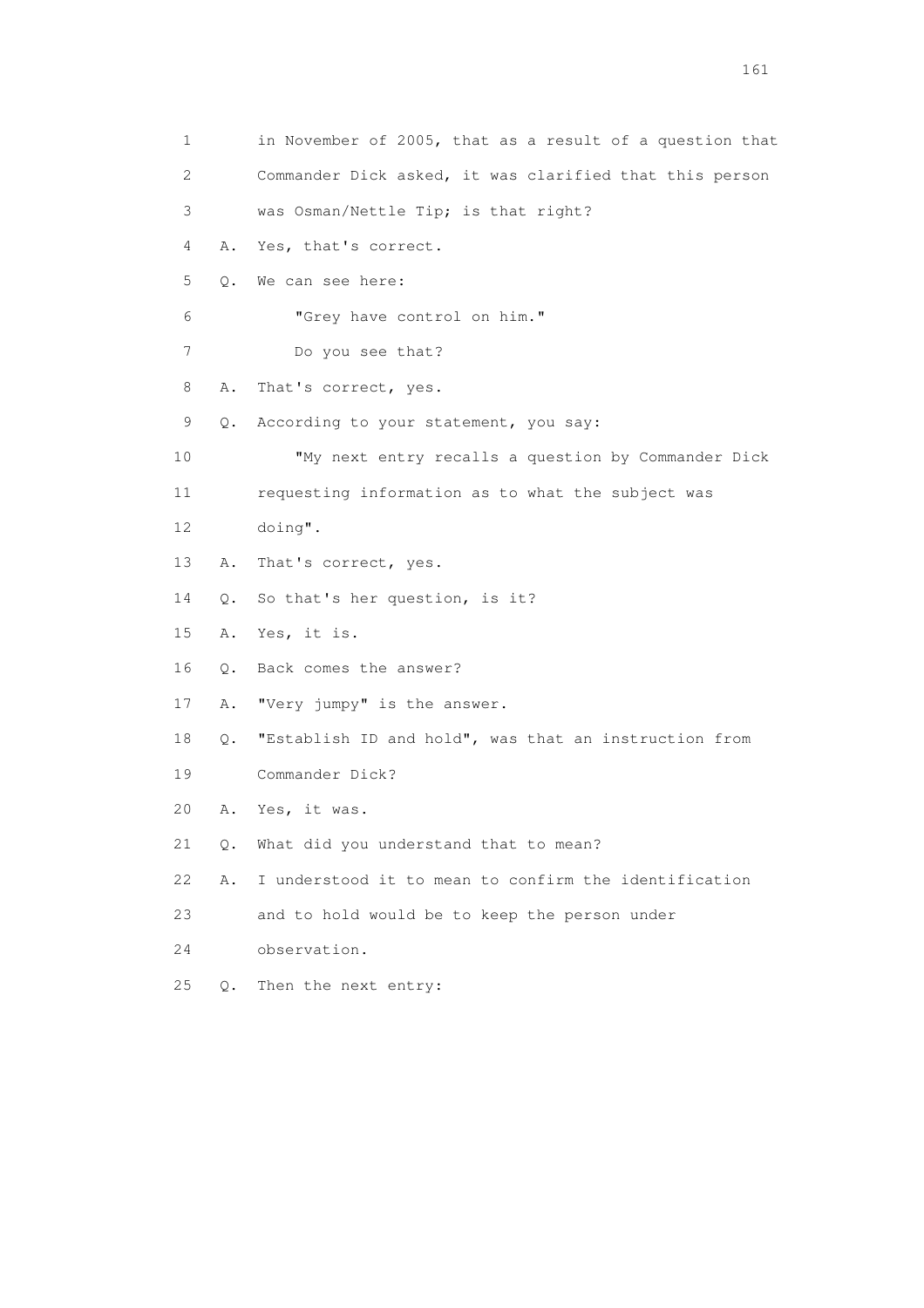1 in November of 2005, that as a result of a question that
2 Commander Dick asked, it was clarified that this person
3 was Osman/Nettle Tip; is that right?
4 A. Yes, that's correct.
5 Q. We can see here:
6 "Grey have control on him."
7 Do you see that?
8 A. That's correct, yes.
9 Q. According to your statement, you say:
10 "My next entry recalls a question by Commander Dick
11 requesting information as to what the subject was
12 doing".
13 A. That's correct, yes.
14 Q. So that's her question, is it?
15 A. Yes, it is.
16 Q. Back comes the answer?
17 A. "Very jumpy" is the answer.
18 Q. "Establish ID and hold", was that an instruction from
19 Commander Dick?
20 A. Yes, it was.
21 Q. What did you understand that to mean?
22 A. I understood it to mean to confirm the identification
23 and to hold would be to keep the person under
24 observation.
25 Q. Then the next entry: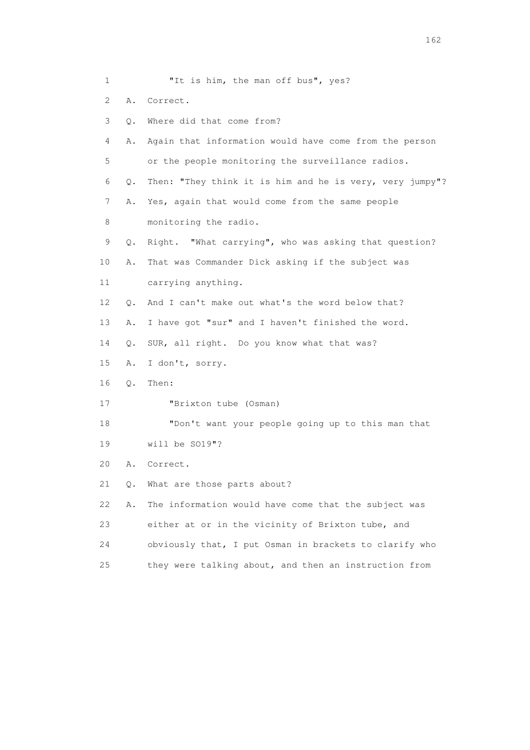1 "It is him, the man off bus", yes?

2 A. Correct.

3 Q. Where did that come from?

4 A. Again that information would have come from the person

5 or the people monitoring the surveillance radios.

6 Q. Then: "They think it is him and he is very, very jumpy"?

7 A. Yes, again that would come from the same people

8 monitoring the radio.

9 Q. Right. "What carrying", who was asking that question?

10 A. That was Commander Dick asking if the subject was

11 carrying anything.

12 Q. And I can't make out what's the word below that?

13 A. I have got "sur" and I haven't finished the word.

14 Q. SUR, all right. Do you know what that was?

15 A. I don't, sorry.

16 Q. Then:

17 "Brixton tube (Osman)

18 "Don't want your people going up to this man that

19 will be SO19"?

20 A. Correct.

21 Q. What are those parts about?

22 A. The information would have come that the subject was

23 either at or in the vicinity of Brixton tube, and

24 obviously that, I put Osman in brackets to clarify who

25 they were talking about, and then an instruction from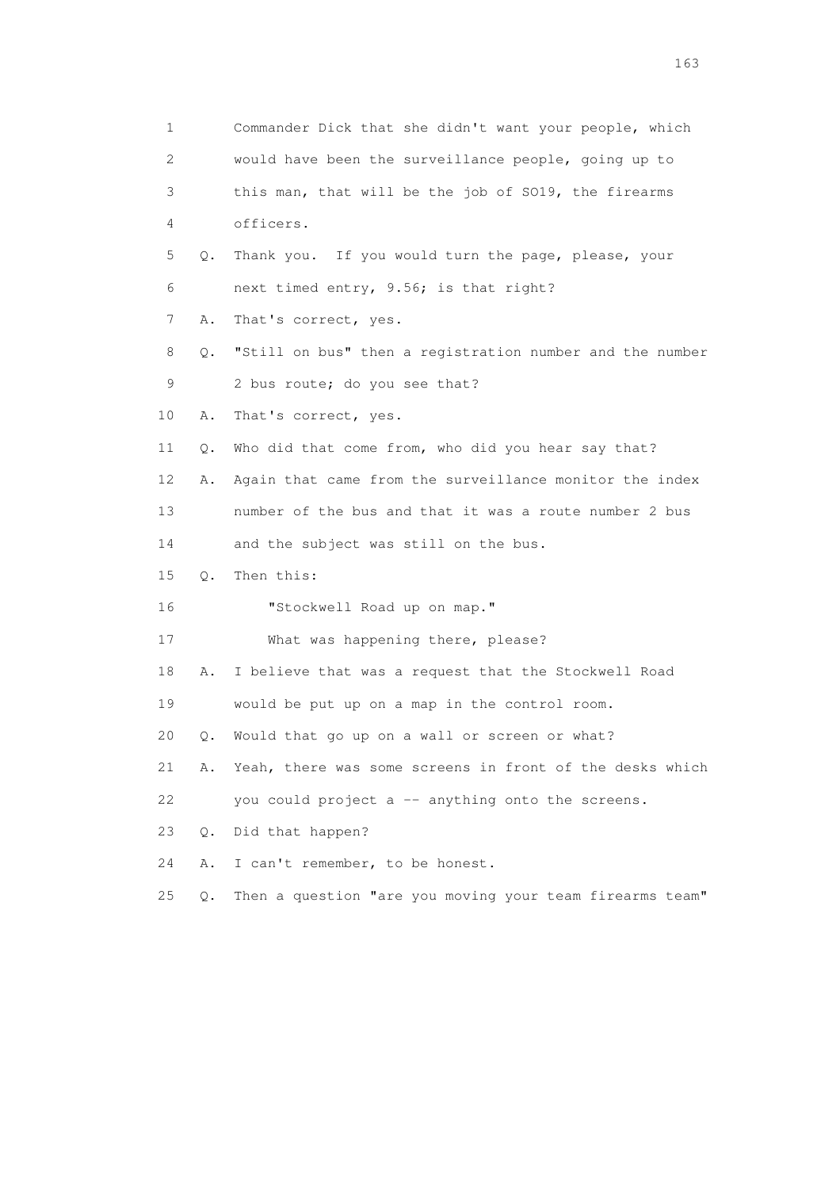1 Commander Dick that she didn't want your people, which
2 would have been the surveillance people, going up to
3 this man, that will be the job of SO19, the firearms
4 officers.
5 Q. Thank you. If you would turn the page, please, your
6 next timed entry, 9.56; is that right?
7 A. That's correct, yes.
8 Q. "Still on bus" then a registration number and the number
9 2 bus route; do you see that?
10 A. That's correct, yes.
11 Q. Who did that come from, who did you hear say that?
12 A. Again that came from the surveillance monitor the index
13 number of the bus and that it was a route number 2 bus
14 and the subject was still on the bus.
15 Q. Then this:
16 "Stockwell Road up on map."
17 What was happening there, please?
18 A. I believe that was a request that the Stockwell Road
19 would be put up on a map in the control room.
20 Q. Would that go up on a wall or screen or what?
21 A. Yeah, there was some screens in front of the desks which
22 you could project a -- anything onto the screens.
23 Q. Did that happen?
24 A. I can't remember, to be honest.
25 Q. Then a question "are you moving your team firearms team"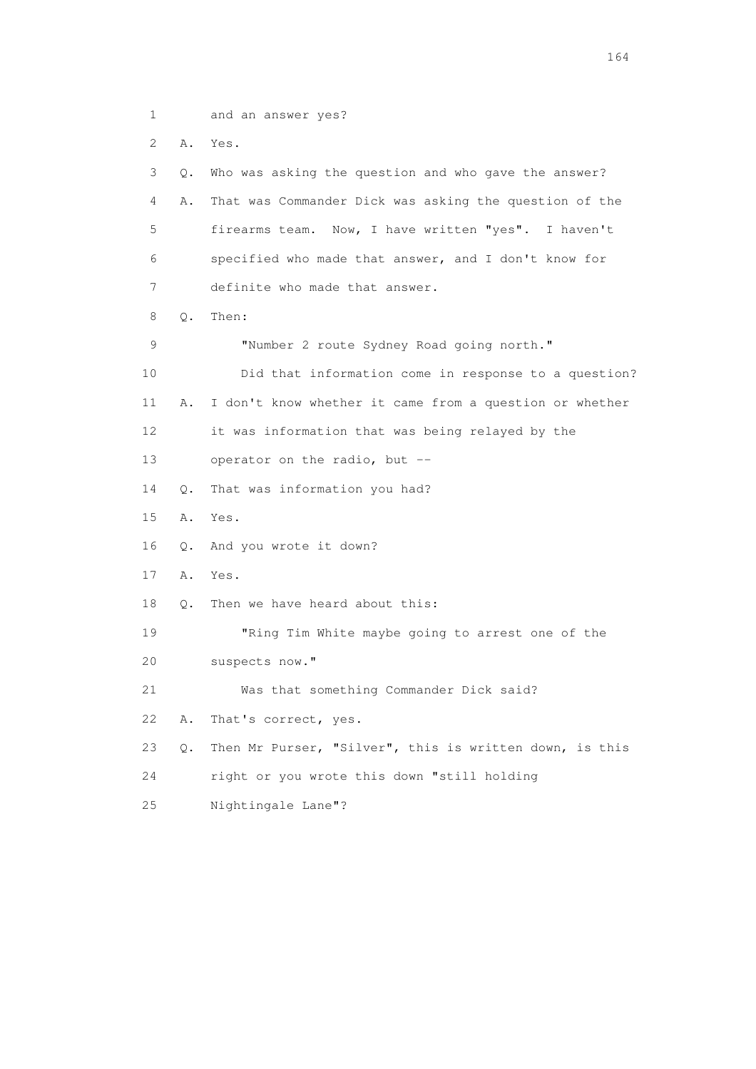1 and an answer yes?

2 A. Yes.

3 Q. Who was asking the question and who gave the answer?

4 A. That was Commander Dick was asking the question of the

5 firearms team. Now, I have written "yes". I haven't

6 specified who made that answer, and I don't know for

7 definite who made that answer.

8 Q. Then:

9 "Number 2 route Sydney Road going north."

10 Did that information come in response to a question?

11 A. I don't know whether it came from a question or whether

12 it was information that was being relayed by the

13 operator on the radio, but --

14 Q. That was information you had?

15 A. Yes.

16 Q. And you wrote it down?

17 A. Yes.

18 Q. Then we have heard about this:

19 "Ring Tim White maybe going to arrest one of the

20 suspects now."

21 Was that something Commander Dick said?

22 A. That's correct, yes.

23 Q. Then Mr Purser, "Silver", this is written down, is this

24 right or you wrote this down "still holding

25 Nightingale Lane"?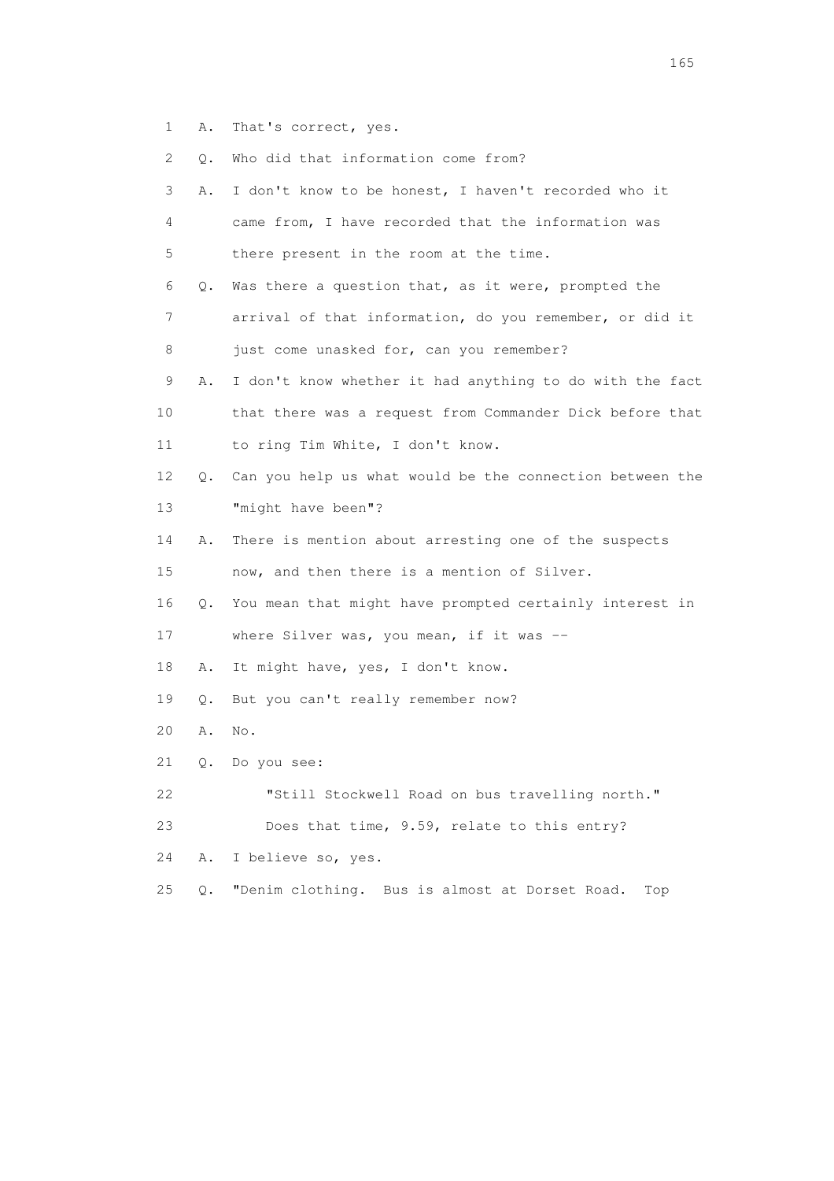1 A. That's correct, yes.

2 Q. Who did that information come from?

3 A. I don't know to be honest, I haven't recorded who it

4 came from, I have recorded that the information was

5 there present in the room at the time.

6 Q. Was there a question that, as it were, prompted the

7 arrival of that information, do you remember, or did it

8 just come unasked for, can you remember?

9 A. I don't know whether it had anything to do with the fact

10 that there was a request from Commander Dick before that

11 to ring Tim White, I don't know.

12 Q. Can you help us what would be the connection between the

13 "might have been"?

14 A. There is mention about arresting one of the suspects

15 now, and then there is a mention of Silver.

16 Q. You mean that might have prompted certainly interest in

17 where Silver was, you mean, if it was --

18 A. It might have, yes, I don't know.

19 Q. But you can't really remember now?

20 A. No.

21 Q. Do you see:

22 "Still Stockwell Road on bus travelling north."

23 Does that time, 9.59, relate to this entry?

24 A. I believe so, yes.

25 Q. "Denim clothing. Bus is almost at Dorset Road. Top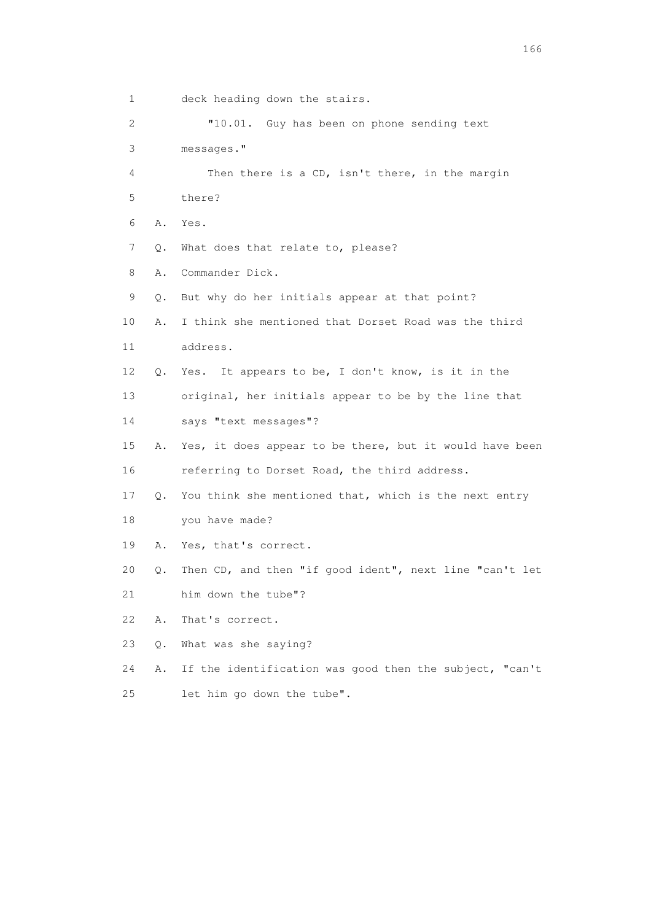1 deck heading down the stairs.

2 "10.01. Guy has been on phone sending text

3 messages."

4 Then there is a CD, isn't there, in the margin

5 there?

6 A. Yes.

7 Q. What does that relate to, please?

8 A. Commander Dick.

9 Q. But why do her initials appear at that point?

10 A. I think she mentioned that Dorset Road was the third

11 address.

12 Q. Yes. It appears to be, I don't know, is it in the

13 original, her initials appear to be by the line that

14 says "text messages"?

15 A. Yes, it does appear to be there, but it would have been

16 referring to Dorset Road, the third address.

17 Q. You think she mentioned that, which is the next entry

18 you have made?

19 A. Yes, that's correct.

20 Q. Then CD, and then "if good ident", next line "can't let

21 him down the tube"?

22 A. That's correct.

23 Q. What was she saying?

24 A. If the identification was good then the subject, "can't

25 let him go down the tube".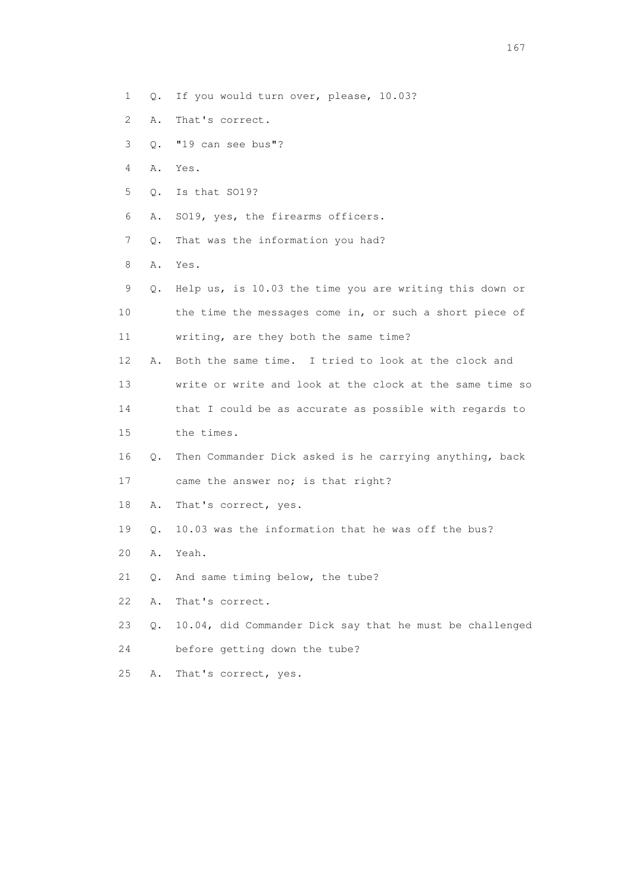1 Q. If you would turn over, please, 10.03?

2 A. That's correct.

3 Q. "19 can see bus"?

4 A. Yes.

5 Q. Is that SO19?

6 A. SO19, yes, the firearms officers.

7 Q. That was the information you had?

8 A. Yes.

9 Q. Help us, is 10.03 the time you are writing this down or

10 the time the messages come in, or such a short piece of

11 writing, are they both the same time?

12 A. Both the same time. I tried to look at the clock and

13 write or write and look at the clock at the same time so

14 that I could be as accurate as possible with regards to

15 the times.

16 Q. Then Commander Dick asked is he carrying anything, back

17 came the answer no; is that right?

18 A. That's correct, yes.

19 Q. 10.03 was the information that he was off the bus?

20 A. Yeah.

21 Q. And same timing below, the tube?

22 A. That's correct.

23 Q. 10.04, did Commander Dick say that he must be challenged

24 before getting down the tube?

25 A. That's correct, yes.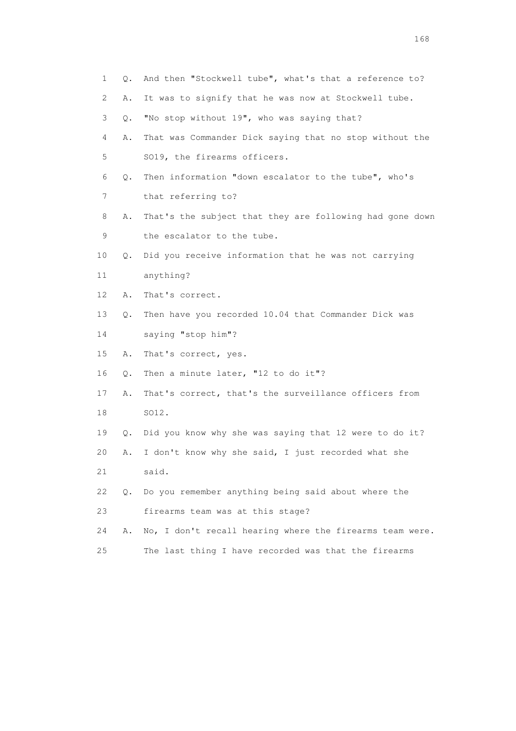1 Q. And then "Stockwell tube", what's that a reference to?

2 A. It was to signify that he was now at Stockwell tube.

3 Q. "No stop without 19", who was saying that?

4 A. That was Commander Dick saying that no stop without the

5 SO19, the firearms officers.

6 Q. Then information "down escalator to the tube", who's

7 that referring to?

8 A. That's the subject that they are following had gone down

9 the escalator to the tube.

10 Q. Did you receive information that he was not carrying

11 anything?

12 A. That's correct.

13 Q. Then have you recorded 10.04 that Commander Dick was

14 saying "stop him"?

15 A. That's correct, yes.

16 Q. Then a minute later, "12 to do it"?

17 A. That's correct, that's the surveillance officers from

18 SO12.

19 Q. Did you know why she was saying that 12 were to do it?

20 A. I don't know why she said, I just recorded what she

21 said.

22 Q. Do you remember anything being said about where the

23 firearms team was at this stage?

24 A. No, I don't recall hearing where the firearms team were.

25 The last thing I have recorded was that the firearms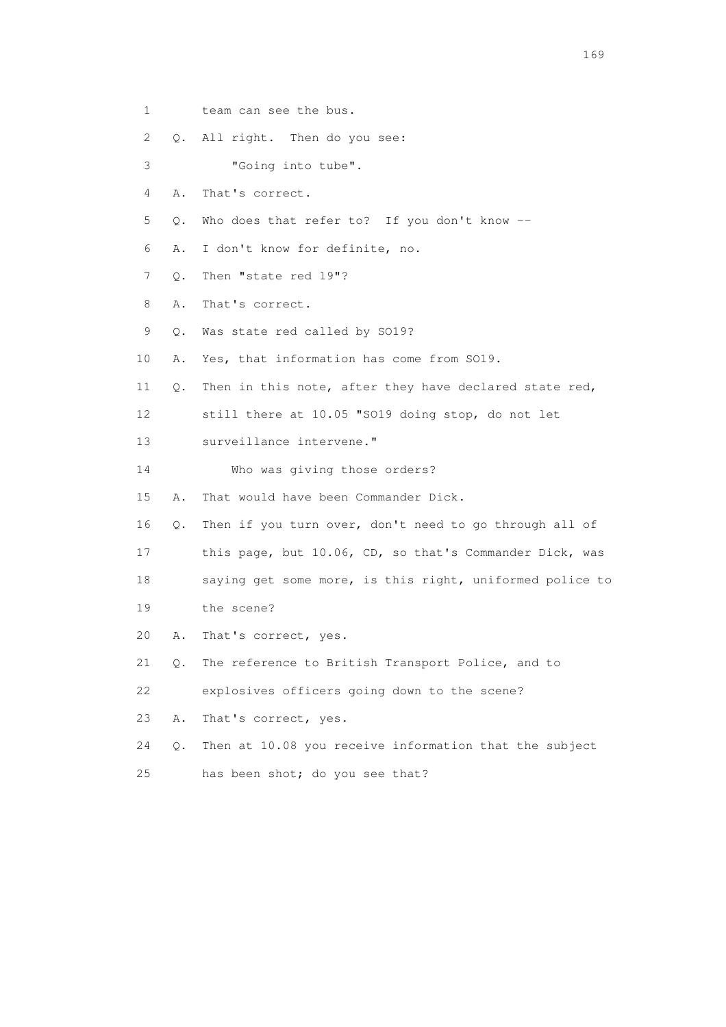1 team can see the bus.

2 Q. All right. Then do you see:

3 "Going into tube".

4 A. That's correct.

5 Q. Who does that refer to? If you don't know --

6 A. I don't know for definite, no.

7 Q. Then "state red 19"?

8 A. That's correct.

9 Q. Was state red called by SO19?

10 A. Yes, that information has come from SO19.

11 Q. Then in this note, after they have declared state red,

12 still there at 10.05 "SO19 doing stop, do not let

13 surveillance intervene."

14 Who was giving those orders?

15 A. That would have been Commander Dick.

16 Q. Then if you turn over, don't need to go through all of

17 this page, but 10.06, CD, so that's Commander Dick, was

18 saying get some more, is this right, uniformed police to

19 the scene?

20 A. That's correct, yes.

21 Q. The reference to British Transport Police, and to

22 explosives officers going down to the scene?

23 A. That's correct, yes.

24 Q. Then at 10.08 you receive information that the subject

25 has been shot; do you see that?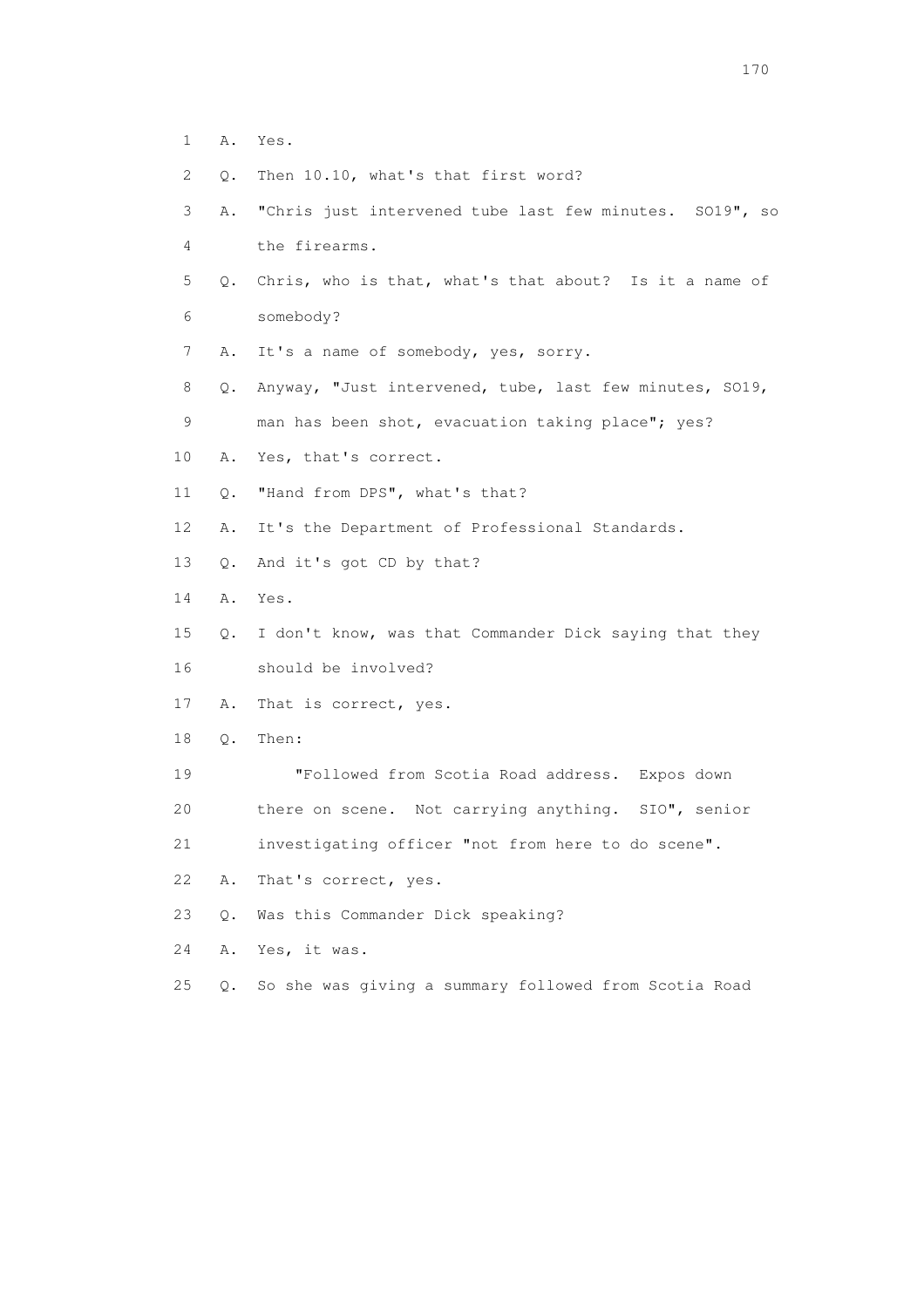1 A. Yes.

2 Q. Then 10.10, what's that first word?

3 A. "Chris just intervened tube last few minutes. SO19", so

4 the firearms.

5 Q. Chris, who is that, what's that about? Is it a name of

6 somebody?

7 A. It's a name of somebody, yes, sorry.

8 Q. Anyway, "Just intervened, tube, last few minutes, SO19,

9 man has been shot, evacuation taking place"; yes?

10 A. Yes, that's correct.

11 Q. "Hand from DPS", what's that?

12 A. It's the Department of Professional Standards.

13 Q. And it's got CD by that?

14 A. Yes.

15 Q. I don't know, was that Commander Dick saying that they

16 should be involved?

17 A. That is correct, yes.

18 Q. Then:

19 "Followed from Scotia Road address. Expos down

20 there on scene. Not carrying anything. SIO", senior

21 investigating officer "not from here to do scene".

22 A. That's correct, yes.

23 Q. Was this Commander Dick speaking?

24 A. Yes, it was.

25 Q. So she was giving a summary followed from Scotia Road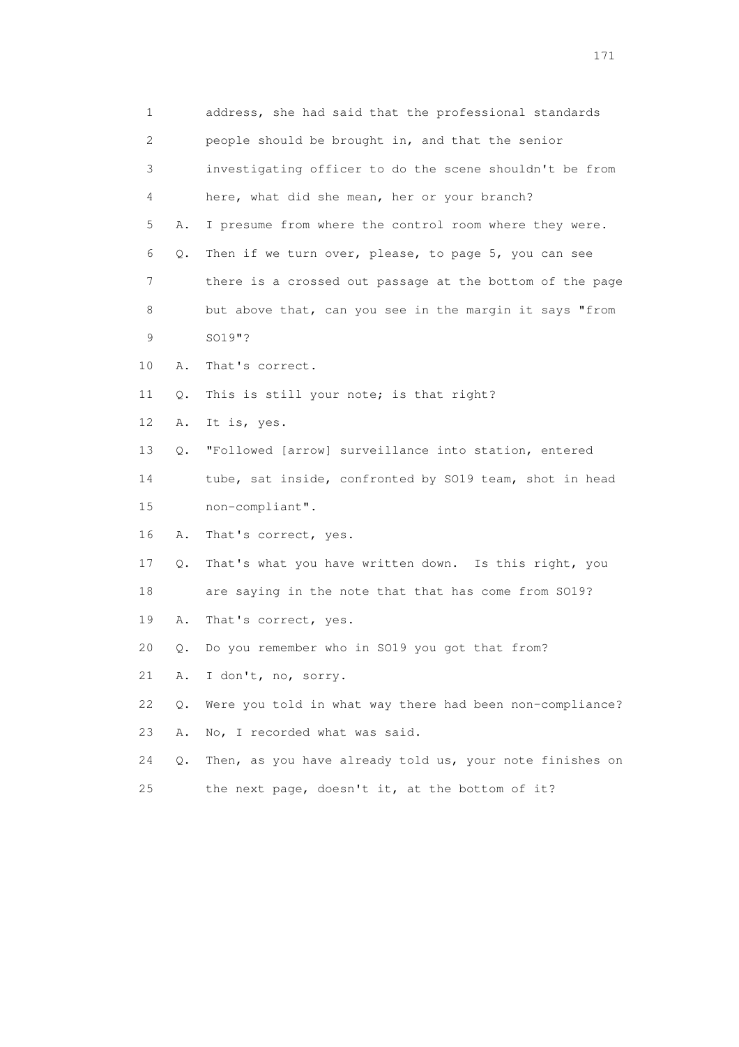1 address, she had said that the professional standards
2 people should be brought in, and that the senior
3 investigating officer to do the scene shouldn't be from
4 here, what did she mean, her or your branch?
5 A. I presume from where the control room where they were.
6 Q. Then if we turn over, please, to page 5, you can see
7 there is a crossed out passage at the bottom of the page
8 but above that, can you see in the margin it says "from
9 SO19"?
10 A. That's correct.
11 Q. This is still your note; is that right?
12 A. It is, yes.
13 Q. "Followed [arrow] surveillance into station, entered
14 tube, sat inside, confronted by SO19 team, shot in head
15 non-compliant".
16 A. That's correct, yes.
17 Q. That's what you have written down. Is this right, you
18 are saying in the note that that has come from SO19?
19 A. That's correct, yes.
20 Q. Do you remember who in SO19 you got that from?
21 A. I don't, no, sorry.
22 Q. Were you told in what way there had been non-compliance?
23 A. No, I recorded what was said.
24 Q. Then, as you have already told us, your note finishes on
25 the next page, doesn't it, at the bottom of it?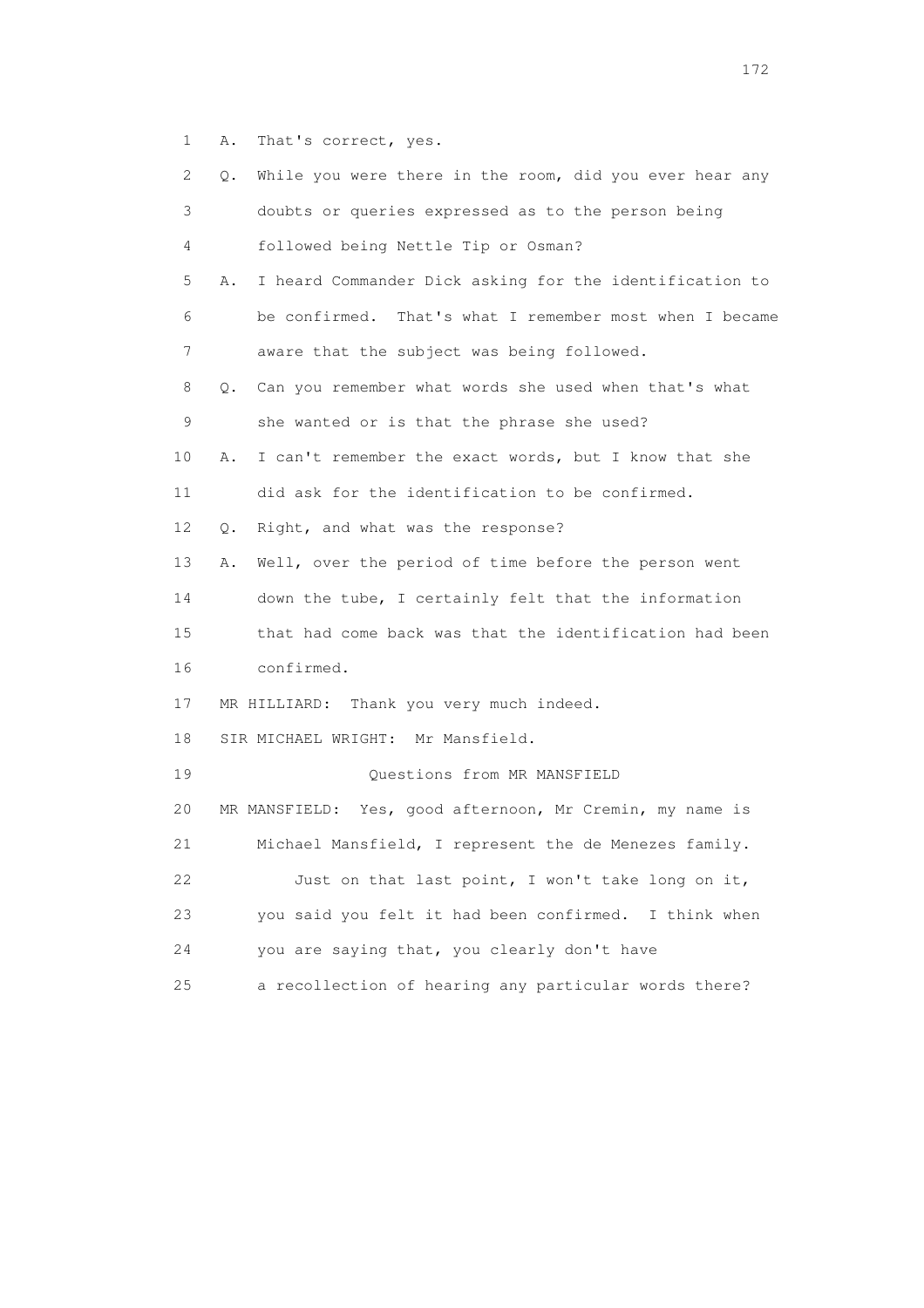1 A. That's correct, yes.

2 Q. While you were there in the room, did you ever hear any

3 doubts or queries expressed as to the person being

4 followed being Nettle Tip or Osman?

5 A. I heard Commander Dick asking for the identification to

6 be confirmed. That's what I remember most when I became

7 aware that the subject was being followed.

8 Q. Can you remember what words she used when that's what

9 she wanted or is that the phrase she used?

10 A. I can't remember the exact words, but I know that she

11 did ask for the identification to be confirmed.

12 Q. Right, and what was the response?

13 A. Well, over the period of time before the person went

14 down the tube, I certainly felt that the information

15 that had come back was that the identification had been

16 confirmed.

17 MR HILLIARD: Thank you very much indeed.

18 SIR MICHAEL WRIGHT: Mr Mansfield.

19 Questions from MR MANSFIELD

20 MR MANSFIELD: Yes, good afternoon, Mr Cremin, my name is

21 Michael Mansfield, I represent the de Menezes family.

22 Just on that last point, I won't take long on it,

23 you said you felt it had been confirmed. I think when

24 you are saying that, you clearly don't have

25 a recollection of hearing any particular words there?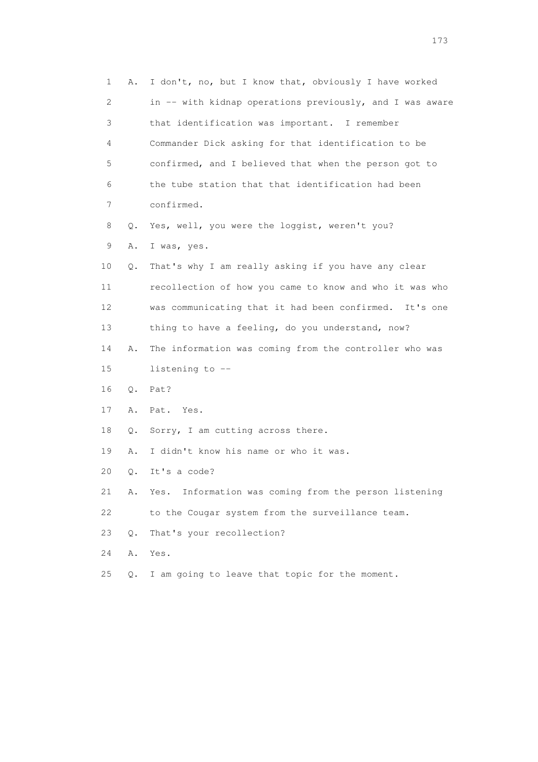1 A. I don't, no, but I know that, obviously I have worked
2 in -- with kidnap operations previously, and I was aware
3 that identification was important. I remember
4 Commander Dick asking for that identification to be
5 confirmed, and I believed that when the person got to
6 the tube station that that identification had been
7 confirmed.

8 Q. Yes, well, you were the loggist, weren't you?

9 A. I was, yes.

10 Q. That's why I am really asking if you have any clear
11 recollection of how you came to know and who it was who
12 was communicating that it had been confirmed. It's one
13 thing to have a feeling, do you understand, now?

14 A. The information was coming from the controller who was
15 listening to --

16 Q. Pat?

17 A. Pat. Yes.

18 Q. Sorry, I am cutting across there.

19 A. I didn't know his name or who it was.

20 Q. It's a code?

21 A. Yes. Information was coming from the person listening
22 to the Cougar system from the surveillance team.

23 Q. That's your recollection?

24 A. Yes.

25 Q. I am going to leave that topic for the moment.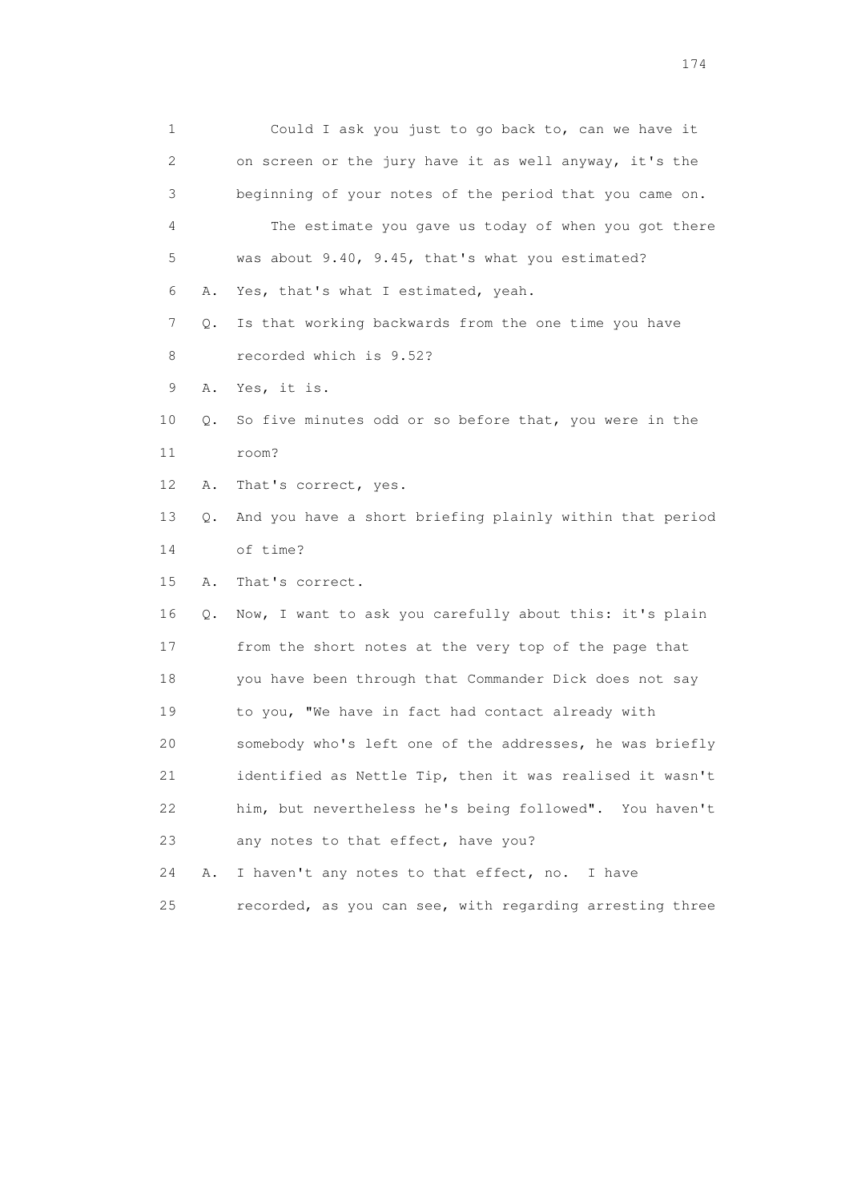1 Could I ask you just to go back to, can we have it
2 on screen or the jury have it as well anyway, it's the
3 beginning of your notes of the period that you came on.
4 The estimate you gave us today of when you got there
5 was about 9.40, 9.45, that's what you estimated?
6 A. Yes, that's what I estimated, yeah.
7 Q. Is that working backwards from the one time you have
8 recorded which is 9.52?
9 A. Yes, it is.
10 Q. So five minutes odd or so before that, you were in the
11 room?
12 A. That's correct, yes.
13 Q. And you have a short briefing plainly within that period
14 of time?
15 A. That's correct.
16 Q. Now, I want to ask you carefully about this: it's plain
17 from the short notes at the very top of the page that
18 you have been through that Commander Dick does not say
19 to you, "We have in fact had contact already with
20 somebody who's left one of the addresses, he was briefly
21 identified as Nettle Tip, then it was realised it wasn't
22 him, but nevertheless he's being followed". You haven't
23 any notes to that effect, have you?
24 A. I haven't any notes to that effect, no. I have
25 recorded, as you can see, with regarding arresting three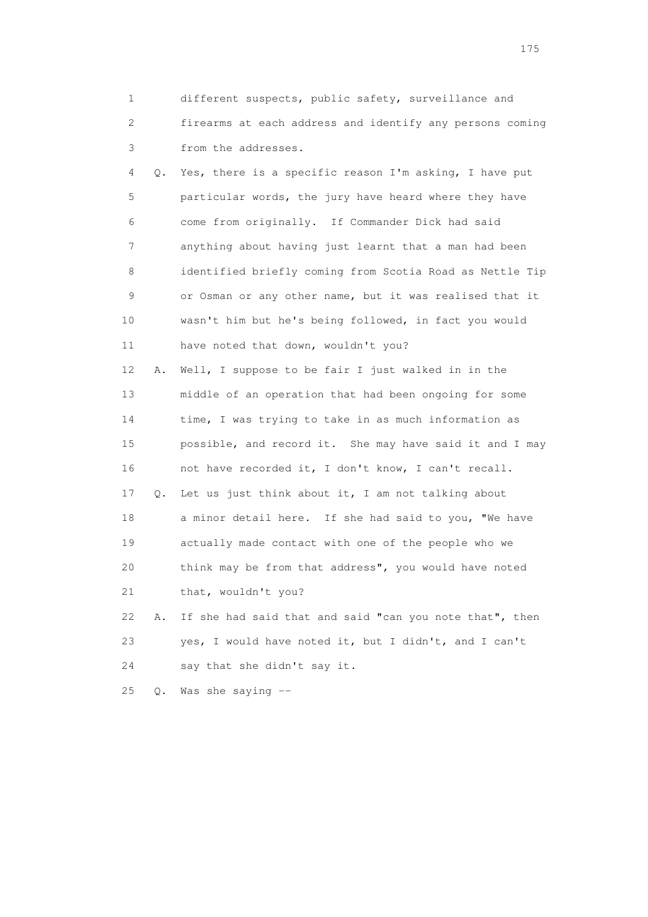1 different suspects, public safety, surveillance and
2 firearms at each address and identify any persons coming
3 from the addresses.

4 Q. Yes, there is a specific reason I'm asking, I have put
5 particular words, the jury have heard where they have
6 come from originally. If Commander Dick had said
7 anything about having just learnt that a man had been
8 identified briefly coming from Scotia Road as Nettle Tip
9 or Osman or any other name, but it was realised that it
10 wasn't him but he's being followed, in fact you would
11 have noted that down, wouldn't you?

12 A. Well, I suppose to be fair I just walked in in the
13 middle of an operation that had been ongoing for some
14 time, I was trying to take in as much information as
15 possible, and record it. She may have said it and I may
16 not have recorded it, I don't know, I can't recall.

17 Q. Let us just think about it, I am not talking about
18 a minor detail here. If she had said to you, "We have
19 actually made contact with one of the people who we
20 think may be from that address", you would have noted
21 that, wouldn't you?

22 A. If she had said that and said "can you note that", then
23 yes, I would have noted it, but I didn't, and I can't
24 say that she didn't say it.

25 Q. Was she saying --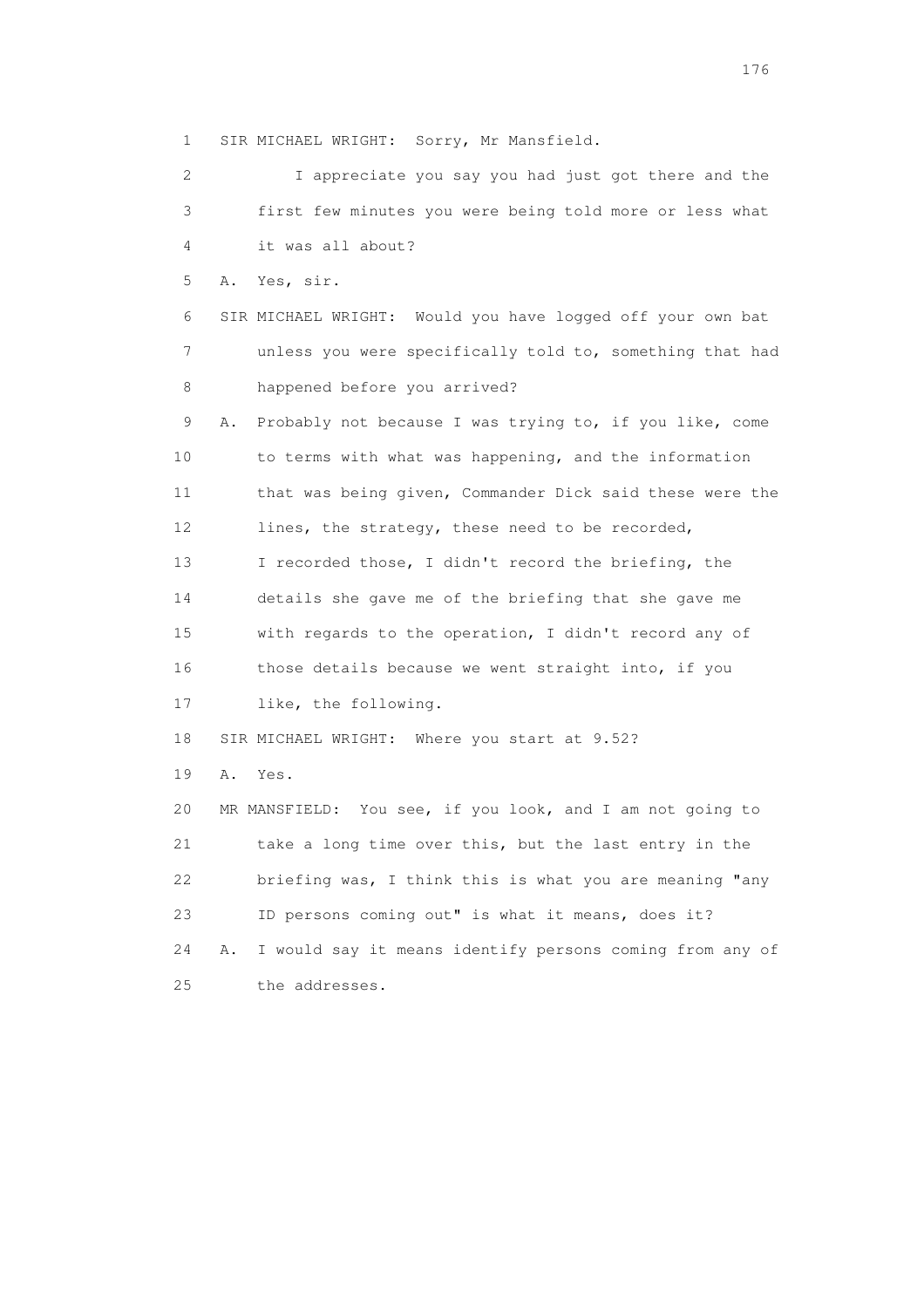1 SIR MICHAEL WRIGHT: Sorry, Mr Mansfield.

2 I appreciate you say you had just got there and the
3 first few minutes you were being told more or less what
4 it was all about?

5 A. Yes, sir.

6 SIR MICHAEL WRIGHT: Would you have logged off your own bat
7 unless you were specifically told to, something that had
8 happened before you arrived?

9 A. Probably not because I was trying to, if you like, come
10 to terms with what was happening, and the information
11 that was being given, Commander Dick said these were the
12 lines, the strategy, these need to be recorded,
13 I recorded those, I didn't record the briefing, the
14 details she gave me of the briefing that she gave me
15 with regards to the operation, I didn't record any of
16 those details because we went straight into, if you
17 like, the following.

18 SIR MICHAEL WRIGHT: Where you start at 9.52?

19 A. Yes.

20 MR MANSFIELD: You see, if you look, and I am not going to
21 take a long time over this, but the last entry in the
22 briefing was, I think this is what you are meaning "any
23 ID persons coming out" is what it means, does it?

24 A. I would say it means identify persons coming from any of
25 the addresses.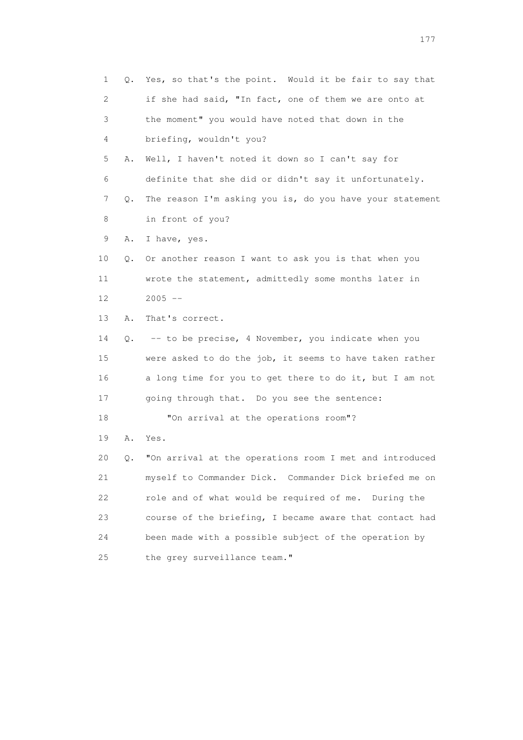1 Q. Yes, so that's the point. Would it be fair to say that
2 if she had said, "In fact, one of them we are onto at
3 the moment" you would have noted that down in the
4 briefing, wouldn't you?
5 A. Well, I haven't noted it down so I can't say for
6 definite that she did or didn't say it unfortunately.
7 Q. The reason I'm asking you is, do you have your statement
8 in front of you?
9 A. I have, yes.
10 Q. Or another reason I want to ask you is that when you
11 wrote the statement, admittedly some months later in
12 2005 --
13 A. That's correct.
14 Q. -- to be precise, 4 November, you indicate when you
15 were asked to do the job, it seems to have taken rather
16 a long time for you to get there to do it, but I am not
17 going through that. Do you see the sentence:
18 "On arrival at the operations room"?
19 A. Yes.
20 Q. "On arrival at the operations room I met and introduced
21 myself to Commander Dick. Commander Dick briefed me on
22 role and of what would be required of me. During the
23 course of the briefing, I became aware that contact had
24 been made with a possible subject of the operation by
25 the grey surveillance team."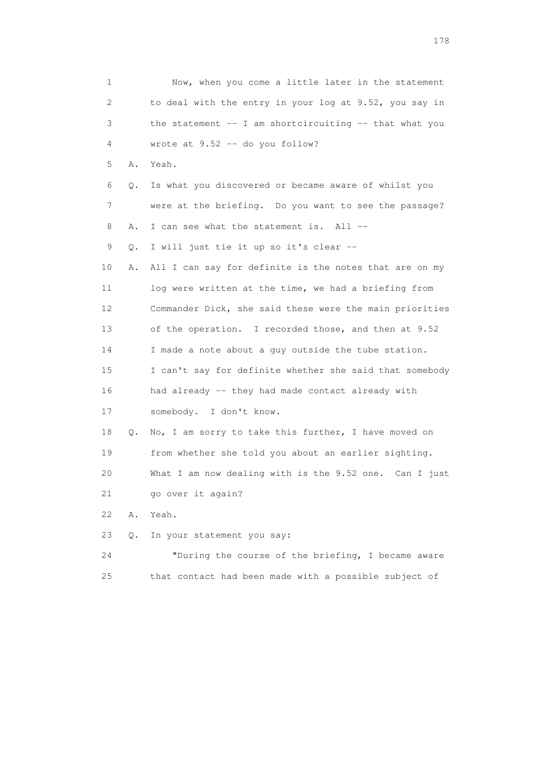1 Now, when you come a little later in the statement
2 to deal with the entry in your log at 9.52, you say in
3 the statement -- I am shortcircuiting -- that what you
4 wrote at 9.52 -- do you follow?

5 A. Yeah.

6 Q. Is what you discovered or became aware of whilst you
7 were at the briefing. Do you want to see the passage?

8 A. I can see what the statement is. All --

9 Q. I will just tie it up so it's clear --

10 A. All I can say for definite is the notes that are on my
11 log were written at the time, we had a briefing from
12 Commander Dick, she said these were the main priorities
13 of the operation. I recorded those, and then at 9.52
14 I made a note about a guy outside the tube station.
15 I can't say for definite whether she said that somebody
16 had already -- they had made contact already with
17 somebody. I don't know.

18 Q. No, I am sorry to take this further, I have moved on
19 from whether she told you about an earlier sighting.
20 What I am now dealing with is the 9.52 one. Can I just
21 go over it again?

22 A. Yeah.

23 Q. In your statement you say:

24 "During the course of the briefing, I became aware
25 that contact had been made with a possible subject of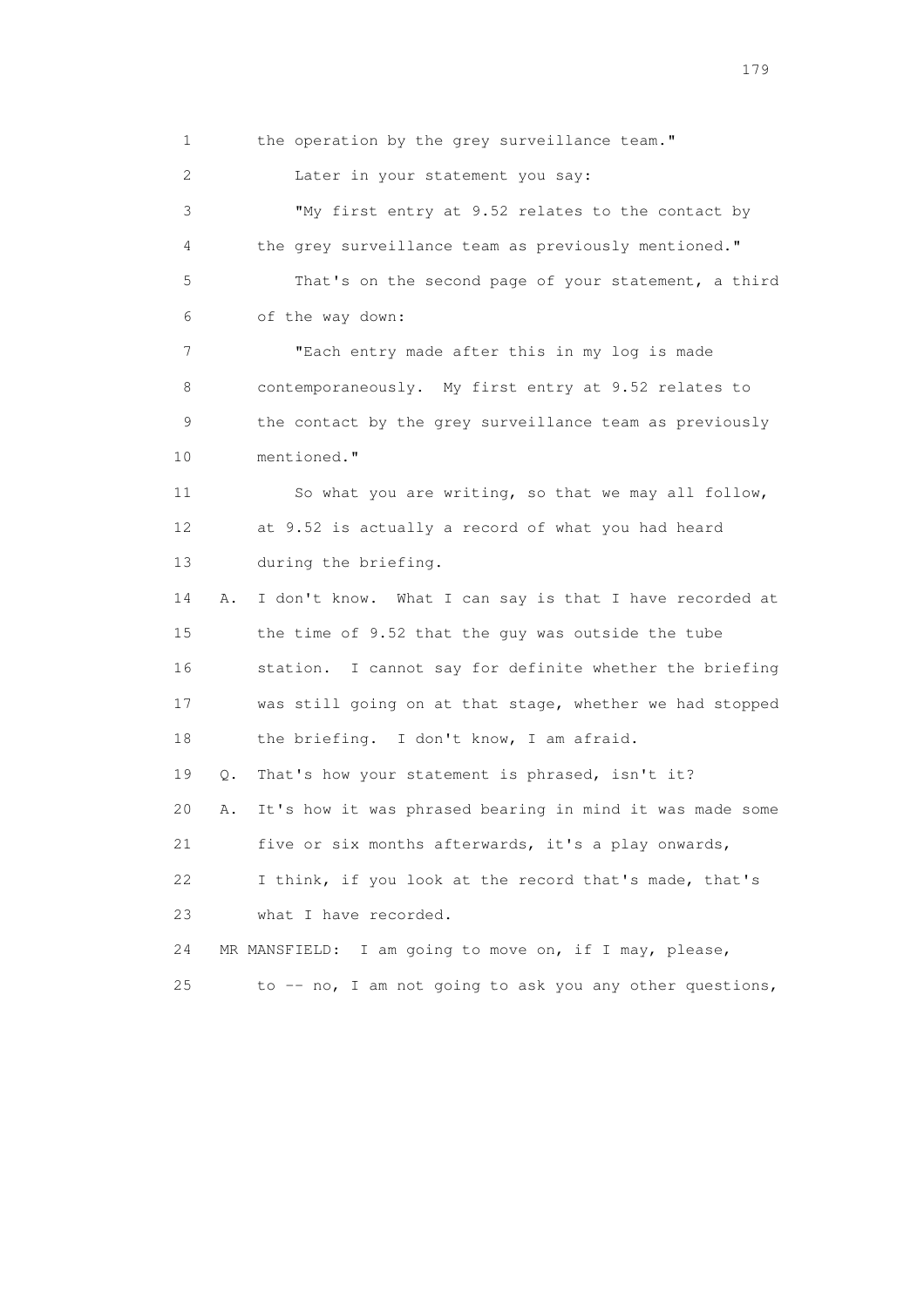1 the operation by the grey surveillance team."

2 Later in your statement you say:

3 "My first entry at 9.52 relates to the contact by

4 the grey surveillance team as previously mentioned."

5 That's on the second page of your statement, a third

6 of the way down:

7 "Each entry made after this in my log is made

8 contemporaneously. My first entry at 9.52 relates to

9 the contact by the grey surveillance team as previously

10 mentioned."

11 So what you are writing, so that we may all follow,

12 at 9.52 is actually a record of what you had heard

13 during the briefing.

14 A. I don't know. What I can say is that I have recorded at

15 the time of 9.52 that the guy was outside the tube

16 station. I cannot say for definite whether the briefing

17 was still going on at that stage, whether we had stopped

18 the briefing. I don't know, I am afraid.

19 Q. That's how your statement is phrased, isn't it?

20 A. It's how it was phrased bearing in mind it was made some

21 five or six months afterwards, it's a play onwards,

22 I think, if you look at the record that's made, that's

23 what I have recorded.

24 MR MANSFIELD: I am going to move on, if I may, please,

25 to -- no, I am not going to ask you any other questions,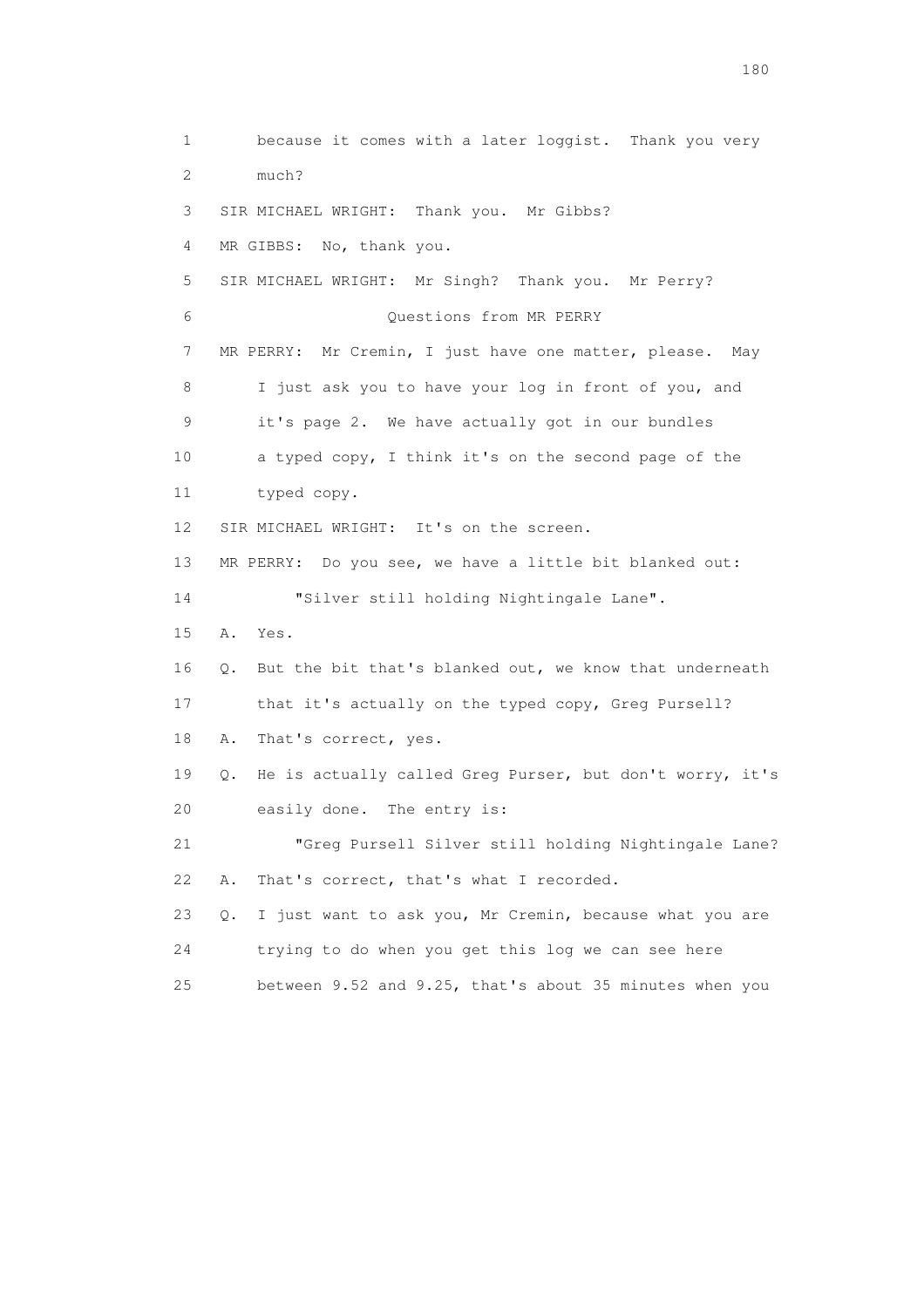1 because it comes with a later loggist. Thank you very
2 much?

3 SIR MICHAEL WRIGHT: Thank you. Mr Gibbs?

4 MR GIBBS: No, thank you.

5 SIR MICHAEL WRIGHT: Mr Singh? Thank you. Mr Perry?

6 Questions from MR PERRY

7 MR PERRY: Mr Cremin, I just have one matter, please. May
8 I just ask you to have your log in front of you, and
9 it's page 2. We have actually got in our bundles
10 a typed copy, I think it's on the second page of the
11 typed copy.

12 SIR MICHAEL WRIGHT: It's on the screen.

13 MR PERRY: Do you see, we have a little bit blanked out:

14 "Silver still holding Nightingale Lane".

15 A. Yes.

16 Q. But the bit that's blanked out, we know that underneath
17 that it's actually on the typed copy, Greg Pursell?

18 A. That's correct, yes.

19 Q. He is actually called Greg Purser, but don't worry, it's
20 easily done. The entry is:

21 "Greg Pursell Silver still holding Nightingale Lane?

22 A. That's correct, that's what I recorded.

23 Q. I just want to ask you, Mr Cremin, because what you are
24 trying to do when you get this log we can see here
25 between 9.52 and 9.25, that's about 35 minutes when you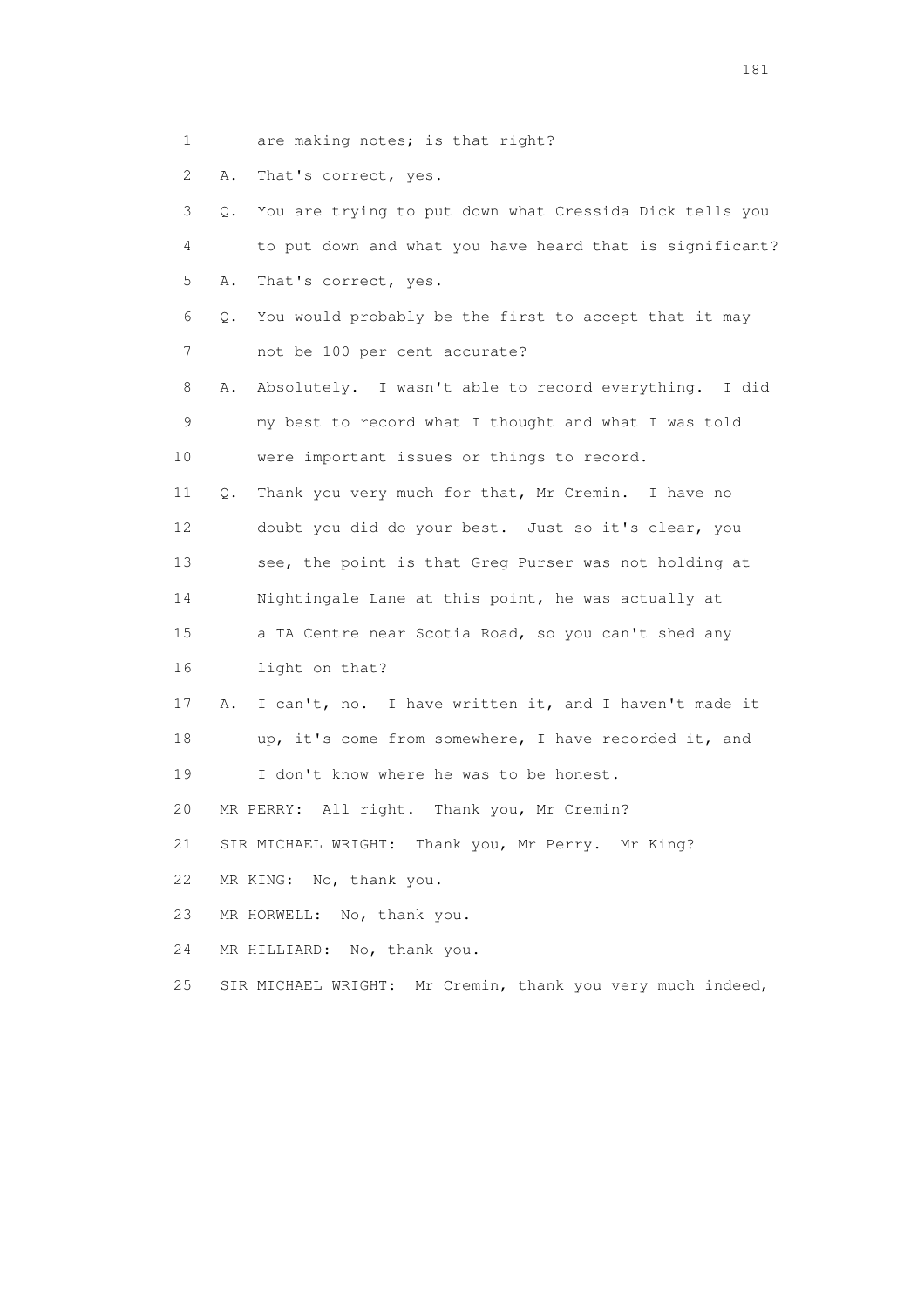1 are making notes; is that right?

2 A. That's correct, yes.

3 Q. You are trying to put down what Cressida Dick tells you

4 to put down and what you have heard that is significant?

5 A. That's correct, yes.

6 Q. You would probably be the first to accept that it may

7 not be 100 per cent accurate?

8 A. Absolutely. I wasn't able to record everything. I did

9 my best to record what I thought and what I was told

10 were important issues or things to record.

11 Q. Thank you very much for that, Mr Cremin. I have no

12 doubt you did do your best. Just so it's clear, you

13 see, the point is that Greg Purser was not holding at

14 Nightingale Lane at this point, he was actually at

15 a TA Centre near Scotia Road, so you can't shed any

16 light on that?

17 A. I can't, no. I have written it, and I haven't made it

18 up, it's come from somewhere, I have recorded it, and

19 I don't know where he was to be honest.

20 MR PERRY: All right. Thank you, Mr Cremin?

21 SIR MICHAEL WRIGHT: Thank you, Mr Perry. Mr King?

22 MR KING: No, thank you.

23 MR HORWELL: No, thank you.

24 MR HILLIARD: No, thank you.

25 SIR MICHAEL WRIGHT: Mr Cremin, thank you very much indeed,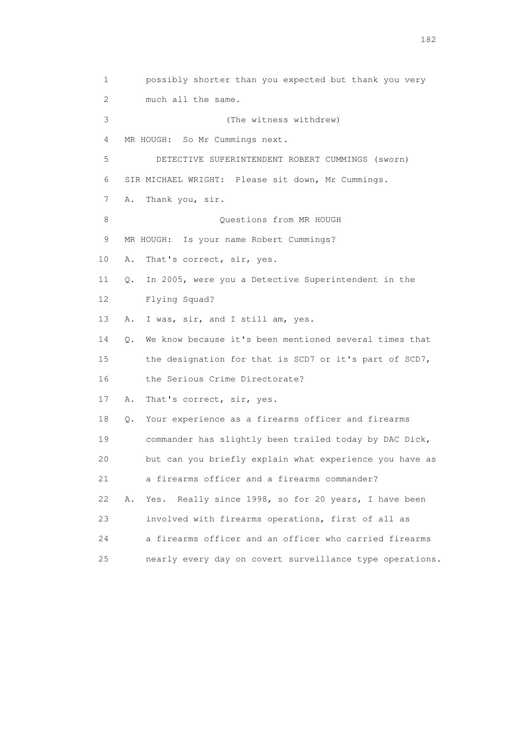1 possibly shorter than you expected but thank you very
2 much all the same.
3 (The witness withdrew)
4 MR HOUGH: So Mr Cummings next.
5 DETECTIVE SUPERINTENDENT ROBERT CUMMINGS (sworn)
6 SIR MICHAEL WRIGHT: Please sit down, Mr Cummings.
7 A. Thank you, sir.
8 Questions from MR HOUGH
9 MR HOUGH: Is your name Robert Cummings?
10 A. That's correct, sir, yes.
11 Q. In 2005, were you a Detective Superintendent in the
12 Flying Squad?
13 A. I was, sir, and I still am, yes.
14 Q. We know because it's been mentioned several times that
15 the designation for that is SCD7 or it's part of SCD7,
16 the Serious Crime Directorate?
17 A. That's correct, sir, yes.
18 Q. Your experience as a firearms officer and firearms
19 commander has slightly been trailed today by DAC Dick,
20 but can you briefly explain what experience you have as
21 a firearms officer and a firearms commander?
22 A. Yes. Really since 1998, so for 20 years, I have been
23 involved with firearms operations, first of all as
24 a firearms officer and an officer who carried firearms
25 nearly every day on covert surveillance type operations.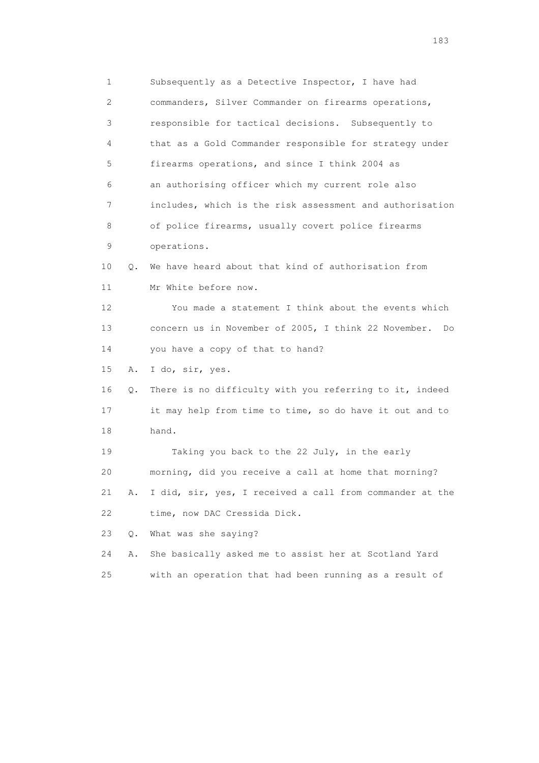1 Subsequently as a Detective Inspector, I have had
2 commanders, Silver Commander on firearms operations,
3 responsible for tactical decisions. Subsequently to
4 that as a Gold Commander responsible for strategy under
5 firearms operations, and since I think 2004 as
6 an authorising officer which my current role also
7 includes, which is the risk assessment and authorisation
8 of police firearms, usually covert police firearms
9 operations.

10 Q. We have heard about that kind of authorisation from
11 Mr White before now.

12 You made a statement I think about the events which
13 concern us in November of 2005, I think 22 November. Do
14 you have a copy of that to hand?

15 A. I do, sir, yes.

16 Q. There is no difficulty with you referring to it, indeed
17 it may help from time to time, so do have it out and to
18 hand.

19 Taking you back to the 22 July, in the early
20 morning, did you receive a call at home that morning?

21 A. I did, sir, yes, I received a call from commander at the
22 time, now DAC Cressida Dick.

23 Q. What was she saying?

24 A. She basically asked me to assist her at Scotland Yard
25 with an operation that had been running as a result of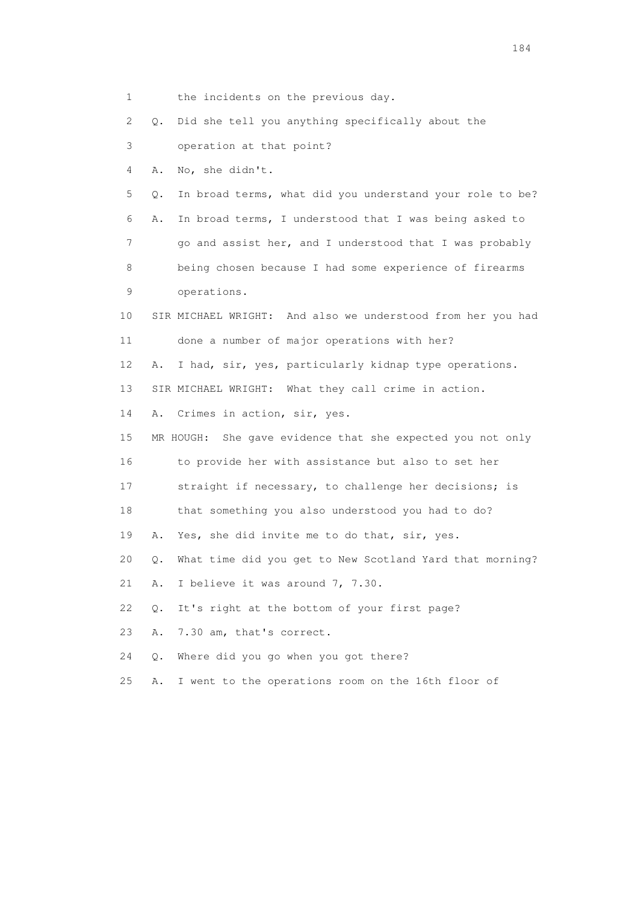1 the incidents on the previous day.

2 Q. Did she tell you anything specifically about the

3 operation at that point?

4 A. No, she didn't.

5 Q. In broad terms, what did you understand your role to be?

6 A. In broad terms, I understood that I was being asked to

7 go and assist her, and I understood that I was probably

8 being chosen because I had some experience of firearms

9 operations.

10 SIR MICHAEL WRIGHT: And also we understood from her you had

11 done a number of major operations with her?

12 A. I had, sir, yes, particularly kidnap type operations.

13 SIR MICHAEL WRIGHT: What they call crime in action.

14 A. Crimes in action, sir, yes.

15 MR HOUGH: She gave evidence that she expected you not only

16 to provide her with assistance but also to set her

17 straight if necessary, to challenge her decisions; is

18 that something you also understood you had to do?

19 A. Yes, she did invite me to do that, sir, yes.

20 Q. What time did you get to New Scotland Yard that morning?

21 A. I believe it was around 7, 7.30.

22 Q. It's right at the bottom of your first page?

23 A. 7.30 am, that's correct.

24 Q. Where did you go when you got there?

25 A. I went to the operations room on the 16th floor of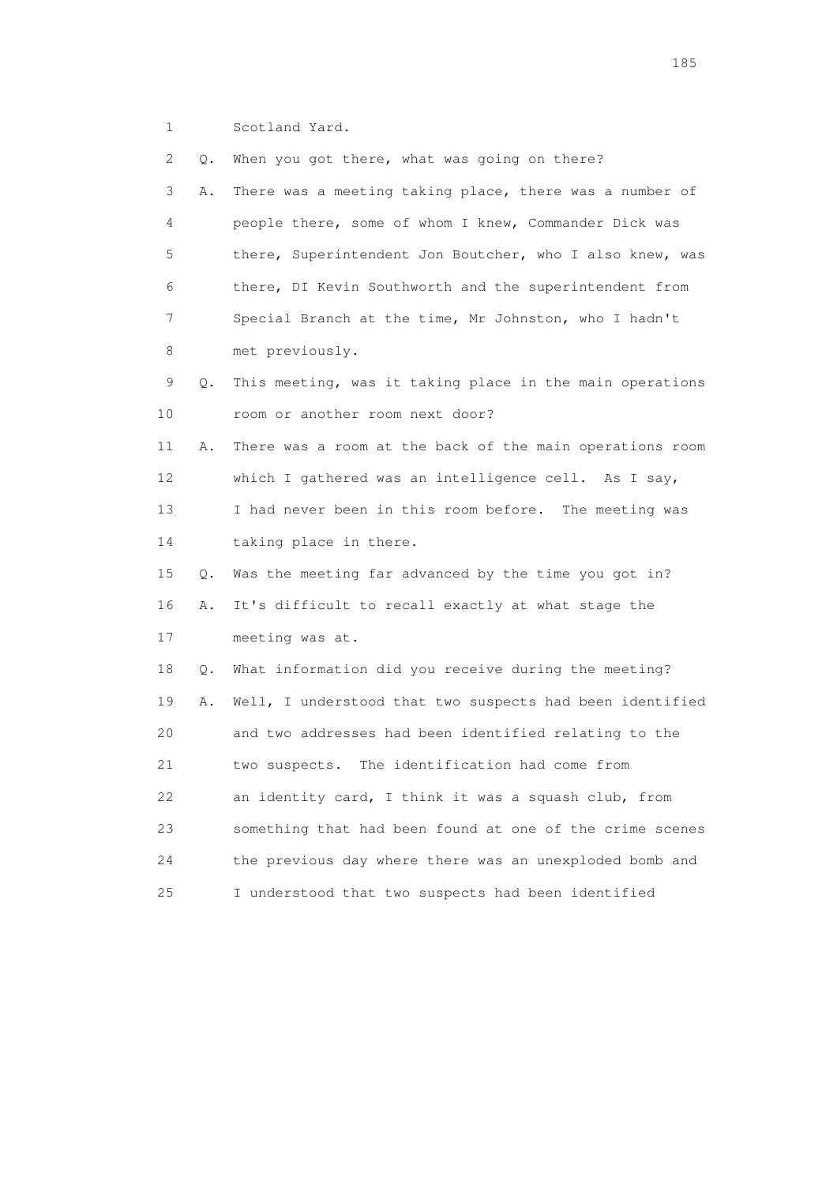1 Scotland Yard.

2 Q. When you got there, what was going on there?

3 A. There was a meeting taking place, there was a number of
4 people there, some of whom I knew, Commander Dick was
5 there, Superintendent Jon Boutcher, who I also knew, was
6 there, DI Kevin Southworth and the superintendent from
7 Special Branch at the time, Mr Johnston, who I hadn't
8 met previously.

9 Q. This meeting, was it taking place in the main operations
10 room or another room next door?

11 A. There was a room at the back of the main operations room
12 which I gathered was an intelligence cell. As I say,
13 I had never been in this room before. The meeting was
14 taking place in there.

15 Q. Was the meeting far advanced by the time you got in?

16 A. It's difficult to recall exactly at what stage the
17 meeting was at.

18 Q. What information did you receive during the meeting?

19 A. Well, I understood that two suspects had been identified
20 and two addresses had been identified relating to the
21 two suspects. The identification had come from
22 an identity card, I think it was a squash club, from
23 something that had been found at one of the crime scenes
24 the previous day where there was an unexploded bomb and
25 I understood that two suspects had been identified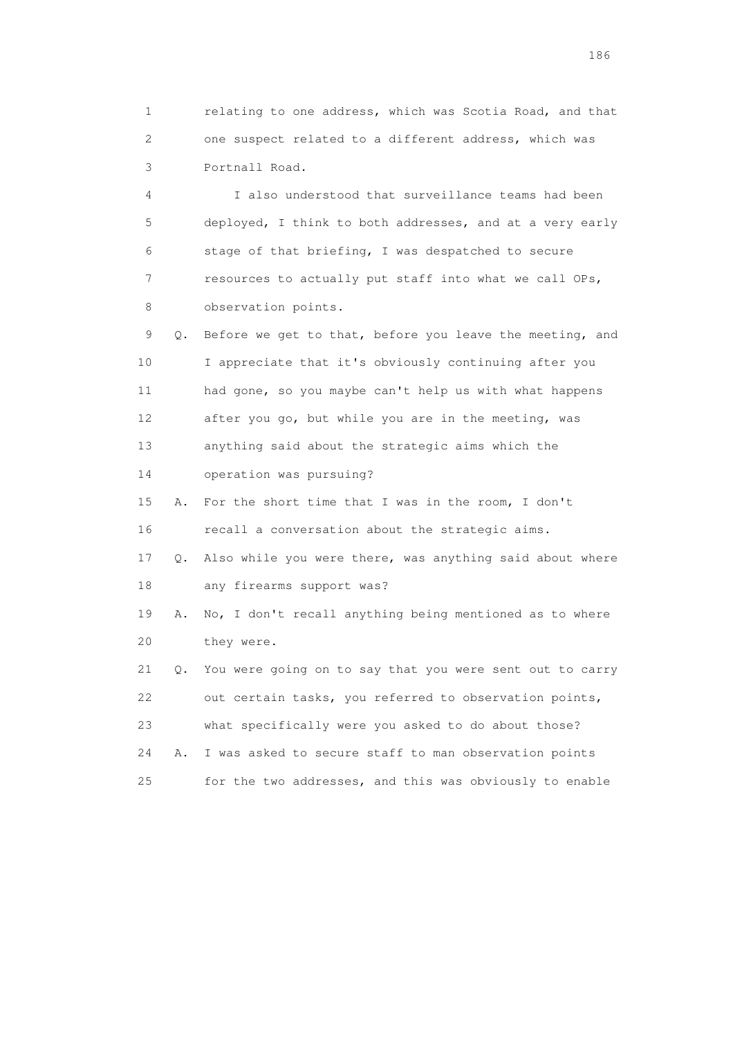1 relating to one address, which was Scotia Road, and that
2 one suspect related to a different address, which was
3 Portnall Road.

4 I also understood that surveillance teams had been
5 deployed, I think to both addresses, and at a very early
6 stage of that briefing, I was despatched to secure
7 resources to actually put staff into what we call OPs,
8 observation points.

9 Q. Before we get to that, before you leave the meeting, and
10 I appreciate that it's obviously continuing after you
11 had gone, so you maybe can't help us with what happens
12 after you go, but while you are in the meeting, was
13 anything said about the strategic aims which the
14 operation was pursuing?

15 A. For the short time that I was in the room, I don't
16 recall a conversation about the strategic aims.

17 Q. Also while you were there, was anything said about where
18 any firearms support was?

19 A. No, I don't recall anything being mentioned as to where
20 they were.

21 Q. You were going on to say that you were sent out to carry
22 out certain tasks, you referred to observation points,
23 what specifically were you asked to do about those?

24 A. I was asked to secure staff to man observation points
25 for the two addresses, and this was obviously to enable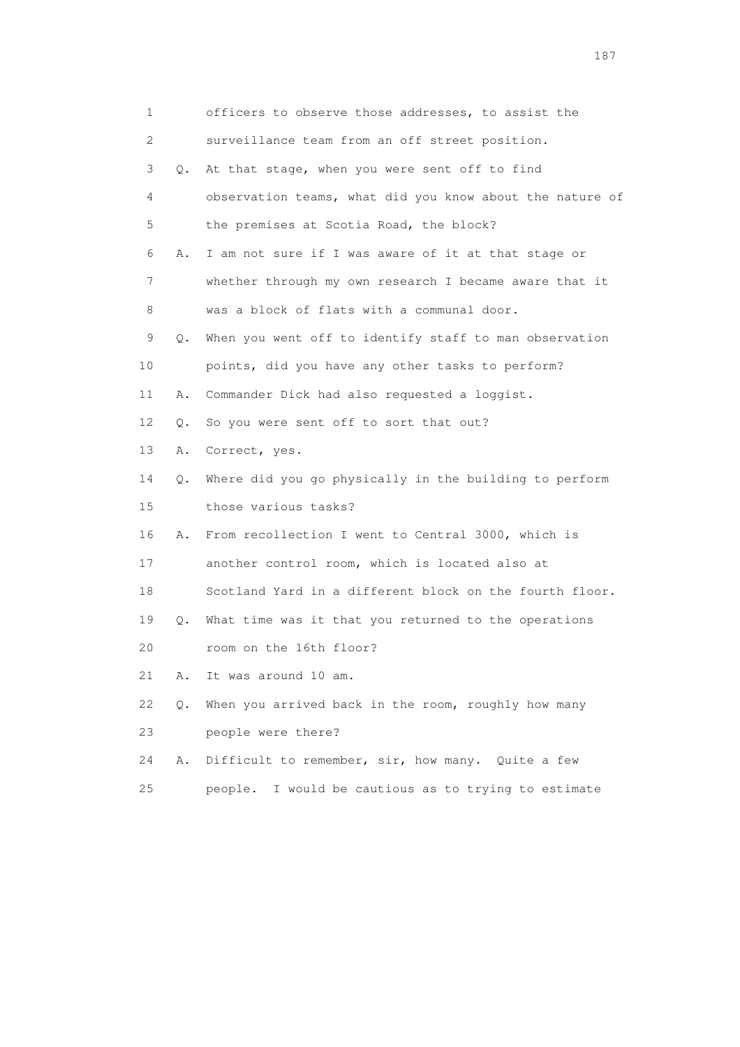1 officers to observe those addresses, to assist the

2 surveillance team from an off street position.

3 Q. At that stage, when you were sent off to find

4 observation teams, what did you know about the nature of

5 the premises at Scotia Road, the block?

6 A. I am not sure if I was aware of it at that stage or

7 whether through my own research I became aware that it

8 was a block of flats with a communal door.

9 Q. When you went off to identify staff to man observation

10 points, did you have any other tasks to perform?

11 A. Commander Dick had also requested a loggist.

12 Q. So you were sent off to sort that out?

13 A. Correct, yes.

14 Q. Where did you go physically in the building to perform

15 those various tasks?

16 A. From recollection I went to Central 3000, which is

17 another control room, which is located also at

18 Scotland Yard in a different block on the fourth floor.

19 Q. What time was it that you returned to the operations

20 room on the 16th floor?

21 A. It was around 10 am.

22 Q. When you arrived back in the room, roughly how many

23 people were there?

24 A. Difficult to remember, sir, how many. Quite a few

25 people. I would be cautious as to trying to estimate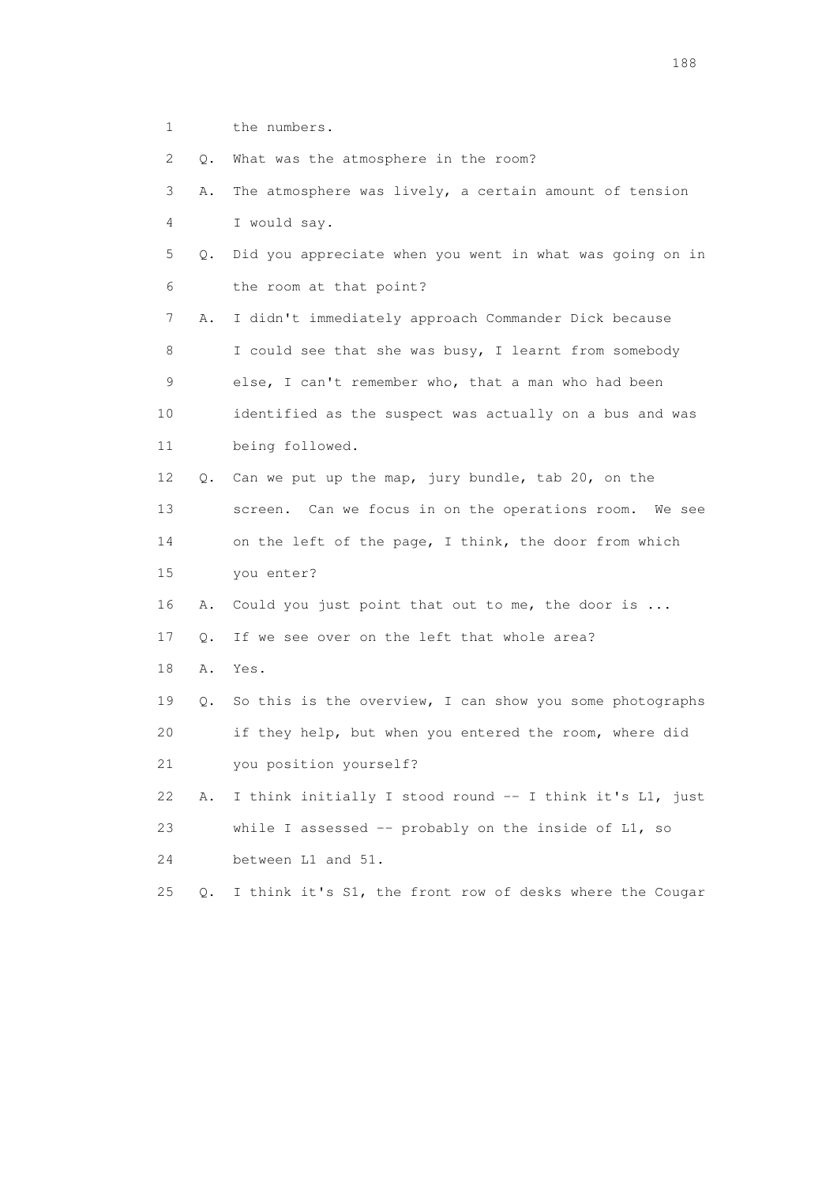1 the numbers.

2 Q. What was the atmosphere in the room?

3 A. The atmosphere was lively, a certain amount of tension

4 I would say.

5 Q. Did you appreciate when you went in what was going on in

6 the room at that point?

7 A. I didn't immediately approach Commander Dick because

8 I could see that she was busy, I learnt from somebody

9 else, I can't remember who, that a man who had been

10 identified as the suspect was actually on a bus and was

11 being followed.

12 Q. Can we put up the map, jury bundle, tab 20, on the

13 screen. Can we focus in on the operations room. We see

14 on the left of the page, I think, the door from which

15 you enter?

16 A. Could you just point that out to me, the door is ...

17 Q. If we see over on the left that whole area?

18 A. Yes.

19 Q. So this is the overview, I can show you some photographs

20 if they help, but when you entered the room, where did

21 you position yourself?

22 A. I think initially I stood round -- I think it's L1, just

23 while I assessed -- probably on the inside of L1, so

24 between L1 and 51.

25 Q. I think it's S1, the front row of desks where the Cougar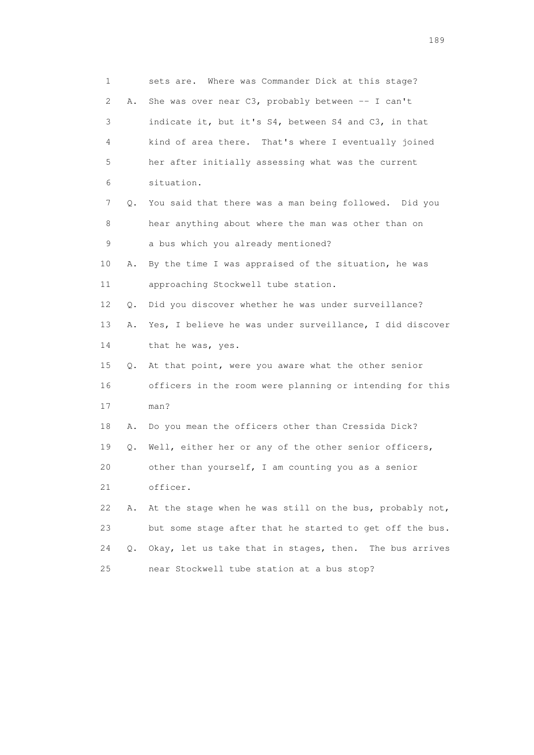1 sets are. Where was Commander Dick at this stage?

2 A. She was over near C3, probably between -- I can't

3 indicate it, but it's S4, between S4 and C3, in that

4 kind of area there. That's where I eventually joined

5 her after initially assessing what was the current

6 situation.

7 Q. You said that there was a man being followed. Did you

8 hear anything about where the man was other than on

9 a bus which you already mentioned?

10 A. By the time I was appraised of the situation, he was

11 approaching Stockwell tube station.

12 Q. Did you discover whether he was under surveillance?

13 A. Yes, I believe he was under surveillance, I did discover

14 that he was, yes.

15 Q. At that point, were you aware what the other senior

16 officers in the room were planning or intending for this

17 man?

18 A. Do you mean the officers other than Cressida Dick?

19 Q. Well, either her or any of the other senior officers,

20 other than yourself, I am counting you as a senior

21 officer.

22 A. At the stage when he was still on the bus, probably not,

23 but some stage after that he started to get off the bus.

24 Q. Okay, let us take that in stages, then. The bus arrives

25 near Stockwell tube station at a bus stop?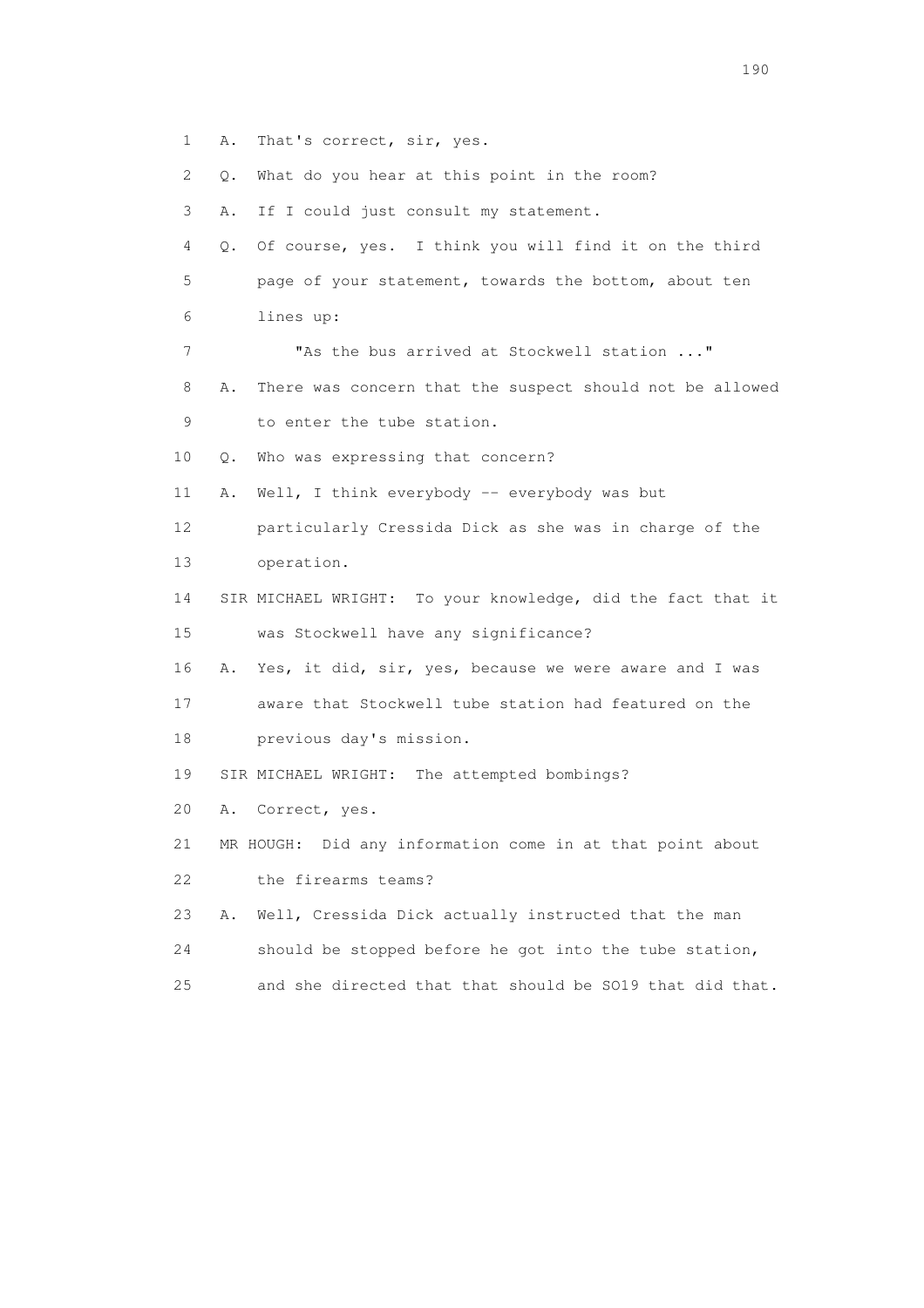1 A. That's correct, sir, yes.

2 Q. What do you hear at this point in the room?

3 A. If I could just consult my statement.

4 Q. Of course, yes. I think you will find it on the third
5 page of your statement, towards the bottom, about ten
6 lines up:

7 "As the bus arrived at Stockwell station ..."

8 A. There was concern that the suspect should not be allowed
9 to enter the tube station.

10 Q. Who was expressing that concern?

11 A. Well, I think everybody -- everybody was but
12 particularly Cressida Dick as she was in charge of the
13 operation.

14 SIR MICHAEL WRIGHT: To your knowledge, did the fact that it
15 was Stockwell have any significance?

16 A. Yes, it did, sir, yes, because we were aware and I was
17 aware that Stockwell tube station had featured on the
18 previous day's mission.

19 SIR MICHAEL WRIGHT: The attempted bombings?

20 A. Correct, yes.

21 MR HOUGH: Did any information come in at that point about
22 the firearms teams?

23 A. Well, Cressida Dick actually instructed that the man
24 should be stopped before he got into the tube station,
25 and she directed that that should be SO19 that did that.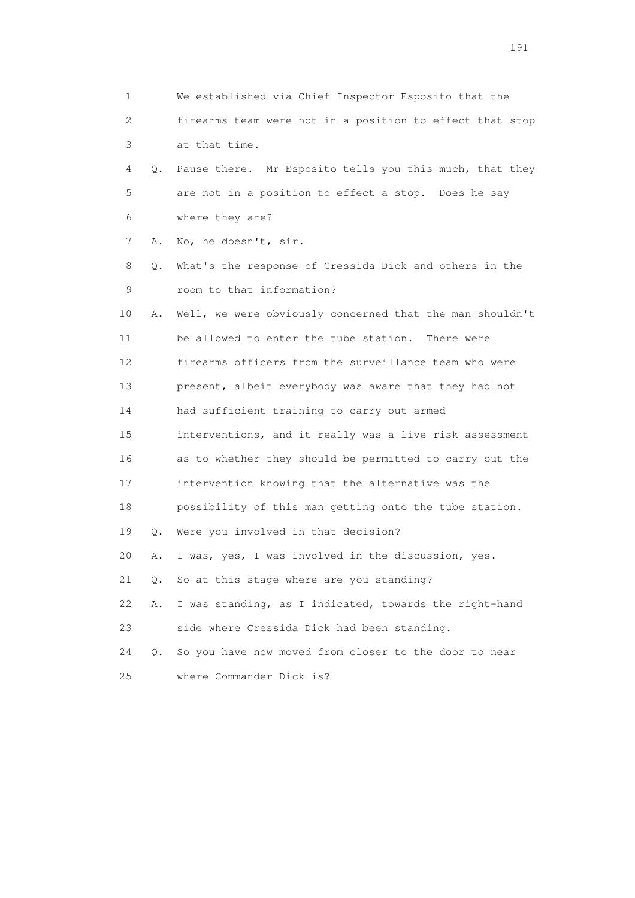1 We established via Chief Inspector Esposito that the
2 firearms team were not in a position to effect that stop
3 at that time.

4 Q. Pause there. Mr Esposito tells you this much, that they
5 are not in a position to effect a stop. Does he say
6 where they are?

7 A. No, he doesn't, sir.

8 Q. What's the response of Cressida Dick and others in the
9 room to that information?

10 A. Well, we were obviously concerned that the man shouldn't
11 be allowed to enter the tube station. There were
12 firearms officers from the surveillance team who were
13 present, albeit everybody was aware that they had not
14 had sufficient training to carry out armed
15 interventions, and it really was a live risk assessment
16 as to whether they should be permitted to carry out the
17 intervention knowing that the alternative was the
18 possibility of this man getting onto the tube station.

19 Q. Were you involved in that decision?

20 A. I was, yes, I was involved in the discussion, yes.

21 Q. So at this stage where are you standing?

22 A. I was standing, as I indicated, towards the right-hand
23 side where Cressida Dick had been standing.

24 Q. So you have now moved from closer to the door to near
25 where Commander Dick is?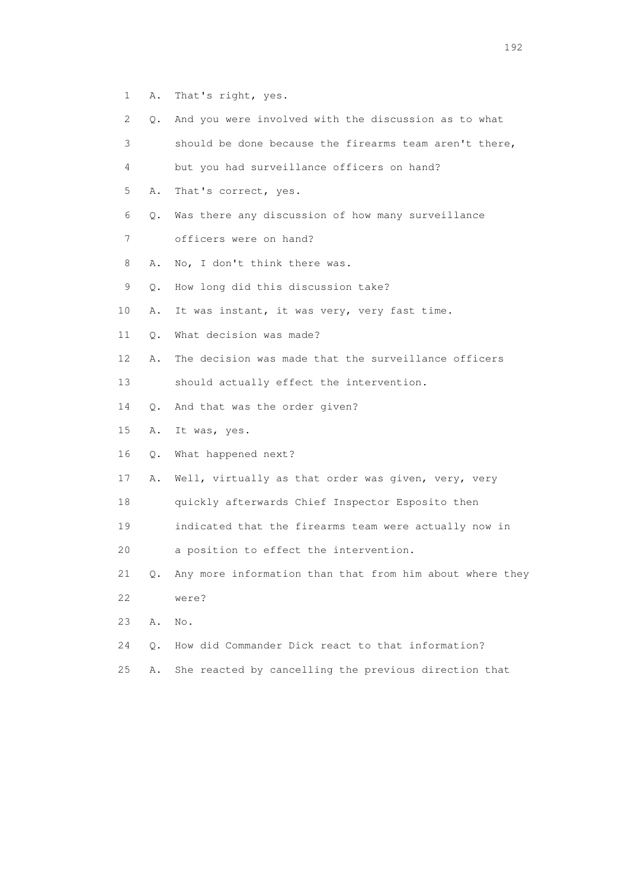1 A. That's right, yes.

2 Q. And you were involved with the discussion as to what

3 should be done because the firearms team aren't there,

4 but you had surveillance officers on hand?

5 A. That's correct, yes.

6 Q. Was there any discussion of how many surveillance

7 officers were on hand?

8 A. No, I don't think there was.

9 Q. How long did this discussion take?

10 A. It was instant, it was very, very fast time.

11 Q. What decision was made?

12 A. The decision was made that the surveillance officers

13 should actually effect the intervention.

14 Q. And that was the order given?

15 A. It was, yes.

16 Q. What happened next?

17 A. Well, virtually as that order was given, very, very

18 quickly afterwards Chief Inspector Esposito then

19 indicated that the firearms team were actually now in

20 a position to effect the intervention.

21 Q. Any more information than that from him about where they

22 were?

23 A. No.

24 Q. How did Commander Dick react to that information?

25 A. She reacted by cancelling the previous direction that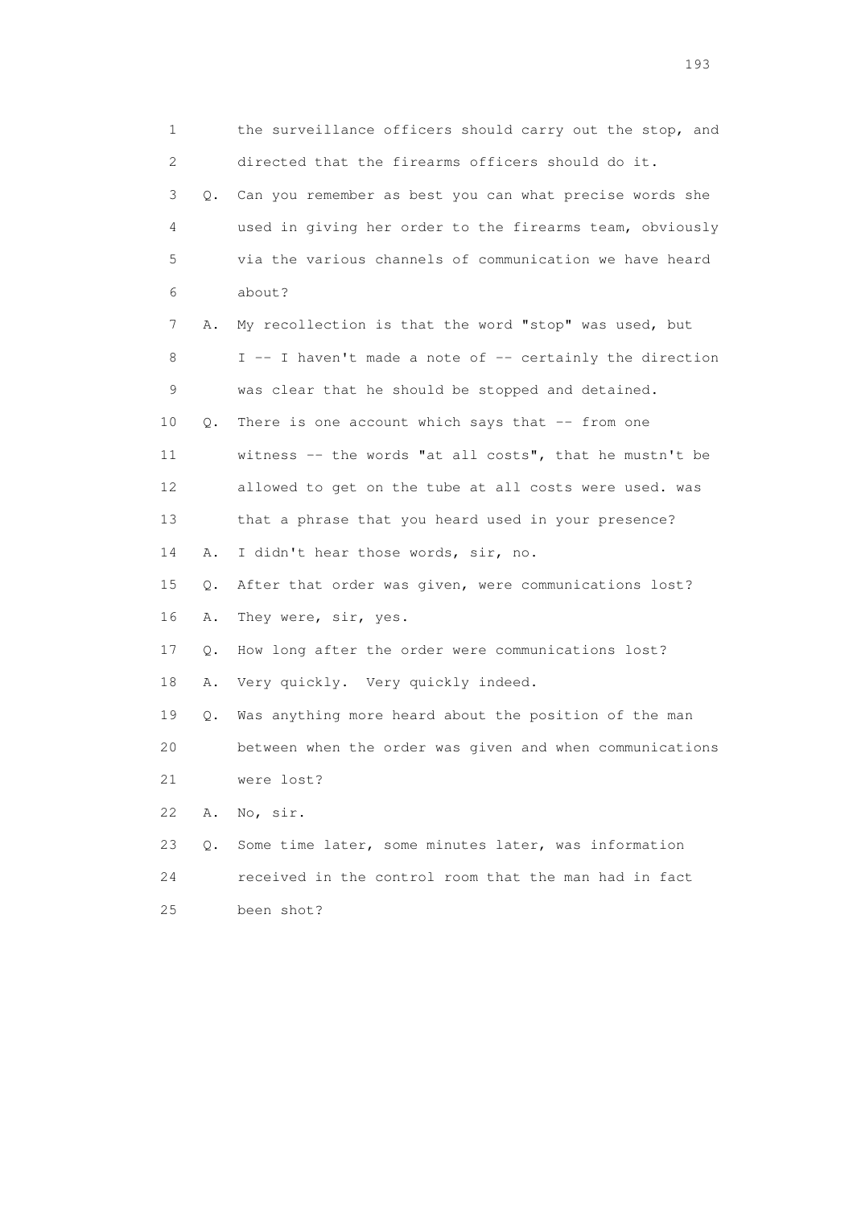1 the surveillance officers should carry out the stop, and
2 directed that the firearms officers should do it.
3 Q. Can you remember as best you can what precise words she
4 used in giving her order to the firearms team, obviously
5 via the various channels of communication we have heard
6 about?
7 A. My recollection is that the word "stop" was used, but
8 I -- I haven't made a note of -- certainly the direction
9 was clear that he should be stopped and detained.
10 Q. There is one account which says that -- from one
11 witness -- the words "at all costs", that he mustn't be
12 allowed to get on the tube at all costs were used. was
13 that a phrase that you heard used in your presence?
14 A. I didn't hear those words, sir, no.
15 Q. After that order was given, were communications lost?
16 A. They were, sir, yes.
17 Q. How long after the order were communications lost?
18 A. Very quickly. Very quickly indeed.
19 Q. Was anything more heard about the position of the man
20 between when the order was given and when communications
21 were lost?
22 A. No, sir.
23 Q. Some time later, some minutes later, was information
24 received in the control room that the man had in fact
25 been shot?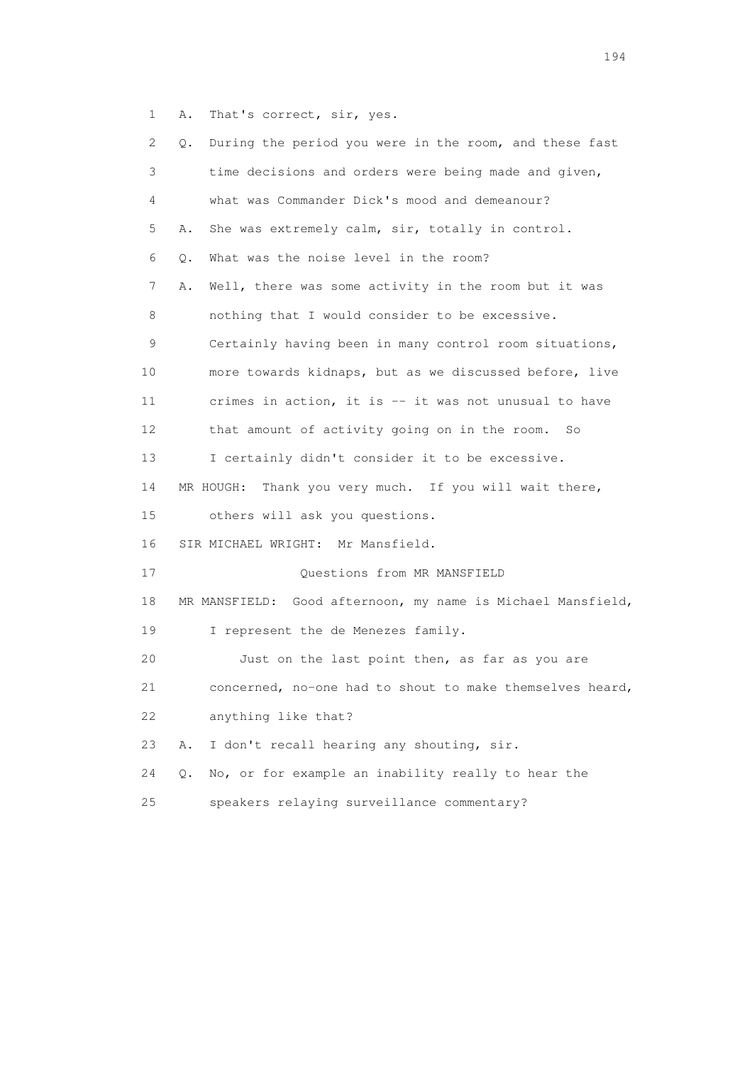1 A. That's correct, sir, yes.

2 Q. During the period you were in the room, and these fast

3 time decisions and orders were being made and given,

4 what was Commander Dick's mood and demeanour?

5 A. She was extremely calm, sir, totally in control.

6 Q. What was the noise level in the room?

7 A. Well, there was some activity in the room but it was

8 nothing that I would consider to be excessive.

9 Certainly having been in many control room situations,

10 more towards kidnaps, but as we discussed before, live

11 crimes in action, it is -- it was not unusual to have

12 that amount of activity going on in the room. So

13 I certainly didn't consider it to be excessive.

14 MR HOUGH: Thank you very much. If you will wait there,

15 others will ask you questions.

16 SIR MICHAEL WRIGHT: Mr Mansfield.

17 Questions from MR MANSFIELD

18 MR MANSFIELD: Good afternoon, my name is Michael Mansfield,

19 I represent the de Menezes family.

20 Just on the last point then, as far as you are

21 concerned, no-one had to shout to make themselves heard,

22 anything like that?

23 A. I don't recall hearing any shouting, sir.

24 Q. No, or for example an inability really to hear the

25 speakers relaying surveillance commentary?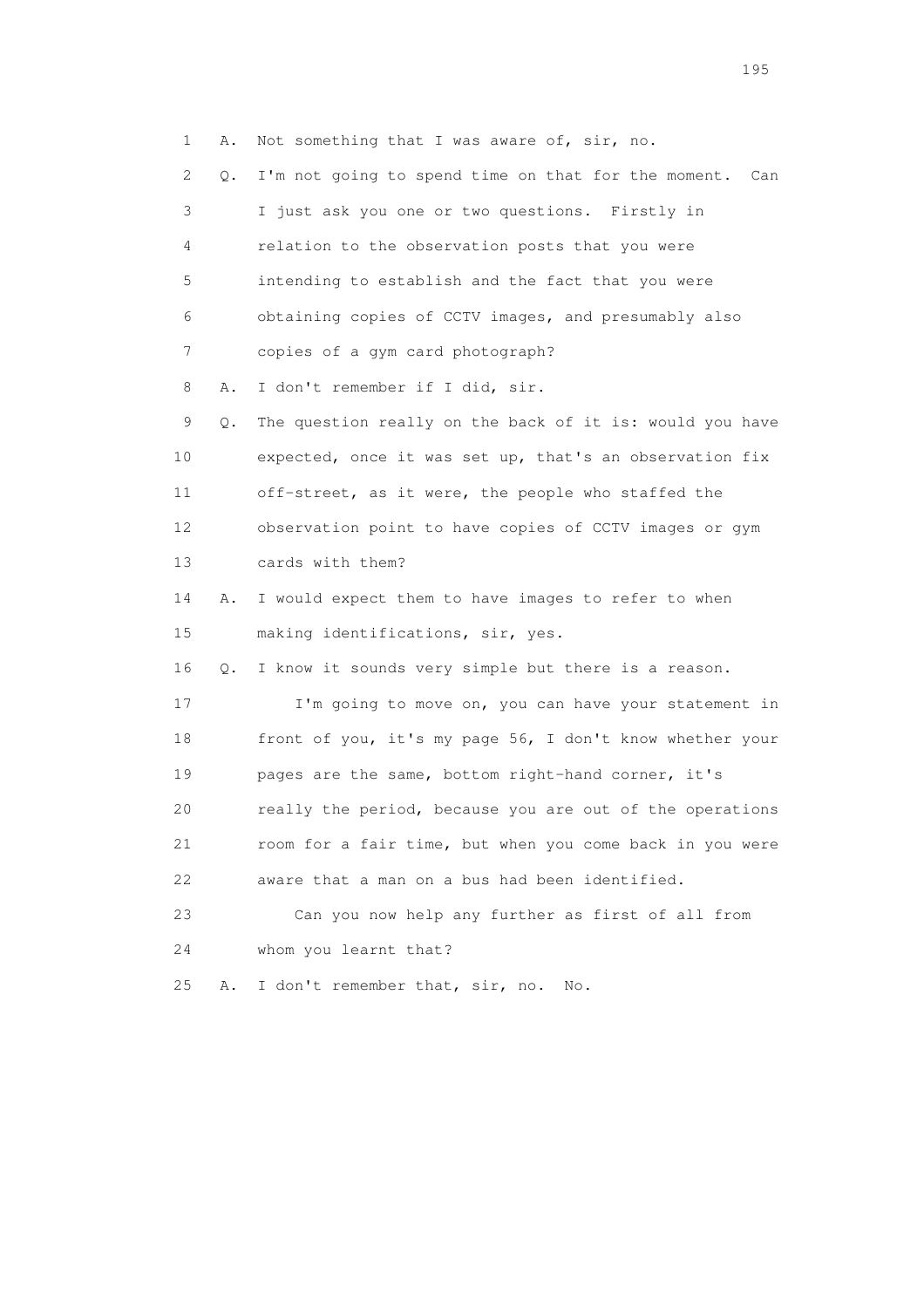1 A. Not something that I was aware of, sir, no.

2 Q. I'm not going to spend time on that for the moment. Can

3 I just ask you one or two questions. Firstly in

4 relation to the observation posts that you were

5 intending to establish and the fact that you were

6 obtaining copies of CCTV images, and presumably also

7 copies of a gym card photograph?

8 A. I don't remember if I did, sir.

9 Q. The question really on the back of it is: would you have

10 expected, once it was set up, that's an observation fix

11 off-street, as it were, the people who staffed the

12 observation point to have copies of CCTV images or gym

13 cards with them?

14 A. I would expect them to have images to refer to when

15 making identifications, sir, yes.

16 Q. I know it sounds very simple but there is a reason.

17 I'm going to move on, you can have your statement in

18 front of you, it's my page 56, I don't know whether your

19 pages are the same, bottom right-hand corner, it's

20 really the period, because you are out of the operations

21 room for a fair time, but when you come back in you were

22 aware that a man on a bus had been identified.

23 Can you now help any further as first of all from

24 whom you learnt that?

25 A. I don't remember that, sir, no. No.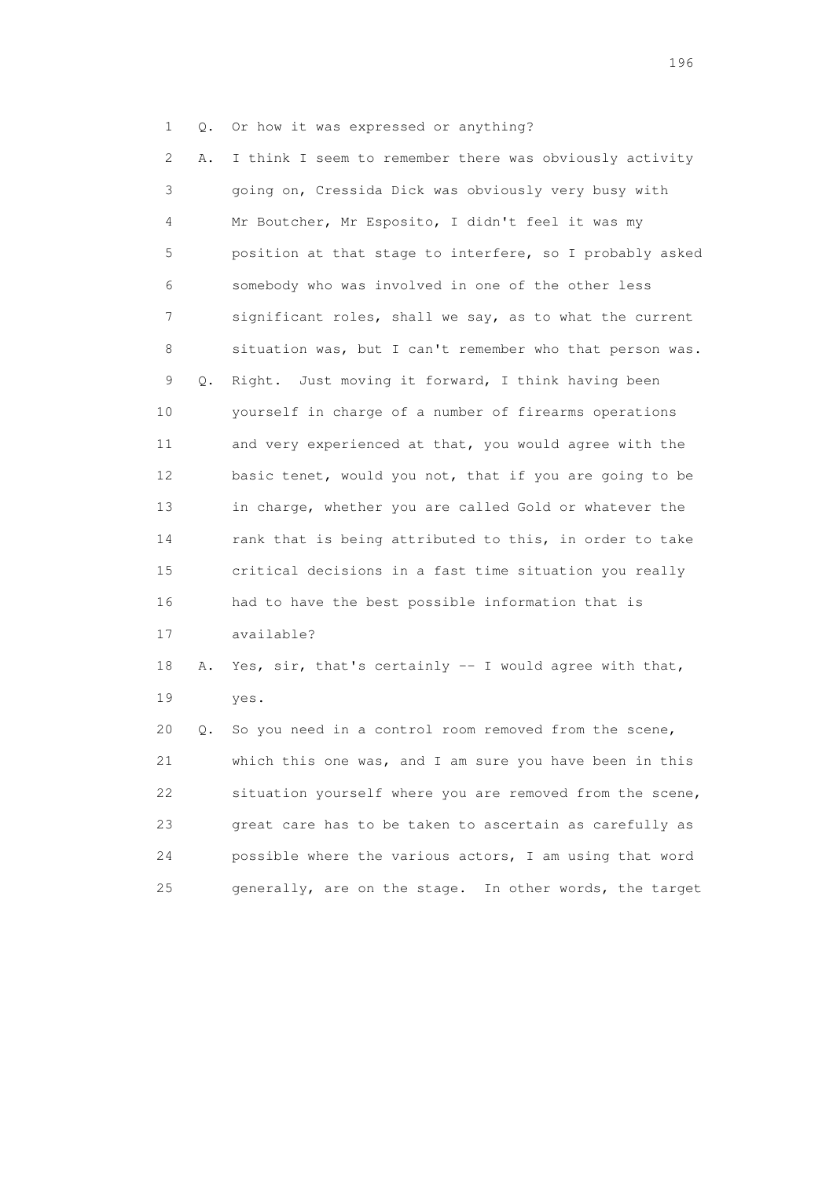1 Q. Or how it was expressed or anything?

2 A. I think I seem to remember there was obviously activity
3 going on, Cressida Dick was obviously very busy with
4 Mr Boutcher, Mr Esposito, I didn't feel it was my
5 position at that stage to interfere, so I probably asked
6 somebody who was involved in one of the other less
7 significant roles, shall we say, as to what the current
8 situation was, but I can't remember who that person was.

9 Q. Right. Just moving it forward, I think having been
10 yourself in charge of a number of firearms operations
11 and very experienced at that, you would agree with the
12 basic tenet, would you not, that if you are going to be
13 in charge, whether you are called Gold or whatever the
14 rank that is being attributed to this, in order to take
15 critical decisions in a fast time situation you really
16 had to have the best possible information that is
17 available?

18 A. Yes, sir, that's certainly -- I would agree with that,
19 yes.

20 Q. So you need in a control room removed from the scene,
21 which this one was, and I am sure you have been in this
22 situation yourself where you are removed from the scene,
23 great care has to be taken to ascertain as carefully as
24 possible where the various actors, I am using that word
25 generally, are on the stage. In other words, the target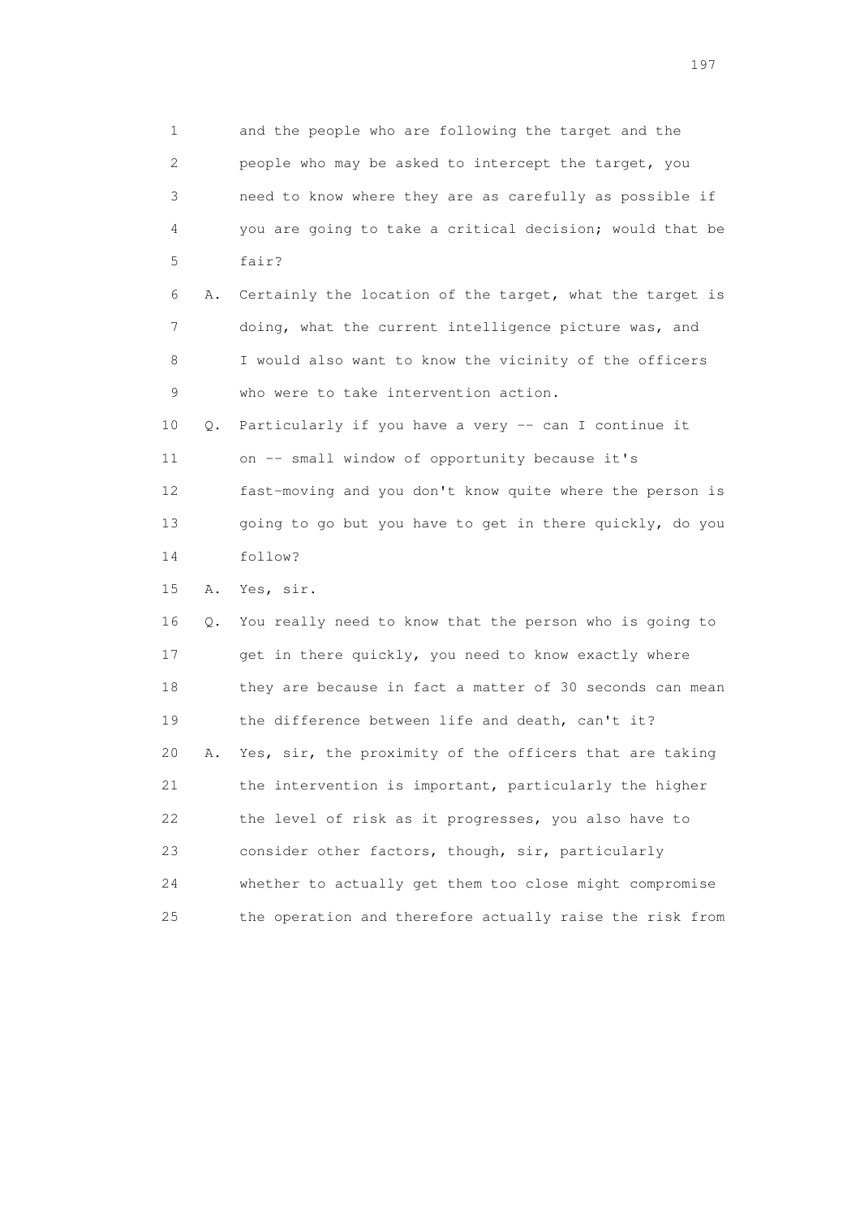1 and the people who are following the target and the
2 people who may be asked to intercept the target, you
3 need to know where they are as carefully as possible if
4 you are going to take a critical decision; would that be
5 fair?

6 A. Certainly the location of the target, what the target is
7 doing, what the current intelligence picture was, and
8 I would also want to know the vicinity of the officers
9 who were to take intervention action.

10 Q. Particularly if you have a very -- can I continue it
11 on -- small window of opportunity because it's
12 fast-moving and you don't know quite where the person is
13 going to go but you have to get in there quickly, do you
14 follow?

15 A. Yes, sir.

16 Q. You really need to know that the person who is going to
17 get in there quickly, you need to know exactly where
18 they are because in fact a matter of 30 seconds can mean
19 the difference between life and death, can't it?

20 A. Yes, sir, the proximity of the officers that are taking
21 the intervention is important, particularly the higher
22 the level of risk as it progresses, you also have to
23 consider other factors, though, sir, particularly
24 whether to actually get them too close might compromise
25 the operation and therefore actually raise the risk from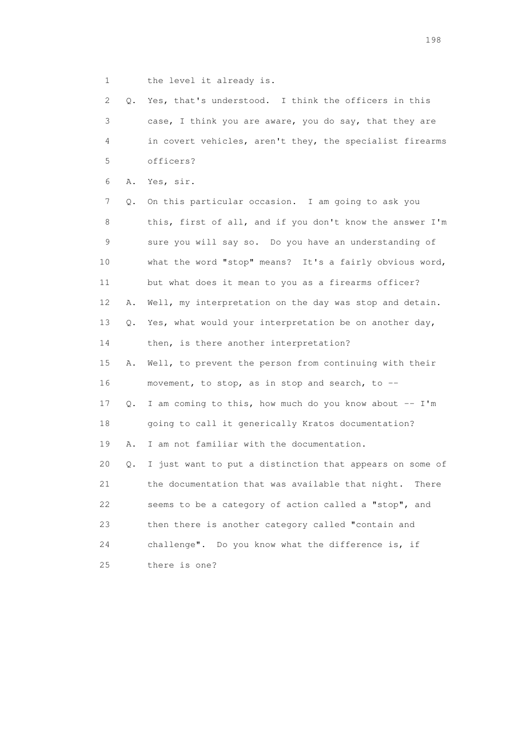1 the level it already is.

2 Q. Yes, that's understood. I think the officers in this

3 case, I think you are aware, you do say, that they are

4 in covert vehicles, aren't they, the specialist firearms

5 officers?

6 A. Yes, sir.

7 Q. On this particular occasion. I am going to ask you

8 this, first of all, and if you don't know the answer I'm

9 sure you will say so. Do you have an understanding of

10 what the word "stop" means? It's a fairly obvious word,

11 but what does it mean to you as a firearms officer?

12 A. Well, my interpretation on the day was stop and detain.

13 Q. Yes, what would your interpretation be on another day,

14 then, is there another interpretation?

15 A. Well, to prevent the person from continuing with their

16 movement, to stop, as in stop and search, to --

17 Q. I am coming to this, how much do you know about -- I'm

18 going to call it generically Kratos documentation?

19 A. I am not familiar with the documentation.

20 Q. I just want to put a distinction that appears on some of

21 the documentation that was available that night. There

22 seems to be a category of action called a "stop", and

23 then there is another category called "contain and

24 challenge". Do you know what the difference is, if

25 there is one?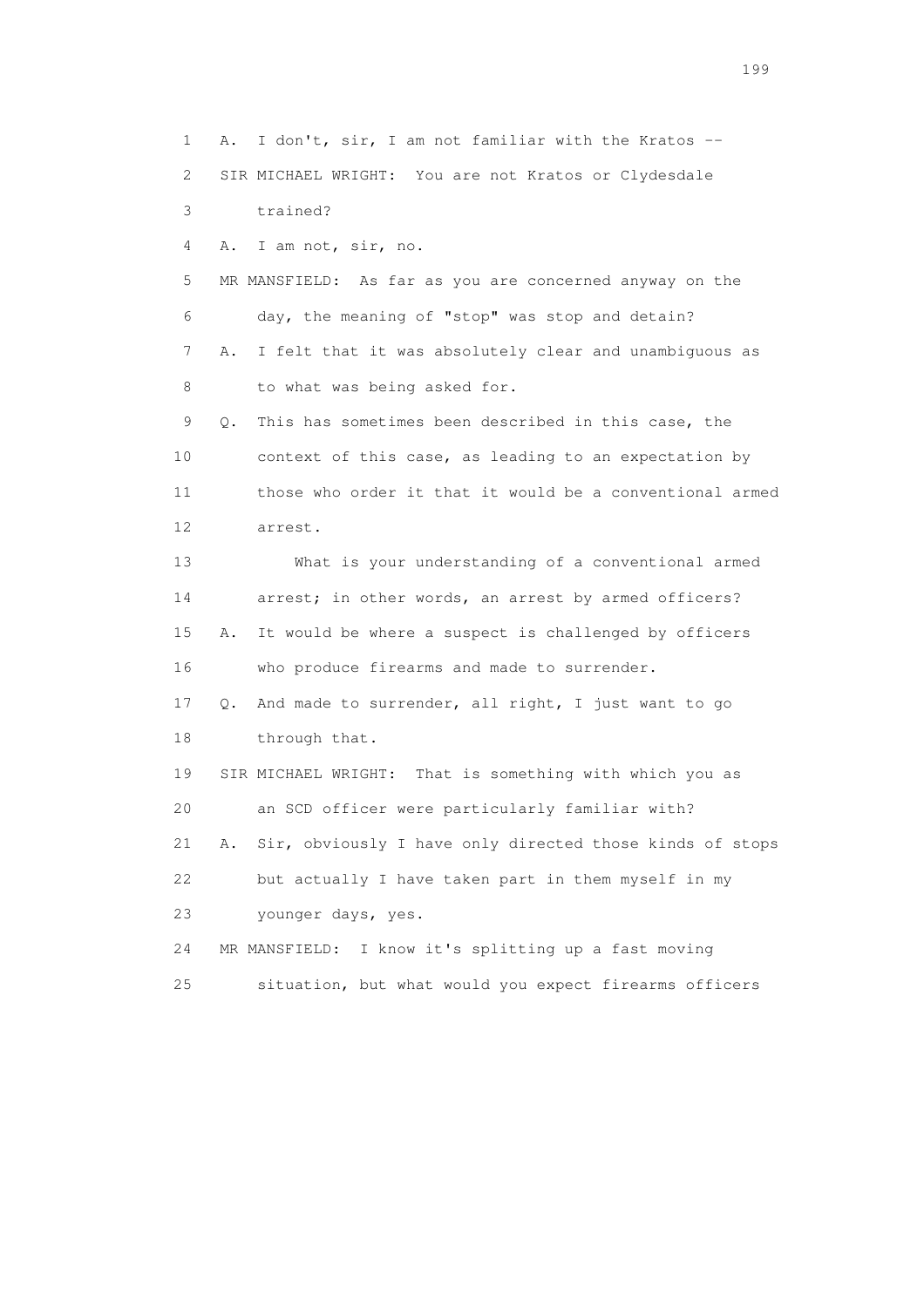1 A. I don't, sir, I am not familiar with the Kratos --

2 SIR MICHAEL WRIGHT: You are not Kratos or Clydesdale

3 trained?

4 A. I am not, sir, no.

5 MR MANSFIELD: As far as you are concerned anyway on the

6 day, the meaning of "stop" was stop and detain?

7 A. I felt that it was absolutely clear and unambiguous as

8 to what was being asked for.

9 Q. This has sometimes been described in this case, the

10 context of this case, as leading to an expectation by

11 those who order it that it would be a conventional armed

12 arrest.

13 What is your understanding of a conventional armed

14 arrest; in other words, an arrest by armed officers?

15 A. It would be where a suspect is challenged by officers

16 who produce firearms and made to surrender.

17 Q. And made to surrender, all right, I just want to go

18 through that.

19 SIR MICHAEL WRIGHT: That is something with which you as

20 an SCD officer were particularly familiar with?

21 A. Sir, obviously I have only directed those kinds of stops

22 but actually I have taken part in them myself in my

23 younger days, yes.

24 MR MANSFIELD: I know it's splitting up a fast moving

25 situation, but what would you expect firearms officers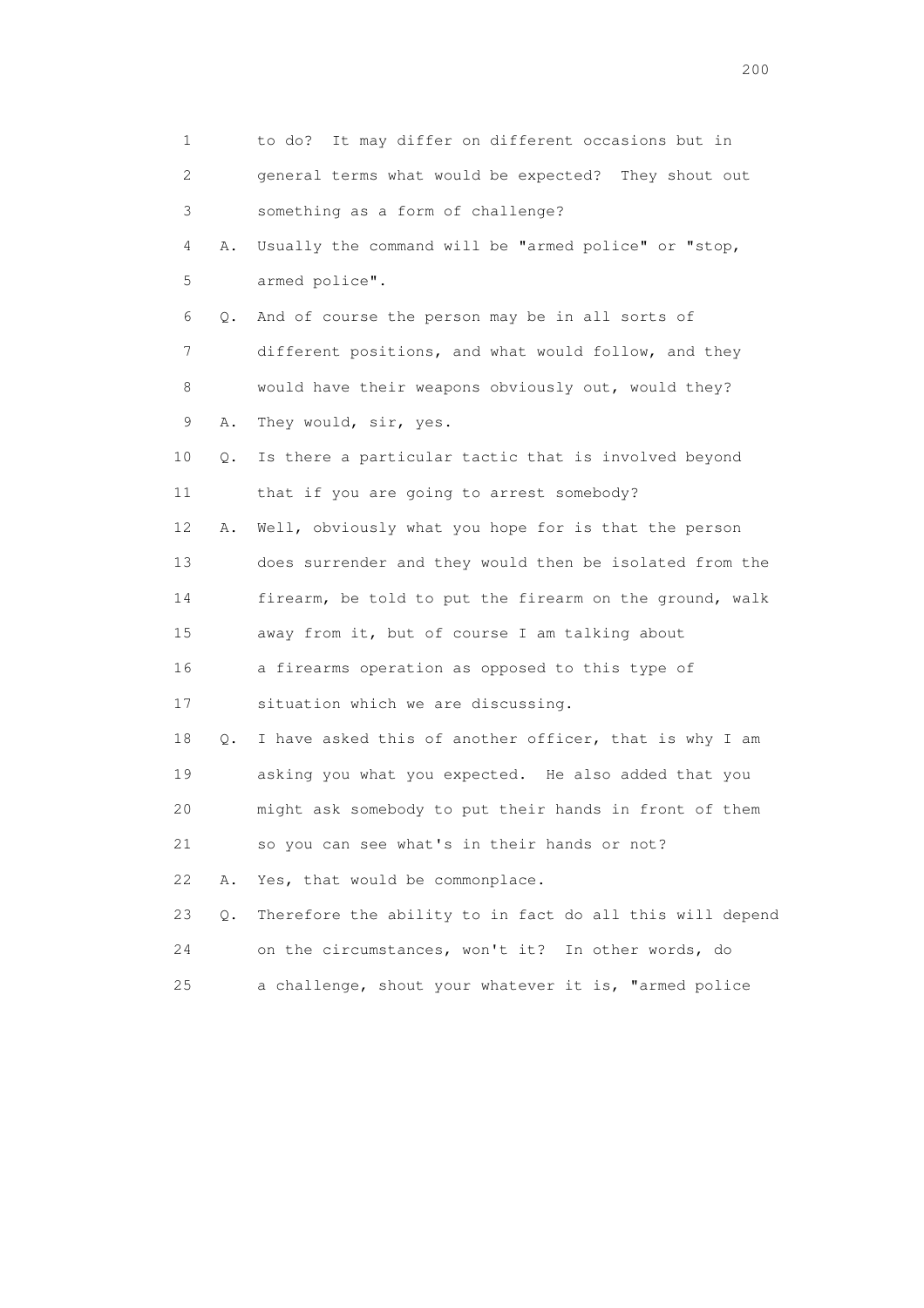1 to do? It may differ on different occasions but in
2 general terms what would be expected? They shout out
3 something as a form of challenge?
4 A. Usually the command will be "armed police" or "stop,
5 armed police".
6 Q. And of course the person may be in all sorts of
7 different positions, and what would follow, and they
8 would have their weapons obviously out, would they?
9 A. They would, sir, yes.
10 Q. Is there a particular tactic that is involved beyond
11 that if you are going to arrest somebody?
12 A. Well, obviously what you hope for is that the person
13 does surrender and they would then be isolated from the
14 firearm, be told to put the firearm on the ground, walk
15 away from it, but of course I am talking about
16 a firearms operation as opposed to this type of
17 situation which we are discussing.
18 Q. I have asked this of another officer, that is why I am
19 asking you what you expected. He also added that you
20 might ask somebody to put their hands in front of them
21 so you can see what's in their hands or not?
22 A. Yes, that would be commonplace.
23 Q. Therefore the ability to in fact do all this will depend
24 on the circumstances, won't it? In other words, do
25 a challenge, shout your whatever it is, "armed police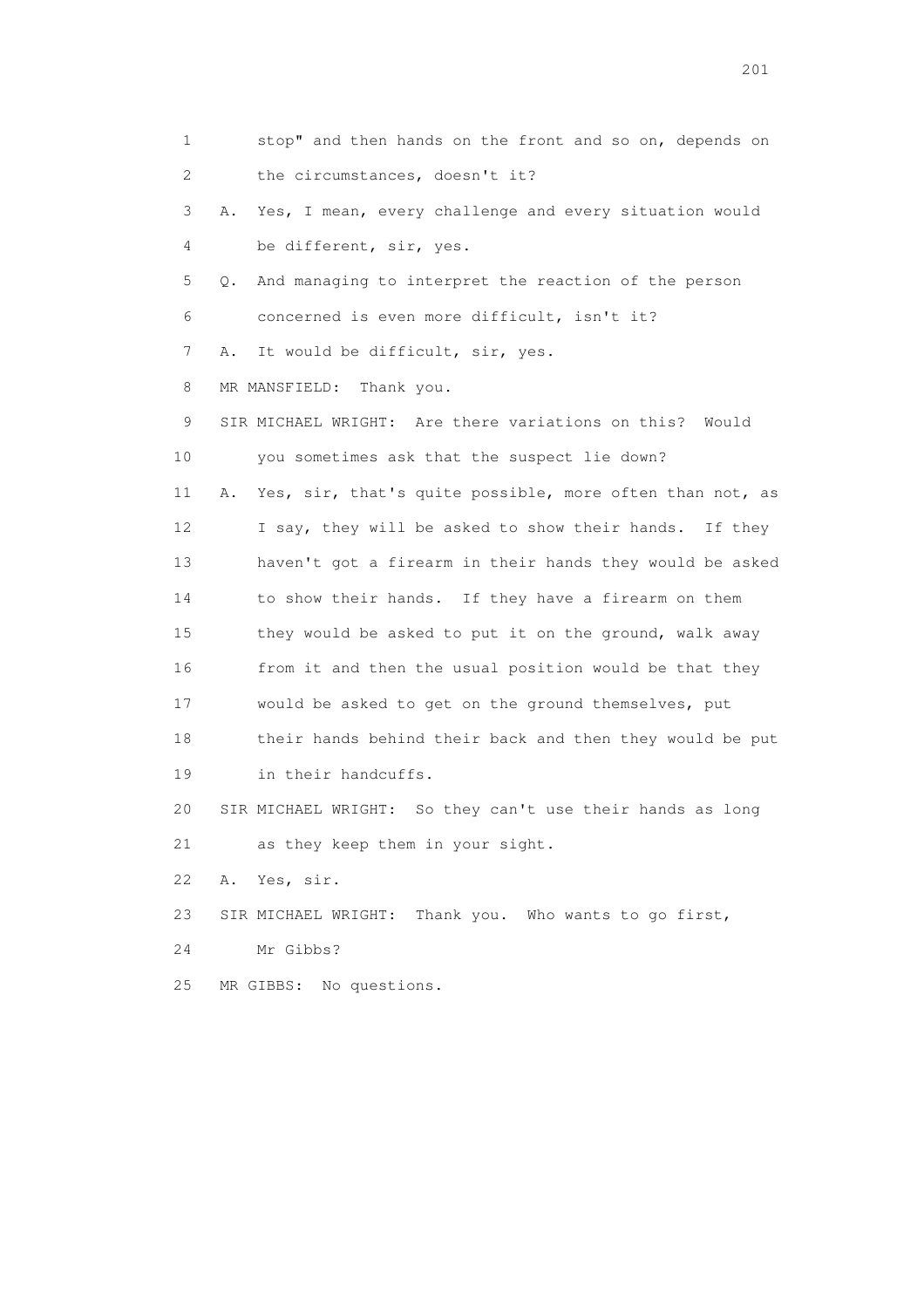1 stop" and then hands on the front and so on, depends on
2 the circumstances, doesn't it?
3 A. Yes, I mean, every challenge and every situation would
4 be different, sir, yes.
5 Q. And managing to interpret the reaction of the person
6 concerned is even more difficult, isn't it?
7 A. It would be difficult, sir, yes.
8 MR MANSFIELD: Thank you.
9 SIR MICHAEL WRIGHT: Are there variations on this? Would
10 you sometimes ask that the suspect lie down?
11 A. Yes, sir, that's quite possible, more often than not, as
12 I say, they will be asked to show their hands. If they
13 haven't got a firearm in their hands they would be asked
14 to show their hands. If they have a firearm on them
15 they would be asked to put it on the ground, walk away
16 from it and then the usual position would be that they
17 would be asked to get on the ground themselves, put
18 their hands behind their back and then they would be put
19 in their handcuffs.
20 SIR MICHAEL WRIGHT: So they can't use their hands as long
21 as they keep them in your sight.
22 A. Yes, sir.
23 SIR MICHAEL WRIGHT: Thank you. Who wants to go first,
24 Mr Gibbs?
25 MR GIBBS: No questions.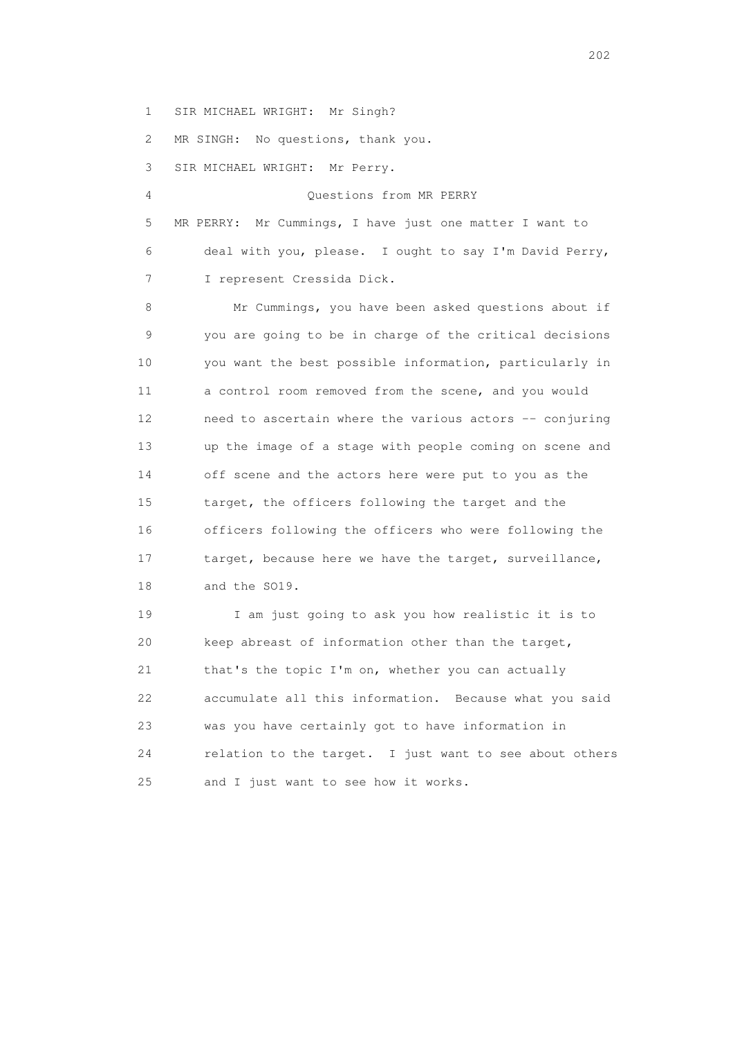1 SIR MICHAEL WRIGHT: Mr Singh?

2 MR SINGH: No questions, thank you.

3 SIR MICHAEL WRIGHT: Mr Perry.

4 Questions from MR PERRY

5 MR PERRY: Mr Cummings, I have just one matter I want to
6 deal with you, please. I ought to say I'm David Perry,
7 I represent Cressida Dick.

8 Mr Cummings, you have been asked questions about if
9 you are going to be in charge of the critical decisions
10 you want the best possible information, particularly in
11 a control room removed from the scene, and you would
12 need to ascertain where the various actors -- conjuring
13 up the image of a stage with people coming on scene and
14 off scene and the actors here were put to you as the
15 target, the officers following the target and the
16 officers following the officers who were following the
17 target, because here we have the target, surveillance,
18 and the SO19.

19 I am just going to ask you how realistic it is to
20 keep abreast of information other than the target,
21 that's the topic I'm on, whether you can actually
22 accumulate all this information. Because what you said
23 was you have certainly got to have information in
24 relation to the target. I just want to see about others
25 and I just want to see how it works.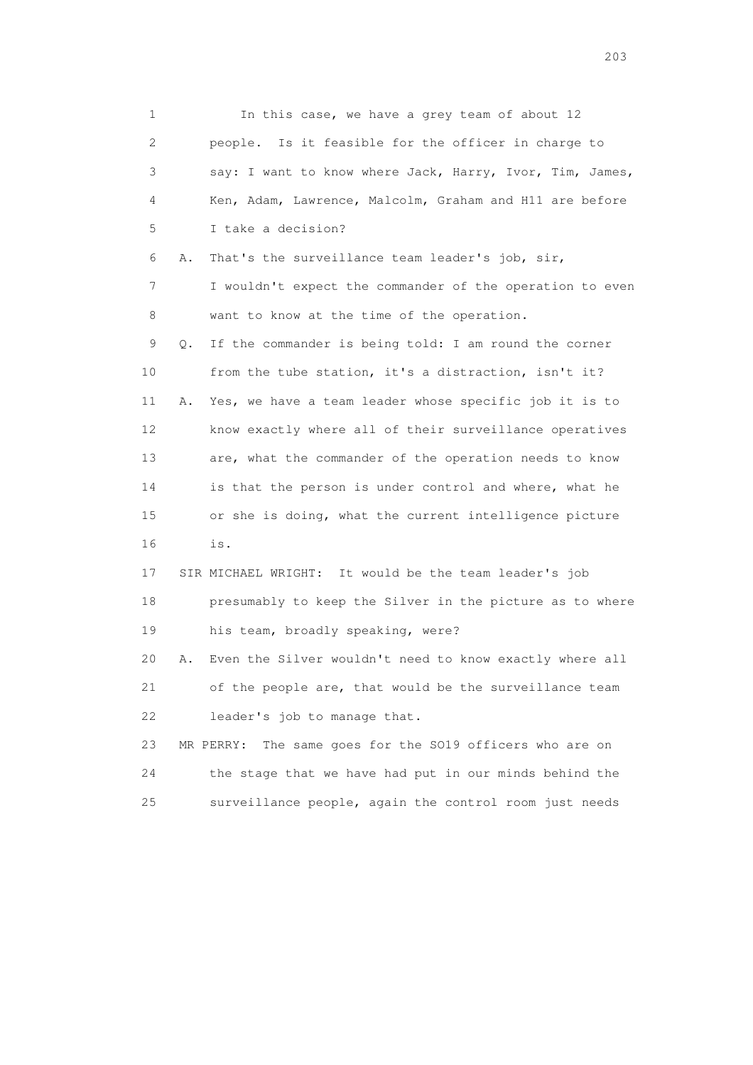1 In this case, we have a grey team of about 12
2 people. Is it feasible for the officer in charge to
3 say: I want to know where Jack, Harry, Ivor, Tim, James,
4 Ken, Adam, Lawrence, Malcolm, Graham and H11 are before
5 I take a decision?

6 A. That's the surveillance team leader's job, sir,
7 I wouldn't expect the commander of the operation to even
8 want to know at the time of the operation.

9 Q. If the commander is being told: I am round the corner
10 from the tube station, it's a distraction, isn't it?

11 A. Yes, we have a team leader whose specific job it is to
12 know exactly where all of their surveillance operatives
13 are, what the commander of the operation needs to know
14 is that the person is under control and where, what he
15 or she is doing, what the current intelligence picture
16 is.

17 SIR MICHAEL WRIGHT: It would be the team leader's job
18 presumably to keep the Silver in the picture as to where
19 his team, broadly speaking, were?

20 A. Even the Silver wouldn't need to know exactly where all
21 of the people are, that would be the surveillance team
22 leader's job to manage that.

23 MR PERRY: The same goes for the SO19 officers who are on
24 the stage that we have had put in our minds behind the
25 surveillance people, again the control room just needs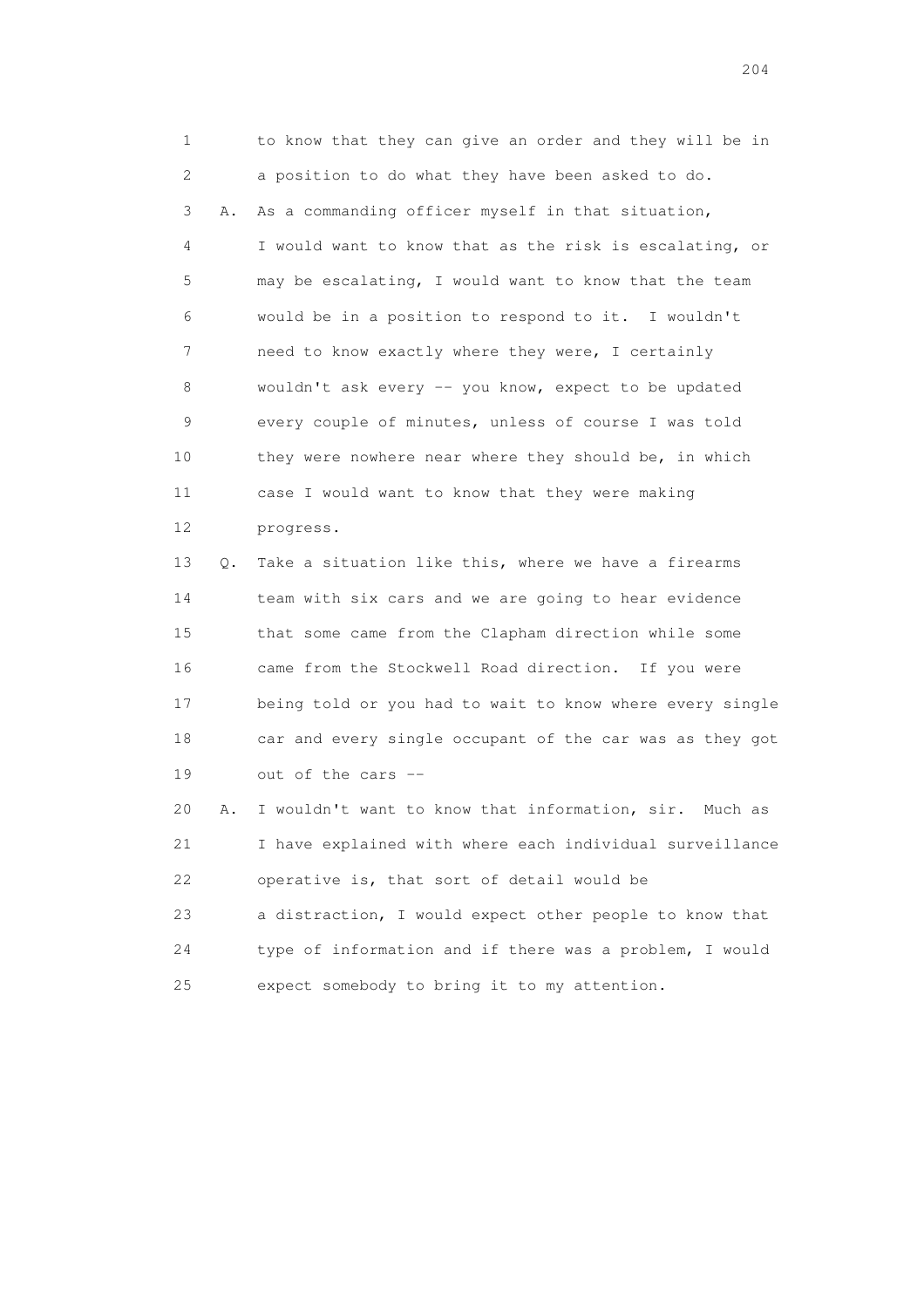1 to know that they can give an order and they will be in
2 a position to do what they have been asked to do.
3 A. As a commanding officer myself in that situation,
4 I would want to know that as the risk is escalating, or
5 may be escalating, I would want to know that the team
6 would be in a position to respond to it. I wouldn't
7 need to know exactly where they were, I certainly
8 wouldn't ask every -- you know, expect to be updated
9 every couple of minutes, unless of course I was told
10 they were nowhere near where they should be, in which
11 case I would want to know that they were making
12 progress.
13 Q. Take a situation like this, where we have a firearms
14 team with six cars and we are going to hear evidence
15 that some came from the Clapham direction while some
16 came from the Stockwell Road direction. If you were
17 being told or you had to wait to know where every single
18 car and every single occupant of the car was as they got
19 out of the cars --
20 A. I wouldn't want to know that information, sir. Much as
21 I have explained with where each individual surveillance
22 operative is, that sort of detail would be
23 a distraction, I would expect other people to know that
24 type of information and if there was a problem, I would
25 expect somebody to bring it to my attention.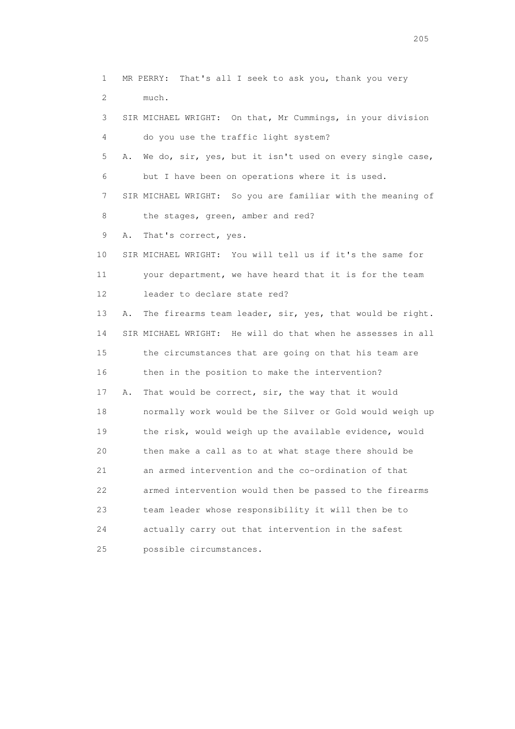1 MR PERRY: That's all I seek to ask you, thank you very
2 much.
3 SIR MICHAEL WRIGHT: On that, Mr Cummings, in your division
4 do you use the traffic light system?
5 A. We do, sir, yes, but it isn't used on every single case,
6 but I have been on operations where it is used.
7 SIR MICHAEL WRIGHT: So you are familiar with the meaning of
8 the stages, green, amber and red?
9 A. That's correct, yes.
10 SIR MICHAEL WRIGHT: You will tell us if it's the same for
11 your department, we have heard that it is for the team
12 leader to declare state red?
13 A. The firearms team leader, sir, yes, that would be right.
14 SIR MICHAEL WRIGHT: He will do that when he assesses in all
15 the circumstances that are going on that his team are
16 then in the position to make the intervention?
17 A. That would be correct, sir, the way that it would
18 normally work would be the Silver or Gold would weigh up
19 the risk, would weigh up the available evidence, would
20 then make a call as to at what stage there should be
21 an armed intervention and the co-ordination of that
22 armed intervention would then be passed to the firearms
23 team leader whose responsibility it will then be to
24 actually carry out that intervention in the safest
25 possible circumstances.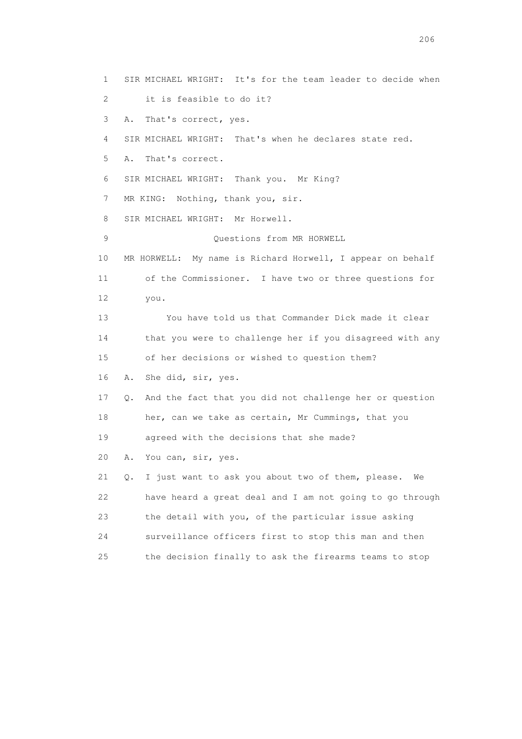1 SIR MICHAEL WRIGHT: It's for the team leader to decide when

2 it is feasible to do it?

3 A. That's correct, yes.

4 SIR MICHAEL WRIGHT: That's when he declares state red.

5 A. That's correct.

6 SIR MICHAEL WRIGHT: Thank you. Mr King?

7 MR KING: Nothing, thank you, sir.

8 SIR MICHAEL WRIGHT: Mr Horwell.

9 Questions from MR HORWELL

10 MR HORWELL: My name is Richard Horwell, I appear on behalf

11 of the Commissioner. I have two or three questions for

12 you.

13 You have told us that Commander Dick made it clear

14 that you were to challenge her if you disagreed with any

15 of her decisions or wished to question them?

16 A. She did, sir, yes.

17 Q. And the fact that you did not challenge her or question

18 her, can we take as certain, Mr Cummings, that you

19 agreed with the decisions that she made?

20 A. You can, sir, yes.

21 Q. I just want to ask you about two of them, please. We

22 have heard a great deal and I am not going to go through

23 the detail with you, of the particular issue asking

24 surveillance officers first to stop this man and then

25 the decision finally to ask the firearms teams to stop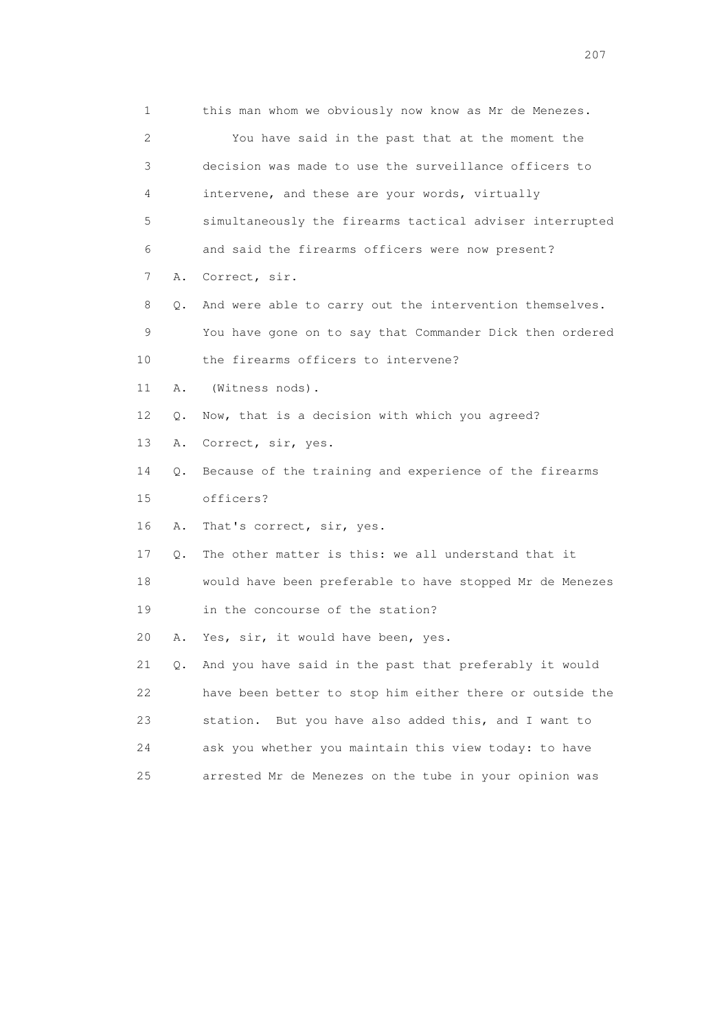1 this man whom we obviously now know as Mr de Menezes.

2 You have said in the past that at the moment the

3 decision was made to use the surveillance officers to

4 intervene, and these are your words, virtually

5 simultaneously the firearms tactical adviser interrupted

6 and said the firearms officers were now present?

7 A. Correct, sir.

8 Q. And were able to carry out the intervention themselves.

9 You have gone on to say that Commander Dick then ordered

10 the firearms officers to intervene?

11 A. (Witness nods).

12 Q. Now, that is a decision with which you agreed?

13 A. Correct, sir, yes.

14 Q. Because of the training and experience of the firearms

15 officers?

16 A. That's correct, sir, yes.

17 Q. The other matter is this: we all understand that it

18 would have been preferable to have stopped Mr de Menezes

19 in the concourse of the station?

20 A. Yes, sir, it would have been, yes.

21 Q. And you have said in the past that preferably it would

22 have been better to stop him either there or outside the

23 station. But you have also added this, and I want to

24 ask you whether you maintain this view today: to have

25 arrested Mr de Menezes on the tube in your opinion was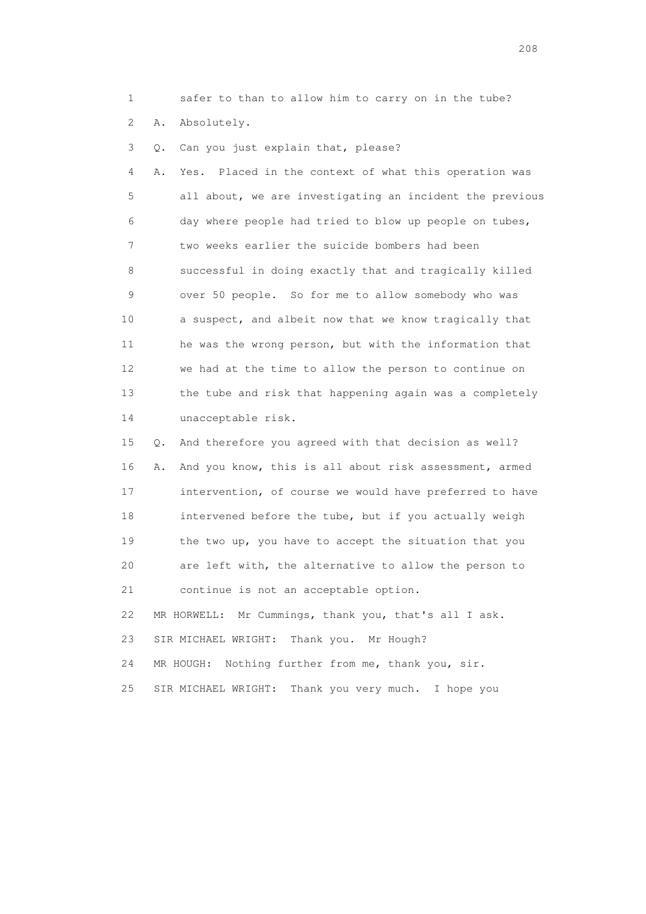1 safer to than to allow him to carry on in the tube?

2 A. Absolutely.

3 Q. Can you just explain that, please?

4 A. Yes. Placed in the context of what this operation was

5 all about, we are investigating an incident the previous

6 day where people had tried to blow up people on tubes,

7 two weeks earlier the suicide bombers had been

8 successful in doing exactly that and tragically killed

9 over 50 people. So for me to allow somebody who was

10 a suspect, and albeit now that we know tragically that

11 he was the wrong person, but with the information that

12 we had at the time to allow the person to continue on

13 the tube and risk that happening again was a completely

14 unacceptable risk.

15 Q. And therefore you agreed with that decision as well?

16 A. And you know, this is all about risk assessment, armed

17 intervention, of course we would have preferred to have

18 intervened before the tube, but if you actually weigh

19 the two up, you have to accept the situation that you

20 are left with, the alternative to allow the person to

21 continue is not an acceptable option.

22 MR HORWELL: Mr Cummings, thank you, that's all I ask.

23 SIR MICHAEL WRIGHT: Thank you. Mr Hough?

24 MR HOUGH: Nothing further from me, thank you, sir.

25 SIR MICHAEL WRIGHT: Thank you very much. I hope you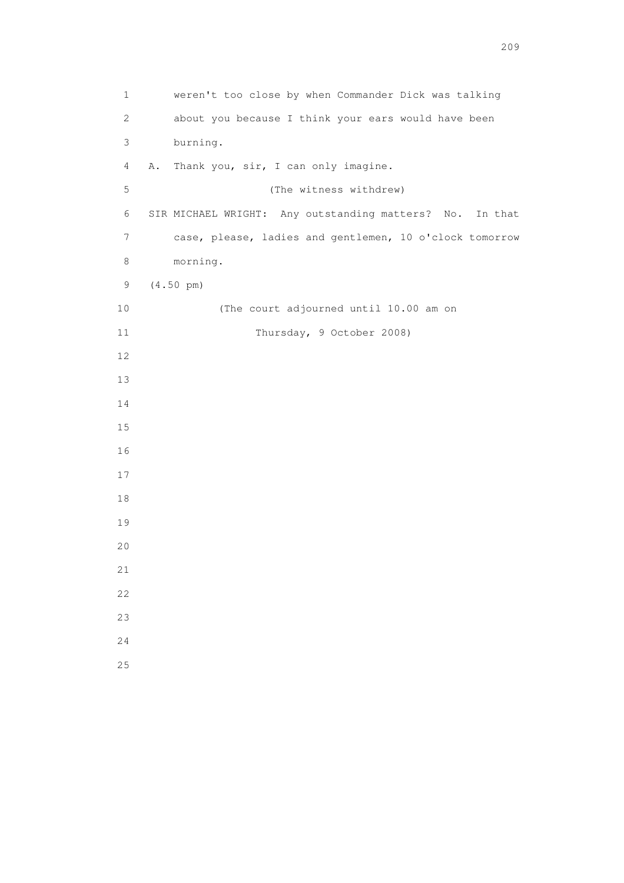weren't too close by when Commander Dick was talking about you because I think your ears would have been burning.

A. Thank you, sir, I can only imagine.

(The witness withdrew)

SIR MICHAEL WRIGHT: Any outstanding matters? No. In that case, please, ladies and gentlemen, 10 o'clock tomorrow morning.

(4.50 pm)

(The court adjourned until 10.00 am on Thursday, 9 October 2008)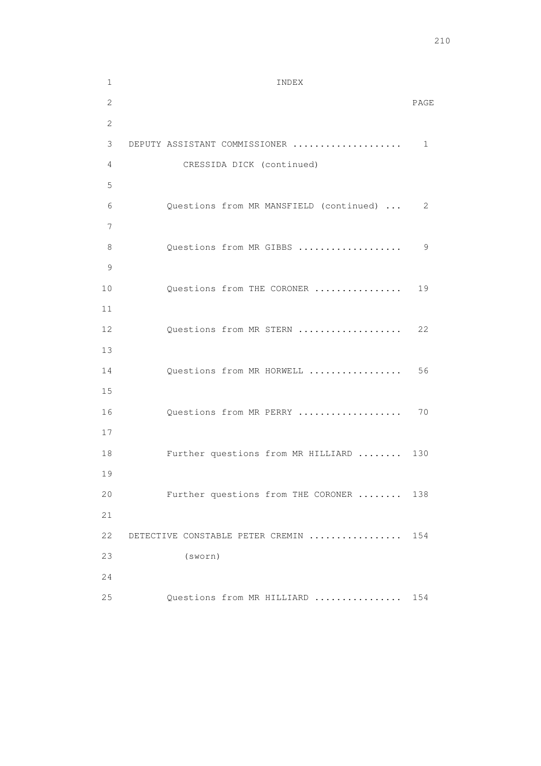# INDEX

| | PAGE |
|---|---|
| DEPUTY ASSISTANT COMMISSIONER .................... CRESSIDA DICK (continued) | 1 |
| Questions from MR MANSFIELD (continued) ... | 2 |
| Questions from MR GIBBS .................. | 9 |
| Questions from THE CORONER ................ | 19 |
| Questions from MR STERN .................. | 22 |
| Questions from MR HORWELL ................. | 56 |
| Questions from MR PERRY .................. | 70 |
| Further questions from MR HILLIARD ........ | 130 |
| Further questions from THE CORONER ........ | 138 |
| DETECTIVE CONSTABLE PETER CREMIN ................. (sworn) | 154 |
| Questions from MR HILLIARD ................ | 154 |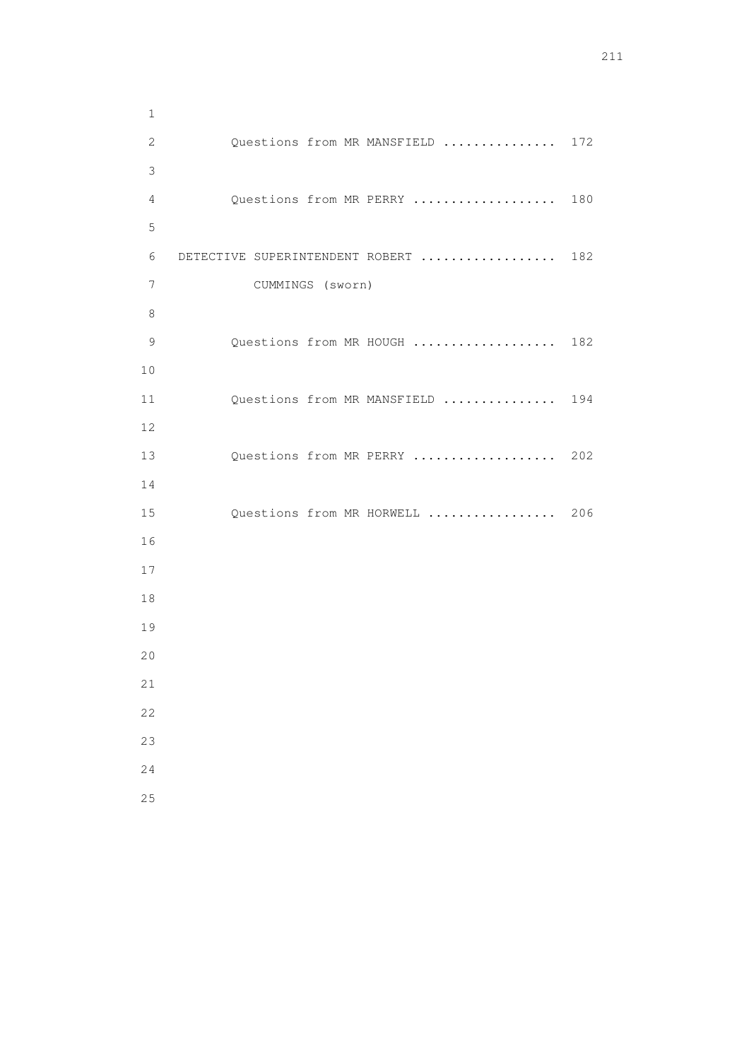Questions from MR MANSFIELD ............... 172

Questions from MR PERRY ................... 180

DETECTIVE SUPERINTENDENT ROBERT .................. 182
CUMMINGS (sworn)

Questions from MR HOUGH ................... 182

Questions from MR MANSFIELD ............... 194

Questions from MR PERRY ................... 202

Questions from MR HORWELL ................. 206